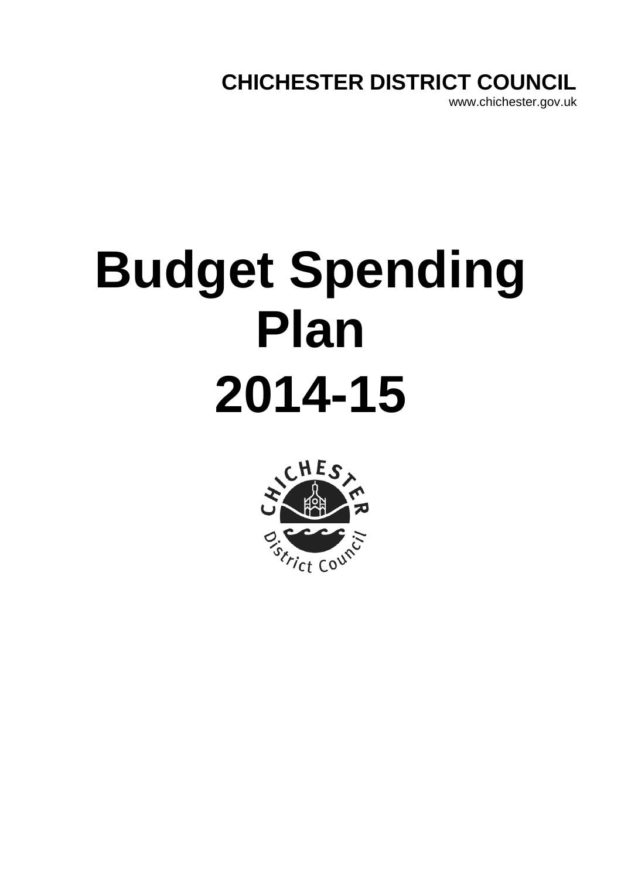**CHICHESTER DISTRICT COUNCIL**
www.chichester.gov.uk

# Budget Spending Plan 2014-15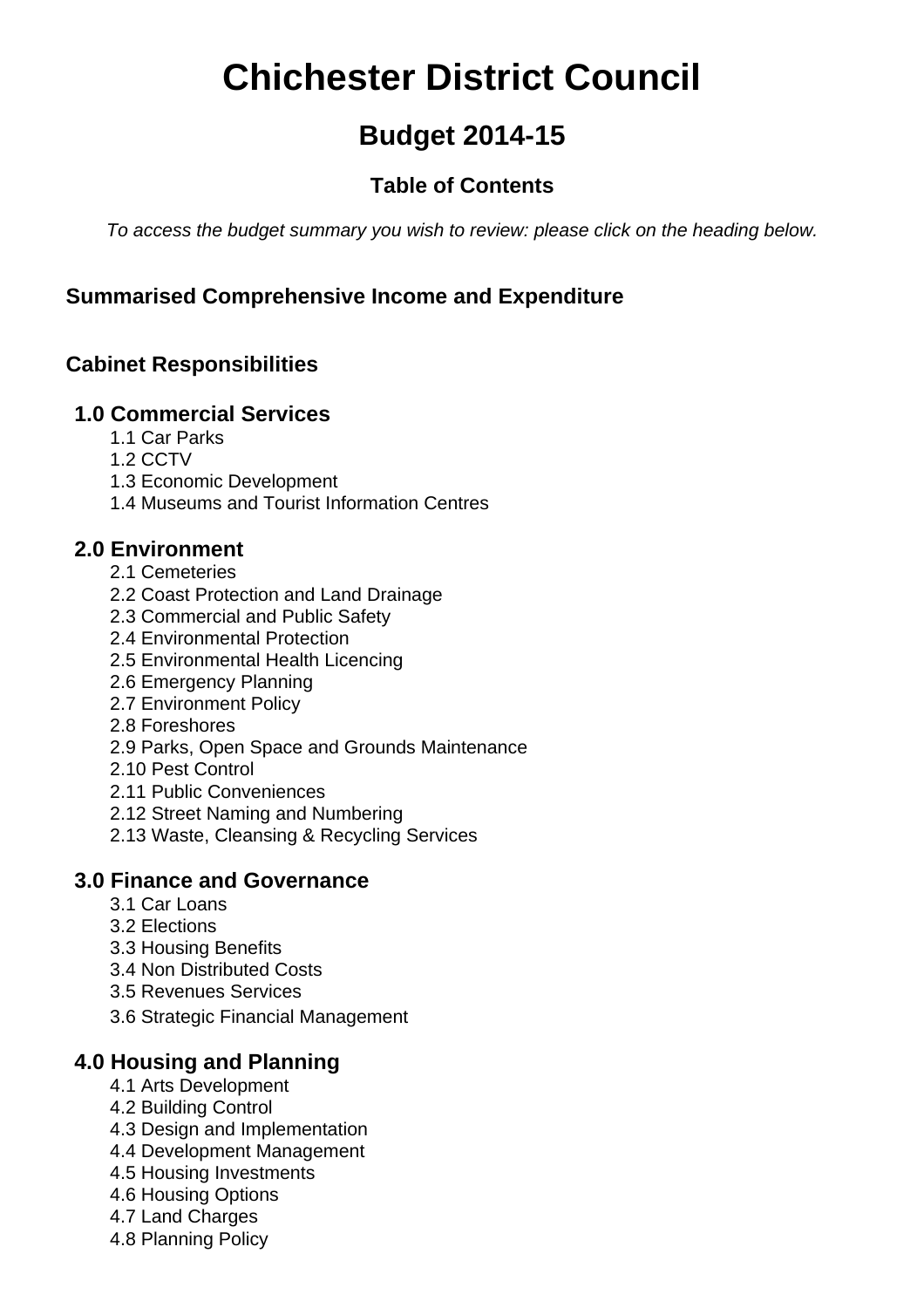# Chichester District Council

## Budget 2014-15

### Table of Contents

*To access the budget summary you wish to review: please click on the heading below.*

**Summarised Comprehensive Income and Expenditure**

**Cabinet Responsibilities**

**1.0 Commercial Services**

- 1.1 Car Parks
- 1.2 CCTV
- 1.3 Economic Development
- 1.4 Museums and Tourist Information Centres

**2.0 Environment**

- 2.1 Cemeteries
- 2.2 Coast Protection and Land Drainage
- 2.3 Commercial and Public Safety
- 2.4 Environmental Protection
- 2.5 Environmental Health Licencing
- 2.6 Emergency Planning
- 2.7 Environment Policy
- 2.8 Foreshores
- 2.9 Parks, Open Space and Grounds Maintenance
- 2.10 Pest Control
- 2.11 Public Conveniences
- 2.12 Street Naming and Numbering
- 2.13 Waste, Cleansing & Recycling Services

**3.0 Finance and Governance**

- 3.1 Car Loans
- 3.2 Elections
- 3.3 Housing Benefits
- 3.4 Non Distributed Costs
- 3.5 Revenues Services
- 3.6 Strategic Financial Management

**4.0 Housing and Planning**

- 4.1 Arts Development
- 4.2 Building Control
- 4.3 Design and Implementation
- 4.4 Development Management
- 4.5 Housing Investments
- 4.6 Housing Options
- 4.7 Land Charges
- 4.8 Planning Policy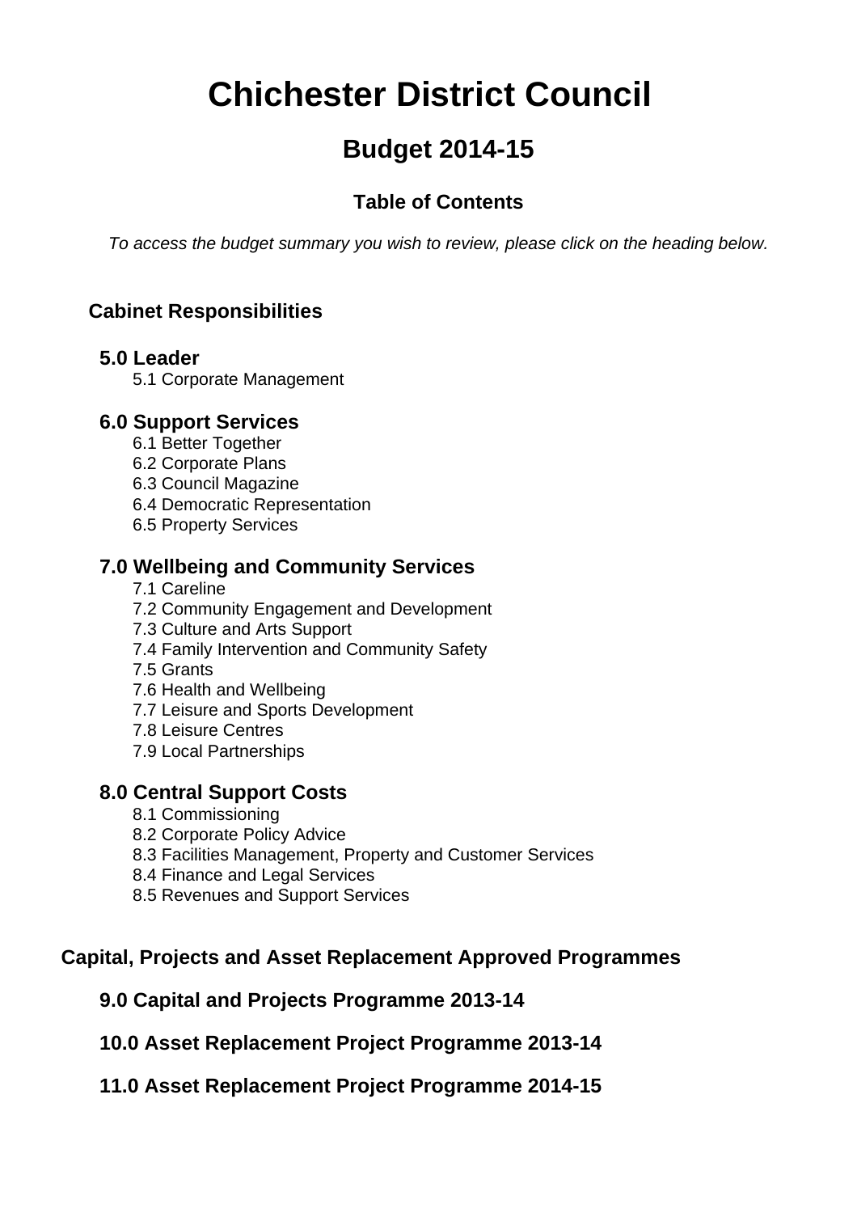# Chichester District Council

## Budget 2014-15

### Table of Contents

*To access the budget summary you wish to review, please click on the heading below.*

### Cabinet Responsibilities

#### 5.0 Leader
- 5.1 Corporate Management

#### 6.0 Support Services
- 6.1 Better Together
- 6.2 Corporate Plans
- 6.3 Council Magazine
- 6.4 Democratic Representation
- 6.5 Property Services

#### 7.0 Wellbeing and Community Services
- 7.1 Careline
- 7.2 Community Engagement and Development
- 7.3 Culture and Arts Support
- 7.4 Family Intervention and Community Safety
- 7.5 Grants
- 7.6 Health and Wellbeing
- 7.7 Leisure and Sports Development
- 7.8 Leisure Centres
- 7.9 Local Partnerships

#### 8.0 Central Support Costs
- 8.1 Commissioning
- 8.2 Corporate Policy Advice
- 8.3 Facilities Management, Property and Customer Services
- 8.4 Finance and Legal Services
- 8.5 Revenues and Support Services

### Capital, Projects and Asset Replacement Approved Programmes

#### 9.0 Capital and Projects Programme 2013-14

#### 10.0 Asset Replacement Project Programme 2013-14

#### 11.0 Asset Replacement Project Programme 2014-15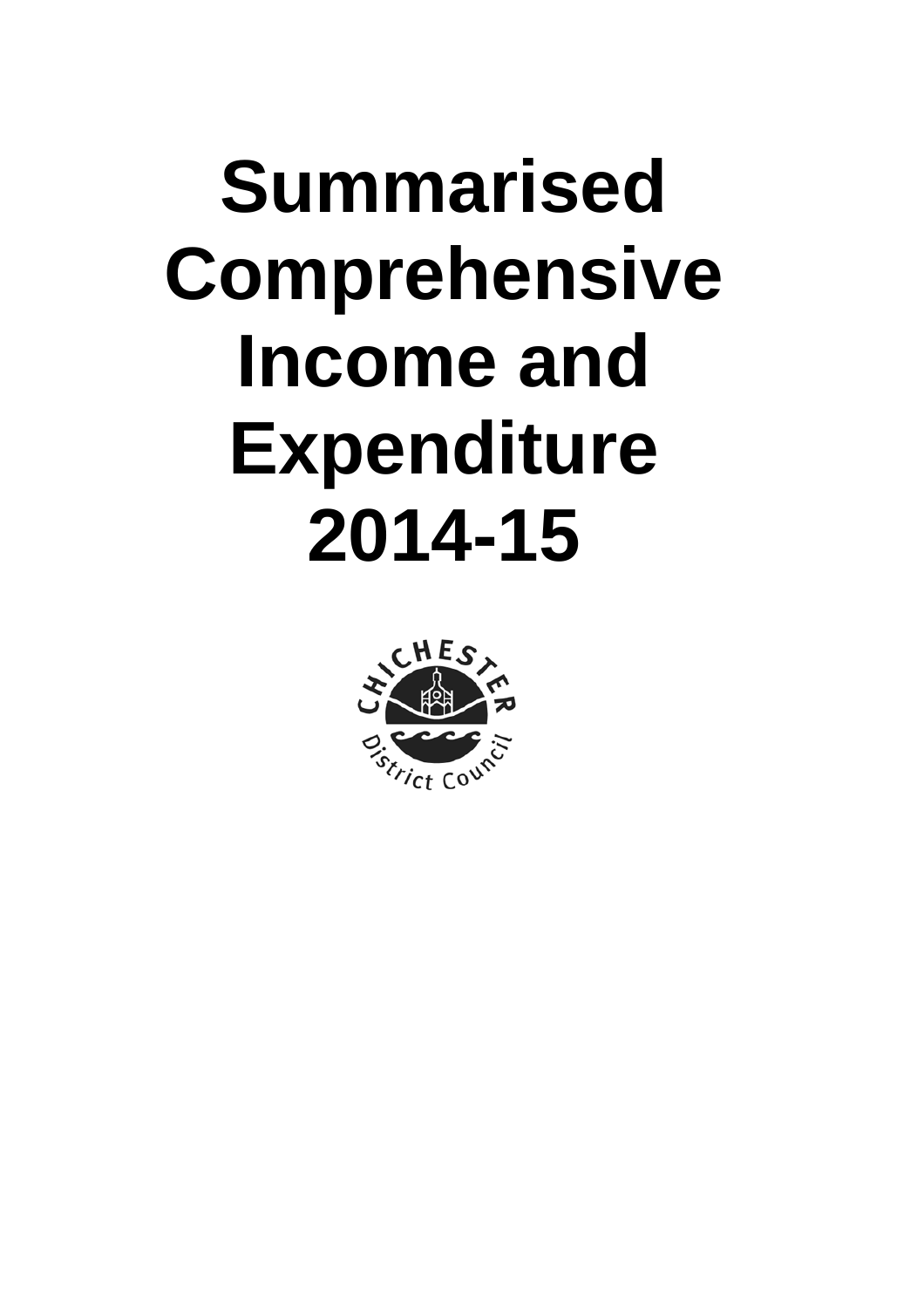# Summarised Comprehensive Income and Expenditure 2014-15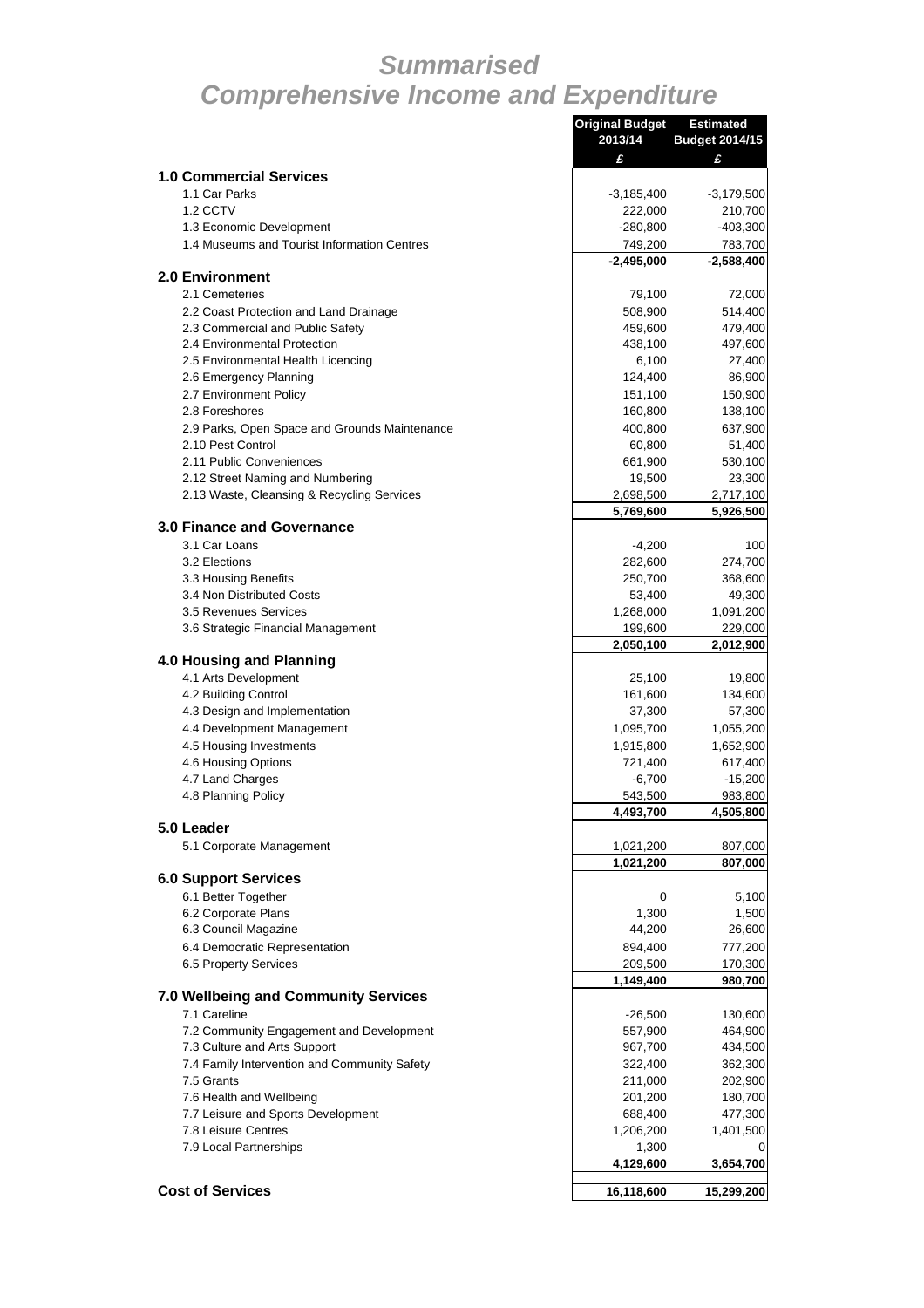# *Summarised Comprehensive Income and Expenditure*

| | Original Budget 2013/14 | Estimated Budget 2014/15 |
|---|---|---|
| | £ | £ |
| **1.0 Commercial Services** | | |
| 1.1 Car Parks | -3,185,400 | -3,179,500 |
| 1.2 CCTV | 222,000 | 210,700 |
| 1.3 Economic Development | -280,800 | -403,300 |
| 1.4 Museums and Tourist Information Centres | 749,200 | 783,700 |
| | **-2,495,000** | **-2,588,400** |
| **2.0 Environment** | | |
| 2.1 Cemeteries | 79,100 | 72,000 |
| 2.2 Coast Protection and Land Drainage | 508,900 | 514,400 |
| 2.3 Commercial and Public Safety | 459,600 | 479,400 |
| 2.4 Environmental Protection | 438,100 | 497,600 |
| 2.5 Environmental Health Licencing | 6,100 | 27,400 |
| 2.6 Emergency Planning | 124,400 | 86,900 |
| 2.7 Environment Policy | 151,100 | 150,900 |
| 2.8 Foreshores | 160,800 | 138,100 |
| 2.9 Parks, Open Space and Grounds Maintenance | 400,800 | 637,900 |
| 2.10 Pest Control | 60,800 | 51,400 |
| 2.11 Public Conveniences | 661,900 | 530,100 |
| 2.12 Street Naming and Numbering | 19,500 | 23,300 |
| 2.13 Waste, Cleansing & Recycling Services | 2,698,500 | 2,717,100 |
| | **5,769,600** | **5,926,500** |
| **3.0 Finance and Governance** | | |
| 3.1 Car Loans | -4,200 | 100 |
| 3.2 Elections | 282,600 | 274,700 |
| 3.3 Housing Benefits | 250,700 | 368,600 |
| 3.4 Non Distributed Costs | 53,400 | 49,300 |
| 3.5 Revenues Services | 1,268,000 | 1,091,200 |
| 3.6 Strategic Financial Management | 199,600 | 229,000 |
| | **2,050,100** | **2,012,900** |
| **4.0 Housing and Planning** | | |
| 4.1 Arts Development | 25,100 | 19,800 |
| 4.2 Building Control | 161,600 | 134,600 |
| 4.3 Design and Implementation | 37,300 | 57,300 |
| 4.4 Development Management | 1,095,700 | 1,055,200 |
| 4.5 Housing Investments | 1,915,800 | 1,652,900 |
| 4.6 Housing Options | 721,400 | 617,400 |
| 4.7 Land Charges | -6,700 | -15,200 |
| 4.8 Planning Policy | 543,500 | 983,800 |
| | **4,493,700** | **4,505,800** |
| **5.0 Leader** | | |
| 5.1 Corporate Management | 1,021,200 | 807,000 |
| | **1,021,200** | **807,000** |
| **6.0 Support Services** | | |
| 6.1 Better Together | 0 | 5,100 |
| 6.2 Corporate Plans | 1,300 | 1,500 |
| 6.3 Council Magazine | 44,200 | 26,600 |
| 6.4 Democratic Representation | 894,400 | 777,200 |
| 6.5 Property Services | 209,500 | 170,300 |
| | **1,149,400** | **980,700** |
| **7.0 Wellbeing and Community Services** | | |
| 7.1 Careline | -26,500 | 130,600 |
| 7.2 Community Engagement and Development | 557,900 | 464,900 |
| 7.3 Culture and Arts Support | 967,700 | 434,500 |
| 7.4 Family Intervention and Community Safety | 322,400 | 362,300 |
| 7.5 Grants | 211,000 | 202,900 |
| 7.6 Health and Wellbeing | 201,200 | 180,700 |
| 7.7 Leisure and Sports Development | 688,400 | 477,300 |
| 7.8 Leisure Centres | 1,206,200 | 1,401,500 |
| 7.9 Local Partnerships | 1,300 | 0 |
| | **4,129,600** | **3,654,700** |
| **Cost of Services** | **16,118,600** | **15,299,200** |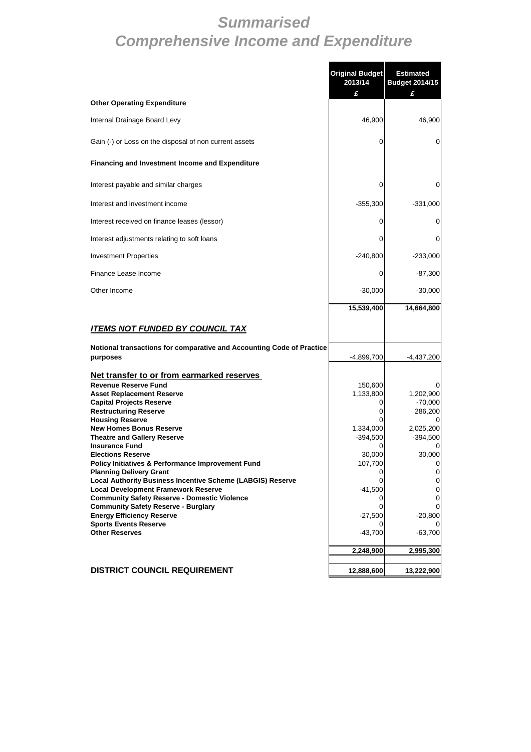# *Summarised*
# *Comprehensive Income and Expenditure*

| | Original Budget 2013/14 | Estimated Budget 2014/15 |
|---|---|---|
| | £ | £ |
| **Other Operating Expenditure** | | |
| Internal Drainage Board Levy | 46,900 | 46,900 |
| Gain (-) or Loss on the disposal of non current assets | 0 | 0 |
| **Financing and Investment Income and Expenditure** | | |
| Interest payable and similar charges | 0 | 0 |
| Interest and investment income | -355,300 | -331,000 |
| Interest received on finance leases (lessor) | 0 | 0 |
| Interest adjustments relating to soft loans | 0 | 0 |
| Investment Properties | -240,800 | -233,000 |
| Finance Lease Income | 0 | -87,300 |
| Other Income | -30,000 | -30,000 |
| | **15,539,400** | **14,664,800** |
| ***ITEMS NOT FUNDED BY COUNCIL TAX*** | | |
| **Notional transactions for comparative and Accounting Code of Practice purposes** | -4,899,700 | -4,437,200 |
| **Net transfer to or from earmarked reserves** | | |
| **Revenue Reserve Fund** | 150,600 | 0 |
| **Asset Replacement Reserve** | 1,133,800 | 1,202,900 |
| **Capital Projects Reserve** | 0 | -70,000 |
| **Restructuring Reserve** | 0 | 286,200 |
| **Housing Reserve** | 0 | 0 |
| **New Homes Bonus Reserve** | 1,334,000 | 2,025,200 |
| **Theatre and Gallery Reserve** | -394,500 | -394,500 |
| **Insurance Fund** | 0 | 0 |
| **Elections Reserve** | 30,000 | 30,000 |
| **Policy Initiatives & Performance Improvement Fund** | 107,700 | 0 |
| **Planning Delivery Grant** | 0 | 0 |
| **Local Authority Business Incentive Scheme (LABGIS) Reserve** | 0 | 0 |
| **Local Development Framework Reserve** | -41,500 | 0 |
| **Community Safety Reserve - Domestic Violence** | 0 | 0 |
| **Community Safety Reserve - Burglary** | 0 | 0 |
| **Energy Efficiency Reserve** | -27,500 | -20,800 |
| **Sports Events Reserve** | 0 | 0 |
| **Other Reserves** | -43,700 | -63,700 |
| | **2,248,900** | **2,995,300** |
| **DISTRICT COUNCIL REQUIREMENT** | **12,888,600** | **13,222,900** |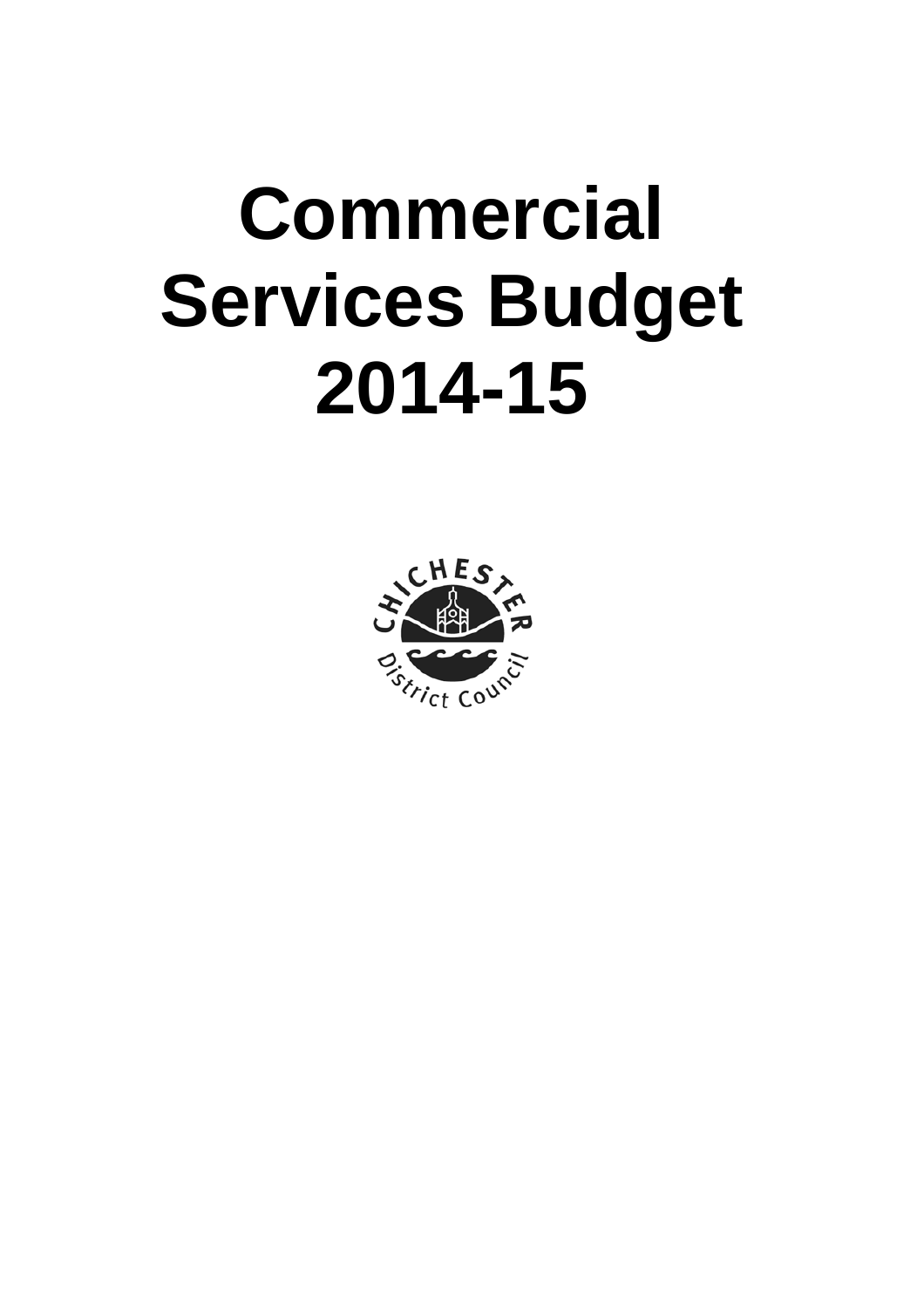# Commercial Services Budget 2014-15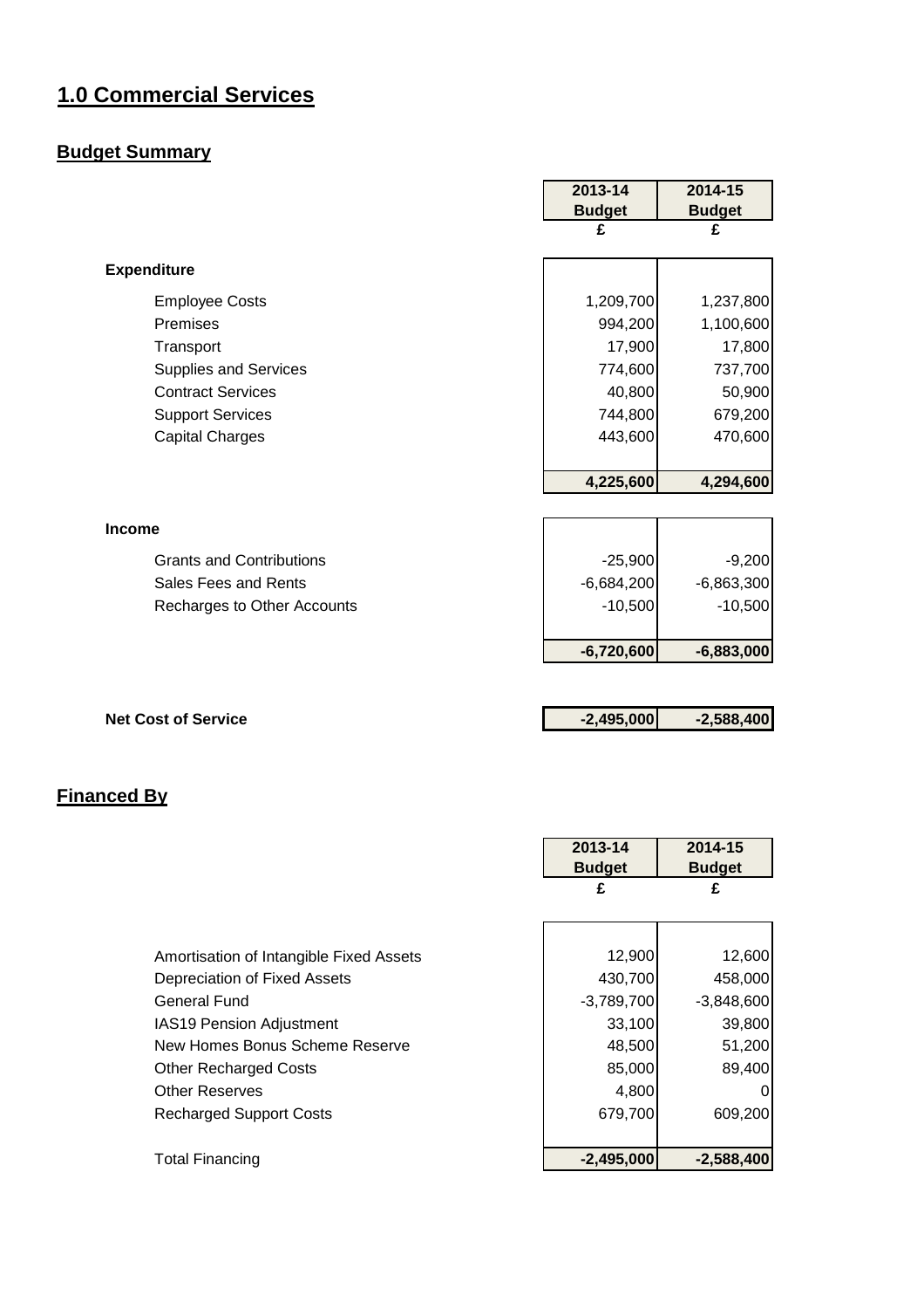# 1.0 Commercial Services

## Budget Summary

| | 2013-14 Budget | 2014-15 Budget |
|---|---|---|
| | £ | £ |
| **Expenditure** | | |
| Employee Costs | 1,209,700 | 1,237,800 |
| Premises | 994,200 | 1,100,600 |
| Transport | 17,900 | 17,800 |
| Supplies and Services | 774,600 | 737,700 |
| Contract Services | 40,800 | 50,900 |
| Support Services | 744,800 | 679,200 |
| Capital Charges | 443,600 | 470,600 |
| | **4,225,600** | **4,294,600** |
| **Income** | | |
| Grants and Contributions | -25,900 | -9,200 |
| Sales Fees and Rents | -6,684,200 | -6,863,300 |
| Recharges to Other Accounts | -10,500 | -10,500 |
| | **-6,720,600** | **-6,883,000** |
| **Net Cost of Service** | **-2,495,000** | **-2,588,400** |

## Financed By

| | 2013-14 Budget | 2014-15 Budget |
|---|---|---|
| | £ | £ |
| Amortisation of Intangible Fixed Assets | 12,900 | 12,600 |
| Depreciation of Fixed Assets | 430,700 | 458,000 |
| General Fund | -3,789,700 | -3,848,600 |
| IAS19 Pension Adjustment | 33,100 | 39,800 |
| New Homes Bonus Scheme Reserve | 48,500 | 51,200 |
| Other Recharged Costs | 85,000 | 89,400 |
| Other Reserves | 4,800 | 0 |
| Recharged Support Costs | 679,700 | 609,200 |
| Total Financing | **-2,495,000** | **-2,588,400** |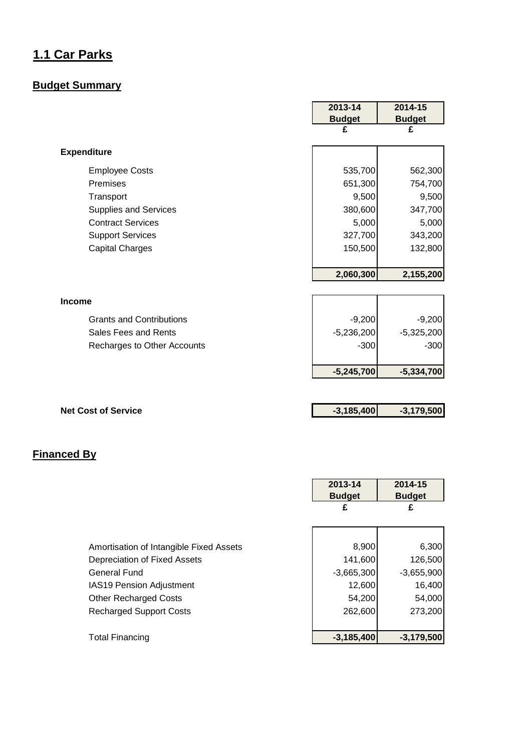# 1.1 Car Parks

## Budget Summary

| | 2013-14 Budget | 2014-15 Budget |
|---|---|---|
| | £ | £ |
| **Expenditure** | | |
| Employee Costs | 535,700 | 562,300 |
| Premises | 651,300 | 754,700 |
| Transport | 9,500 | 9,500 |
| Supplies and Services | 380,600 | 347,700 |
| Contract Services | 5,000 | 5,000 |
| Support Services | 327,700 | 343,200 |
| Capital Charges | 150,500 | 132,800 |
| | **2,060,300** | **2,155,200** |
| **Income** | | |
| Grants and Contributions | -9,200 | -9,200 |
| Sales Fees and Rents | -5,236,200 | -5,325,200 |
| Recharges to Other Accounts | -300 | -300 |
| | **-5,245,700** | **-5,334,700** |
| **Net Cost of Service** | **-3,185,400** | **-3,179,500** |

## Financed By

| | 2013-14 Budget | 2014-15 Budget |
|---|---|---|
| | £ | £ |
| Amortisation of Intangible Fixed Assets | 8,900 | 6,300 |
| Depreciation of Fixed Assets | 141,600 | 126,500 |
| General Fund | -3,665,300 | -3,655,900 |
| IAS19 Pension Adjustment | 12,600 | 16,400 |
| Other Recharged Costs | 54,200 | 54,000 |
| Recharged Support Costs | 262,600 | 273,200 |
| Total Financing | **-3,185,400** | **-3,179,500** |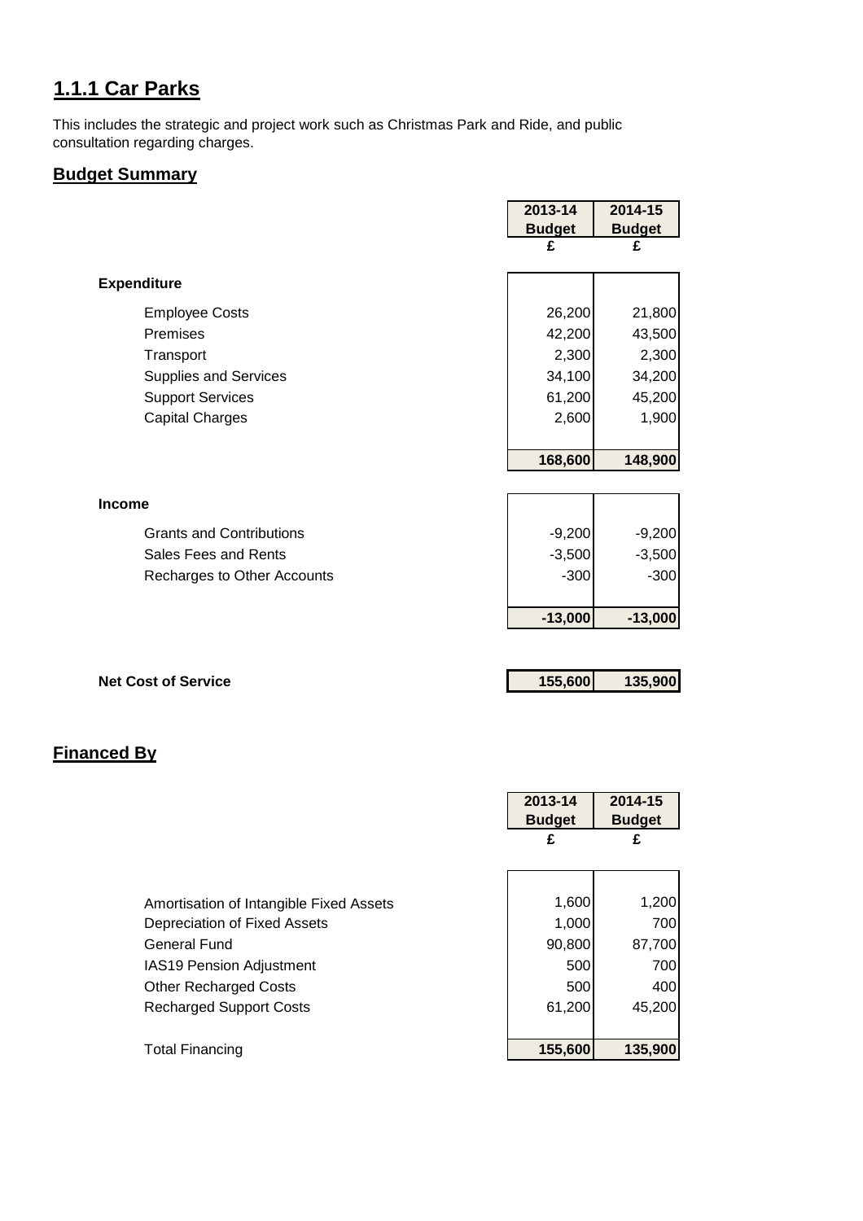# 1.1.1 Car Parks

This includes the strategic and project work such as Christmas Park and Ride, and public consultation regarding charges.

## Budget Summary

| | 2013-14 Budget £ | 2014-15 Budget £ |
|---|---|---|
| **Expenditure** | | |
| Employee Costs | 26,200 | 21,800 |
| Premises | 42,200 | 43,500 |
| Transport | 2,300 | 2,300 |
| Supplies and Services | 34,100 | 34,200 |
| Support Services | 61,200 | 45,200 |
| Capital Charges | 2,600 | 1,900 |
| | **168,600** | **148,900** |
| **Income** | | |
| Grants and Contributions | -9,200 | -9,200 |
| Sales Fees and Rents | -3,500 | -3,500 |
| Recharges to Other Accounts | -300 | -300 |
| | **-13,000** | **-13,000** |
| **Net Cost of Service** | **155,600** | **135,900** |

## Financed By

| | 2013-14 Budget £ | 2014-15 Budget £ |
|---|---|---|
| Amortisation of Intangible Fixed Assets | 1,600 | 1,200 |
| Depreciation of Fixed Assets | 1,000 | 700 |
| General Fund | 90,800 | 87,700 |
| IAS19 Pension Adjustment | 500 | 700 |
| Other Recharged Costs | 500 | 400 |
| Recharged Support Costs | 61,200 | 45,200 |
| Total Financing | **155,600** | **135,900** |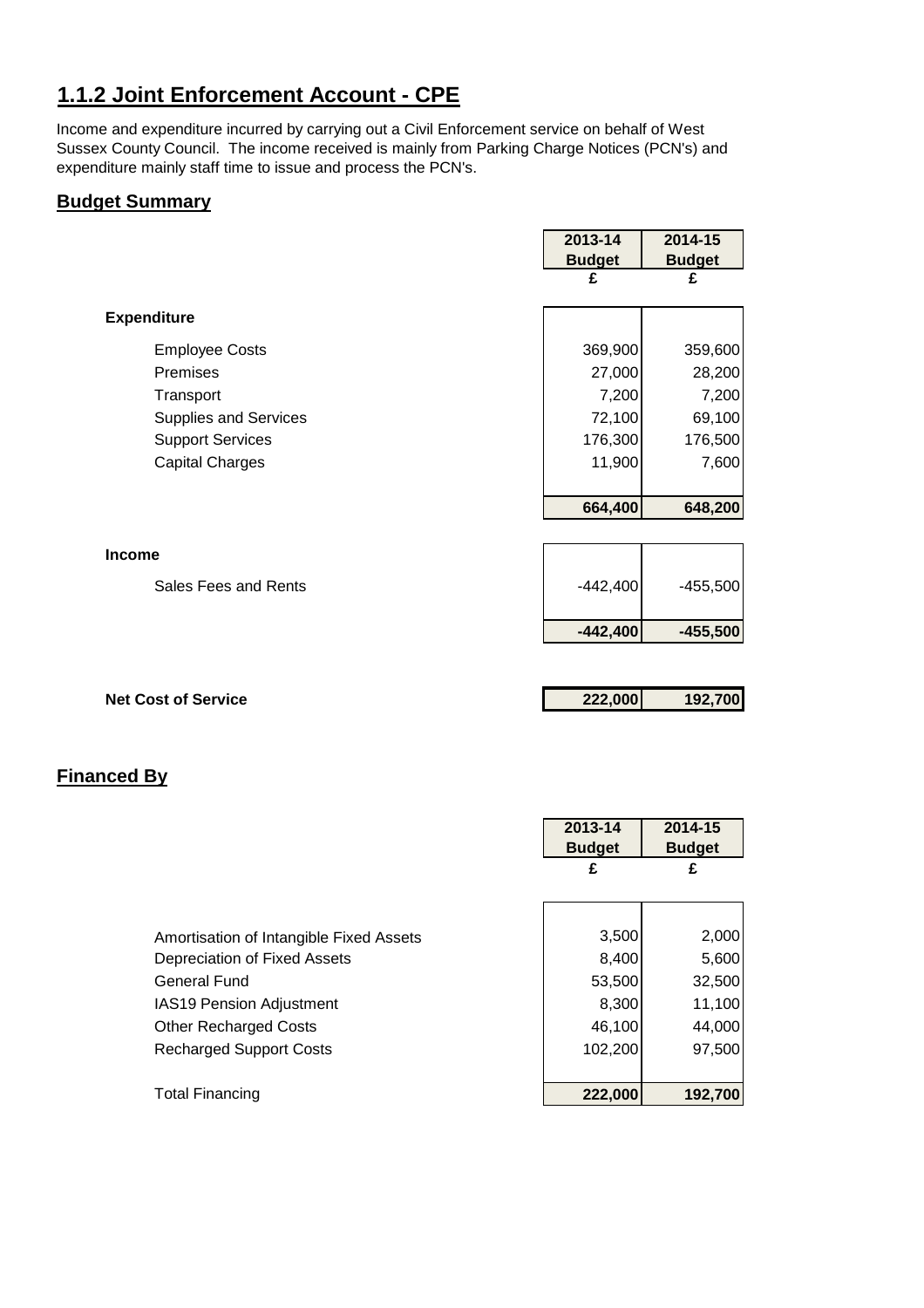## 1.1.2 Joint Enforcement Account - CPE

Income and expenditure incurred by carrying out a Civil Enforcement service on behalf of West Sussex County Council. The income received is mainly from Parking Charge Notices (PCN's) and expenditure mainly staff time to issue and process the PCN's.

### Budget Summary

| | 2013-14 Budget £ | 2014-15 Budget £ |
|---|---|---|
| **Expenditure** | | |
| Employee Costs | 369,900 | 359,600 |
| Premises | 27,000 | 28,200 |
| Transport | 7,200 | 7,200 |
| Supplies and Services | 72,100 | 69,100 |
| Support Services | 176,300 | 176,500 |
| Capital Charges | 11,900 | 7,600 |
| | **664,400** | **648,200** |
| **Income** | | |
| Sales Fees and Rents | -442,400 | -455,500 |
| | **-442,400** | **-455,500** |
| **Net Cost of Service** | **222,000** | **192,700** |

### Financed By

| | 2013-14 Budget £ | 2014-15 Budget £ |
|---|---|---|
| Amortisation of Intangible Fixed Assets | 3,500 | 2,000 |
| Depreciation of Fixed Assets | 8,400 | 5,600 |
| General Fund | 53,500 | 32,500 |
| IAS19 Pension Adjustment | 8,300 | 11,100 |
| Other Recharged Costs | 46,100 | 44,000 |
| Recharged Support Costs | 102,200 | 97,500 |
| Total Financing | **222,000** | **192,700** |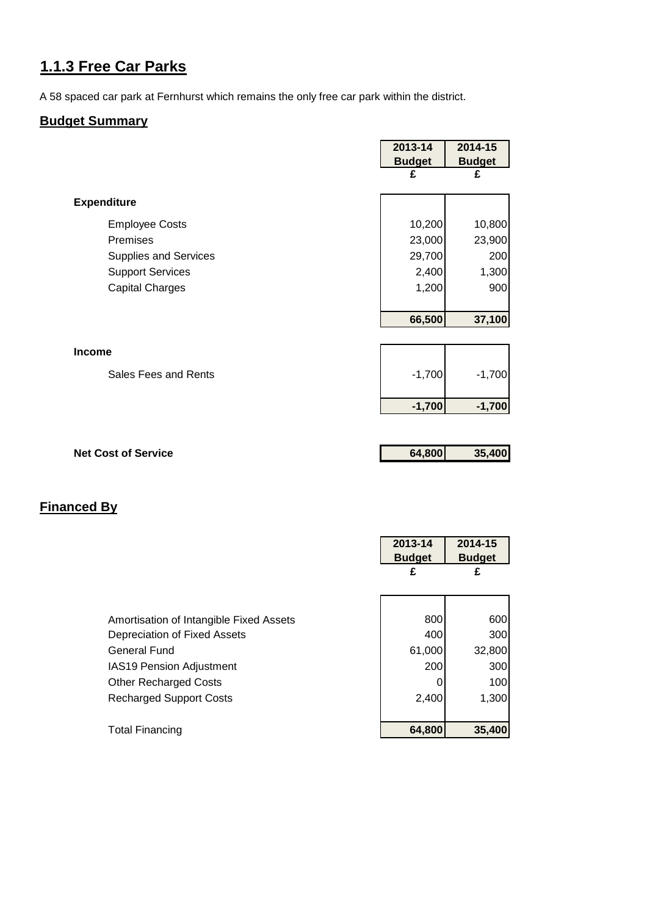## 1.1.3 Free Car Parks

A 58 spaced car park at Fernhurst which remains the only free car park within the district.

### Budget Summary

| | 2013-14 Budget £ | 2014-15 Budget £ |
|---|---|---|
| **Expenditure** | | |
| Employee Costs | 10,200 | 10,800 |
| Premises | 23,000 | 23,900 |
| Supplies and Services | 29,700 | 200 |
| Support Services | 2,400 | 1,300 |
| Capital Charges | 1,200 | 900 |
| | **66,500** | **37,100** |
| **Income** | | |
| Sales Fees and Rents | -1,700 | -1,700 |
| | **-1,700** | **-1,700** |
| **Net Cost of Service** | **64,800** | **35,400** |

### Financed By

| | 2013-14 Budget £ | 2014-15 Budget £ |
|---|---|---|
| Amortisation of Intangible Fixed Assets | 800 | 600 |
| Depreciation of Fixed Assets | 400 | 300 |
| General Fund | 61,000 | 32,800 |
| IAS19 Pension Adjustment | 200 | 300 |
| Other Recharged Costs | 0 | 100 |
| Recharged Support Costs | 2,400 | 1,300 |
| Total Financing | **64,800** | **35,400** |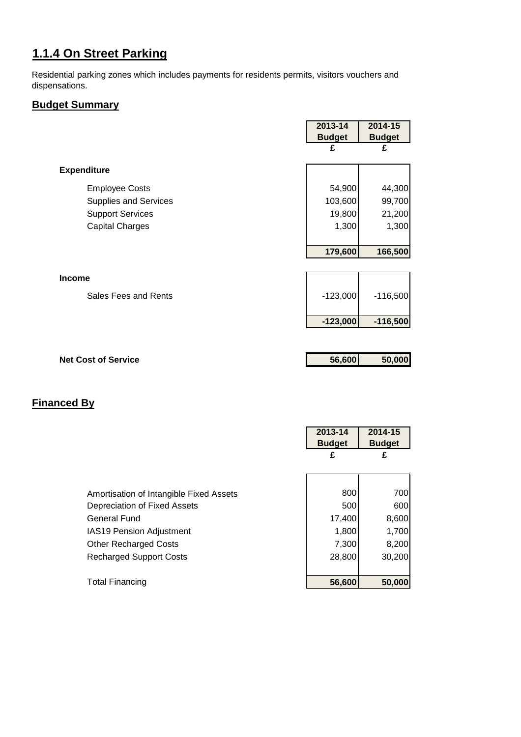## 1.1.4 On Street Parking

Residential parking zones which includes payments for residents permits, visitors vouchers and dispensations.

### Budget Summary

| | 2013-14 Budget | 2014-15 Budget |
|---|---|---|
| | £ | £ |
| **Expenditure** | | |
| Employee Costs | 54,900 | 44,300 |
| Supplies and Services | 103,600 | 99,700 |
| Support Services | 19,800 | 21,200 |
| Capital Charges | 1,300 | 1,300 |
| | **179,600** | **166,500** |
| **Income** | | |
| Sales Fees and Rents | -123,000 | -116,500 |
| | **-123,000** | **-116,500** |
| **Net Cost of Service** | **56,600** | **50,000** |

### Financed By

| | 2013-14 Budget | 2014-15 Budget |
|---|---|---|
| | £ | £ |
| Amortisation of Intangible Fixed Assets | 800 | 700 |
| Depreciation of Fixed Assets | 500 | 600 |
| General Fund | 17,400 | 8,600 |
| IAS19 Pension Adjustment | 1,800 | 1,700 |
| Other Recharged Costs | 7,300 | 8,200 |
| Recharged Support Costs | 28,800 | 30,200 |
| Total Financing | **56,600** | **50,000** |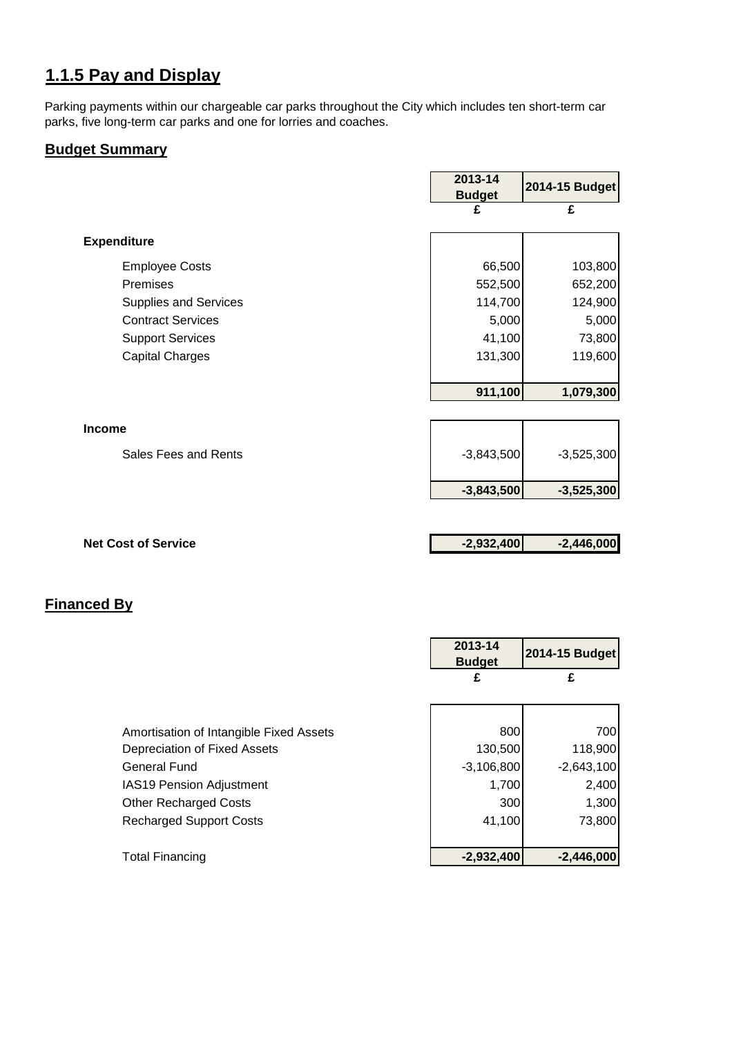# 1.1.5 Pay and Display

Parking payments within our chargeable car parks throughout the City which includes ten short-term car parks, five long-term car parks and one for lorries and coaches.

## Budget Summary

| | 2013-14 Budget | 2014-15 Budget |
|---|---|---|
| | £ | £ |
| **Expenditure** | | |
| Employee Costs | 66,500 | 103,800 |
| Premises | 552,500 | 652,200 |
| Supplies and Services | 114,700 | 124,900 |
| Contract Services | 5,000 | 5,000 |
| Support Services | 41,100 | 73,800 |
| Capital Charges | 131,300 | 119,600 |
| | **911,100** | **1,079,300** |
| **Income** | | |
| Sales Fees and Rents | -3,843,500 | -3,525,300 |
| | **-3,843,500** | **-3,525,300** |
| **Net Cost of Service** | **-2,932,400** | **-2,446,000** |

## Financed By

| | 2013-14 Budget | 2014-15 Budget |
|---|---|---|
| | £ | £ |
| Amortisation of Intangible Fixed Assets | 800 | 700 |
| Depreciation of Fixed Assets | 130,500 | 118,900 |
| General Fund | -3,106,800 | -2,643,100 |
| IAS19 Pension Adjustment | 1,700 | 2,400 |
| Other Recharged Costs | 300 | 1,300 |
| Recharged Support Costs | 41,100 | 73,800 |
| Total Financing | **-2,932,400** | **-2,446,000** |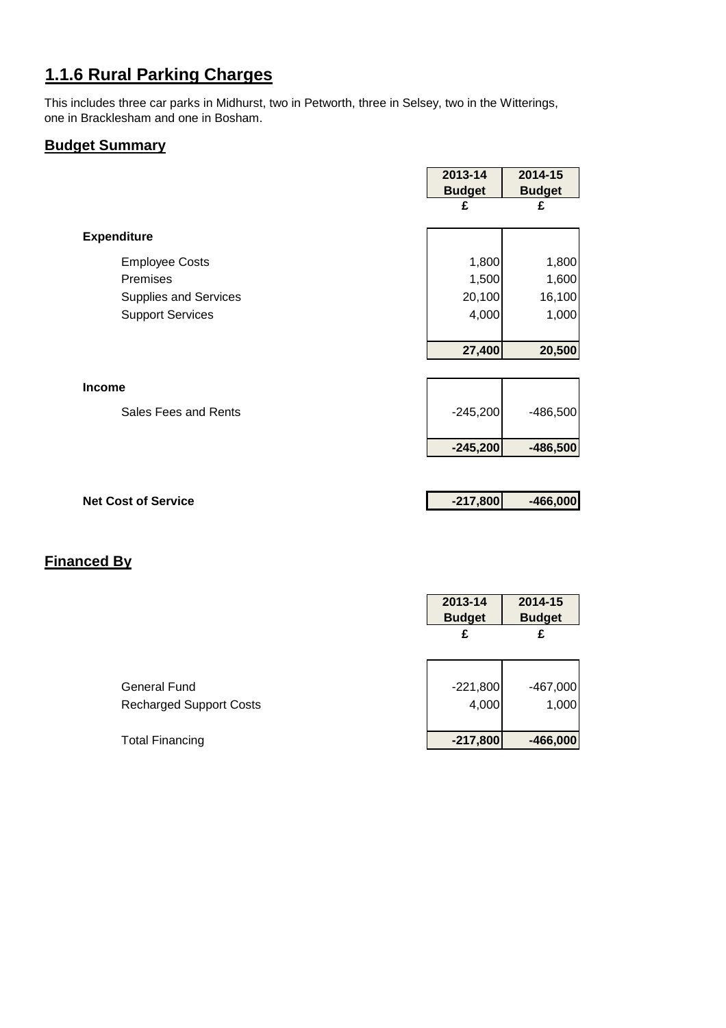# 1.1.6 Rural Parking Charges

This includes three car parks in Midhurst, two in Petworth, three in Selsey, two in the Witterings, one in Bracklesham and one in Bosham.

## Budget Summary

| | 2013-14 Budget | 2014-15 Budget |
|---|---|---|
| | £ | £ |
| **Expenditure** | | |
| Employee Costs | 1,800 | 1,800 |
| Premises | 1,500 | 1,600 |
| Supplies and Services | 20,100 | 16,100 |
| Support Services | 4,000 | 1,000 |
| | **27,400** | **20,500** |
| **Income** | | |
| Sales Fees and Rents | -245,200 | -486,500 |
| | **-245,200** | **-486,500** |
| **Net Cost of Service** | **-217,800** | **-466,000** |

## Financed By

| | 2013-14 Budget | 2014-15 Budget |
|---|---|---|
| | £ | £ |
| General Fund | -221,800 | -467,000 |
| Recharged Support Costs | 4,000 | 1,000 |
| Total Financing | **-217,800** | **-466,000** |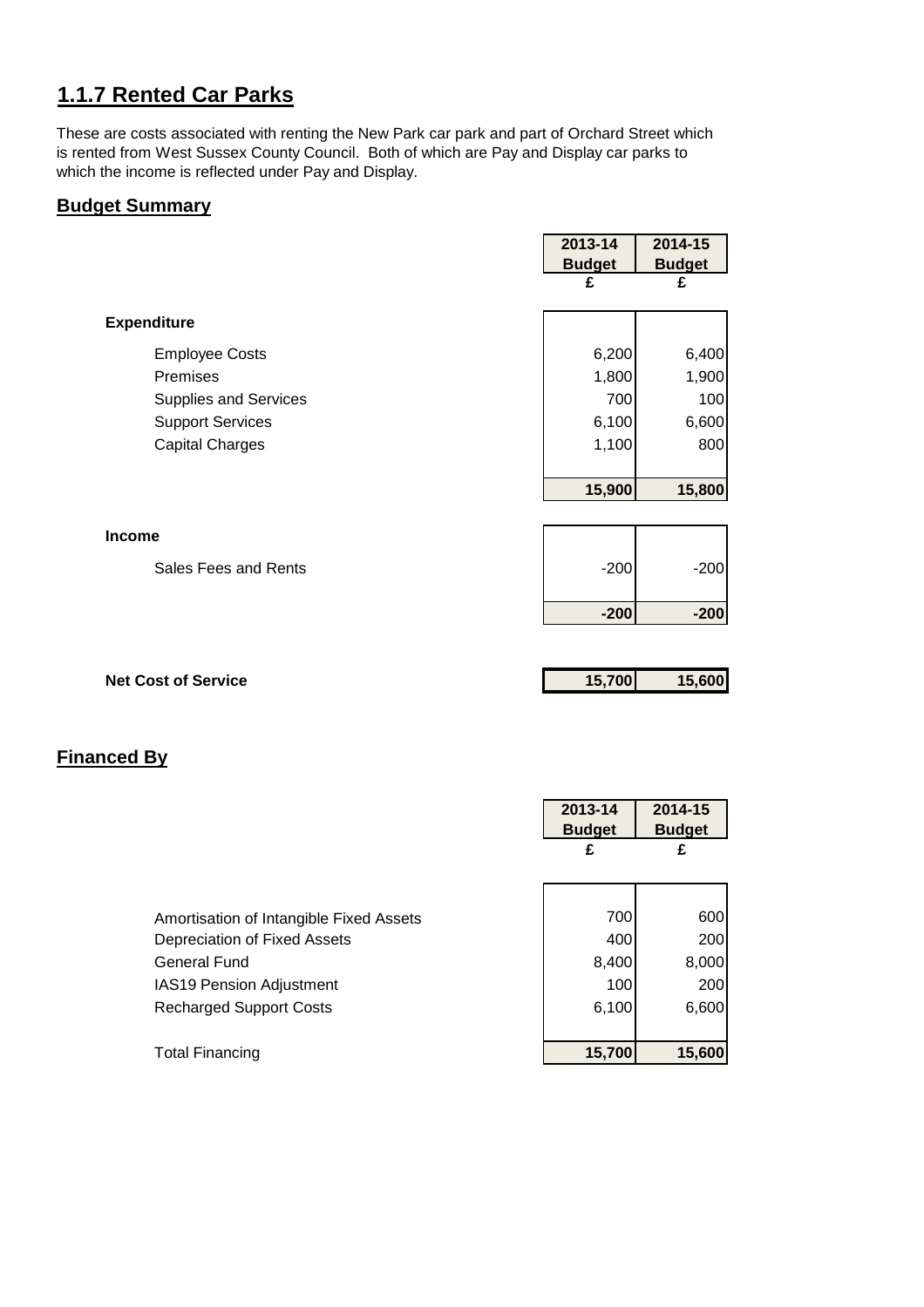## 1.1.7 Rented Car Parks

These are costs associated with renting the New Park car park and part of Orchard Street which is rented from West Sussex County Council. Both of which are Pay and Display car parks to which the income is reflected under Pay and Display.

### Budget Summary

| | 2013-14 Budget £ | 2014-15 Budget £ |
|---|---|---|
| **Expenditure** | | |
| Employee Costs | 6,200 | 6,400 |
| Premises | 1,800 | 1,900 |
| Supplies and Services | 700 | 100 |
| Support Services | 6,100 | 6,600 |
| Capital Charges | 1,100 | 800 |
| | **15,900** | **15,800** |
| **Income** | | |
| Sales Fees and Rents | -200 | -200 |
| | **-200** | **-200** |
| **Net Cost of Service** | **15,700** | **15,600** |

### Financed By

| | 2013-14 Budget £ | 2014-15 Budget £ |
|---|---|---|
| Amortisation of Intangible Fixed Assets | 700 | 600 |
| Depreciation of Fixed Assets | 400 | 200 |
| General Fund | 8,400 | 8,000 |
| IAS19 Pension Adjustment | 100 | 200 |
| Recharged Support Costs | 6,100 | 6,600 |
| Total Financing | **15,700** | **15,600** |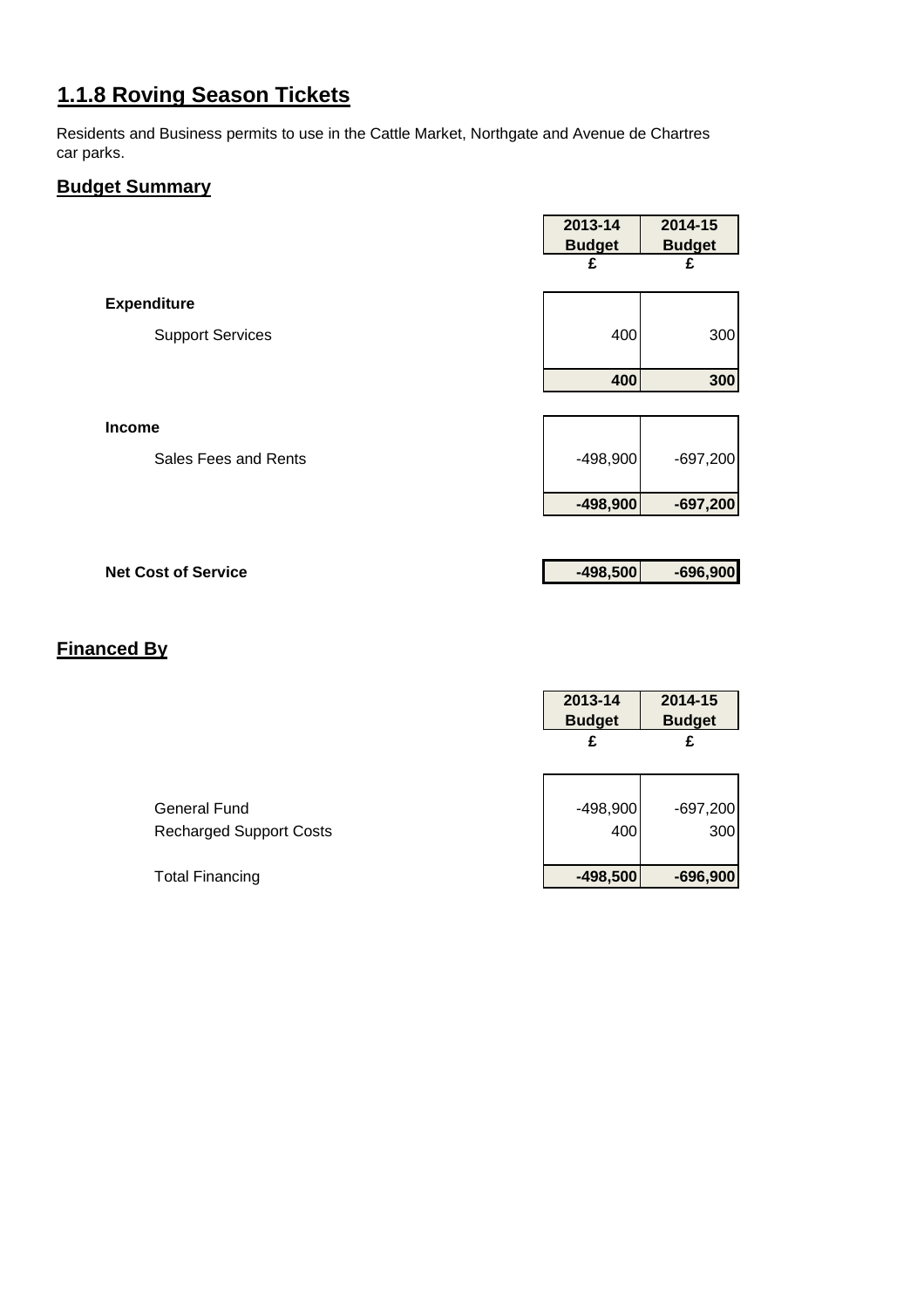## 1.1.8 Roving Season Tickets

Residents and Business permits to use in the Cattle Market, Northgate and Avenue de Chartres car parks.

### Budget Summary

| | 2013-14 Budget | 2014-15 Budget |
|---|---|---|
| | £ | £ |
| **Expenditure** | | |
| Support Services | 400 | 300 |
| | **400** | **300** |
| **Income** | | |
| Sales Fees and Rents | -498,900 | -697,200 |
| | **-498,900** | **-697,200** |
| **Net Cost of Service** | **-498,500** | **-696,900** |

### Financed By

| | 2013-14 Budget | 2014-15 Budget |
|---|---|---|
| | £ | £ |
| General Fund | -498,900 | -697,200 |
| Recharged Support Costs | 400 | 300 |
| Total Financing | **-498,500** | **-696,900** |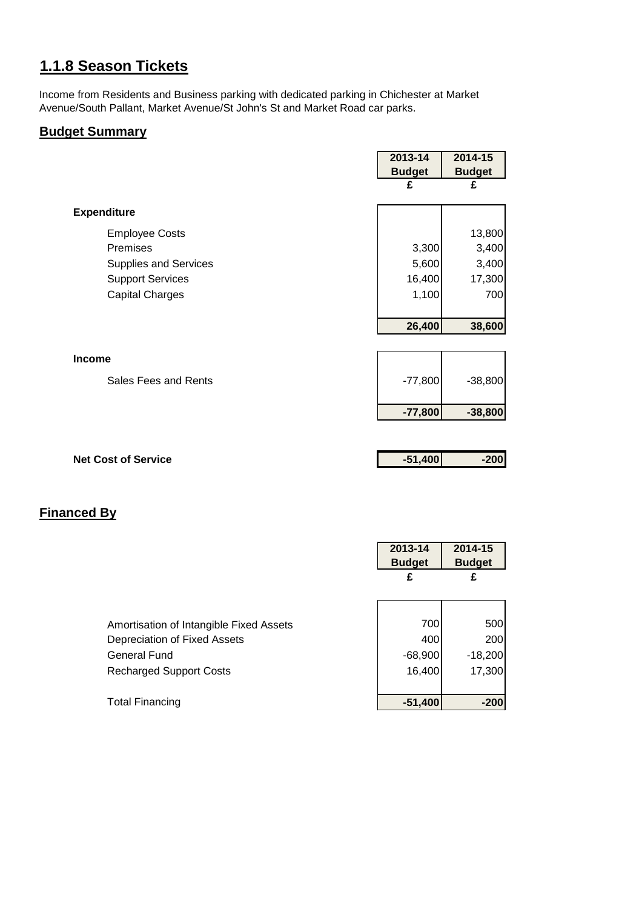## 1.1.8 Season Tickets

Income from Residents and Business parking with dedicated parking in Chichester at Market Avenue/South Pallant, Market Avenue/St John's St and Market Road car parks.

### Budget Summary

| | 2013-14 Budget | 2014-15 Budget |
|---|---|---|
| | £ | £ |
| **Expenditure** | | |
| Employee Costs | | 13,800 |
| Premises | 3,300 | 3,400 |
| Supplies and Services | 5,600 | 3,400 |
| Support Services | 16,400 | 17,300 |
| Capital Charges | 1,100 | 700 |
| | **26,400** | **38,600** |
| **Income** | | |
| Sales Fees and Rents | -77,800 | -38,800 |
| | **-77,800** | **-38,800** |
| **Net Cost of Service** | **-51,400** | **-200** |

### Financed By

| | 2013-14 Budget | 2014-15 Budget |
|---|---|---|
| | £ | £ |
| Amortisation of Intangible Fixed Assets | 700 | 500 |
| Depreciation of Fixed Assets | 400 | 200 |
| General Fund | -68,900 | -18,200 |
| Recharged Support Costs | 16,400 | 17,300 |
| Total Financing | **-51,400** | **-200** |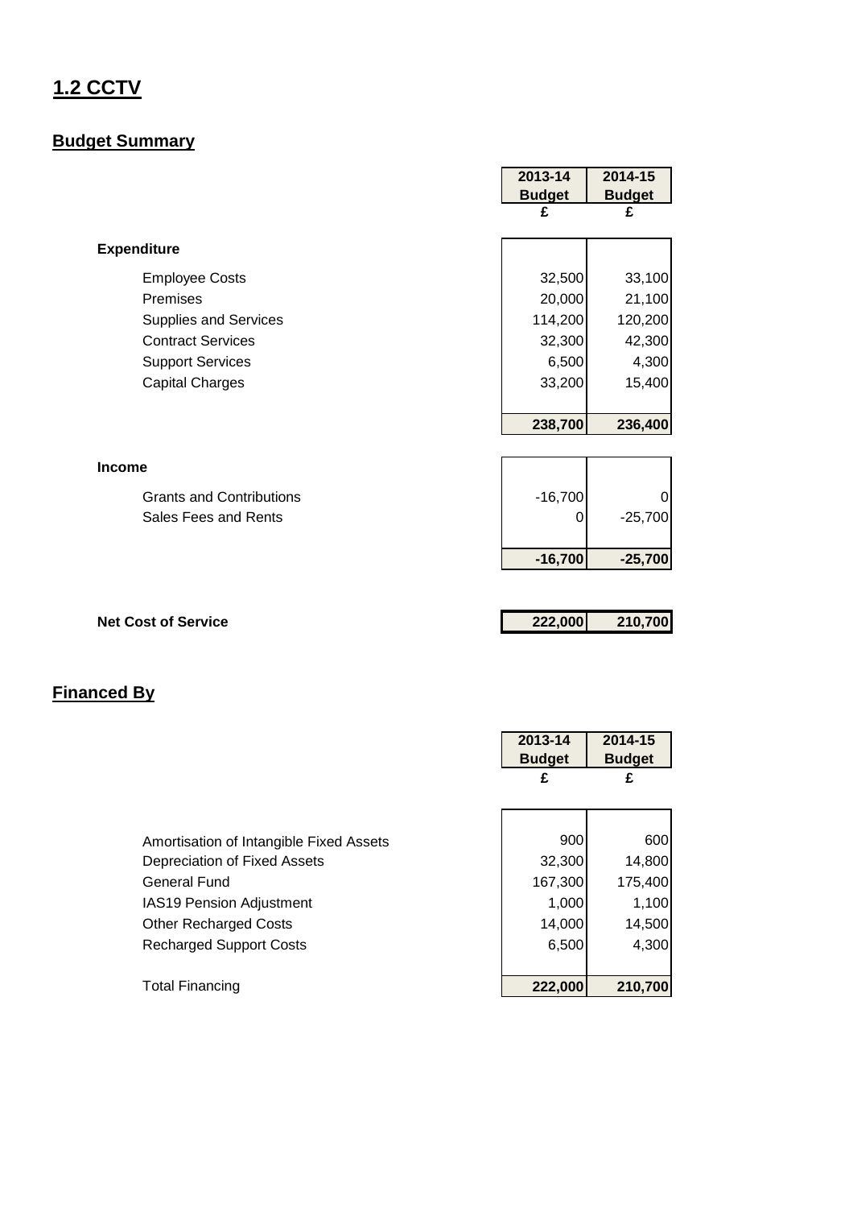# 1.2 CCTV

## Budget Summary

| | 2013-14 Budget | 2014-15 Budget |
|---|---|---|
| | £ | £ |
| **Expenditure** | | |
| Employee Costs | 32,500 | 33,100 |
| Premises | 20,000 | 21,100 |
| Supplies and Services | 114,200 | 120,200 |
| Contract Services | 32,300 | 42,300 |
| Support Services | 6,500 | 4,300 |
| Capital Charges | 33,200 | 15,400 |
| | **238,700** | **236,400** |
| **Income** | | |
| Grants and Contributions | -16,700 | 0 |
| Sales Fees and Rents | 0 | -25,700 |
| | **-16,700** | **-25,700** |
| **Net Cost of Service** | **222,000** | **210,700** |

## Financed By

| | 2013-14 Budget | 2014-15 Budget |
|---|---|---|
| | £ | £ |
| Amortisation of Intangible Fixed Assets | 900 | 600 |
| Depreciation of Fixed Assets | 32,300 | 14,800 |
| General Fund | 167,300 | 175,400 |
| IAS19 Pension Adjustment | 1,000 | 1,100 |
| Other Recharged Costs | 14,000 | 14,500 |
| Recharged Support Costs | 6,500 | 4,300 |
| Total Financing | **222,000** | **210,700** |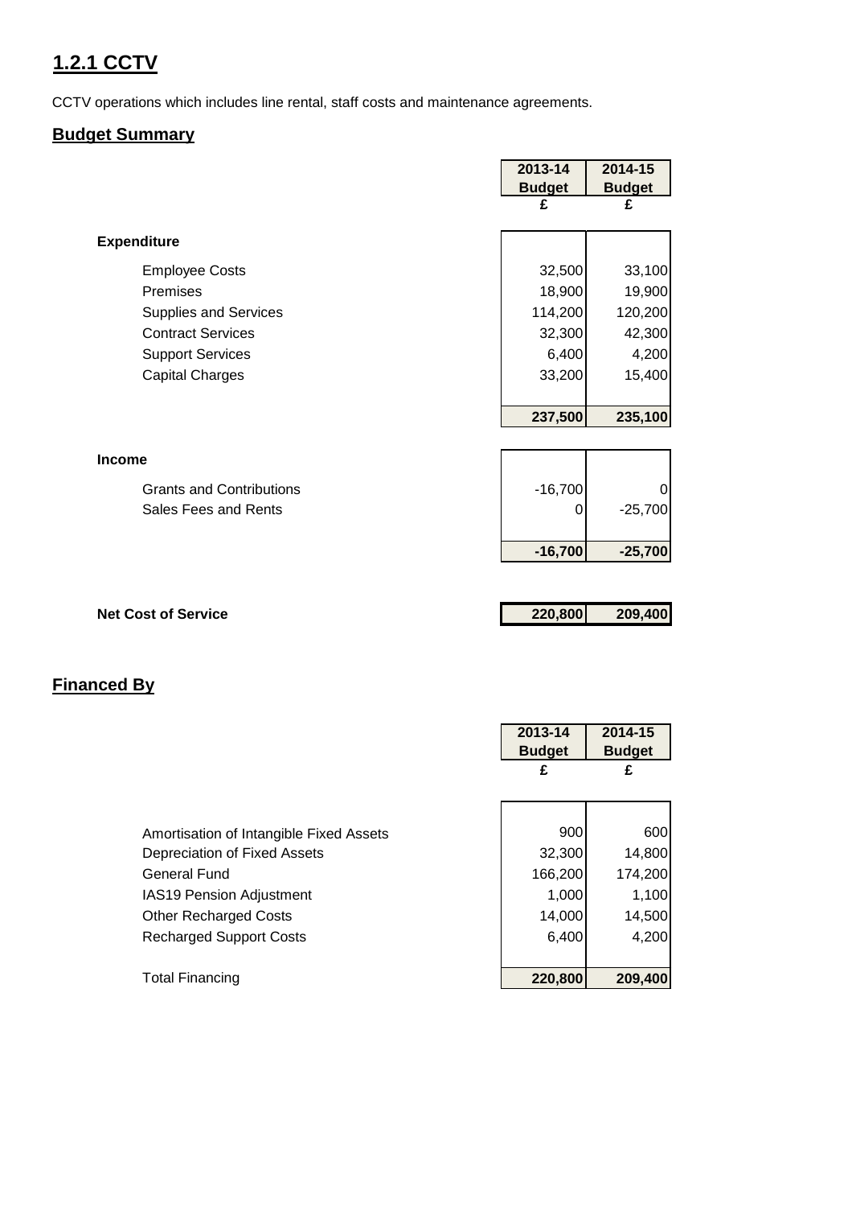# 1.2.1 CCTV

CCTV operations which includes line rental, staff costs and maintenance agreements.

## Budget Summary

| | 2013-14 Budget | 2014-15 Budget |
|---|---|---|
| | £ | £ |
| **Expenditure** | | |
| Employee Costs | 32,500 | 33,100 |
| Premises | 18,900 | 19,900 |
| Supplies and Services | 114,200 | 120,200 |
| Contract Services | 32,300 | 42,300 |
| Support Services | 6,400 | 4,200 |
| Capital Charges | 33,200 | 15,400 |
| | **237,500** | **235,100** |
| **Income** | | |
| Grants and Contributions | -16,700 | 0 |
| Sales Fees and Rents | 0 | -25,700 |
| | **-16,700** | **-25,700** |
| **Net Cost of Service** | **220,800** | **209,400** |

## Financed By

| | 2013-14 Budget | 2014-15 Budget |
|---|---|---|
| | £ | £ |
| Amortisation of Intangible Fixed Assets | 900 | 600 |
| Depreciation of Fixed Assets | 32,300 | 14,800 |
| General Fund | 166,200 | 174,200 |
| IAS19 Pension Adjustment | 1,000 | 1,100 |
| Other Recharged Costs | 14,000 | 14,500 |
| Recharged Support Costs | 6,400 | 4,200 |
| Total Financing | **220,800** | **209,400** |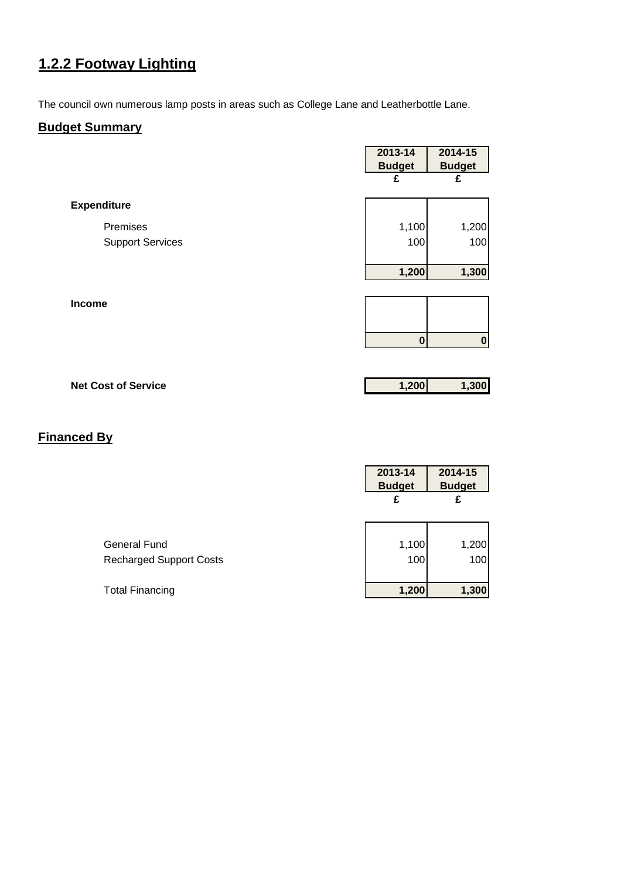## 1.2.2 Footway Lighting

The council own numerous lamp posts in areas such as College Lane and Leatherbottle Lane.

### Budget Summary

| | 2013-14 Budget | 2014-15 Budget |
|---|---|---|
| | £ | £ |
| **Expenditure** | | |
| Premises | 1,100 | 1,200 |
| Support Services | 100 | 100 |
| | **1,200** | **1,300** |
| **Income** | | |
| | **0** | **0** |
| **Net Cost of Service** | **1,200** | **1,300** |

### Financed By

| | 2013-14 Budget | 2014-15 Budget |
|---|---|---|
| | £ | £ |
| General Fund | 1,100 | 1,200 |
| Recharged Support Costs | 100 | 100 |
| Total Financing | **1,200** | **1,300** |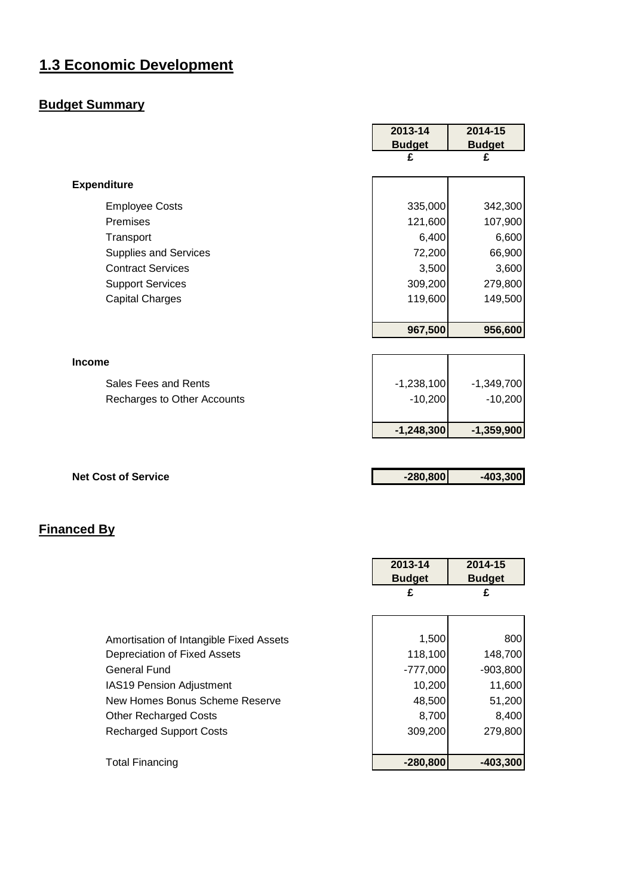# 1.3 Economic Development

## Budget Summary

| | 2013-14 Budget | 2014-15 Budget |
|---|---|---|
| | £ | £ |
| **Expenditure** | | |
| Employee Costs | 335,000 | 342,300 |
| Premises | 121,600 | 107,900 |
| Transport | 6,400 | 6,600 |
| Supplies and Services | 72,200 | 66,900 |
| Contract Services | 3,500 | 3,600 |
| Support Services | 309,200 | 279,800 |
| Capital Charges | 119,600 | 149,500 |
| | **967,500** | **956,600** |
| **Income** | | |
| Sales Fees and Rents | -1,238,100 | -1,349,700 |
| Recharges to Other Accounts | -10,200 | -10,200 |
| | **-1,248,300** | **-1,359,900** |
| **Net Cost of Service** | **-280,800** | **-403,300** |

## Financed By

| | 2013-14 Budget | 2014-15 Budget |
|---|---|---|
| | £ | £ |
| Amortisation of Intangible Fixed Assets | 1,500 | 800 |
| Depreciation of Fixed Assets | 118,100 | 148,700 |
| General Fund | -777,000 | -903,800 |
| IAS19 Pension Adjustment | 10,200 | 11,600 |
| New Homes Bonus Scheme Reserve | 48,500 | 51,200 |
| Other Recharged Costs | 8,700 | 8,400 |
| Recharged Support Costs | 309,200 | 279,800 |
| Total Financing | **-280,800** | **-403,300** |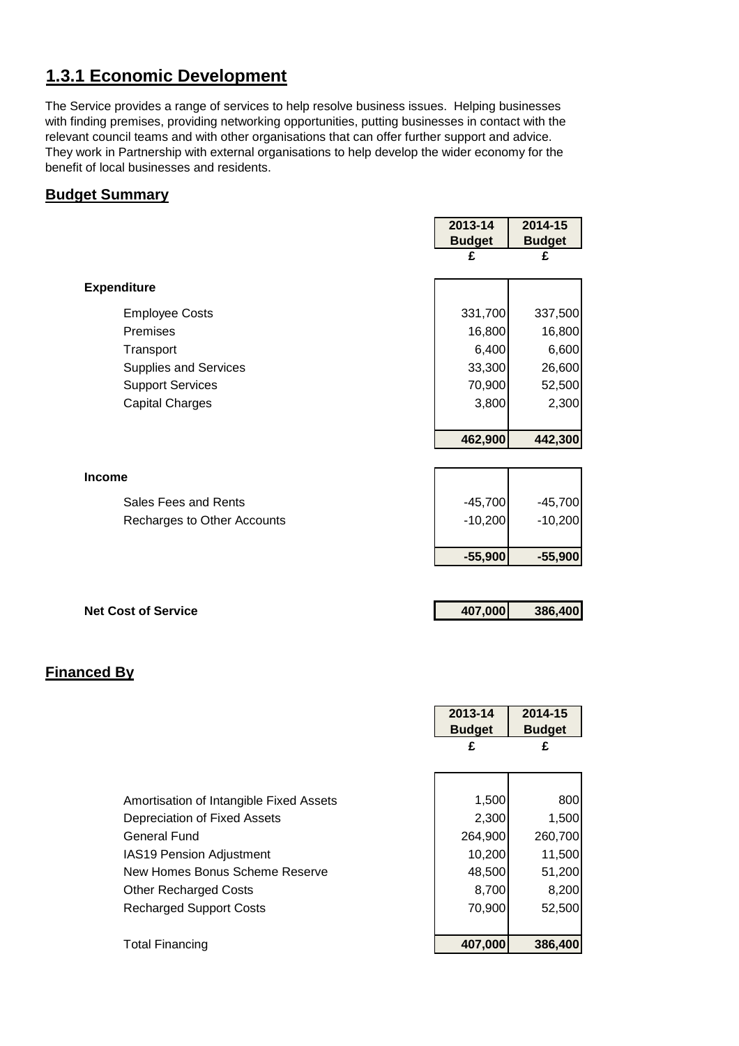## 1.3.1 Economic Development

The Service provides a range of services to help resolve business issues. Helping businesses with finding premises, providing networking opportunities, putting businesses in contact with the relevant council teams and with other organisations that can offer further support and advice. They work in Partnership with external organisations to help develop the wider economy for the benefit of local businesses and residents.

### Budget Summary

| | 2013-14 Budget | 2014-15 Budget |
|---|---|---|
| | £ | £ |
| **Expenditure** | | |
| Employee Costs | 331,700 | 337,500 |
| Premises | 16,800 | 16,800 |
| Transport | 6,400 | 6,600 |
| Supplies and Services | 33,300 | 26,600 |
| Support Services | 70,900 | 52,500 |
| Capital Charges | 3,800 | 2,300 |
| | **462,900** | **442,300** |
| **Income** | | |
| Sales Fees and Rents | -45,700 | -45,700 |
| Recharges to Other Accounts | -10,200 | -10,200 |
| | **-55,900** | **-55,900** |
| **Net Cost of Service** | **407,000** | **386,400** |

### Financed By

| | 2013-14 Budget | 2014-15 Budget |
|---|---|---|
| | £ | £ |
| Amortisation of Intangible Fixed Assets | 1,500 | 800 |
| Depreciation of Fixed Assets | 2,300 | 1,500 |
| General Fund | 264,900 | 260,700 |
| IAS19 Pension Adjustment | 10,200 | 11,500 |
| New Homes Bonus Scheme Reserve | 48,500 | 51,200 |
| Other Recharged Costs | 8,700 | 8,200 |
| Recharged Support Costs | 70,900 | 52,500 |
| Total Financing | **407,000** | **386,400** |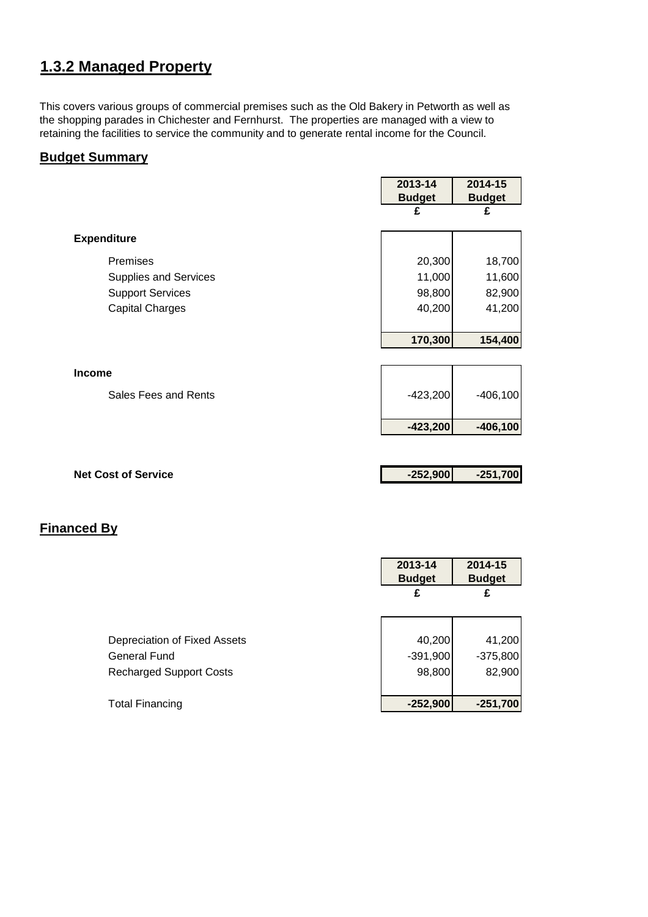## 1.3.2 Managed Property

This covers various groups of commercial premises such as the Old Bakery in Petworth as well as the shopping parades in Chichester and Fernhurst. The properties are managed with a view to retaining the facilities to service the community and to generate rental income for the Council.

### Budget Summary

| | 2013-14 Budget | 2014-15 Budget |
|---|---|---|
| | £ | £ |
| **Expenditure** | | |
| Premises | 20,300 | 18,700 |
| Supplies and Services | 11,000 | 11,600 |
| Support Services | 98,800 | 82,900 |
| Capital Charges | 40,200 | 41,200 |
| | **170,300** | **154,400** |
| **Income** | | |
| Sales Fees and Rents | -423,200 | -406,100 |
| | **-423,200** | **-406,100** |
| **Net Cost of Service** | **-252,900** | **-251,700** |

### Financed By

| | 2013-14 Budget | 2014-15 Budget |
|---|---|---|
| | £ | £ |
| Depreciation of Fixed Assets | 40,200 | 41,200 |
| General Fund | -391,900 | -375,800 |
| Recharged Support Costs | 98,800 | 82,900 |
| Total Financing | **-252,900** | **-251,700** |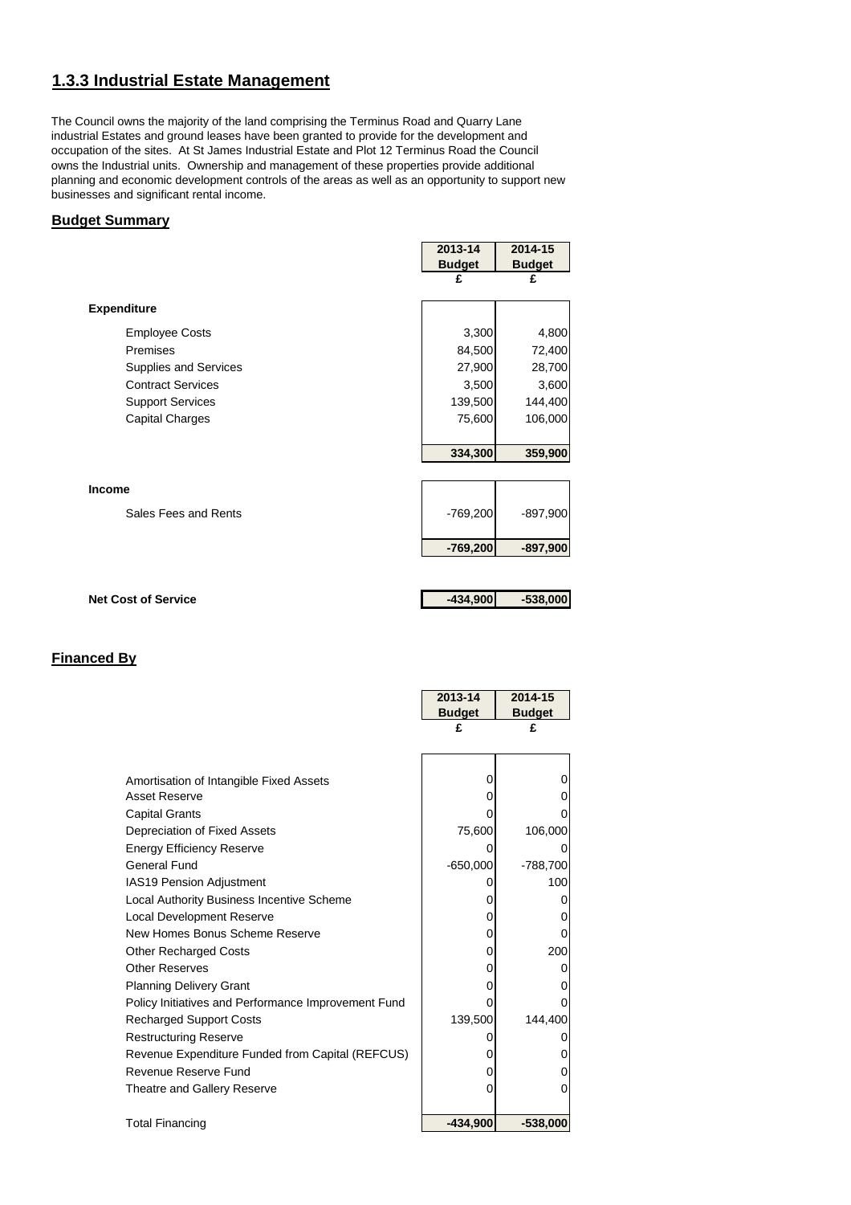## 1.3.3 Industrial Estate Management

The Council owns the majority of the land comprising the Terminus Road and Quarry Lane industrial Estates and ground leases have been granted to provide for the development and occupation of the sites. At St James Industrial Estate and Plot 12 Terminus Road the Council owns the Industrial units. Ownership and management of these properties provide additional planning and economic development controls of the areas as well as an opportunity to support new businesses and significant rental income.

### Budget Summary

| | 2013-14 Budget £ | 2014-15 Budget £ |
|---|---|---|
| **Expenditure** | | |
| Employee Costs | 3,300 | 4,800 |
| Premises | 84,500 | 72,400 |
| Supplies and Services | 27,900 | 28,700 |
| Contract Services | 3,500 | 3,600 |
| Support Services | 139,500 | 144,400 |
| Capital Charges | 75,600 | 106,000 |
| | **334,300** | **359,900** |
| **Income** | | |
| Sales Fees and Rents | -769,200 | -897,900 |
| | **-769,200** | **-897,900** |
| **Net Cost of Service** | **-434,900** | **-538,000** |

### Financed By

| | 2013-14 Budget £ | 2014-15 Budget £ |
|---|---|---|
| Amortisation of Intangible Fixed Assets | 0 | 0 |
| Asset Reserve | 0 | 0 |
| Capital Grants | 0 | 0 |
| Depreciation of Fixed Assets | 75,600 | 106,000 |
| Energy Efficiency Reserve | 0 | 0 |
| General Fund | -650,000 | -788,700 |
| IAS19 Pension Adjustment | 0 | 100 |
| Local Authority Business Incentive Scheme | 0 | 0 |
| Local Development Reserve | 0 | 0 |
| New Homes Bonus Scheme Reserve | 0 | 0 |
| Other Recharged Costs | 0 | 200 |
| Other Reserves | 0 | 0 |
| Planning Delivery Grant | 0 | 0 |
| Policy Initiatives and Performance Improvement Fund | 0 | 0 |
| Recharged Support Costs | 139,500 | 144,400 |
| Restructuring Reserve | 0 | 0 |
| Revenue Expenditure Funded from Capital (REFCUS) | 0 | 0 |
| Revenue Reserve Fund | 0 | 0 |
| Theatre and Gallery Reserve | 0 | 0 |
| Total Financing | **-434,900** | **-538,000** |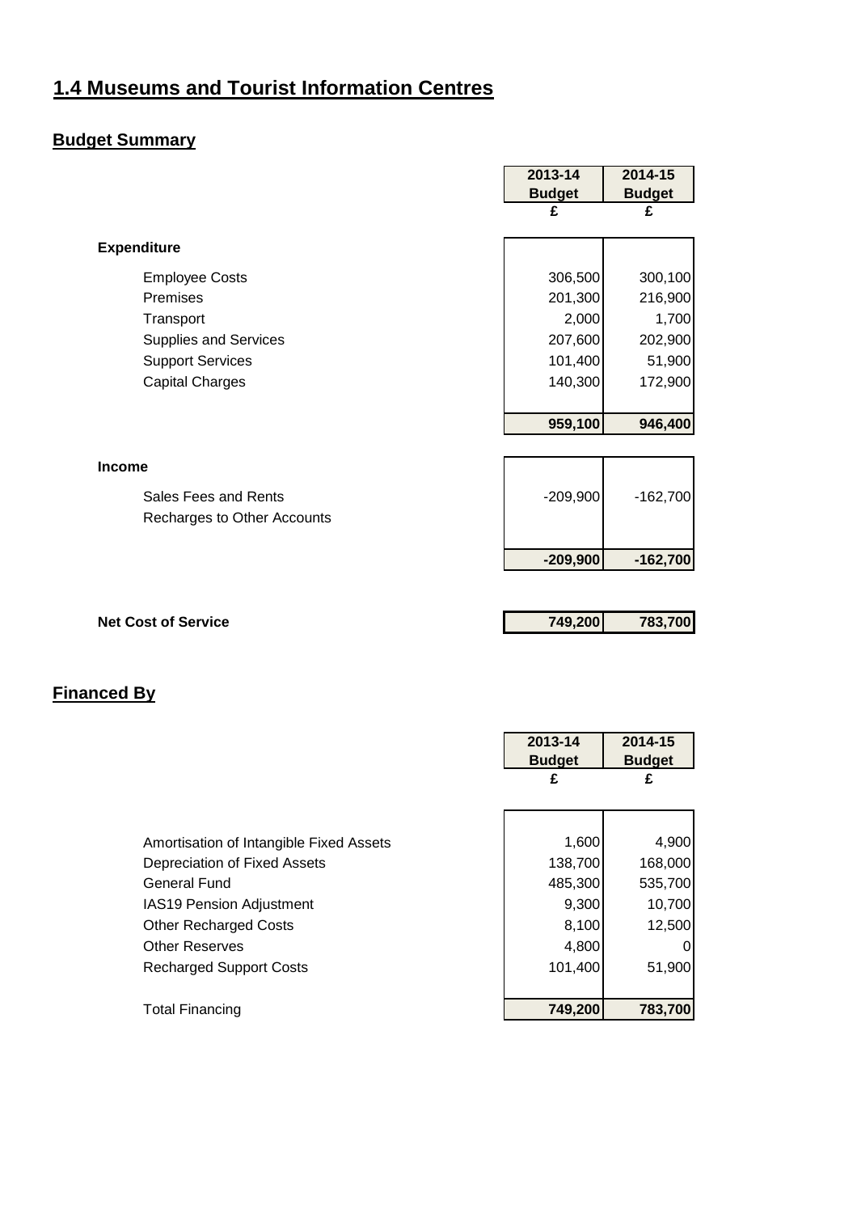# 1.4 Museums and Tourist Information Centres

## Budget Summary

| | 2013-14 Budget £ | 2014-15 Budget £ |
|---|---|---|
| **Expenditure** | | |
| Employee Costs | 306,500 | 300,100 |
| Premises | 201,300 | 216,900 |
| Transport | 2,000 | 1,700 |
| Supplies and Services | 207,600 | 202,900 |
| Support Services | 101,400 | 51,900 |
| Capital Charges | 140,300 | 172,900 |
| | **959,100** | **946,400** |
| **Income** | | |
| Sales Fees and Rents | -209,900 | -162,700 |
| Recharges to Other Accounts | | |
| | **-209,900** | **-162,700** |
| **Net Cost of Service** | **749,200** | **783,700** |

## Financed By

| | 2013-14 Budget £ | 2014-15 Budget £ |
|---|---|---|
| Amortisation of Intangible Fixed Assets | 1,600 | 4,900 |
| Depreciation of Fixed Assets | 138,700 | 168,000 |
| General Fund | 485,300 | 535,700 |
| IAS19 Pension Adjustment | 9,300 | 10,700 |
| Other Recharged Costs | 8,100 | 12,500 |
| Other Reserves | 4,800 | 0 |
| Recharged Support Costs | 101,400 | 51,900 |
| Total Financing | **749,200** | **783,700** |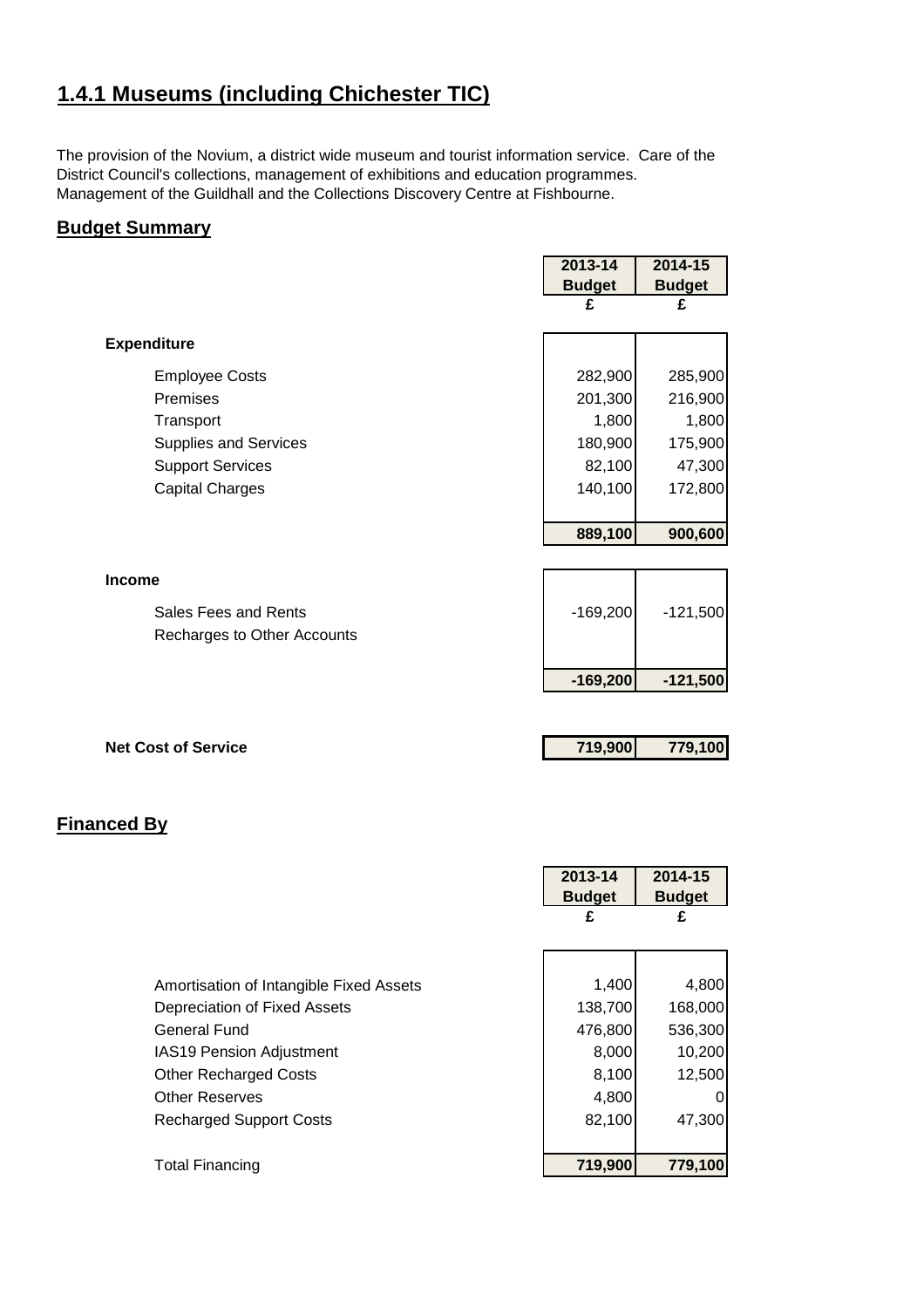# 1.4.1 Museums (including Chichester TIC)

The provision of the Novium, a district wide museum and tourist information service. Care of the District Council's collections, management of exhibitions and education programmes. Management of the Guildhall and the Collections Discovery Centre at Fishbourne.

## Budget Summary

| | 2013-14 Budget | 2014-15 Budget |
|---|---|---|
| | £ | £ |
| **Expenditure** | | |
| Employee Costs | 282,900 | 285,900 |
| Premises | 201,300 | 216,900 |
| Transport | 1,800 | 1,800 |
| Supplies and Services | 180,900 | 175,900 |
| Support Services | 82,100 | 47,300 |
| Capital Charges | 140,100 | 172,800 |
| | **889,100** | **900,600** |
| **Income** | | |
| Sales Fees and Rents | -169,200 | -121,500 |
| Recharges to Other Accounts | | |
| | **-169,200** | **-121,500** |
| **Net Cost of Service** | **719,900** | **779,100** |

## Financed By

| | 2013-14 Budget | 2014-15 Budget |
|---|---|---|
| | £ | £ |
| Amortisation of Intangible Fixed Assets | 1,400 | 4,800 |
| Depreciation of Fixed Assets | 138,700 | 168,000 |
| General Fund | 476,800 | 536,300 |
| IAS19 Pension Adjustment | 8,000 | 10,200 |
| Other Recharged Costs | 8,100 | 12,500 |
| Other Reserves | 4,800 | 0 |
| Recharged Support Costs | 82,100 | 47,300 |
| Total Financing | **719,900** | **779,100** |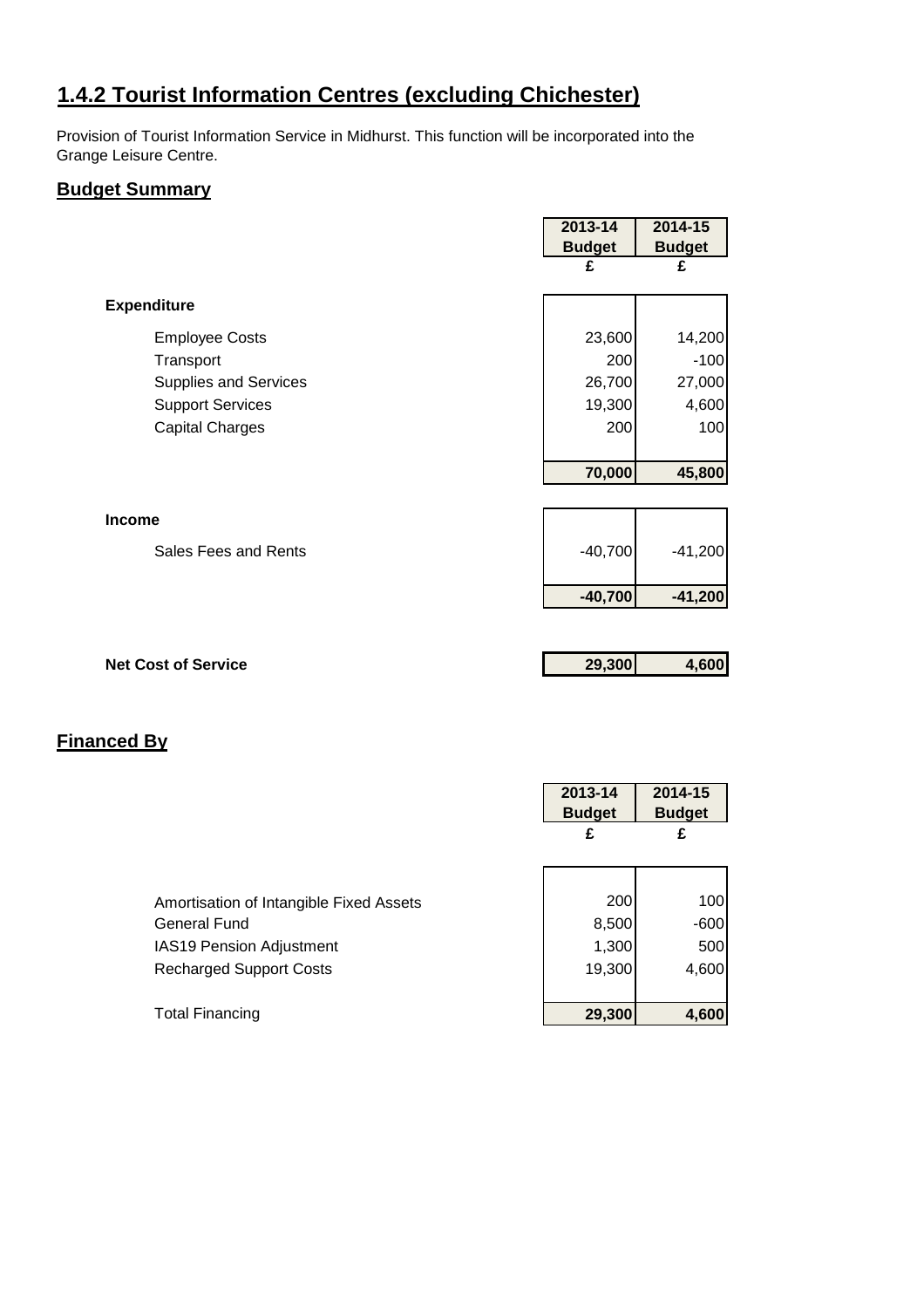# 1.4.2 Tourist Information Centres (excluding Chichester)

Provision of Tourist Information Service in Midhurst. This function will be incorporated into the Grange Leisure Centre.

## Budget Summary

| | 2013-14 Budget | 2014-15 Budget |
|---|---|---|
| | £ | £ |
| **Expenditure** | | |
| Employee Costs | 23,600 | 14,200 |
| Transport | 200 | -100 |
| Supplies and Services | 26,700 | 27,000 |
| Support Services | 19,300 | 4,600 |
| Capital Charges | 200 | 100 |
| | **70,000** | **45,800** |
| **Income** | | |
| Sales Fees and Rents | -40,700 | -41,200 |
| | **-40,700** | **-41,200** |
| **Net Cost of Service** | **29,300** | **4,600** |

## Financed By

| | 2013-14 Budget | 2014-15 Budget |
|---|---|---|
| | £ | £ |
| Amortisation of Intangible Fixed Assets | 200 | 100 |
| General Fund | 8,500 | -600 |
| IAS19 Pension Adjustment | 1,300 | 500 |
| Recharged Support Costs | 19,300 | 4,600 |
| Total Financing | **29,300** | **4,600** |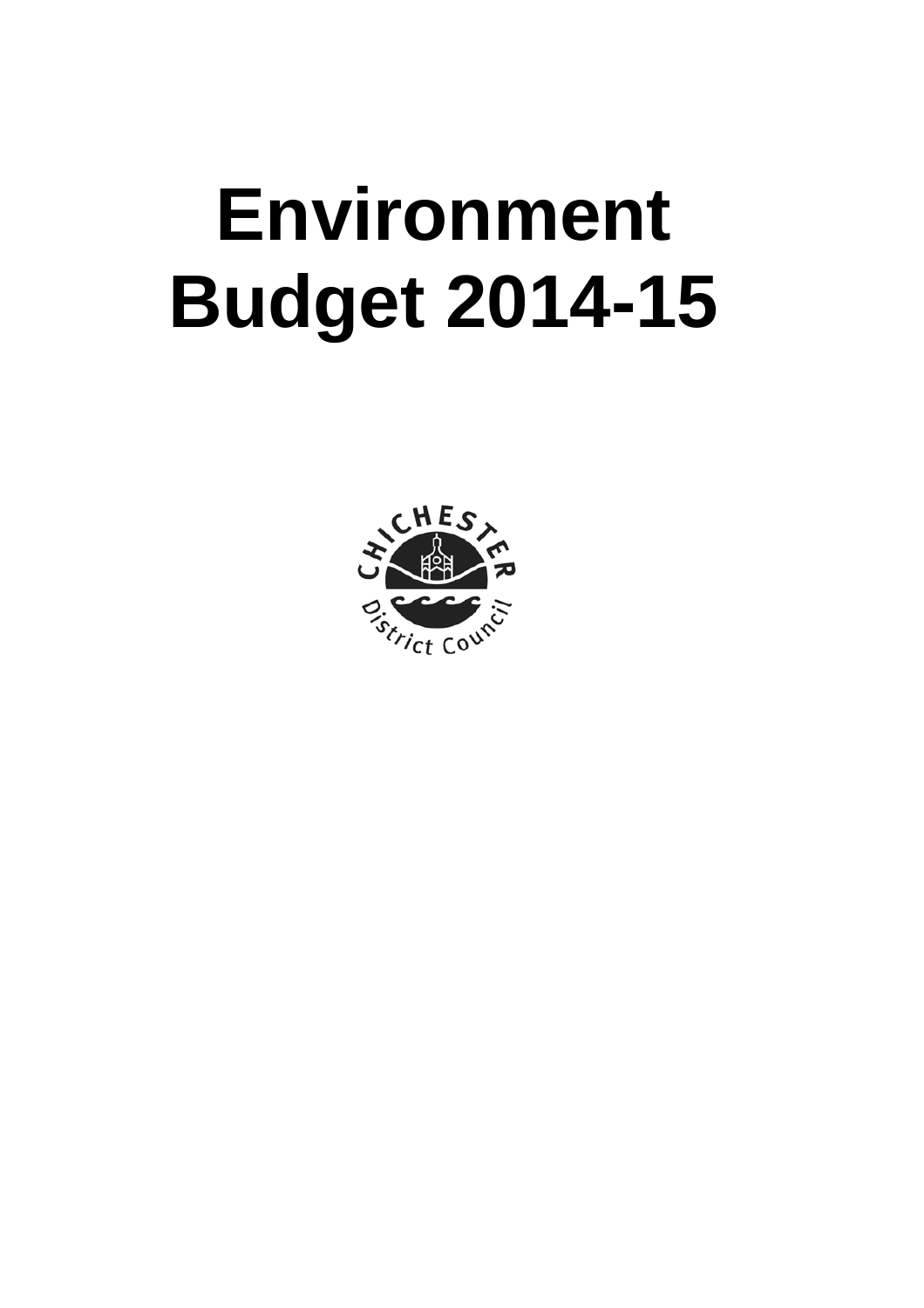# Environment Budget 2014-15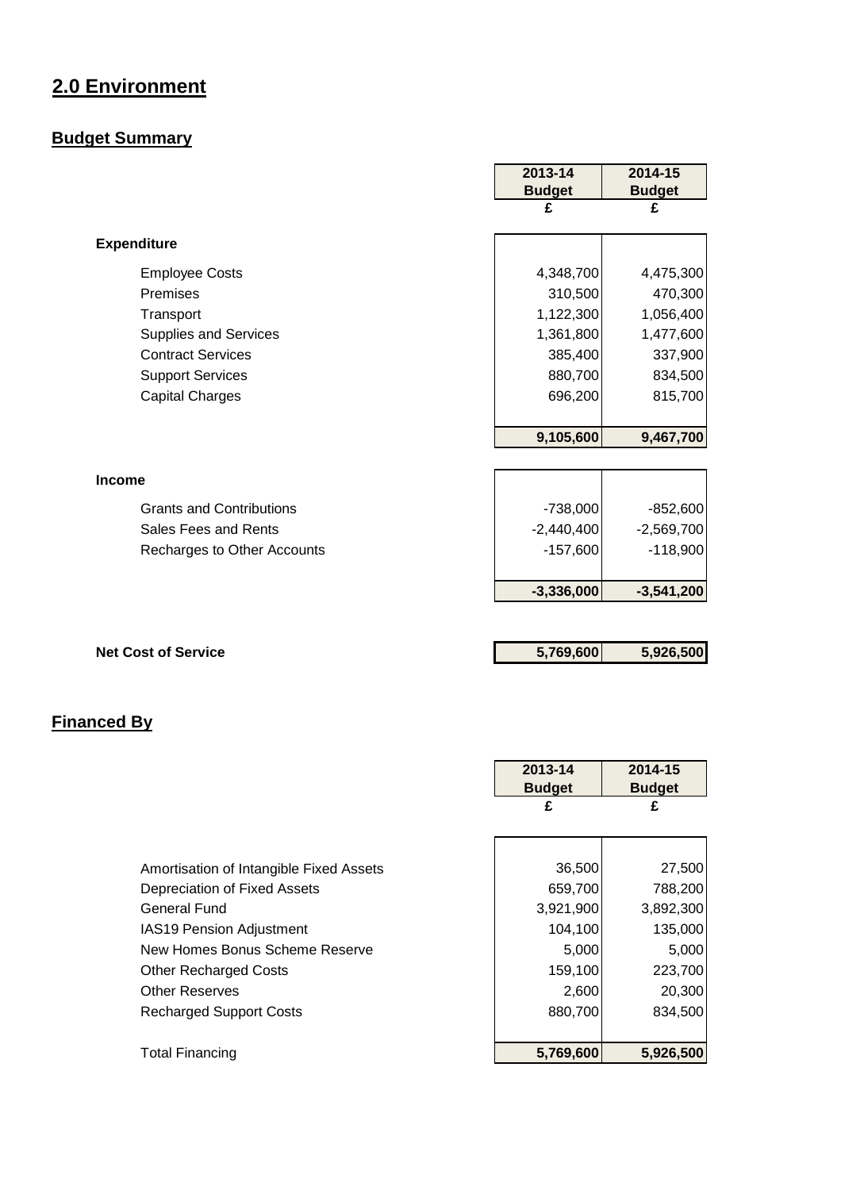## 2.0 Environment

### Budget Summary

| | 2013-14 Budget | 2014-15 Budget |
|---|---|---|
| | £ | £ |
| **Expenditure** | | |
| Employee Costs | 4,348,700 | 4,475,300 |
| Premises | 310,500 | 470,300 |
| Transport | 1,122,300 | 1,056,400 |
| Supplies and Services | 1,361,800 | 1,477,600 |
| Contract Services | 385,400 | 337,900 |
| Support Services | 880,700 | 834,500 |
| Capital Charges | 696,200 | 815,700 |
| | **9,105,600** | **9,467,700** |
| **Income** | | |
| Grants and Contributions | -738,000 | -852,600 |
| Sales Fees and Rents | -2,440,400 | -2,569,700 |
| Recharges to Other Accounts | -157,600 | -118,900 |
| | **-3,336,000** | **-3,541,200** |
| **Net Cost of Service** | **5,769,600** | **5,926,500** |

### Financed By

| | 2013-14 Budget | 2014-15 Budget |
|---|---|---|
| | £ | £ |
| Amortisation of Intangible Fixed Assets | 36,500 | 27,500 |
| Depreciation of Fixed Assets | 659,700 | 788,200 |
| General Fund | 3,921,900 | 3,892,300 |
| IAS19 Pension Adjustment | 104,100 | 135,000 |
| New Homes Bonus Scheme Reserve | 5,000 | 5,000 |
| Other Recharged Costs | 159,100 | 223,700 |
| Other Reserves | 2,600 | 20,300 |
| Recharged Support Costs | 880,700 | 834,500 |
| Total Financing | **5,769,600** | **5,926,500** |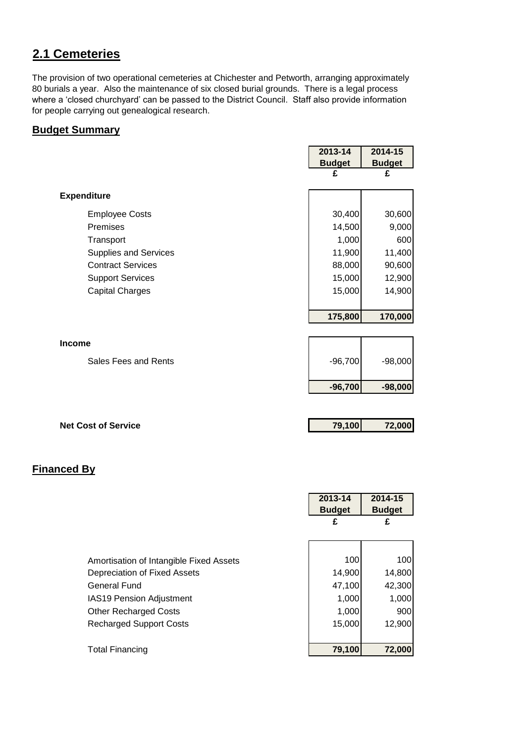## 2.1 Cemeteries

The provision of two operational cemeteries at Chichester and Petworth, arranging approximately 80 burials a year. Also the maintenance of six closed burial grounds. There is a legal process where a 'closed churchyard' can be passed to the District Council. Staff also provide information for people carrying out genealogical research.

### Budget Summary

| | 2013-14 Budget | 2014-15 Budget |
|---|---|---|
| | £ | £ |
| **Expenditure** | | |
| Employee Costs | 30,400 | 30,600 |
| Premises | 14,500 | 9,000 |
| Transport | 1,000 | 600 |
| Supplies and Services | 11,900 | 11,400 |
| Contract Services | 88,000 | 90,600 |
| Support Services | 15,000 | 12,900 |
| Capital Charges | 15,000 | 14,900 |
| | **175,800** | **170,000** |
| **Income** | | |
| Sales Fees and Rents | -96,700 | -98,000 |
| | **-96,700** | **-98,000** |
| **Net Cost of Service** | **79,100** | **72,000** |

### Financed By

| | 2013-14 Budget | 2014-15 Budget |
|---|---|---|
| | £ | £ |
| Amortisation of Intangible Fixed Assets | 100 | 100 |
| Depreciation of Fixed Assets | 14,900 | 14,800 |
| General Fund | 47,100 | 42,300 |
| IAS19 Pension Adjustment | 1,000 | 1,000 |
| Other Recharged Costs | 1,000 | 900 |
| Recharged Support Costs | 15,000 | 12,900 |
| Total Financing | **79,100** | **72,000** |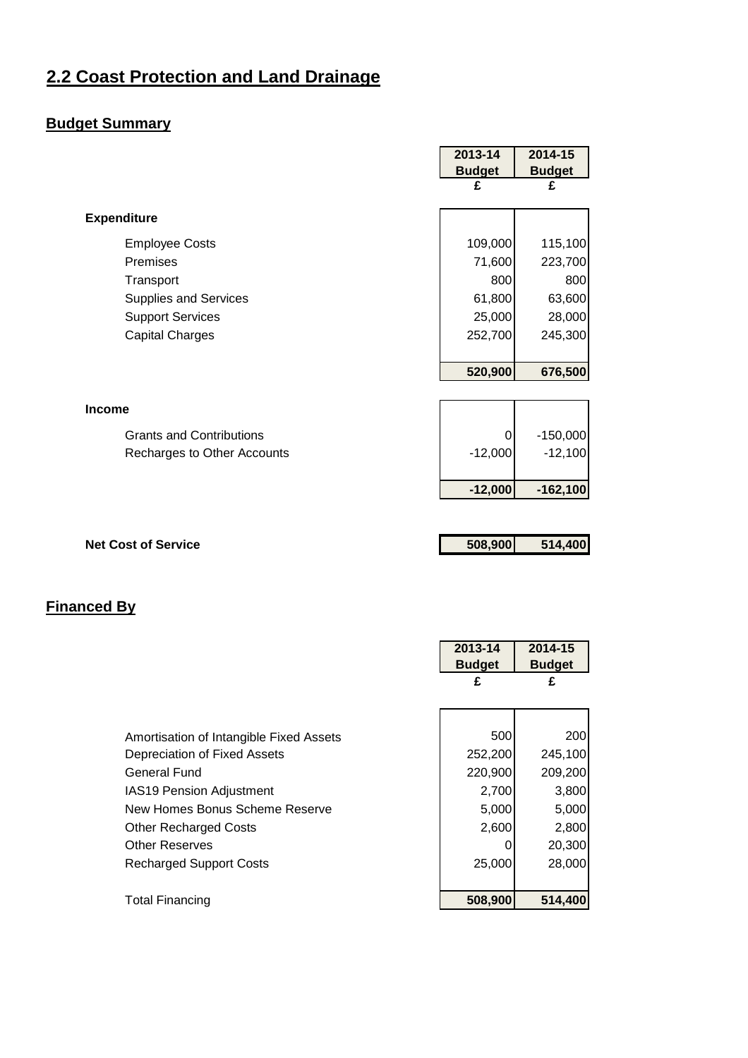# 2.2 Coast Protection and Land Drainage

## Budget Summary

| | 2013-14 Budget £ | 2014-15 Budget £ |
|---|---|---|
| **Expenditure** | | |
| Employee Costs | 109,000 | 115,100 |
| Premises | 71,600 | 223,700 |
| Transport | 800 | 800 |
| Supplies and Services | 61,800 | 63,600 |
| Support Services | 25,000 | 28,000 |
| Capital Charges | 252,700 | 245,300 |
| | **520,900** | **676,500** |
| **Income** | | |
| Grants and Contributions | 0 | -150,000 |
| Recharges to Other Accounts | -12,000 | -12,100 |
| | **-12,000** | **-162,100** |
| **Net Cost of Service** | **508,900** | **514,400** |

## Financed By

| | 2013-14 Budget £ | 2014-15 Budget £ |
|---|---|---|
| Amortisation of Intangible Fixed Assets | 500 | 200 |
| Depreciation of Fixed Assets | 252,200 | 245,100 |
| General Fund | 220,900 | 209,200 |
| IAS19 Pension Adjustment | 2,700 | 3,800 |
| New Homes Bonus Scheme Reserve | 5,000 | 5,000 |
| Other Recharged Costs | 2,600 | 2,800 |
| Other Reserves | 0 | 20,300 |
| Recharged Support Costs | 25,000 | 28,000 |
| Total Financing | **508,900** | **514,400** |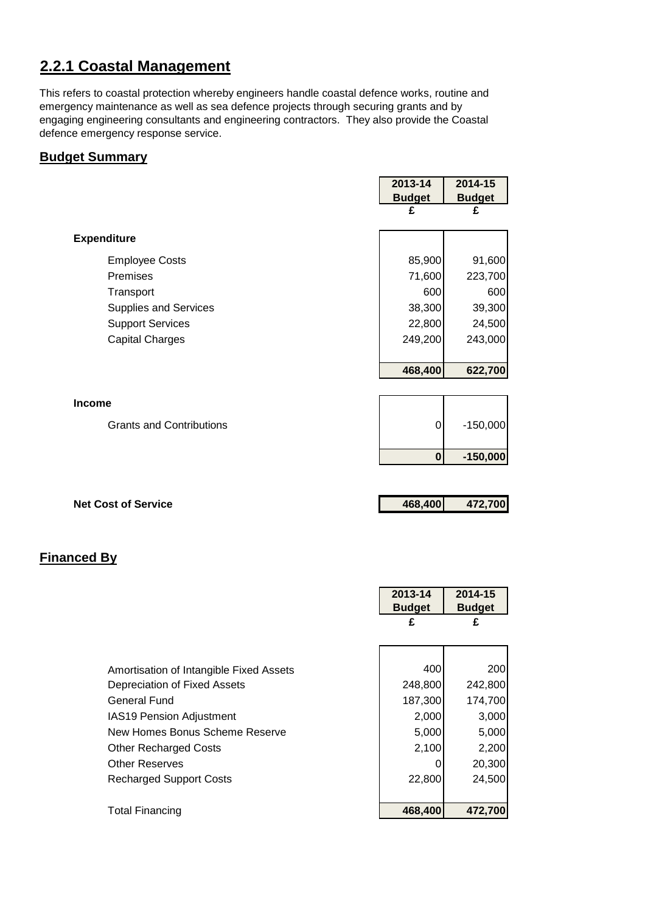## 2.2.1 Coastal Management

This refers to coastal protection whereby engineers handle coastal defence works, routine and emergency maintenance as well as sea defence projects through securing grants and by engaging engineering consultants and engineering contractors. They also provide the Coastal defence emergency response service.

### Budget Summary

| | 2013-14 Budget £ | 2014-15 Budget £ |
|---|---|---|
| **Expenditure** | | |
| Employee Costs | 85,900 | 91,600 |
| Premises | 71,600 | 223,700 |
| Transport | 600 | 600 |
| Supplies and Services | 38,300 | 39,300 |
| Support Services | 22,800 | 24,500 |
| Capital Charges | 249,200 | 243,000 |
| | **468,400** | **622,700** |
| **Income** | | |
| Grants and Contributions | 0 | -150,000 |
| | **0** | **-150,000** |
| **Net Cost of Service** | **468,400** | **472,700** |

### Financed By

| | 2013-14 Budget £ | 2014-15 Budget £ |
|---|---|---|
| Amortisation of Intangible Fixed Assets | 400 | 200 |
| Depreciation of Fixed Assets | 248,800 | 242,800 |
| General Fund | 187,300 | 174,700 |
| IAS19 Pension Adjustment | 2,000 | 3,000 |
| New Homes Bonus Scheme Reserve | 5,000 | 5,000 |
| Other Recharged Costs | 2,100 | 2,200 |
| Other Reserves | 0 | 20,300 |
| Recharged Support Costs | 22,800 | 24,500 |
| Total Financing | **468,400** | **472,700** |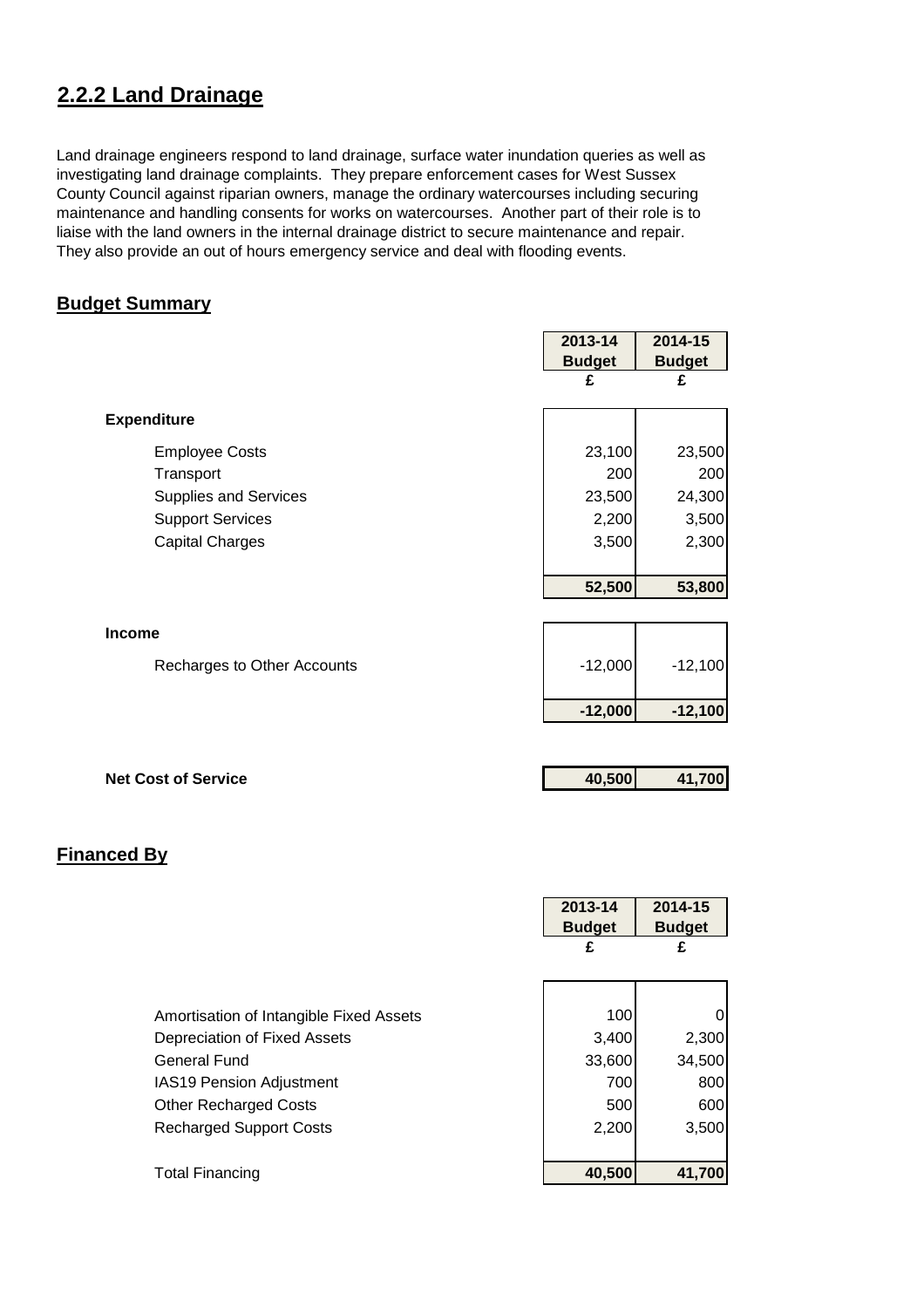## 2.2.2 Land Drainage

Land drainage engineers respond to land drainage, surface water inundation queries as well as investigating land drainage complaints. They prepare enforcement cases for West Sussex County Council against riparian owners, manage the ordinary watercourses including securing maintenance and handling consents for works on watercourses. Another part of their role is to liaise with the land owners in the internal drainage district to secure maintenance and repair. They also provide an out of hours emergency service and deal with flooding events.

### Budget Summary

| | 2013-14 Budget £ | 2014-15 Budget £ |
|---|---|---|
| **Expenditure** | | |
| Employee Costs | 23,100 | 23,500 |
| Transport | 200 | 200 |
| Supplies and Services | 23,500 | 24,300 |
| Support Services | 2,200 | 3,500 |
| Capital Charges | 3,500 | 2,300 |
| | **52,500** | **53,800** |
| **Income** | | |
| Recharges to Other Accounts | -12,000 | -12,100 |
| | **-12,000** | **-12,100** |
| **Net Cost of Service** | **40,500** | **41,700** |

### Financed By

| | 2013-14 Budget £ | 2014-15 Budget £ |
|---|---|---|
| Amortisation of Intangible Fixed Assets | 100 | 0 |
| Depreciation of Fixed Assets | 3,400 | 2,300 |
| General Fund | 33,600 | 34,500 |
| IAS19 Pension Adjustment | 700 | 800 |
| Other Recharged Costs | 500 | 600 |
| Recharged Support Costs | 2,200 | 3,500 |
| Total Financing | **40,500** | **41,700** |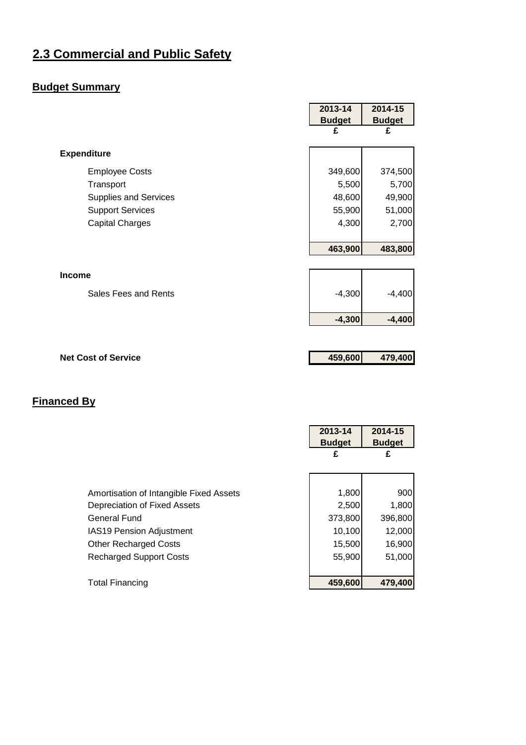# 2.3 Commercial and Public Safety

## Budget Summary

| | 2013-14 Budget | 2014-15 Budget |
|---|---|---|
| | £ | £ |
| **Expenditure** | | |
| Employee Costs | 349,600 | 374,500 |
| Transport | 5,500 | 5,700 |
| Supplies and Services | 48,600 | 49,900 |
| Support Services | 55,900 | 51,000 |
| Capital Charges | 4,300 | 2,700 |
| | **463,900** | **483,800** |
| **Income** | | |
| Sales Fees and Rents | -4,300 | -4,400 |
| | **-4,300** | **-4,400** |
| **Net Cost of Service** | **459,600** | **479,400** |

## Financed By

| | 2013-14 Budget | 2014-15 Budget |
|---|---|---|
| | £ | £ |
| Amortisation of Intangible Fixed Assets | 1,800 | 900 |
| Depreciation of Fixed Assets | 2,500 | 1,800 |
| General Fund | 373,800 | 396,800 |
| IAS19 Pension Adjustment | 10,100 | 12,000 |
| Other Recharged Costs | 15,500 | 16,900 |
| Recharged Support Costs | 55,900 | 51,000 |
| Total Financing | **459,600** | **479,400** |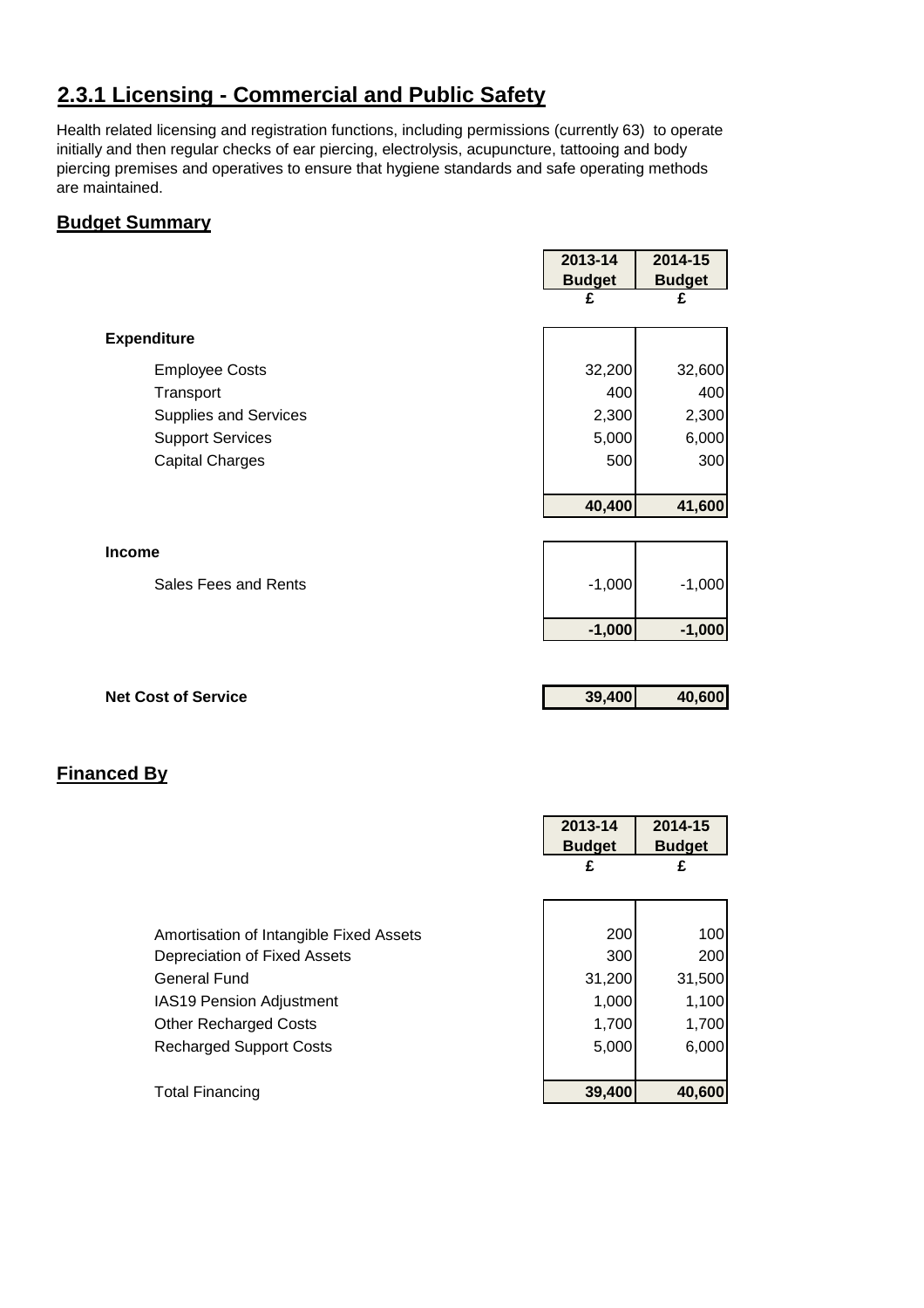## 2.3.1 Licensing - Commercial and Public Safety

Health related licensing and registration functions, including permissions (currently 63) to operate initially and then regular checks of ear piercing, electrolysis, acupuncture, tattooing and body piercing premises and operatives to ensure that hygiene standards and safe operating methods are maintained.

### Budget Summary

| | 2013-14 Budget £ | 2014-15 Budget £ |
|---|---|---|
| **Expenditure** | | |
| Employee Costs | 32,200 | 32,600 |
| Transport | 400 | 400 |
| Supplies and Services | 2,300 | 2,300 |
| Support Services | 5,000 | 6,000 |
| Capital Charges | 500 | 300 |
| | **40,400** | **41,600** |
| **Income** | | |
| Sales Fees and Rents | -1,000 | -1,000 |
| | **-1,000** | **-1,000** |
| **Net Cost of Service** | **39,400** | **40,600** |

### Financed By

| | 2013-14 Budget £ | 2014-15 Budget £ |
|---|---|---|
| Amortisation of Intangible Fixed Assets | 200 | 100 |
| Depreciation of Fixed Assets | 300 | 200 |
| General Fund | 31,200 | 31,500 |
| IAS19 Pension Adjustment | 1,000 | 1,100 |
| Other Recharged Costs | 1,700 | 1,700 |
| Recharged Support Costs | 5,000 | 6,000 |
| Total Financing | **39,400** | **40,600** |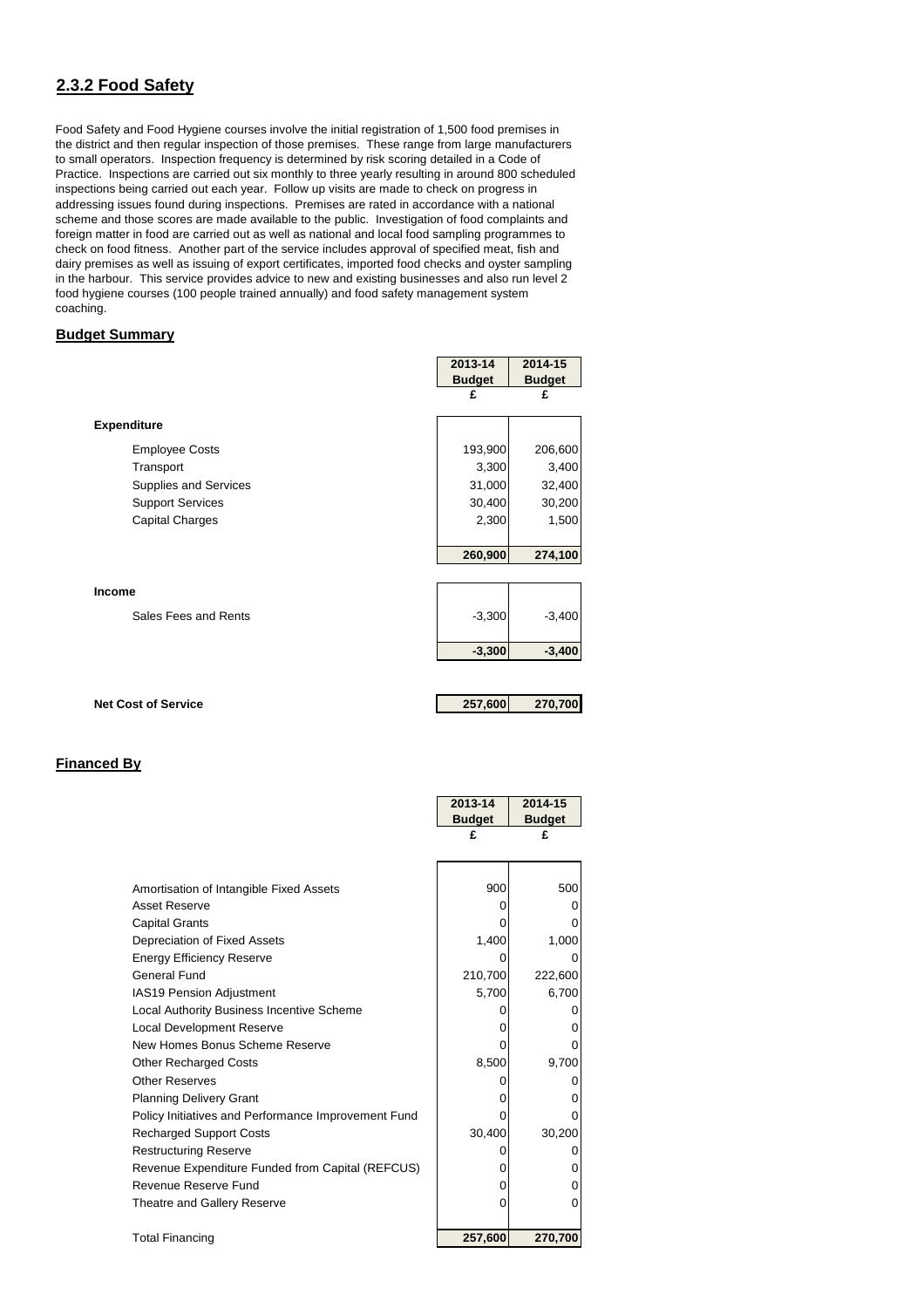## 2.3.2 Food Safety

Food Safety and Food Hygiene courses involve the initial registration of 1,500 food premises in the district and then regular inspection of those premises. These range from large manufacturers to small operators. Inspection frequency is determined by risk scoring detailed in a Code of Practice. Inspections are carried out six monthly to three yearly resulting in around 800 scheduled inspections being carried out each year. Follow up visits are made to check on progress in addressing issues found during inspections. Premises are rated in accordance with a national scheme and those scores are made available to the public. Investigation of food complaints and foreign matter in food are carried out as well as national and local food sampling programmes to check on food fitness. Another part of the service includes approval of specified meat, fish and dairy premises as well as issuing of export certificates, imported food checks and oyster sampling in the harbour. This service provides advice to new and existing businesses and also run level 2 food hygiene courses (100 people trained annually) and food safety management system coaching.

### Budget Summary

| | 2013-14 Budget £ | 2014-15 Budget £ |
|---|---|---|
| **Expenditure** | | |
| Employee Costs | 193,900 | 206,600 |
| Transport | 3,300 | 3,400 |
| Supplies and Services | 31,000 | 32,400 |
| Support Services | 30,400 | 30,200 |
| Capital Charges | 2,300 | 1,500 |
| | **260,900** | **274,100** |
| **Income** | | |
| Sales Fees and Rents | -3,300 | -3,400 |
| | **-3,300** | **-3,400** |
| **Net Cost of Service** | **257,600** | **270,700** |

### Financed By

| | 2013-14 Budget £ | 2014-15 Budget £ |
|---|---|---|
| Amortisation of Intangible Fixed Assets | 900 | 500 |
| Asset Reserve | 0 | 0 |
| Capital Grants | 0 | 0 |
| Depreciation of Fixed Assets | 1,400 | 1,000 |
| Energy Efficiency Reserve | 0 | 0 |
| General Fund | 210,700 | 222,600 |
| IAS19 Pension Adjustment | 5,700 | 6,700 |
| Local Authority Business Incentive Scheme | 0 | 0 |
| Local Development Reserve | 0 | 0 |
| New Homes Bonus Scheme Reserve | 0 | 0 |
| Other Recharged Costs | 8,500 | 9,700 |
| Other Reserves | 0 | 0 |
| Planning Delivery Grant | 0 | 0 |
| Policy Initiatives and Performance Improvement Fund | 0 | 0 |
| Recharged Support Costs | 30,400 | 30,200 |
| Restructuring Reserve | 0 | 0 |
| Revenue Expenditure Funded from Capital (REFCUS) | 0 | 0 |
| Revenue Reserve Fund | 0 | 0 |
| Theatre and Gallery Reserve | 0 | 0 |
| Total Financing | **257,600** | **270,700** |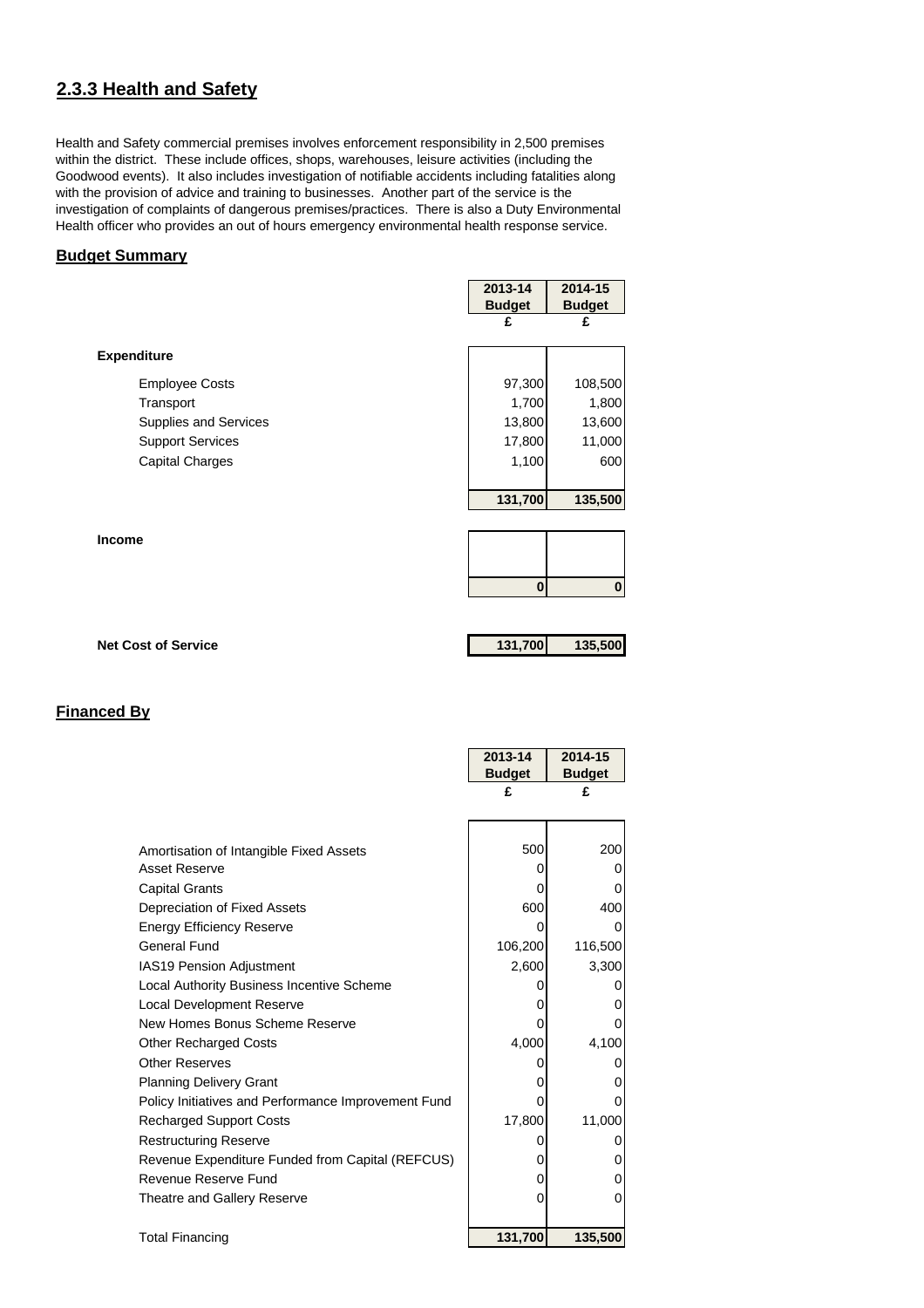## 2.3.3 Health and Safety

Health and Safety commercial premises involves enforcement responsibility in 2,500 premises within the district. These include offices, shops, warehouses, leisure activities (including the Goodwood events). It also includes investigation of notifiable accidents including fatalities along with the provision of advice and training to businesses. Another part of the service is the investigation of complaints of dangerous premises/practices. There is also a Duty Environmental Health officer who provides an out of hours emergency environmental health response service.

### Budget Summary

| | 2013-14 Budget | 2014-15 Budget |
|---|---|---|
| | £ | £ |
| **Expenditure** | | |
| Employee Costs | 97,300 | 108,500 |
| Transport | 1,700 | 1,800 |
| Supplies and Services | 13,800 | 13,600 |
| Support Services | 17,800 | 11,000 |
| Capital Charges | 1,100 | 600 |
| | **131,700** | **135,500** |
| **Income** | | |
| | **0** | **0** |
| **Net Cost of Service** | **131,700** | **135,500** |

### Financed By

| | 2013-14 Budget | 2014-15 Budget |
|---|---|---|
| | £ | £ |
| Amortisation of Intangible Fixed Assets | 500 | 200 |
| Asset Reserve | 0 | 0 |
| Capital Grants | 0 | 0 |
| Depreciation of Fixed Assets | 600 | 400 |
| Energy Efficiency Reserve | 0 | 0 |
| General Fund | 106,200 | 116,500 |
| IAS19 Pension Adjustment | 2,600 | 3,300 |
| Local Authority Business Incentive Scheme | 0 | 0 |
| Local Development Reserve | 0 | 0 |
| New Homes Bonus Scheme Reserve | 0 | 0 |
| Other Recharged Costs | 4,000 | 4,100 |
| Other Reserves | 0 | 0 |
| Planning Delivery Grant | 0 | 0 |
| Policy Initiatives and Performance Improvement Fund | 0 | 0 |
| Recharged Support Costs | 17,800 | 11,000 |
| Restructuring Reserve | 0 | 0 |
| Revenue Expenditure Funded from Capital (REFCUS) | 0 | 0 |
| Revenue Reserve Fund | 0 | 0 |
| Theatre and Gallery Reserve | 0 | 0 |
| Total Financing | **131,700** | **135,500** |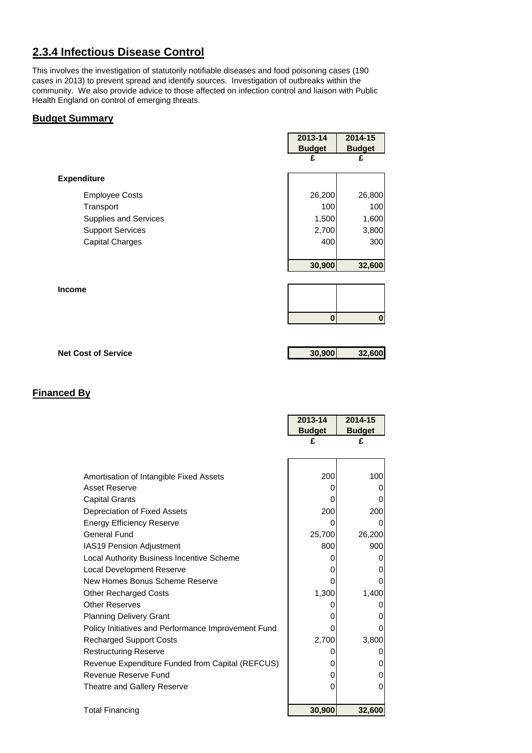## 2.3.4 Infectious Disease Control

This involves the investigation of statutorily notifiable diseases and food poisoning cases (190 cases in 2013) to prevent spread and identify sources. Investigation of outbreaks within the community. We also provide advice to those affected on infection control and liaison with Public Health England on control of emerging threats.

### Budget Summary

| | 2013-14 Budget £ | 2014-15 Budget £ |
|---|---|---|
| **Expenditure** | | |
| Employee Costs | 26,200 | 26,800 |
| Transport | 100 | 100 |
| Supplies and Services | 1,500 | 1,600 |
| Support Services | 2,700 | 3,800 |
| Capital Charges | 400 | 300 |
| | **30,900** | **32,600** |
| **Income** | | |
| | **0** | **0** |
| **Net Cost of Service** | **30,900** | **32,600** |

### Financed By

| | 2013-14 Budget £ | 2014-15 Budget £ |
|---|---|---|
| Amortisation of Intangible Fixed Assets | 200 | 100 |
| Asset Reserve | 0 | 0 |
| Capital Grants | 0 | 0 |
| Depreciation of Fixed Assets | 200 | 200 |
| Energy Efficiency Reserve | 0 | 0 |
| General Fund | 25,700 | 26,200 |
| IAS19 Pension Adjustment | 800 | 900 |
| Local Authority Business Incentive Scheme | 0 | 0 |
| Local Development Reserve | 0 | 0 |
| New Homes Bonus Scheme Reserve | 0 | 0 |
| Other Recharged Costs | 1,300 | 1,400 |
| Other Reserves | 0 | 0 |
| Planning Delivery Grant | 0 | 0 |
| Policy Initiatives and Performance Improvement Fund | 0 | 0 |
| Recharged Support Costs | 2,700 | 3,800 |
| Restructuring Reserve | 0 | 0 |
| Revenue Expenditure Funded from Capital (REFCUS) | 0 | 0 |
| Revenue Reserve Fund | 0 | 0 |
| Theatre and Gallery Reserve | 0 | 0 |
| Total Financing | **30,900** | **32,600** |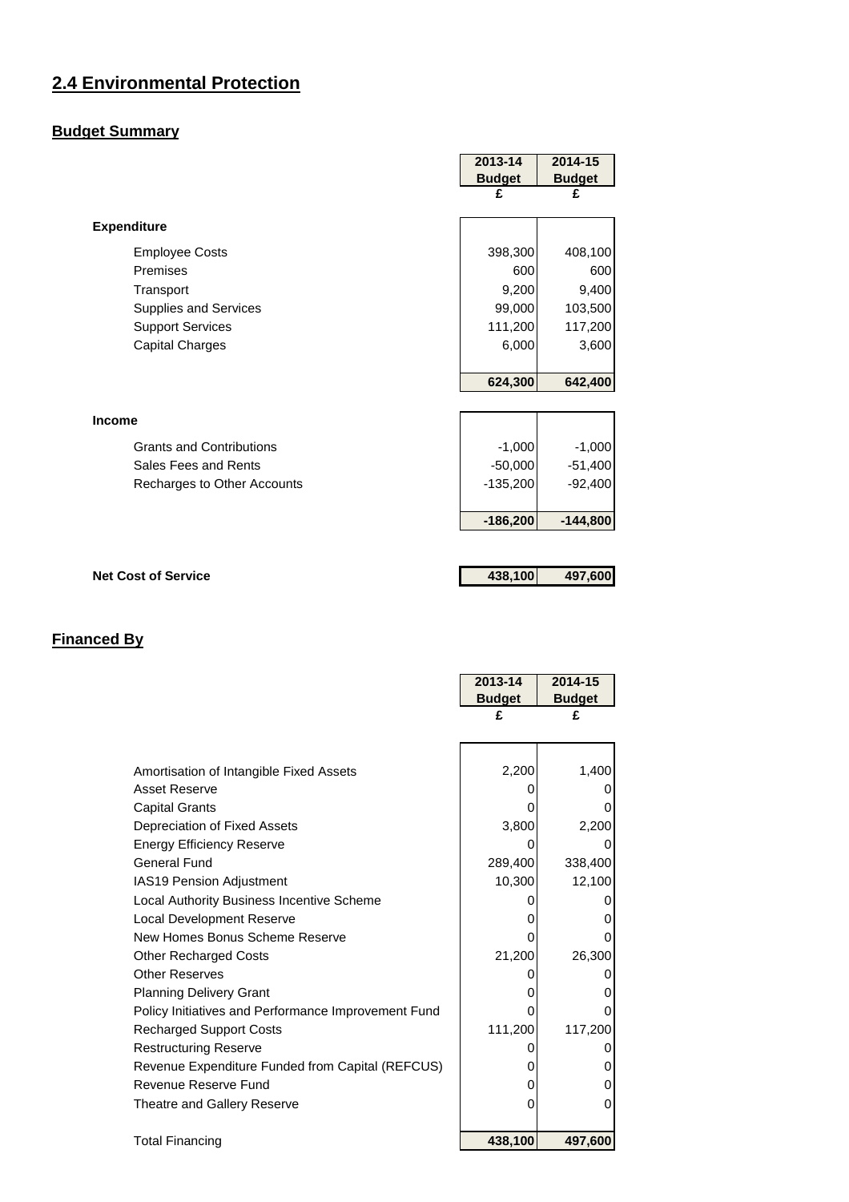## 2.4 Environmental Protection

### Budget Summary

| | 2013-14 Budget £ | 2014-15 Budget £ |
|---|---|---|
| **Expenditure** | | |
| Employee Costs | 398,300 | 408,100 |
| Premises | 600 | 600 |
| Transport | 9,200 | 9,400 |
| Supplies and Services | 99,000 | 103,500 |
| Support Services | 111,200 | 117,200 |
| Capital Charges | 6,000 | 3,600 |
| | **624,300** | **642,400** |
| **Income** | | |
| Grants and Contributions | -1,000 | -1,000 |
| Sales Fees and Rents | -50,000 | -51,400 |
| Recharges to Other Accounts | -135,200 | -92,400 |
| | **-186,200** | **-144,800** |
| **Net Cost of Service** | **438,100** | **497,600** |

### Financed By

| | 2013-14 Budget £ | 2014-15 Budget £ |
|---|---|---|
| Amortisation of Intangible Fixed Assets | 2,200 | 1,400 |
| Asset Reserve | 0 | 0 |
| Capital Grants | 0 | 0 |
| Depreciation of Fixed Assets | 3,800 | 2,200 |
| Energy Efficiency Reserve | 0 | 0 |
| General Fund | 289,400 | 338,400 |
| IAS19 Pension Adjustment | 10,300 | 12,100 |
| Local Authority Business Incentive Scheme | 0 | 0 |
| Local Development Reserve | 0 | 0 |
| New Homes Bonus Scheme Reserve | 0 | 0 |
| Other Recharged Costs | 21,200 | 26,300 |
| Other Reserves | 0 | 0 |
| Planning Delivery Grant | 0 | 0 |
| Policy Initiatives and Performance Improvement Fund | 0 | 0 |
| Recharged Support Costs | 111,200 | 117,200 |
| Restructuring Reserve | 0 | 0 |
| Revenue Expenditure Funded from Capital (REFCUS) | 0 | 0 |
| Revenue Reserve Fund | 0 | 0 |
| Theatre and Gallery Reserve | 0 | 0 |
| Total Financing | **438,100** | **497,600** |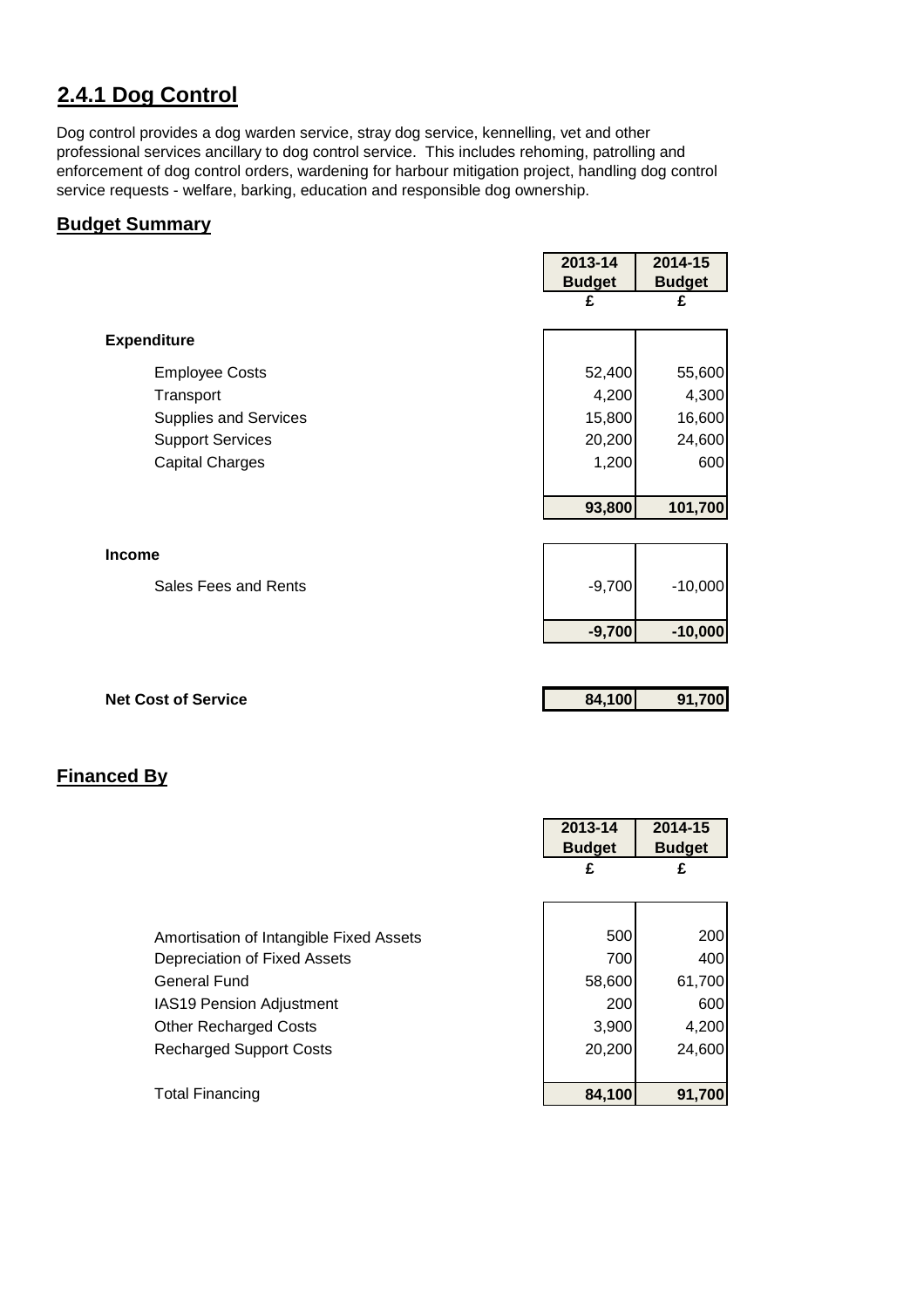## 2.4.1 Dog Control

Dog control provides a dog warden service, stray dog service, kennelling, vet and other professional services ancillary to dog control service. This includes rehoming, patrolling and enforcement of dog control orders, wardening for harbour mitigation project, handling dog control service requests - welfare, barking, education and responsible dog ownership.

### Budget Summary

| | 2013-14 Budget | 2014-15 Budget |
|---|---|---|
| | £ | £ |
| **Expenditure** | | |
| Employee Costs | 52,400 | 55,600 |
| Transport | 4,200 | 4,300 |
| Supplies and Services | 15,800 | 16,600 |
| Support Services | 20,200 | 24,600 |
| Capital Charges | 1,200 | 600 |
| | **93,800** | **101,700** |
| **Income** | | |
| Sales Fees and Rents | -9,700 | -10,000 |
| | **-9,700** | **-10,000** |
| **Net Cost of Service** | **84,100** | **91,700** |

### Financed By

| | 2013-14 Budget | 2014-15 Budget |
|---|---|---|
| | £ | £ |
| Amortisation of Intangible Fixed Assets | 500 | 200 |
| Depreciation of Fixed Assets | 700 | 400 |
| General Fund | 58,600 | 61,700 |
| IAS19 Pension Adjustment | 200 | 600 |
| Other Recharged Costs | 3,900 | 4,200 |
| Recharged Support Costs | 20,200 | 24,600 |
| Total Financing | **84,100** | **91,700** |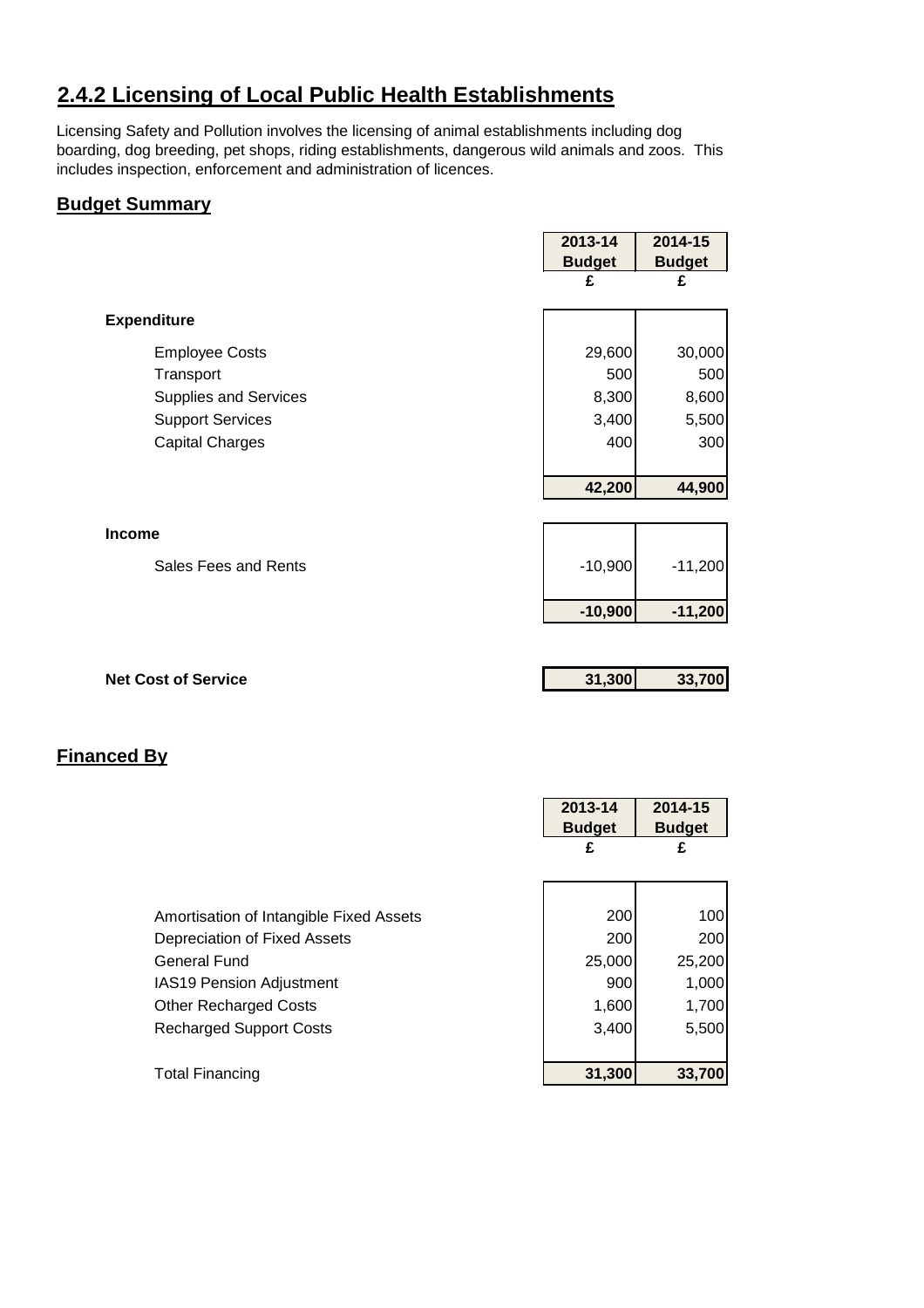## 2.4.2 Licensing of Local Public Health Establishments

Licensing Safety and Pollution involves the licensing of animal establishments including dog boarding, dog breeding, pet shops, riding establishments, dangerous wild animals and zoos. This includes inspection, enforcement and administration of licences.

### Budget Summary

| | 2013-14 Budget | 2014-15 Budget |
|---|---|---|
| | £ | £ |
| **Expenditure** | | |
| Employee Costs | 29,600 | 30,000 |
| Transport | 500 | 500 |
| Supplies and Services | 8,300 | 8,600 |
| Support Services | 3,400 | 5,500 |
| Capital Charges | 400 | 300 |
| | **42,200** | **44,900** |
| **Income** | | |
| Sales Fees and Rents | -10,900 | -11,200 |
| | **-10,900** | **-11,200** |
| **Net Cost of Service** | **31,300** | **33,700** |

### Financed By

| | 2013-14 Budget | 2014-15 Budget |
|---|---|---|
| | £ | £ |
| Amortisation of Intangible Fixed Assets | 200 | 100 |
| Depreciation of Fixed Assets | 200 | 200 |
| General Fund | 25,000 | 25,200 |
| IAS19 Pension Adjustment | 900 | 1,000 |
| Other Recharged Costs | 1,600 | 1,700 |
| Recharged Support Costs | 3,400 | 5,500 |
| Total Financing | **31,300** | **33,700** |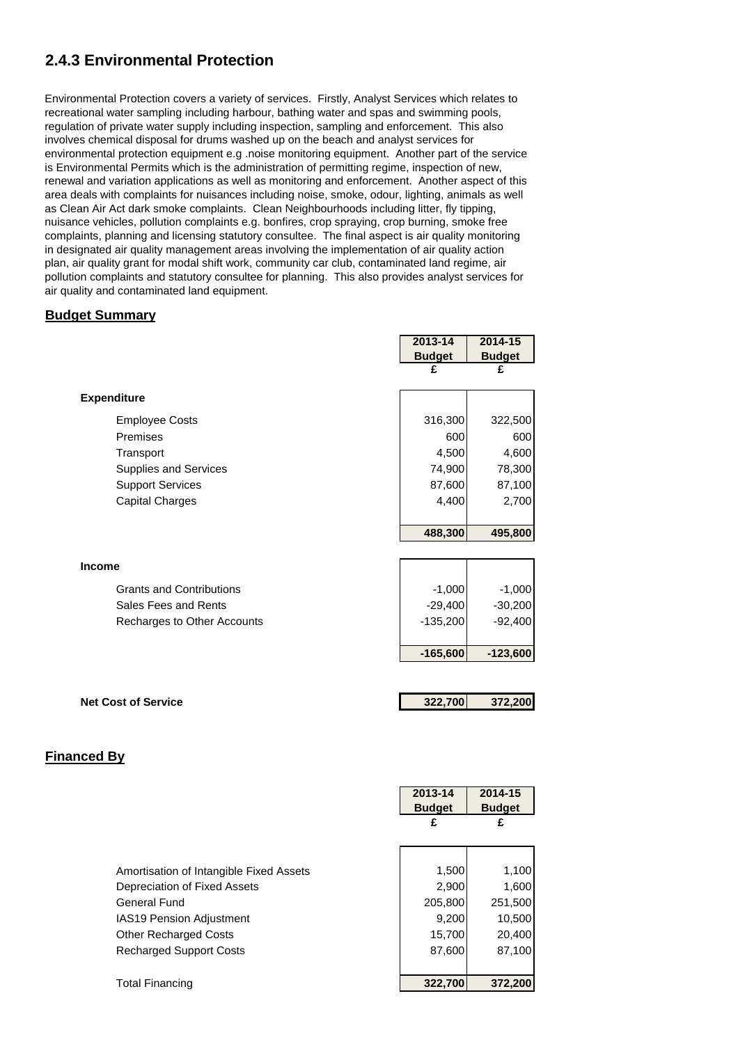## 2.4.3 Environmental Protection

Environmental Protection covers a variety of services. Firstly, Analyst Services which relates to recreational water sampling including harbour, bathing water and spas and swimming pools, regulation of private water supply including inspection, sampling and enforcement. This also involves chemical disposal for drums washed up on the beach and analyst services for environmental protection equipment e.g .noise monitoring equipment. Another part of the service is Environmental Permits which is the administration of permitting regime, inspection of new, renewal and variation applications as well as monitoring and enforcement. Another aspect of this area deals with complaints for nuisances including noise, smoke, odour, lighting, animals as well as Clean Air Act dark smoke complaints. Clean Neighbourhoods including litter, fly tipping, nuisance vehicles, pollution complaints e.g. bonfires, crop spraying, crop burning, smoke free complaints, planning and licensing statutory consultee. The final aspect is air quality monitoring in designated air quality management areas involving the implementation of air quality action plan, air quality grant for modal shift work, community car club, contaminated land regime, air pollution complaints and statutory consultee for planning. This also provides analyst services for air quality and contaminated land equipment.

**Budget Summary**

| | 2013-14 Budget £ | 2014-15 Budget £ |
|---|---|---|
| **Expenditure** | | |
| Employee Costs | 316,300 | 322,500 |
| Premises | 600 | 600 |
| Transport | 4,500 | 4,600 |
| Supplies and Services | 74,900 | 78,300 |
| Support Services | 87,600 | 87,100 |
| Capital Charges | 4,400 | 2,700 |
| | **488,300** | **495,800** |
| **Income** | | |
| Grants and Contributions | -1,000 | -1,000 |
| Sales Fees and Rents | -29,400 | -30,200 |
| Recharges to Other Accounts | -135,200 | -92,400 |
| | **-165,600** | **-123,600** |
| **Net Cost of Service** | **322,700** | **372,200** |

**Financed By**

| | 2013-14 Budget £ | 2014-15 Budget £ |
|---|---|---|
| Amortisation of Intangible Fixed Assets | 1,500 | 1,100 |
| Depreciation of Fixed Assets | 2,900 | 1,600 |
| General Fund | 205,800 | 251,500 |
| IAS19 Pension Adjustment | 9,200 | 10,500 |
| Other Recharged Costs | 15,700 | 20,400 |
| Recharged Support Costs | 87,600 | 87,100 |
| Total Financing | **322,700** | **372,200** |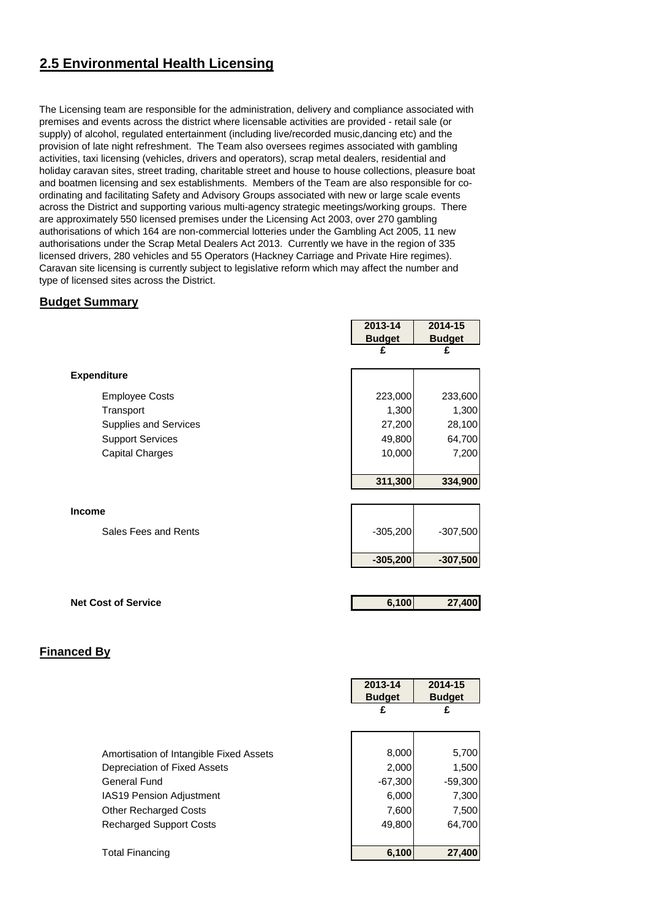## 2.5 Environmental Health Licensing

The Licensing team are responsible for the administration, delivery and compliance associated with premises and events across the district where licensable activities are provided - retail sale (or supply) of alcohol, regulated entertainment (including live/recorded music,dancing etc) and the provision of late night refreshment. The Team also oversees regimes associated with gambling activities, taxi licensing (vehicles, drivers and operators), scrap metal dealers, residential and holiday caravan sites, street trading, charitable street and house to house collections, pleasure boat and boatmen licensing and sex establishments. Members of the Team are also responsible for co-ordinating and facilitating Safety and Advisory Groups associated with new or large scale events across the District and supporting various multi-agency strategic meetings/working groups. There are approximately 550 licensed premises under the Licensing Act 2003, over 270 gambling authorisations of which 164 are non-commercial lotteries under the Gambling Act 2005, 11 new authorisations under the Scrap Metal Dealers Act 2013. Currently we have in the region of 335 licensed drivers, 280 vehicles and 55 Operators (Hackney Carriage and Private Hire regimes). Caravan site licensing is currently subject to legislative reform which may affect the number and type of licensed sites across the District.

### Budget Summary

| | 2013-14 Budget | 2014-15 Budget |
|---|---|---|
| | £ | £ |
| **Expenditure** | | |
| Employee Costs | 223,000 | 233,600 |
| Transport | 1,300 | 1,300 |
| Supplies and Services | 27,200 | 28,100 |
| Support Services | 49,800 | 64,700 |
| Capital Charges | 10,000 | 7,200 |
| | **311,300** | **334,900** |
| **Income** | | |
| Sales Fees and Rents | -305,200 | -307,500 |
| | **-305,200** | **-307,500** |
| **Net Cost of Service** | **6,100** | **27,400** |

### Financed By

| | 2013-14 Budget | 2014-15 Budget |
|---|---|---|
| | £ | £ |
| Amortisation of Intangible Fixed Assets | 8,000 | 5,700 |
| Depreciation of Fixed Assets | 2,000 | 1,500 |
| General Fund | -67,300 | -59,300 |
| IAS19 Pension Adjustment | 6,000 | 7,300 |
| Other Recharged Costs | 7,600 | 7,500 |
| Recharged Support Costs | 49,800 | 64,700 |
| Total Financing | **6,100** | **27,400** |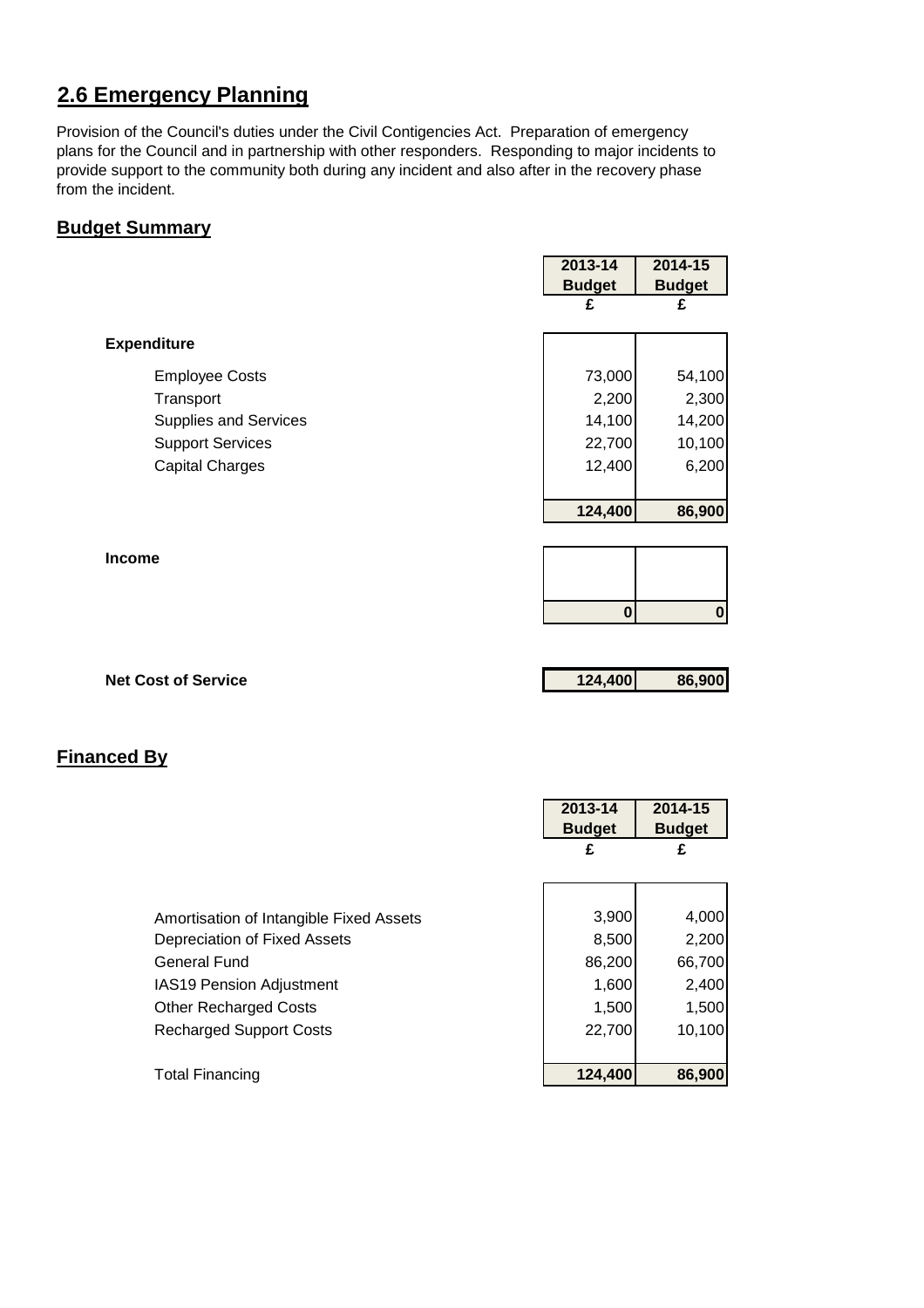## 2.6 Emergency Planning

Provision of the Council's duties under the Civil Contigencies Act. Preparation of emergency plans for the Council and in partnership with other responders. Responding to major incidents to provide support to the community both during any incident and also after in the recovery phase from the incident.

### Budget Summary

| | 2013-14 Budget £ | 2014-15 Budget £ |
|---|---|---|
| **Expenditure** | | |
| Employee Costs | 73,000 | 54,100 |
| Transport | 2,200 | 2,300 |
| Supplies and Services | 14,100 | 14,200 |
| Support Services | 22,700 | 10,100 |
| Capital Charges | 12,400 | 6,200 |
| | **124,400** | **86,900** |
| **Income** | | |
| | **0** | **0** |
| **Net Cost of Service** | **124,400** | **86,900** |

### Financed By

| | 2013-14 Budget £ | 2014-15 Budget £ |
|---|---|---|
| Amortisation of Intangible Fixed Assets | 3,900 | 4,000 |
| Depreciation of Fixed Assets | 8,500 | 2,200 |
| General Fund | 86,200 | 66,700 |
| IAS19 Pension Adjustment | 1,600 | 2,400 |
| Other Recharged Costs | 1,500 | 1,500 |
| Recharged Support Costs | 22,700 | 10,100 |
| Total Financing | **124,400** | **86,900** |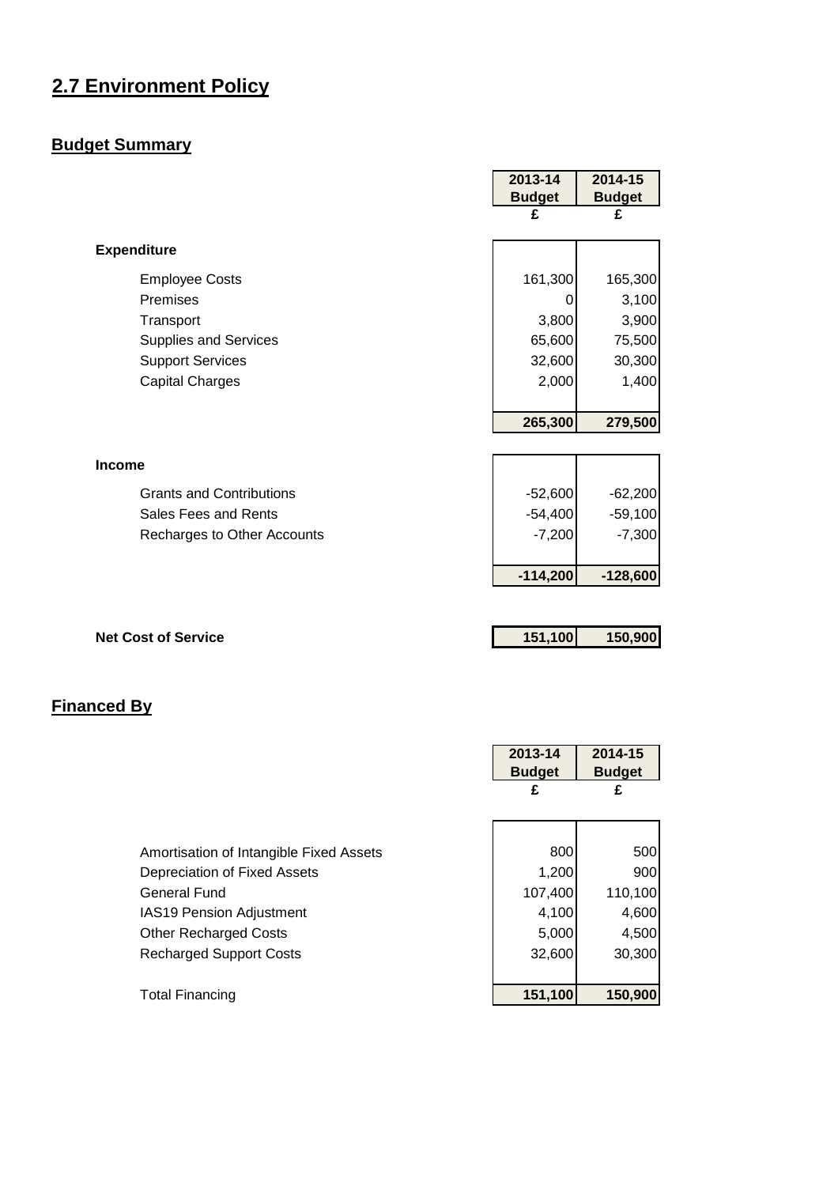# 2.7 Environment Policy

## Budget Summary

| | 2013-14 Budget £ | 2014-15 Budget £ |
|---|---|---|
| **Expenditure** | | |
| Employee Costs | 161,300 | 165,300 |
| Premises | 0 | 3,100 |
| Transport | 3,800 | 3,900 |
| Supplies and Services | 65,600 | 75,500 |
| Support Services | 32,600 | 30,300 |
| Capital Charges | 2,000 | 1,400 |
| | **265,300** | **279,500** |
| **Income** | | |
| Grants and Contributions | -52,600 | -62,200 |
| Sales Fees and Rents | -54,400 | -59,100 |
| Recharges to Other Accounts | -7,200 | -7,300 |
| | **-114,200** | **-128,600** |
| **Net Cost of Service** | **151,100** | **150,900** |

## Financed By

| | 2013-14 Budget £ | 2014-15 Budget £ |
|---|---|---|
| Amortisation of Intangible Fixed Assets | 800 | 500 |
| Depreciation of Fixed Assets | 1,200 | 900 |
| General Fund | 107,400 | 110,100 |
| IAS19 Pension Adjustment | 4,100 | 4,600 |
| Other Recharged Costs | 5,000 | 4,500 |
| Recharged Support Costs | 32,600 | 30,300 |
| Total Financing | **151,100** | **150,900** |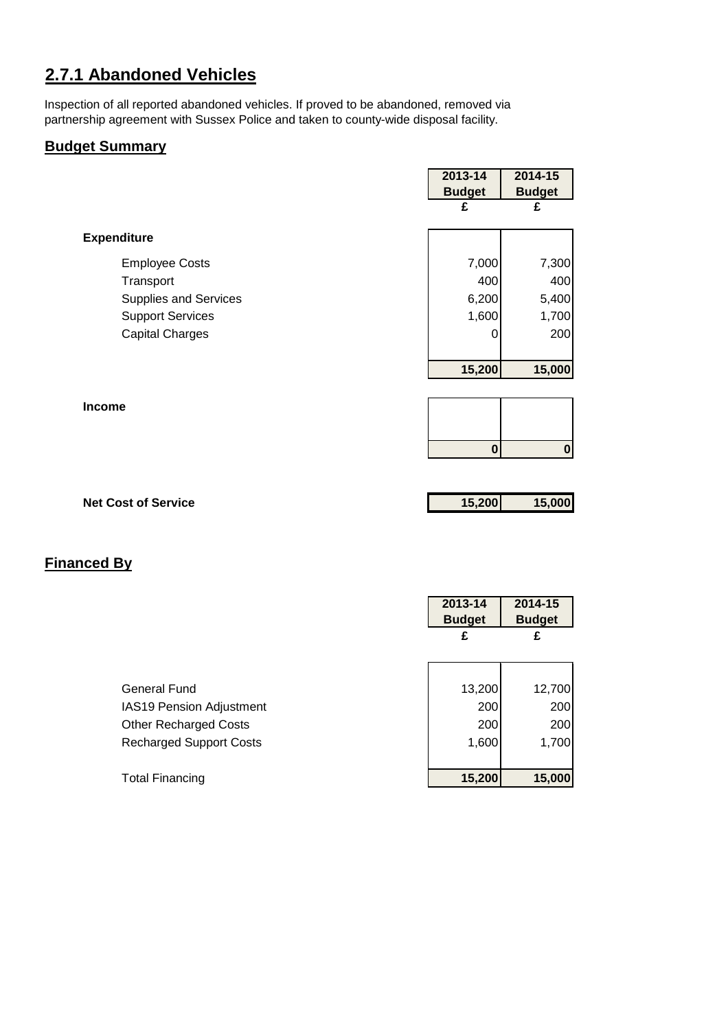## 2.7.1 Abandoned Vehicles

Inspection of all reported abandoned vehicles. If proved to be abandoned, removed via partnership agreement with Sussex Police and taken to county-wide disposal facility.

### Budget Summary

| | 2013-14 Budget | 2014-15 Budget |
|---|---|---|
| | £ | £ |
| **Expenditure** | | |
| Employee Costs | 7,000 | 7,300 |
| Transport | 400 | 400 |
| Supplies and Services | 6,200 | 5,400 |
| Support Services | 1,600 | 1,700 |
| Capital Charges | 0 | 200 |
| | **15,200** | **15,000** |
| **Income** | | |
| | **0** | **0** |
| **Net Cost of Service** | **15,200** | **15,000** |

### Financed By

| | 2013-14 Budget | 2014-15 Budget |
|---|---|---|
| | £ | £ |
| General Fund | 13,200 | 12,700 |
| IAS19 Pension Adjustment | 200 | 200 |
| Other Recharged Costs | 200 | 200 |
| Recharged Support Costs | 1,600 | 1,700 |
| Total Financing | **15,200** | **15,000** |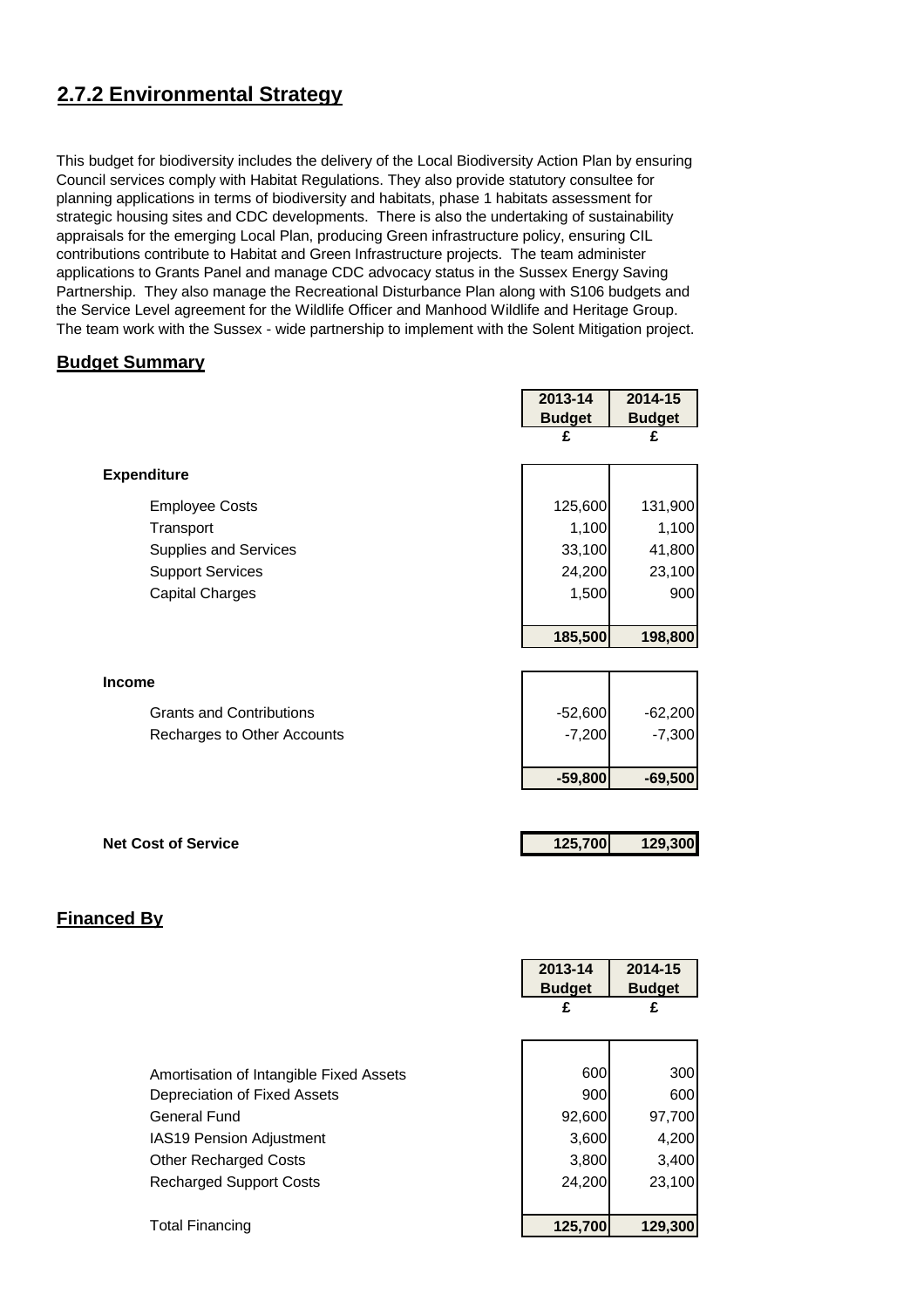## 2.7.2 Environmental Strategy

This budget for biodiversity includes the delivery of the Local Biodiversity Action Plan by ensuring Council services comply with Habitat Regulations. They also provide statutory consultee for planning applications in terms of biodiversity and habitats, phase 1 habitats assessment for strategic housing sites and CDC developments. There is also the undertaking of sustainability appraisals for the emerging Local Plan, producing Green infrastructure policy, ensuring CIL contributions contribute to Habitat and Green Infrastructure projects. The team administer applications to Grants Panel and manage CDC advocacy status in the Sussex Energy Saving Partnership. They also manage the Recreational Disturbance Plan along with S106 budgets and the Service Level agreement for the Wildlife Officer and Manhood Wildlife and Heritage Group. The team work with the Sussex - wide partnership to implement with the Solent Mitigation project.

### Budget Summary

| | 2013-14 Budget £ | 2014-15 Budget £ |
|---|---|---|
| **Expenditure** | | |
| Employee Costs | 125,600 | 131,900 |
| Transport | 1,100 | 1,100 |
| Supplies and Services | 33,100 | 41,800 |
| Support Services | 24,200 | 23,100 |
| Capital Charges | 1,500 | 900 |
| | **185,500** | **198,800** |
| **Income** | | |
| Grants and Contributions | -52,600 | -62,200 |
| Recharges to Other Accounts | -7,200 | -7,300 |
| | **-59,800** | **-69,500** |
| **Net Cost of Service** | **125,700** | **129,300** |

### Financed By

| | 2013-14 Budget £ | 2014-15 Budget £ |
|---|---|---|
| Amortisation of Intangible Fixed Assets | 600 | 300 |
| Depreciation of Fixed Assets | 900 | 600 |
| General Fund | 92,600 | 97,700 |
| IAS19 Pension Adjustment | 3,600 | 4,200 |
| Other Recharged Costs | 3,800 | 3,400 |
| Recharged Support Costs | 24,200 | 23,100 |
| Total Financing | **125,700** | **129,300** |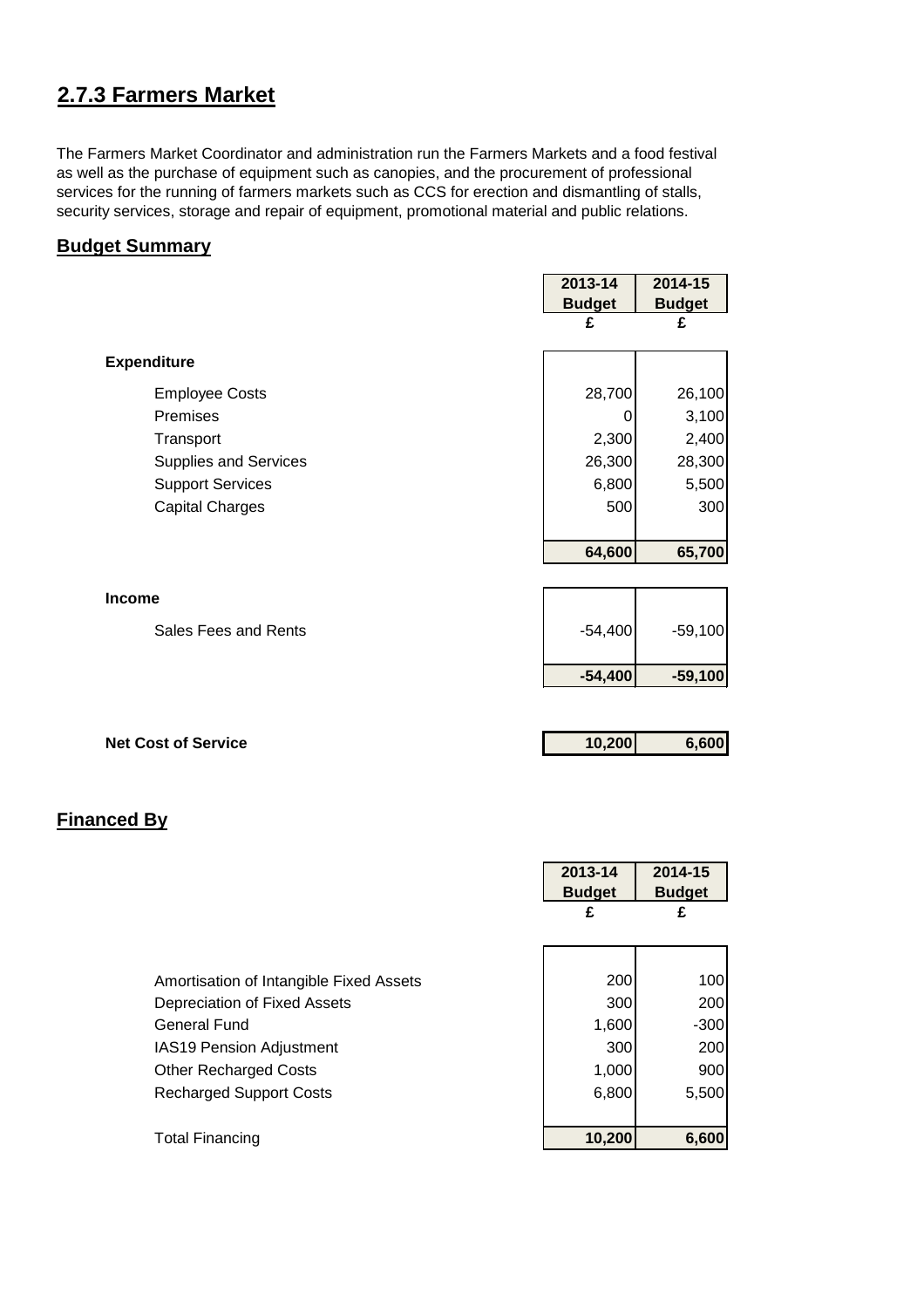## 2.7.3 Farmers Market

The Farmers Market Coordinator and administration run the Farmers Markets and a food festival as well as the purchase of equipment such as canopies, and the procurement of professional services for the running of farmers markets such as CCS for erection and dismantling of stalls, security services, storage and repair of equipment, promotional material and public relations.

### Budget Summary

| | 2013-14 Budget | 2014-15 Budget |
|---|---|---|
| | £ | £ |
| **Expenditure** | | |
| Employee Costs | 28,700 | 26,100 |
| Premises | 0 | 3,100 |
| Transport | 2,300 | 2,400 |
| Supplies and Services | 26,300 | 28,300 |
| Support Services | 6,800 | 5,500 |
| Capital Charges | 500 | 300 |
| | **64,600** | **65,700** |
| **Income** | | |
| Sales Fees and Rents | -54,400 | -59,100 |
| | **-54,400** | **-59,100** |
| **Net Cost of Service** | **10,200** | **6,600** |

### Financed By

| | 2013-14 Budget | 2014-15 Budget |
|---|---|---|
| | £ | £ |
| Amortisation of Intangible Fixed Assets | 200 | 100 |
| Depreciation of Fixed Assets | 300 | 200 |
| General Fund | 1,600 | -300 |
| IAS19 Pension Adjustment | 300 | 200 |
| Other Recharged Costs | 1,000 | 900 |
| Recharged Support Costs | 6,800 | 5,500 |
| Total Financing | **10,200** | **6,600** |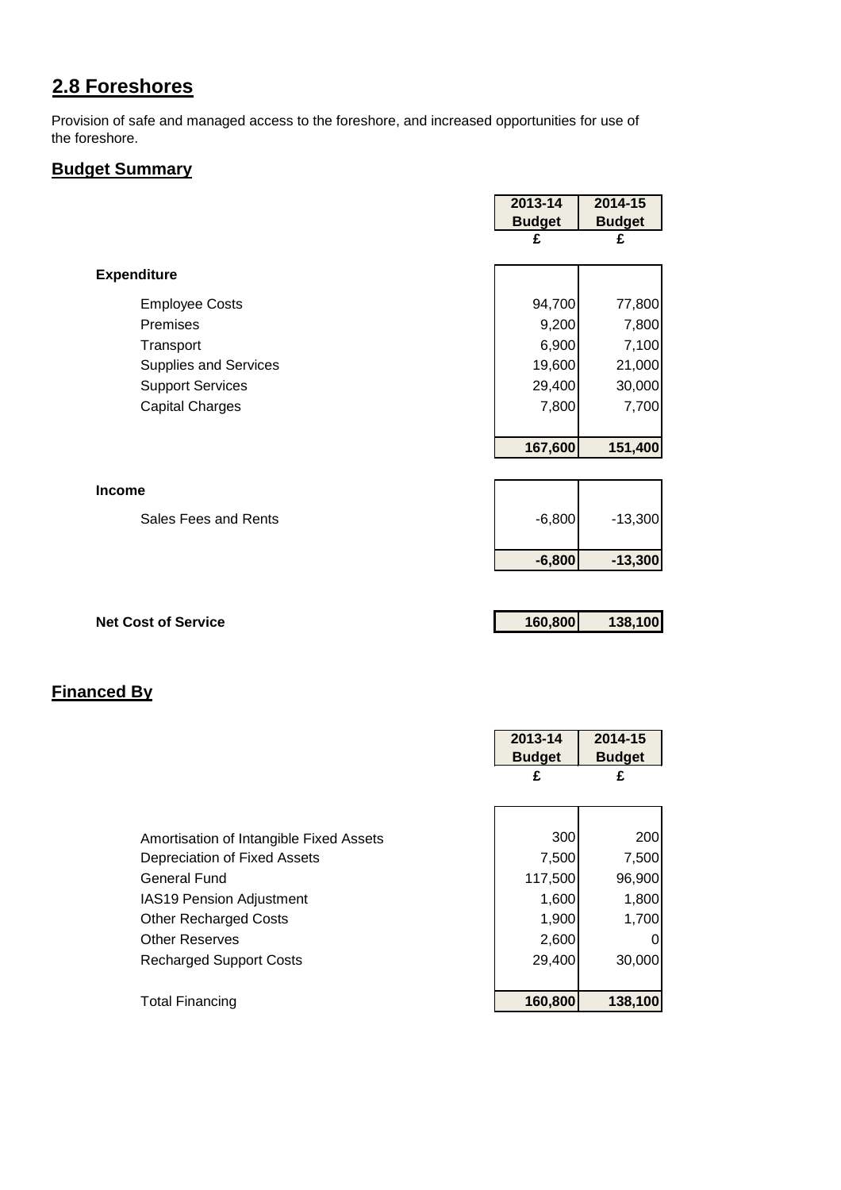## 2.8 Foreshores

Provision of safe and managed access to the foreshore, and increased opportunities for use of the foreshore.

### Budget Summary

| | 2013-14 Budget £ | 2014-15 Budget £ |
|---|---|---|
| **Expenditure** | | |
| Employee Costs | 94,700 | 77,800 |
| Premises | 9,200 | 7,800 |
| Transport | 6,900 | 7,100 |
| Supplies and Services | 19,600 | 21,000 |
| Support Services | 29,400 | 30,000 |
| Capital Charges | 7,800 | 7,700 |
| | **167,600** | **151,400** |
| **Income** | | |
| Sales Fees and Rents | -6,800 | -13,300 |
| | **-6,800** | **-13,300** |
| **Net Cost of Service** | **160,800** | **138,100** |

### Financed By

| | 2013-14 Budget £ | 2014-15 Budget £ |
|---|---|---|
| Amortisation of Intangible Fixed Assets | 300 | 200 |
| Depreciation of Fixed Assets | 7,500 | 7,500 |
| General Fund | 117,500 | 96,900 |
| IAS19 Pension Adjustment | 1,600 | 1,800 |
| Other Recharged Costs | 1,900 | 1,700 |
| Other Reserves | 2,600 | 0 |
| Recharged Support Costs | 29,400 | 30,000 |
| Total Financing | **160,800** | **138,100** |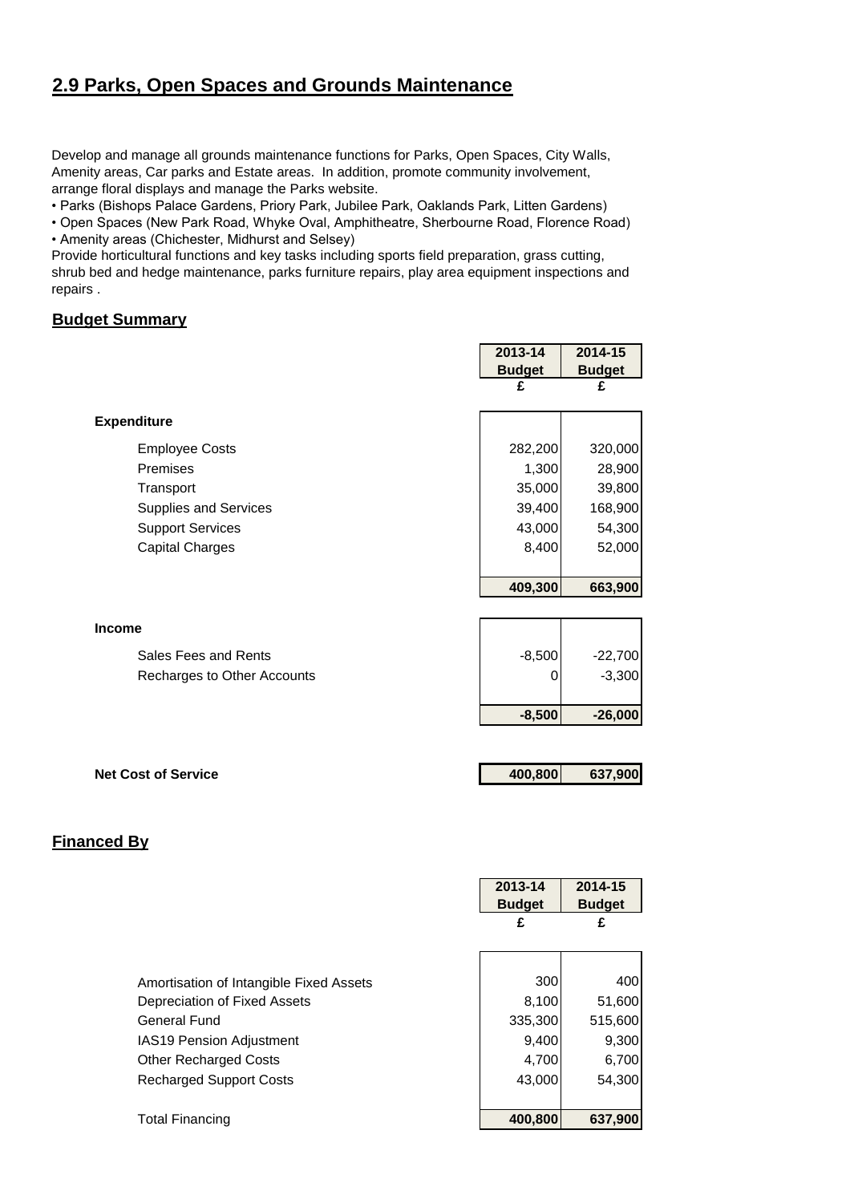## 2.9 Parks, Open Spaces and Grounds Maintenance

Develop and manage all grounds maintenance functions for Parks, Open Spaces, City Walls, Amenity areas, Car parks and Estate areas. In addition, promote community involvement, arrange floral displays and manage the Parks website.

- Parks (Bishops Palace Gardens, Priory Park, Jubilee Park, Oaklands Park, Litten Gardens)
- Open Spaces (New Park Road, Whyke Oval, Amphitheatre, Sherbourne Road, Florence Road)
- Amenity areas (Chichester, Midhurst and Selsey)

Provide horticultural functions and key tasks including sports field preparation, grass cutting, shrub bed and hedge maintenance, parks furniture repairs, play area equipment inspections and repairs .

### Budget Summary

| | 2013-14 Budget £ | 2014-15 Budget £ |
|---|---|---|
| **Expenditure** | | |
| Employee Costs | 282,200 | 320,000 |
| Premises | 1,300 | 28,900 |
| Transport | 35,000 | 39,800 |
| Supplies and Services | 39,400 | 168,900 |
| Support Services | 43,000 | 54,300 |
| Capital Charges | 8,400 | 52,000 |
| | **409,300** | **663,900** |
| **Income** | | |
| Sales Fees and Rents | -8,500 | -22,700 |
| Recharges to Other Accounts | 0 | -3,300 |
| | **-8,500** | **-26,000** |
| **Net Cost of Service** | **400,800** | **637,900** |

### Financed By

| | 2013-14 Budget £ | 2014-15 Budget £ |
|---|---|---|
| Amortisation of Intangible Fixed Assets | 300 | 400 |
| Depreciation of Fixed Assets | 8,100 | 51,600 |
| General Fund | 335,300 | 515,600 |
| IAS19 Pension Adjustment | 9,400 | 9,300 |
| Other Recharged Costs | 4,700 | 6,700 |
| Recharged Support Costs | 43,000 | 54,300 |
| Total Financing | **400,800** | **637,900** |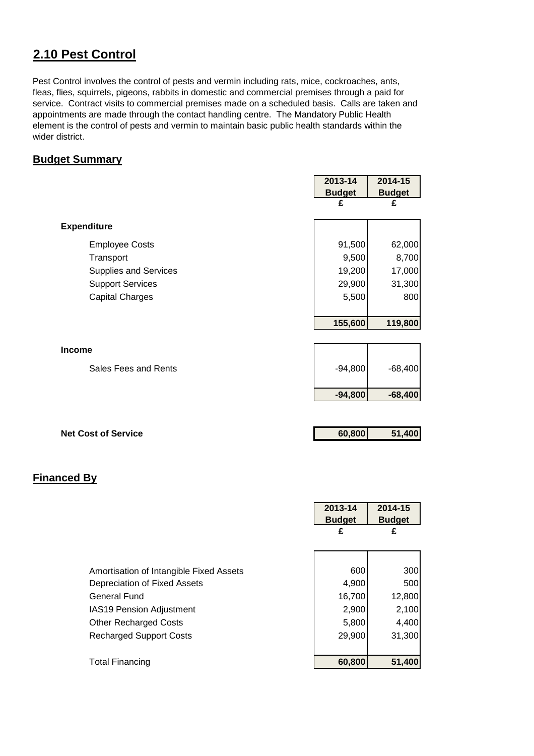## 2.10 Pest Control

Pest Control involves the control of pests and vermin including rats, mice, cockroaches, ants, fleas, flies, squirrels, pigeons, rabbits in domestic and commercial premises through a paid for service. Contract visits to commercial premises made on a scheduled basis. Calls are taken and appointments are made through the contact handling centre. The Mandatory Public Health element is the control of pests and vermin to maintain basic public health standards within the wider district.

### Budget Summary

| | 2013-14 Budget | 2014-15 Budget |
|---|---|---|
| | £ | £ |
| **Expenditure** | | |
| Employee Costs | 91,500 | 62,000 |
| Transport | 9,500 | 8,700 |
| Supplies and Services | 19,200 | 17,000 |
| Support Services | 29,900 | 31,300 |
| Capital Charges | 5,500 | 800 |
| | **155,600** | **119,800** |
| **Income** | | |
| Sales Fees and Rents | -94,800 | -68,400 |
| | **-94,800** | **-68,400** |
| **Net Cost of Service** | **60,800** | **51,400** |

### Financed By

| | 2013-14 Budget | 2014-15 Budget |
|---|---|---|
| | £ | £ |
| Amortisation of Intangible Fixed Assets | 600 | 300 |
| Depreciation of Fixed Assets | 4,900 | 500 |
| General Fund | 16,700 | 12,800 |
| IAS19 Pension Adjustment | 2,900 | 2,100 |
| Other Recharged Costs | 5,800 | 4,400 |
| Recharged Support Costs | 29,900 | 31,300 |
| Total Financing | **60,800** | **51,400** |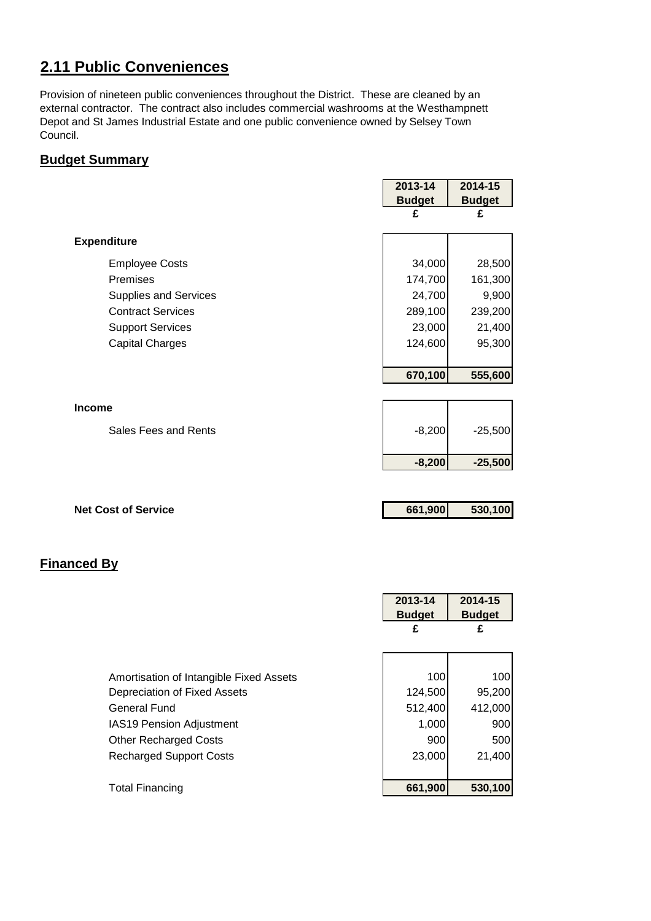## 2.11 Public Conveniences

Provision of nineteen public conveniences throughout the District. These are cleaned by an external contractor. The contract also includes commercial washrooms at the Westhampnett Depot and St James Industrial Estate and one public convenience owned by Selsey Town Council.

### Budget Summary

| | 2013-14 Budget | 2014-15 Budget |
|---|---|---|
| | £ | £ |
| **Expenditure** | | |
| Employee Costs | 34,000 | 28,500 |
| Premises | 174,700 | 161,300 |
| Supplies and Services | 24,700 | 9,900 |
| Contract Services | 289,100 | 239,200 |
| Support Services | 23,000 | 21,400 |
| Capital Charges | 124,600 | 95,300 |
| | **670,100** | **555,600** |
| **Income** | | |
| Sales Fees and Rents | -8,200 | -25,500 |
| | **-8,200** | **-25,500** |
| **Net Cost of Service** | **661,900** | **530,100** |

### Financed By

| | 2013-14 Budget | 2014-15 Budget |
|---|---|---|
| | £ | £ |
| Amortisation of Intangible Fixed Assets | 100 | 100 |
| Depreciation of Fixed Assets | 124,500 | 95,200 |
| General Fund | 512,400 | 412,000 |
| IAS19 Pension Adjustment | 1,000 | 900 |
| Other Recharged Costs | 900 | 500 |
| Recharged Support Costs | 23,000 | 21,400 |
| Total Financing | **661,900** | **530,100** |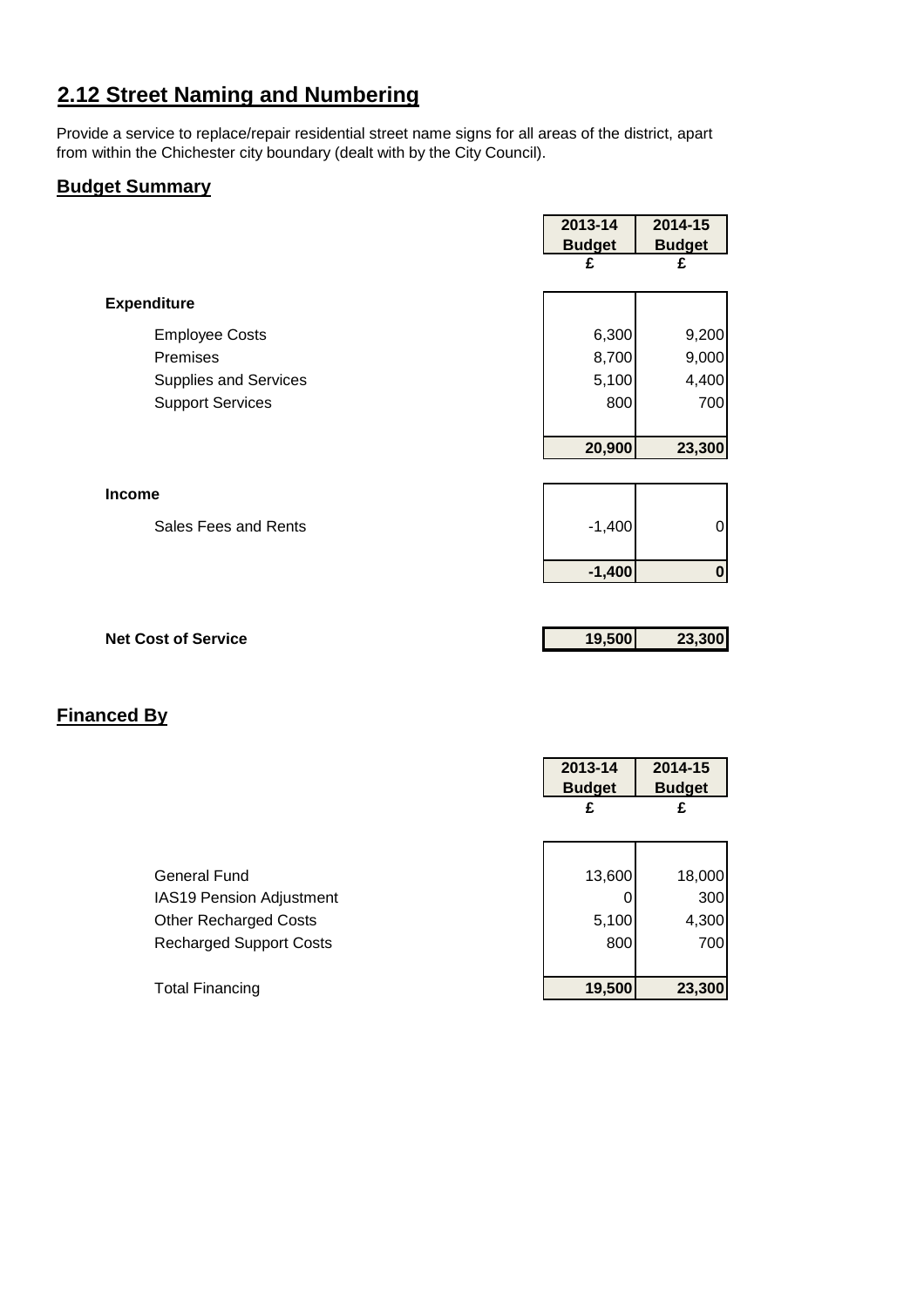## 2.12 Street Naming and Numbering

Provide a service to replace/repair residential street name signs for all areas of the district, apart from within the Chichester city boundary (dealt with by the City Council).

### Budget Summary

| | 2013-14 Budget | 2014-15 Budget |
|---|---|---|
| | £ | £ |
| **Expenditure** | | |
| Employee Costs | 6,300 | 9,200 |
| Premises | 8,700 | 9,000 |
| Supplies and Services | 5,100 | 4,400 |
| Support Services | 800 | 700 |
| | **20,900** | **23,300** |
| **Income** | | |
| Sales Fees and Rents | -1,400 | 0 |
| | **-1,400** | **0** |
| **Net Cost of Service** | **19,500** | **23,300** |

### Financed By

| | 2013-14 Budget | 2014-15 Budget |
|---|---|---|
| | £ | £ |
| General Fund | 13,600 | 18,000 |
| IAS19 Pension Adjustment | 0 | 300 |
| Other Recharged Costs | 5,100 | 4,300 |
| Recharged Support Costs | 800 | 700 |
| Total Financing | **19,500** | **23,300** |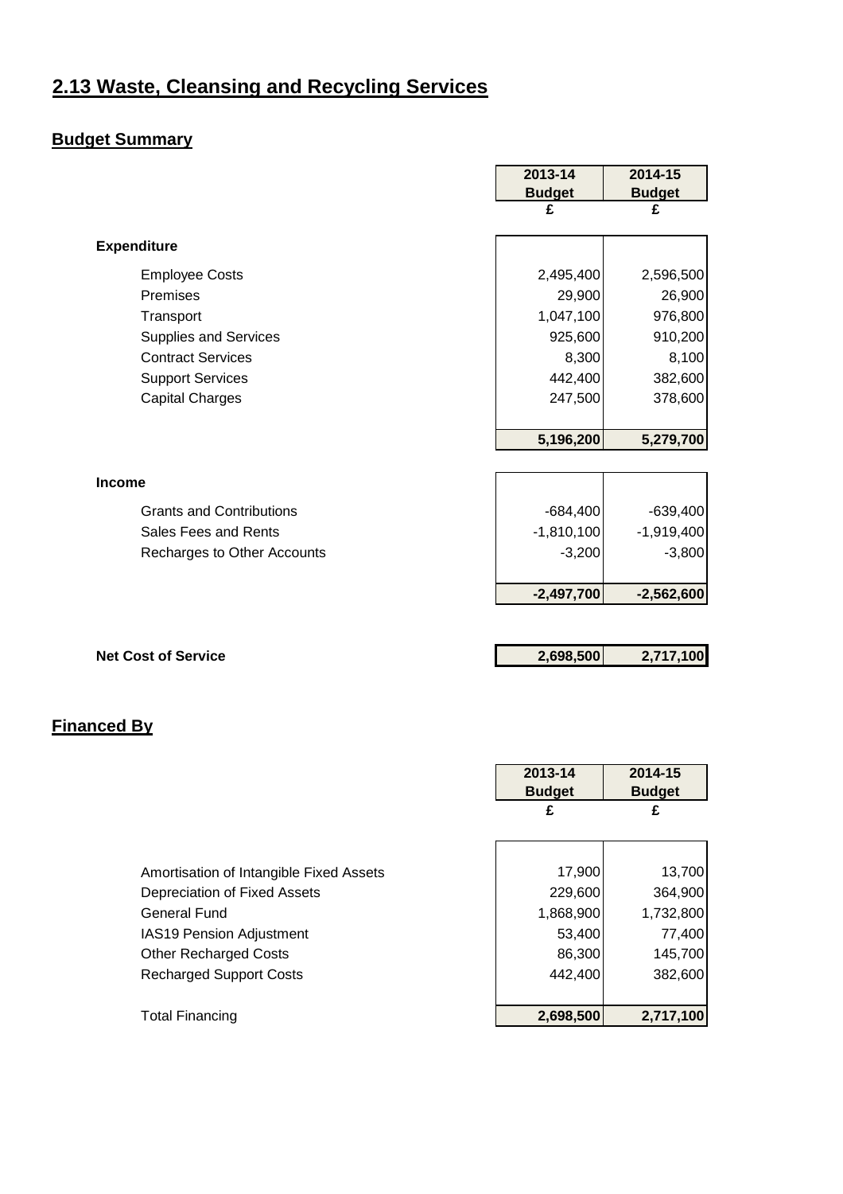# 2.13 Waste, Cleansing and Recycling Services

## Budget Summary

| | 2013-14 Budget | 2014-15 Budget |
|---|---|---|
| | £ | £ |
| **Expenditure** | | |
| Employee Costs | 2,495,400 | 2,596,500 |
| Premises | 29,900 | 26,900 |
| Transport | 1,047,100 | 976,800 |
| Supplies and Services | 925,600 | 910,200 |
| Contract Services | 8,300 | 8,100 |
| Support Services | 442,400 | 382,600 |
| Capital Charges | 247,500 | 378,600 |
| | **5,196,200** | **5,279,700** |
| **Income** | | |
| Grants and Contributions | -684,400 | -639,400 |
| Sales Fees and Rents | -1,810,100 | -1,919,400 |
| Recharges to Other Accounts | -3,200 | -3,800 |
| | **-2,497,700** | **-2,562,600** |
| **Net Cost of Service** | **2,698,500** | **2,717,100** |

## Financed By

| | 2013-14 Budget | 2014-15 Budget |
|---|---|---|
| | £ | £ |
| Amortisation of Intangible Fixed Assets | 17,900 | 13,700 |
| Depreciation of Fixed Assets | 229,600 | 364,900 |
| General Fund | 1,868,900 | 1,732,800 |
| IAS19 Pension Adjustment | 53,400 | 77,400 |
| Other Recharged Costs | 86,300 | 145,700 |
| Recharged Support Costs | 442,400 | 382,600 |
| Total Financing | **2,698,500** | **2,717,100** |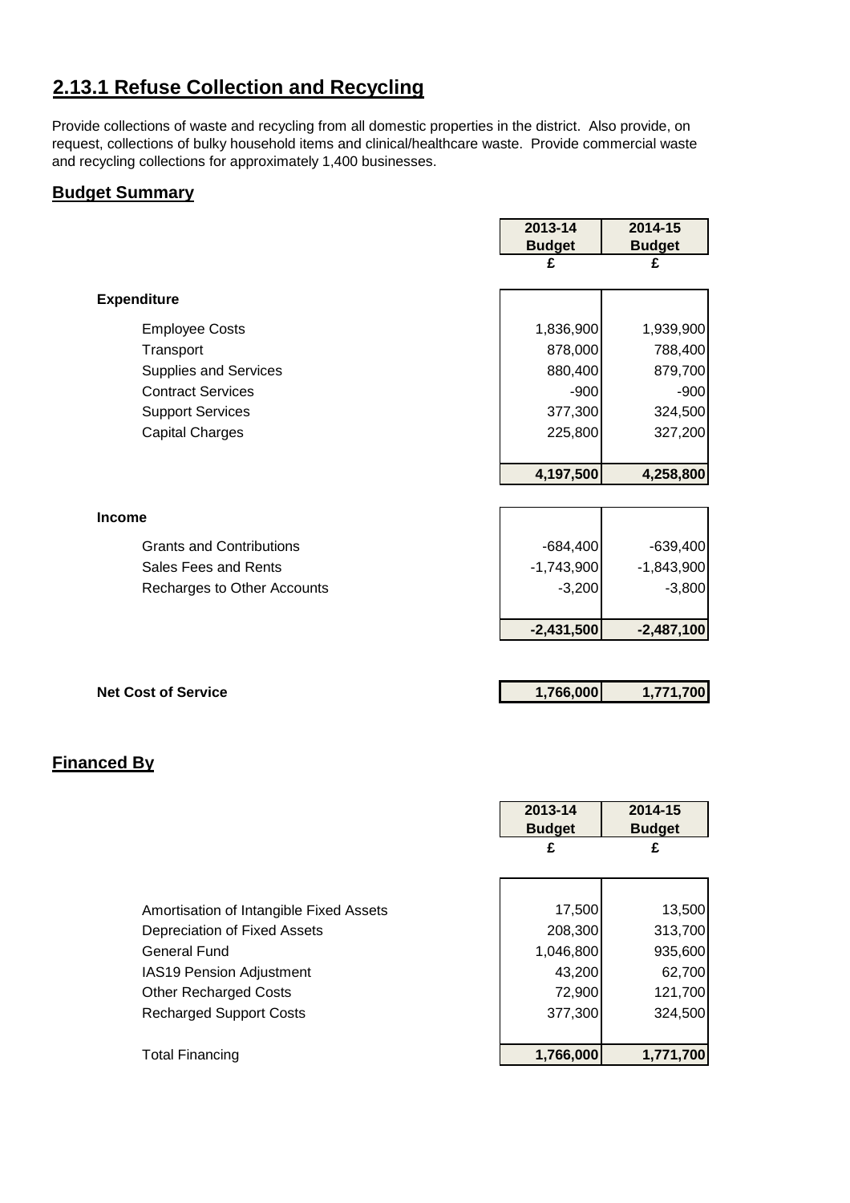## 2.13.1 Refuse Collection and Recycling

Provide collections of waste and recycling from all domestic properties in the district. Also provide, on request, collections of bulky household items and clinical/healthcare waste. Provide commercial waste and recycling collections for approximately 1,400 businesses.

### Budget Summary

| | 2013-14 Budget | 2014-15 Budget |
|---|---|---|
| | £ | £ |
| **Expenditure** | | |
| Employee Costs | 1,836,900 | 1,939,900 |
| Transport | 878,000 | 788,400 |
| Supplies and Services | 880,400 | 879,700 |
| Contract Services | -900 | -900 |
| Support Services | 377,300 | 324,500 |
| Capital Charges | 225,800 | 327,200 |
| | **4,197,500** | **4,258,800** |
| **Income** | | |
| Grants and Contributions | -684,400 | -639,400 |
| Sales Fees and Rents | -1,743,900 | -1,843,900 |
| Recharges to Other Accounts | -3,200 | -3,800 |
| | **-2,431,500** | **-2,487,100** |
| **Net Cost of Service** | **1,766,000** | **1,771,700** |

### Financed By

| | 2013-14 Budget | 2014-15 Budget |
|---|---|---|
| | £ | £ |
| Amortisation of Intangible Fixed Assets | 17,500 | 13,500 |
| Depreciation of Fixed Assets | 208,300 | 313,700 |
| General Fund | 1,046,800 | 935,600 |
| IAS19 Pension Adjustment | 43,200 | 62,700 |
| Other Recharged Costs | 72,900 | 121,700 |
| Recharged Support Costs | 377,300 | 324,500 |
| Total Financing | **1,766,000** | **1,771,700** |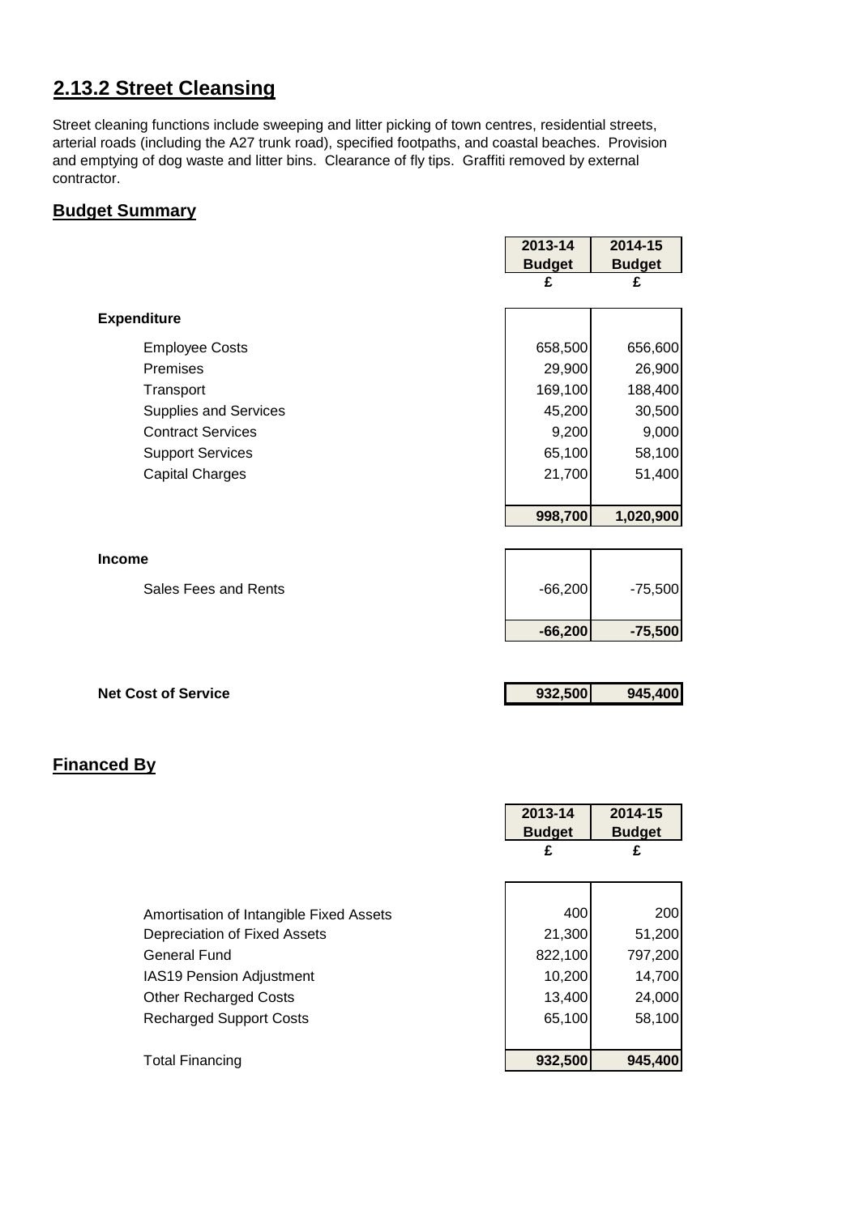## 2.13.2 Street Cleansing

Street cleaning functions include sweeping and litter picking of town centres, residential streets, arterial roads (including the A27 trunk road), specified footpaths, and coastal beaches. Provision and emptying of dog waste and litter bins. Clearance of fly tips. Graffiti removed by external contractor.

### Budget Summary

| | 2013-14 Budget | 2014-15 Budget |
|---|---|---|
| | £ | £ |
| **Expenditure** | | |
| Employee Costs | 658,500 | 656,600 |
| Premises | 29,900 | 26,900 |
| Transport | 169,100 | 188,400 |
| Supplies and Services | 45,200 | 30,500 |
| Contract Services | 9,200 | 9,000 |
| Support Services | 65,100 | 58,100 |
| Capital Charges | 21,700 | 51,400 |
| | **998,700** | **1,020,900** |
| **Income** | | |
| Sales Fees and Rents | -66,200 | -75,500 |
| | **-66,200** | **-75,500** |
| **Net Cost of Service** | **932,500** | **945,400** |

### Financed By

| | 2013-14 Budget | 2014-15 Budget |
|---|---|---|
| | £ | £ |
| Amortisation of Intangible Fixed Assets | 400 | 200 |
| Depreciation of Fixed Assets | 21,300 | 51,200 |
| General Fund | 822,100 | 797,200 |
| IAS19 Pension Adjustment | 10,200 | 14,700 |
| Other Recharged Costs | 13,400 | 24,000 |
| Recharged Support Costs | 65,100 | 58,100 |
| Total Financing | **932,500** | **945,400** |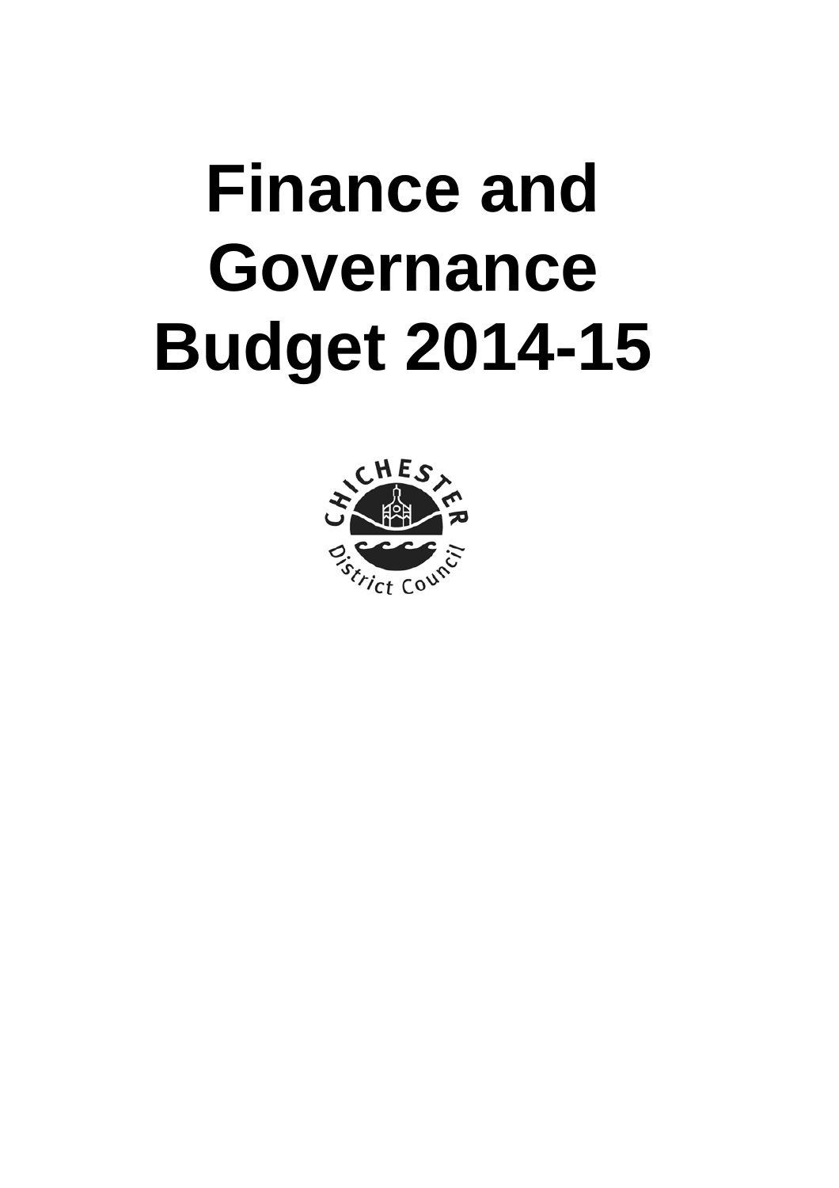# Finance and Governance Budget 2014-15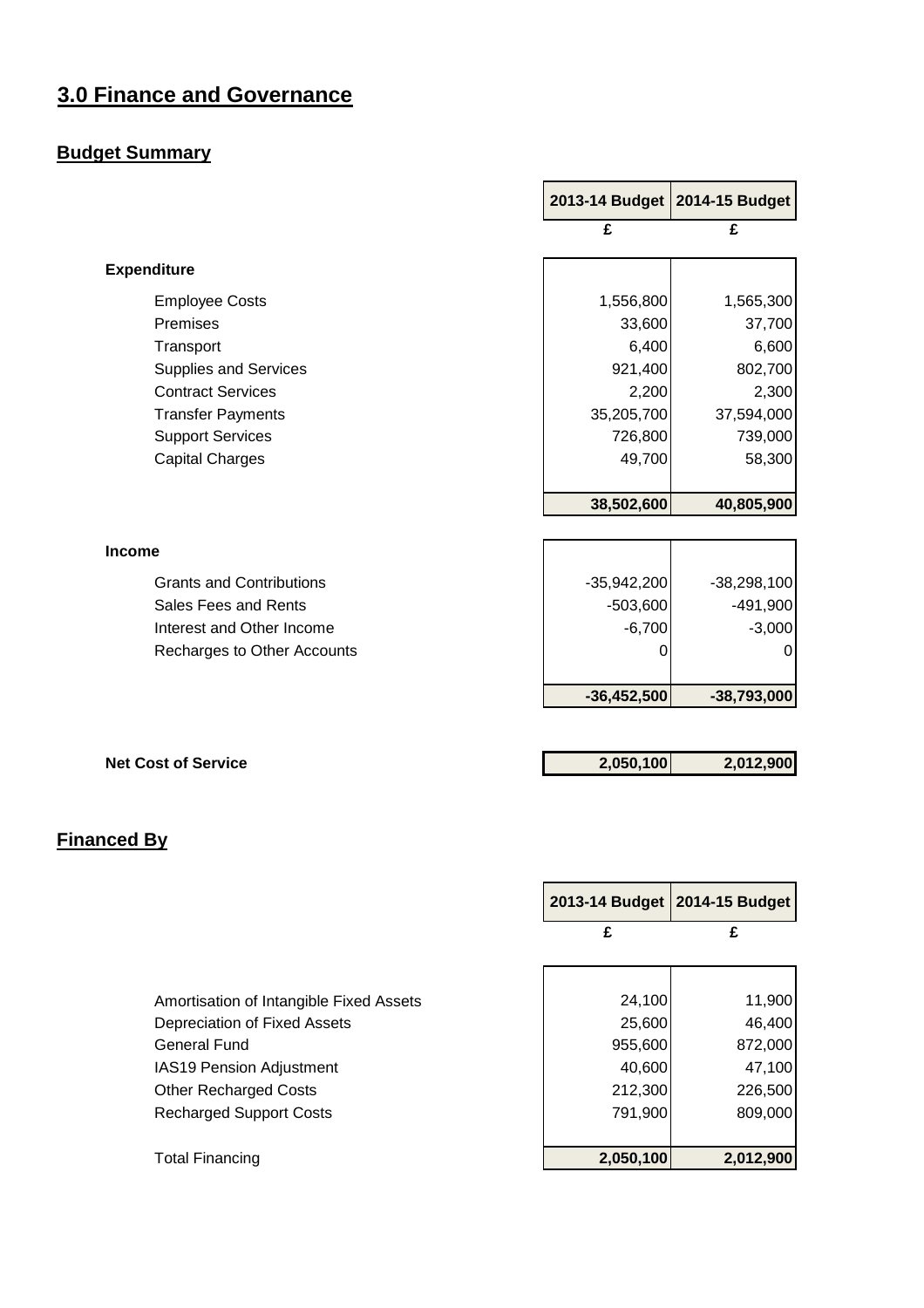# 3.0 Finance and Governance

## Budget Summary

| | 2013-14 Budget | 2014-15 Budget |
|---|---|---|
| | £ | £ |
| **Expenditure** | | |
| Employee Costs | 1,556,800 | 1,565,300 |
| Premises | 33,600 | 37,700 |
| Transport | 6,400 | 6,600 |
| Supplies and Services | 921,400 | 802,700 |
| Contract Services | 2,200 | 2,300 |
| Transfer Payments | 35,205,700 | 37,594,000 |
| Support Services | 726,800 | 739,000 |
| Capital Charges | 49,700 | 58,300 |
| | **38,502,600** | **40,805,900** |
| **Income** | | |
| Grants and Contributions | -35,942,200 | -38,298,100 |
| Sales Fees and Rents | -503,600 | -491,900 |
| Interest and Other Income | -6,700 | -3,000 |
| Recharges to Other Accounts | 0 | 0 |
| | **-36,452,500** | **-38,793,000** |
| **Net Cost of Service** | **2,050,100** | **2,012,900** |

## Financed By

| | 2013-14 Budget | 2014-15 Budget |
|---|---|---|
| | £ | £ |
| Amortisation of Intangible Fixed Assets | 24,100 | 11,900 |
| Depreciation of Fixed Assets | 25,600 | 46,400 |
| General Fund | 955,600 | 872,000 |
| IAS19 Pension Adjustment | 40,600 | 47,100 |
| Other Recharged Costs | 212,300 | 226,500 |
| Recharged Support Costs | 791,900 | 809,000 |
| Total Financing | **2,050,100** | **2,012,900** |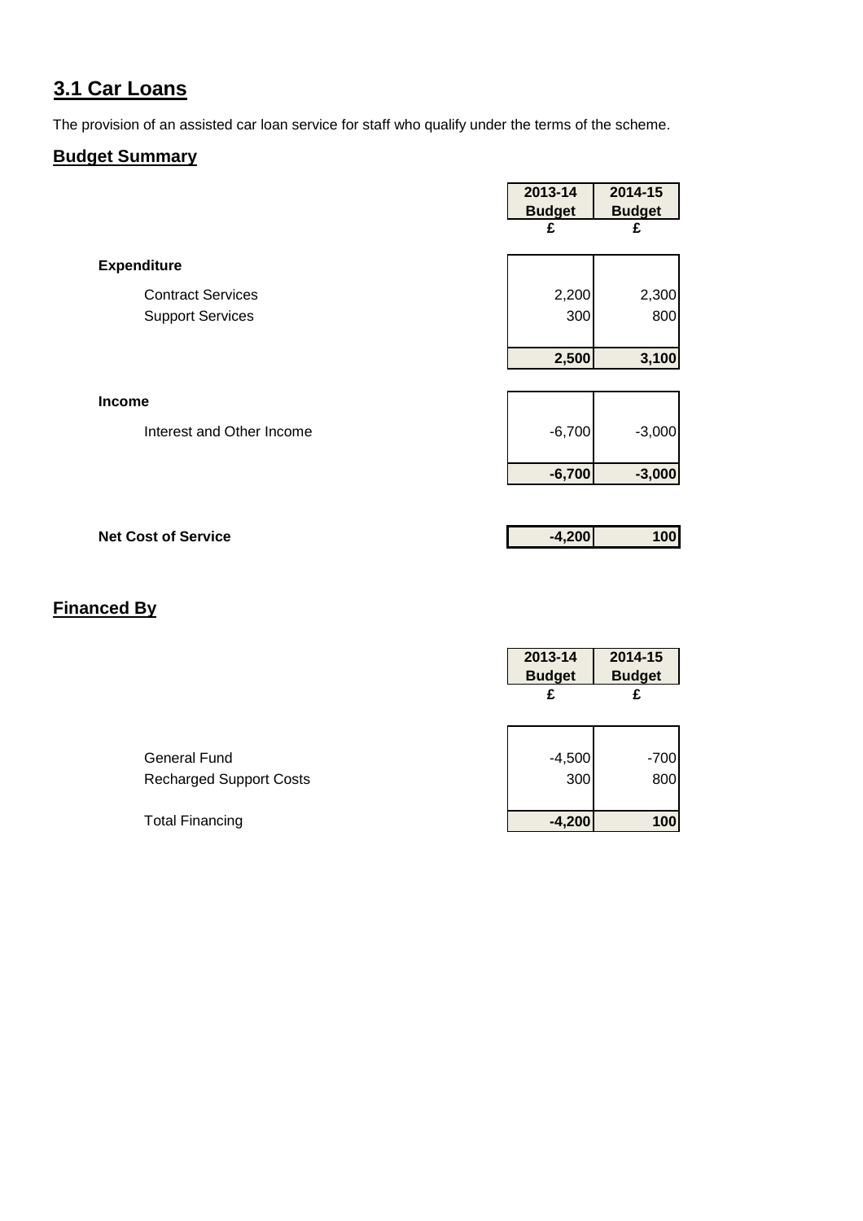## 3.1 Car Loans

The provision of an assisted car loan service for staff who qualify under the terms of the scheme.

### Budget Summary

| | 2013-14 Budget | 2014-15 Budget |
|---|---|---|
| | £ | £ |
| **Expenditure** | | |
| Contract Services | 2,200 | 2,300 |
| Support Services | 300 | 800 |
| | **2,500** | **3,100** |
| **Income** | | |
| Interest and Other Income | -6,700 | -3,000 |
| | **-6,700** | **-3,000** |
| **Net Cost of Service** | **-4,200** | **100** |

### Financed By

| | 2013-14 Budget | 2014-15 Budget |
|---|---|---|
| | £ | £ |
| General Fund | -4,500 | -700 |
| Recharged Support Costs | 300 | 800 |
| Total Financing | **-4,200** | **100** |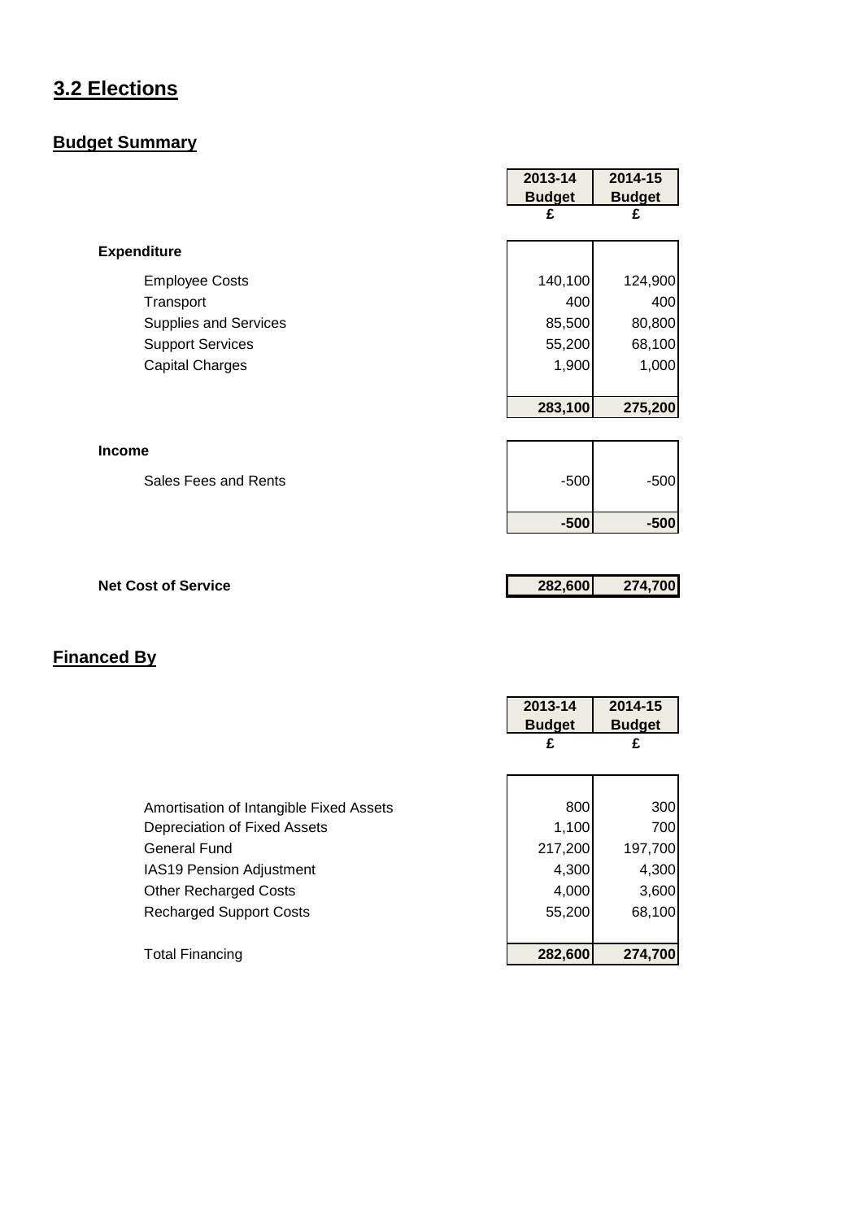## 3.2 Elections

### Budget Summary

| | 2013-14 Budget | 2014-15 Budget |
|---|---|---|
| | £ | £ |
| **Expenditure** | | |
| Employee Costs | 140,100 | 124,900 |
| Transport | 400 | 400 |
| Supplies and Services | 85,500 | 80,800 |
| Support Services | 55,200 | 68,100 |
| Capital Charges | 1,900 | 1,000 |
| | **283,100** | **275,200** |
| **Income** | | |
| Sales Fees and Rents | -500 | -500 |
| | **-500** | **-500** |
| **Net Cost of Service** | **282,600** | **274,700** |

### Financed By

| | 2013-14 Budget | 2014-15 Budget |
|---|---|---|
| | £ | £ |
| Amortisation of Intangible Fixed Assets | 800 | 300 |
| Depreciation of Fixed Assets | 1,100 | 700 |
| General Fund | 217,200 | 197,700 |
| IAS19 Pension Adjustment | 4,300 | 4,300 |
| Other Recharged Costs | 4,000 | 3,600 |
| Recharged Support Costs | 55,200 | 68,100 |
| Total Financing | **282,600** | **274,700** |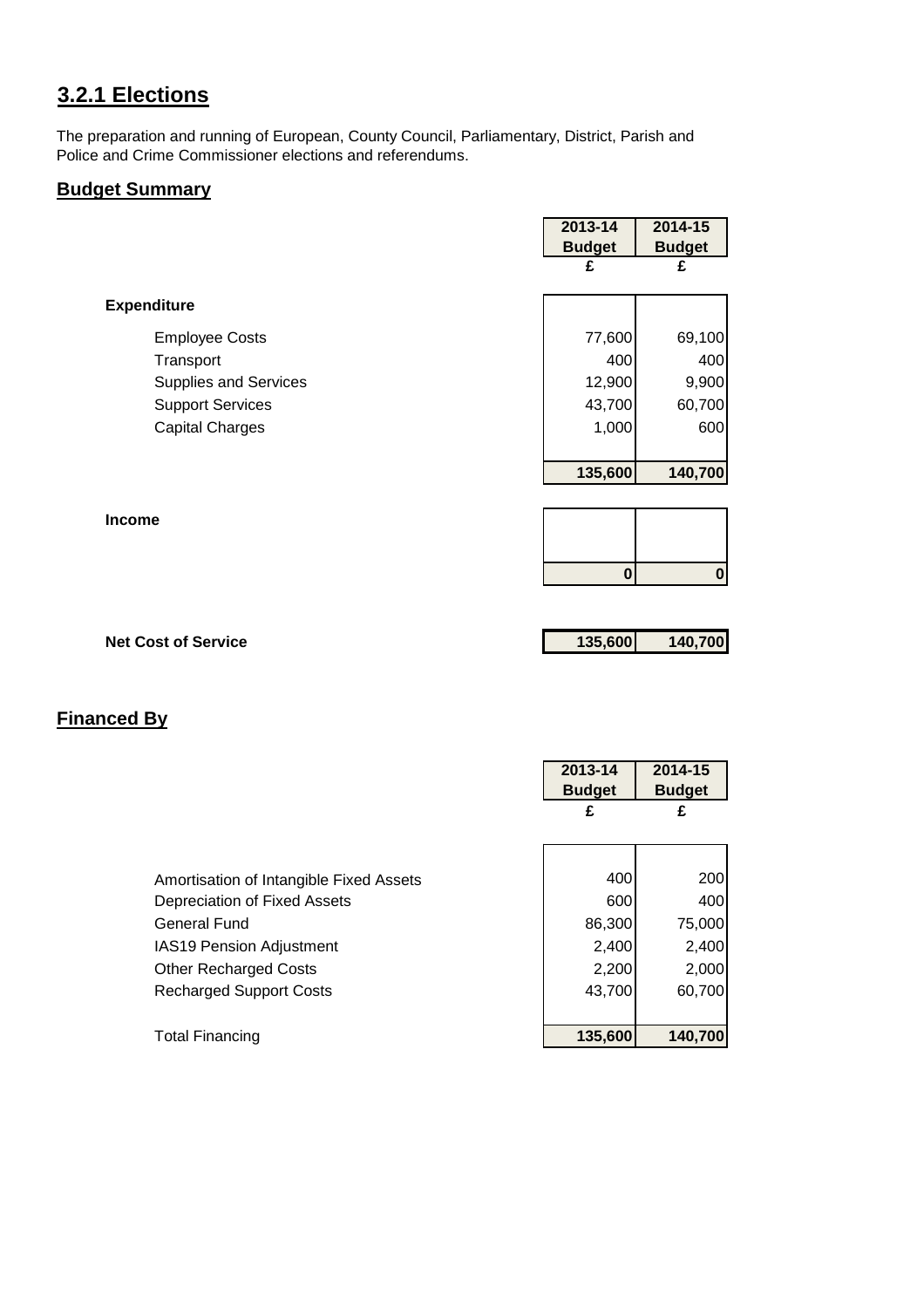## 3.2.1 Elections

The preparation and running of European, County Council, Parliamentary, District, Parish and Police and Crime Commissioner elections and referendums.

### Budget Summary

| | 2013-14 Budget | 2014-15 Budget |
|---|---|---|
| | £ | £ |
| **Expenditure** | | |
| Employee Costs | 77,600 | 69,100 |
| Transport | 400 | 400 |
| Supplies and Services | 12,900 | 9,900 |
| Support Services | 43,700 | 60,700 |
| Capital Charges | 1,000 | 600 |
| | **135,600** | **140,700** |
| **Income** | | |
| | **0** | **0** |
| **Net Cost of Service** | **135,600** | **140,700** |

### Financed By

| | 2013-14 Budget | 2014-15 Budget |
|---|---|---|
| | £ | £ |
| Amortisation of Intangible Fixed Assets | 400 | 200 |
| Depreciation of Fixed Assets | 600 | 400 |
| General Fund | 86,300 | 75,000 |
| IAS19 Pension Adjustment | 2,400 | 2,400 |
| Other Recharged Costs | 2,200 | 2,000 |
| Recharged Support Costs | 43,700 | 60,700 |
| Total Financing | **135,600** | **140,700** |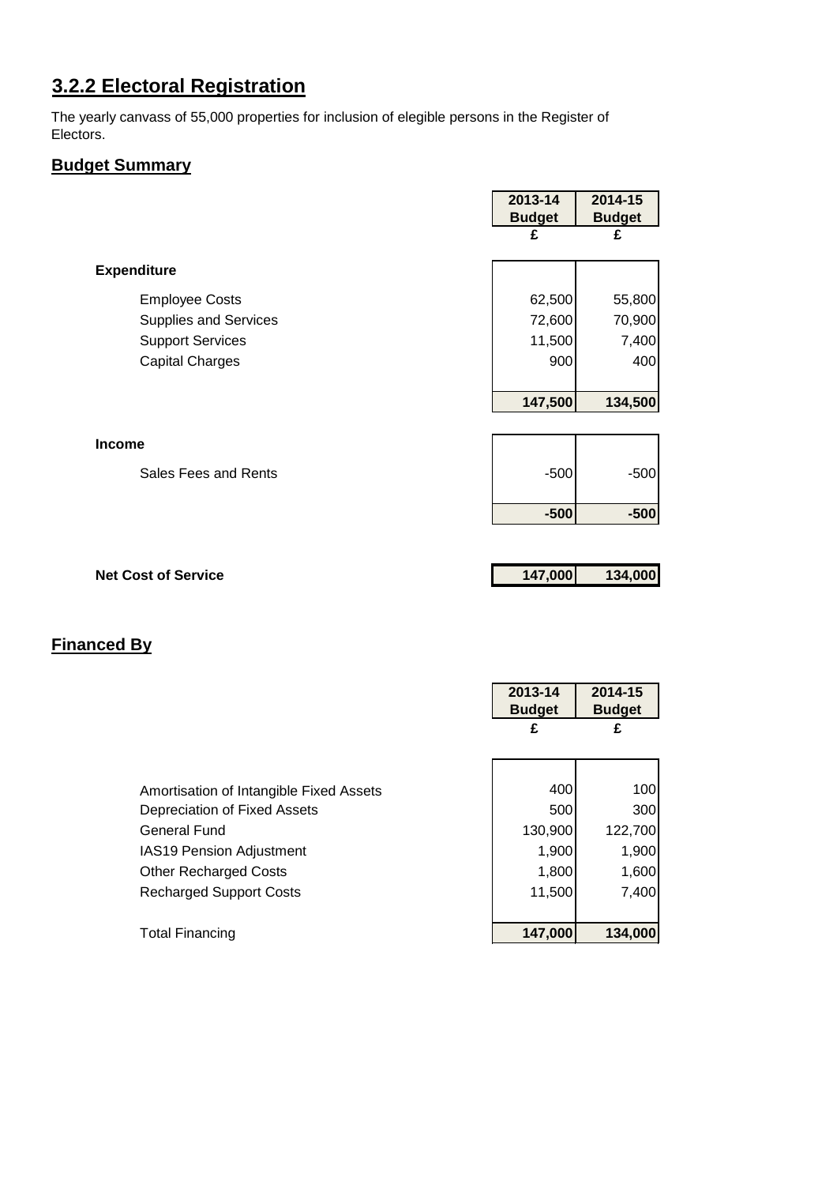## 3.2.2 Electoral Registration

The yearly canvass of 55,000 properties for inclusion of elegible persons in the Register of Electors.

### Budget Summary

| | 2013-14 Budget | 2014-15 Budget |
|---|---|---|
| | £ | £ |
| **Expenditure** | | |
| Employee Costs | 62,500 | 55,800 |
| Supplies and Services | 72,600 | 70,900 |
| Support Services | 11,500 | 7,400 |
| Capital Charges | 900 | 400 |
| | **147,500** | **134,500** |
| **Income** | | |
| Sales Fees and Rents | -500 | -500 |
| | **-500** | **-500** |
| **Net Cost of Service** | **147,000** | **134,000** |

### Financed By

| | 2013-14 Budget | 2014-15 Budget |
|---|---|---|
| | £ | £ |
| Amortisation of Intangible Fixed Assets | 400 | 100 |
| Depreciation of Fixed Assets | 500 | 300 |
| General Fund | 130,900 | 122,700 |
| IAS19 Pension Adjustment | 1,900 | 1,900 |
| Other Recharged Costs | 1,800 | 1,600 |
| Recharged Support Costs | 11,500 | 7,400 |
| Total Financing | **147,000** | **134,000** |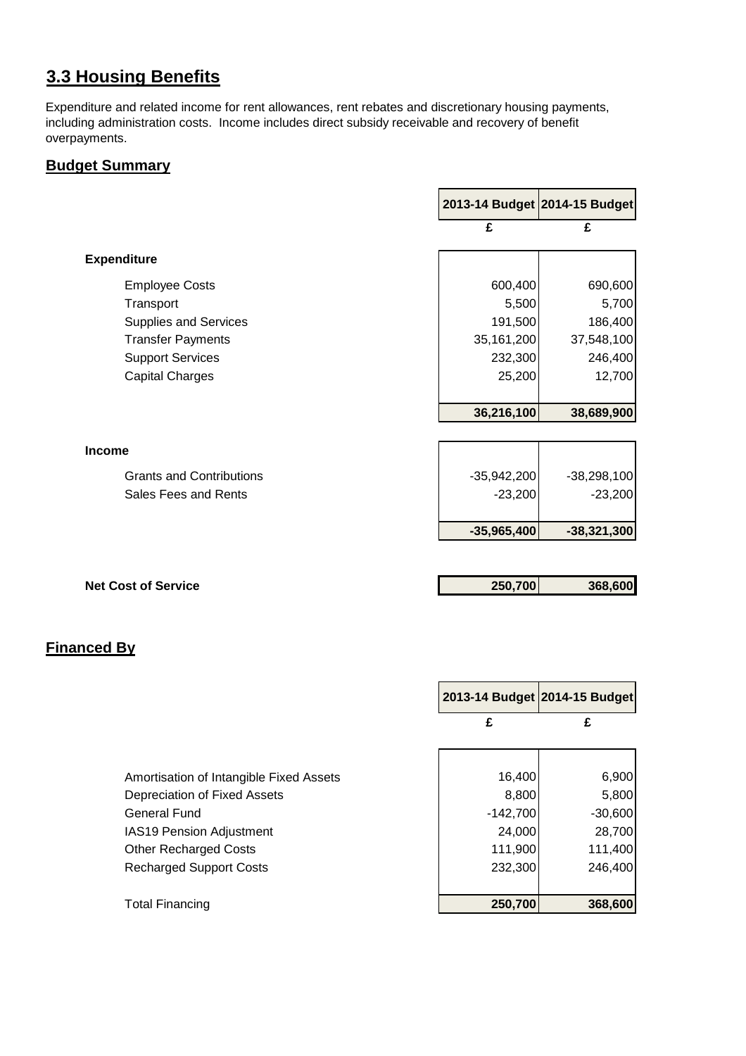## 3.3 Housing Benefits

Expenditure and related income for rent allowances, rent rebates and discretionary housing payments, including administration costs. Income includes direct subsidy receivable and recovery of benefit overpayments.

### Budget Summary

| | 2013-14 Budget | 2014-15 Budget |
|---|---|---|
| | £ | £ |
| **Expenditure** | | |
| Employee Costs | 600,400 | 690,600 |
| Transport | 5,500 | 5,700 |
| Supplies and Services | 191,500 | 186,400 |
| Transfer Payments | 35,161,200 | 37,548,100 |
| Support Services | 232,300 | 246,400 |
| Capital Charges | 25,200 | 12,700 |
| | **36,216,100** | **38,689,900** |
| **Income** | | |
| Grants and Contributions | -35,942,200 | -38,298,100 |
| Sales Fees and Rents | -23,200 | -23,200 |
| | **-35,965,400** | **-38,321,300** |
| **Net Cost of Service** | **250,700** | **368,600** |

### Financed By

| | 2013-14 Budget | 2014-15 Budget |
|---|---|---|
| | £ | £ |
| Amortisation of Intangible Fixed Assets | 16,400 | 6,900 |
| Depreciation of Fixed Assets | 8,800 | 5,800 |
| General Fund | -142,700 | -30,600 |
| IAS19 Pension Adjustment | 24,000 | 28,700 |
| Other Recharged Costs | 111,900 | 111,400 |
| Recharged Support Costs | 232,300 | 246,400 |
| Total Financing | **250,700** | **368,600** |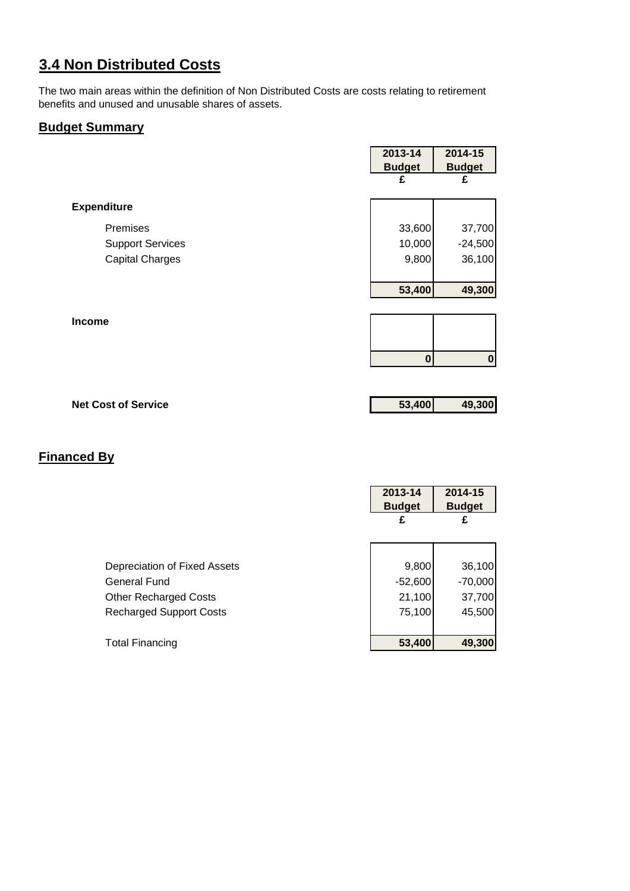## 3.4 Non Distributed Costs

The two main areas within the definition of Non Distributed Costs are costs relating to retirement benefits and unused and unusable shares of assets.

### Budget Summary

| | 2013-14 Budget | 2014-15 Budget |
|---|---|---|
| | £ | £ |
| **Expenditure** | | |
| Premises | 33,600 | 37,700 |
| Support Services | 10,000 | -24,500 |
| Capital Charges | 9,800 | 36,100 |
| | **53,400** | **49,300** |
| **Income** | | |
| | **0** | **0** |
| **Net Cost of Service** | **53,400** | **49,300** |

### Financed By

| | 2013-14 Budget | 2014-15 Budget |
|---|---|---|
| | £ | £ |
| Depreciation of Fixed Assets | 9,800 | 36,100 |
| General Fund | -52,600 | -70,000 |
| Other Recharged Costs | 21,100 | 37,700 |
| Recharged Support Costs | 75,100 | 45,500 |
| Total Financing | **53,400** | **49,300** |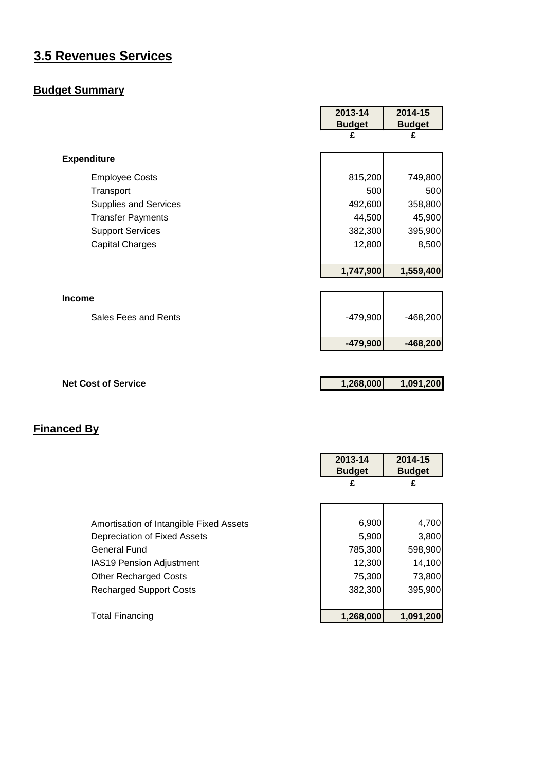# 3.5 Revenues Services

## Budget Summary

| | 2013-14 Budget £ | 2014-15 Budget £ |
|---|---|---|
| **Expenditure** | | |
| Employee Costs | 815,200 | 749,800 |
| Transport | 500 | 500 |
| Supplies and Services | 492,600 | 358,800 |
| Transfer Payments | 44,500 | 45,900 |
| Support Services | 382,300 | 395,900 |
| Capital Charges | 12,800 | 8,500 |
| | **1,747,900** | **1,559,400** |
| **Income** | | |
| Sales Fees and Rents | -479,900 | -468,200 |
| | **-479,900** | **-468,200** |
| **Net Cost of Service** | **1,268,000** | **1,091,200** |

## Financed By

| | 2013-14 Budget £ | 2014-15 Budget £ |
|---|---|---|
| Amortisation of Intangible Fixed Assets | 6,900 | 4,700 |
| Depreciation of Fixed Assets | 5,900 | 3,800 |
| General Fund | 785,300 | 598,900 |
| IAS19 Pension Adjustment | 12,300 | 14,100 |
| Other Recharged Costs | 75,300 | 73,800 |
| Recharged Support Costs | 382,300 | 395,900 |
| Total Financing | **1,268,000** | **1,091,200** |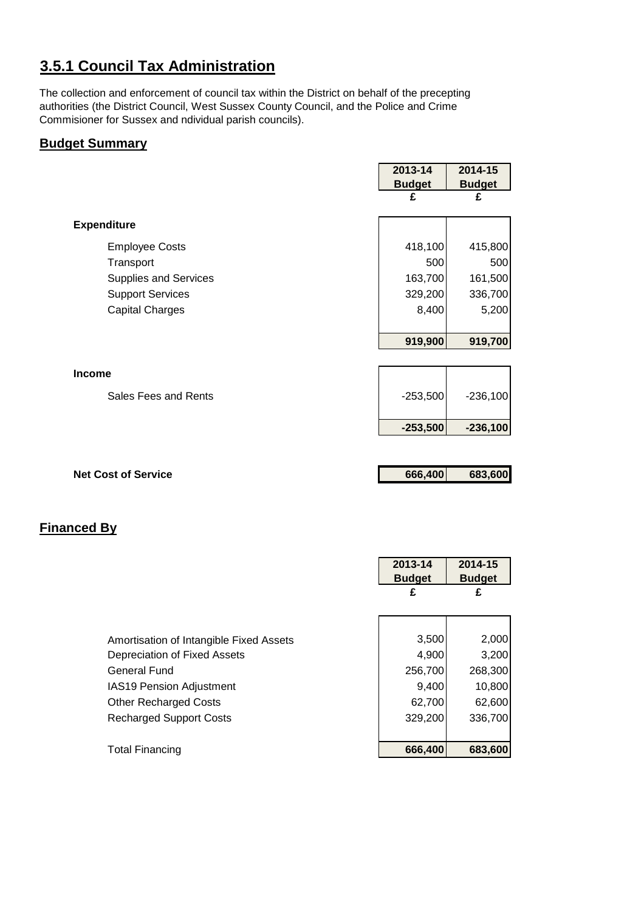## 3.5.1 Council Tax Administration

The collection and enforcement of council tax within the District on behalf of the precepting authorities (the District Council, West Sussex County Council, and the Police and Crime Commisioner for Sussex and ndividual parish councils).

### Budget Summary

| | 2013-14 Budget | 2014-15 Budget |
|---|---|---|
| | £ | £ |
| **Expenditure** | | |
| Employee Costs | 418,100 | 415,800 |
| Transport | 500 | 500 |
| Supplies and Services | 163,700 | 161,500 |
| Support Services | 329,200 | 336,700 |
| Capital Charges | 8,400 | 5,200 |
| | **919,900** | **919,700** |
| **Income** | | |
| Sales Fees and Rents | -253,500 | -236,100 |
| | **-253,500** | **-236,100** |
| **Net Cost of Service** | **666,400** | **683,600** |

### Financed By

| | 2013-14 Budget | 2014-15 Budget |
|---|---|---|
| | £ | £ |
| Amortisation of Intangible Fixed Assets | 3,500 | 2,000 |
| Depreciation of Fixed Assets | 4,900 | 3,200 |
| General Fund | 256,700 | 268,300 |
| IAS19 Pension Adjustment | 9,400 | 10,800 |
| Other Recharged Costs | 62,700 | 62,600 |
| Recharged Support Costs | 329,200 | 336,700 |
| Total Financing | **666,400** | **683,600** |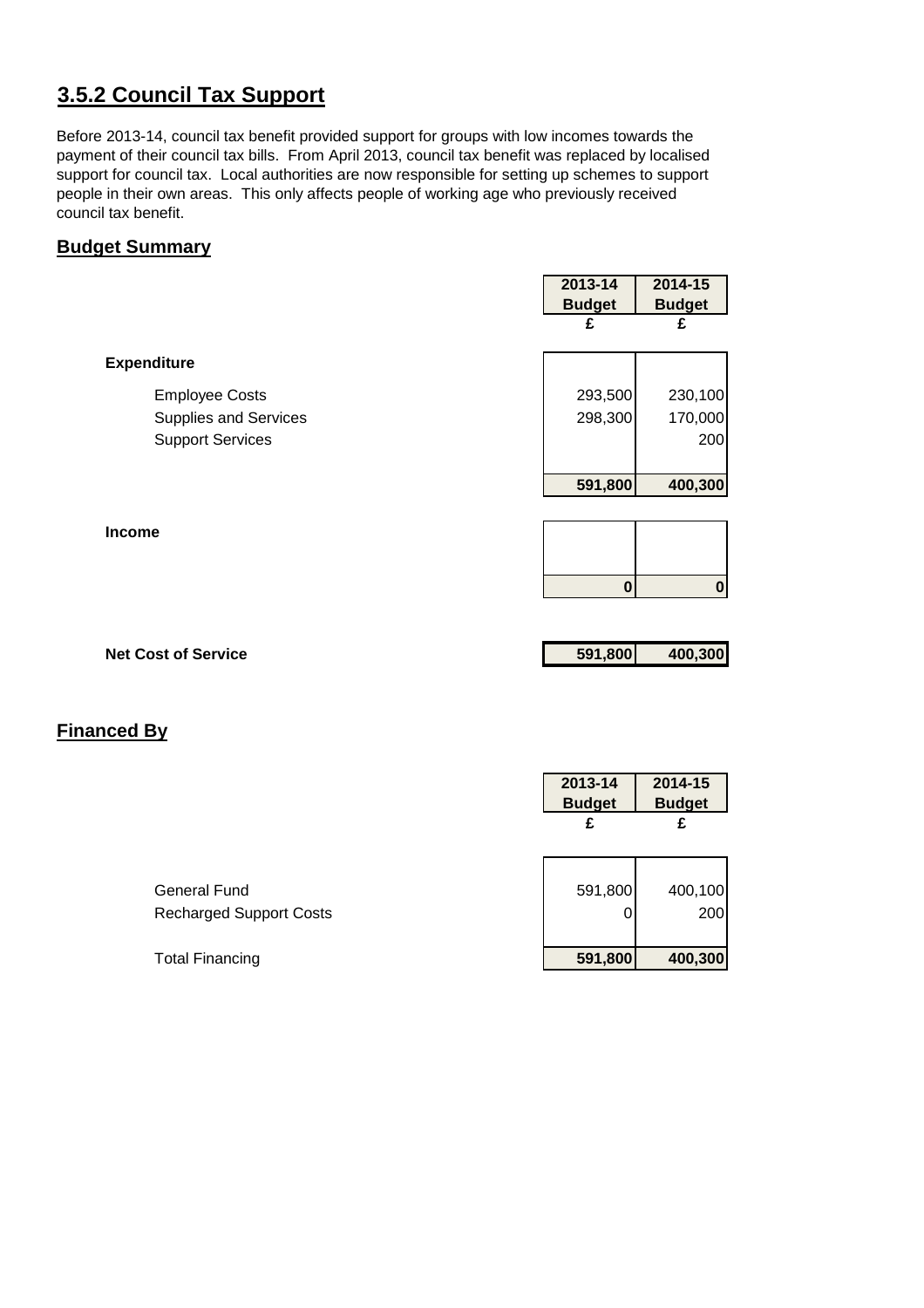## 3.5.2 Council Tax Support

Before 2013-14, council tax benefit provided support for groups with low incomes towards the payment of their council tax bills. From April 2013, council tax benefit was replaced by localised support for council tax. Local authorities are now responsible for setting up schemes to support people in their own areas. This only affects people of working age who previously received council tax benefit.

### Budget Summary

| | 2013-14 Budget £ | 2014-15 Budget £ |
|---|---|---|
| **Expenditure** | | |
| Employee Costs | 293,500 | 230,100 |
| Supplies and Services | 298,300 | 170,000 |
| Support Services | | 200 |
| | **591,800** | **400,300** |
| **Income** | | |
| | **0** | **0** |
| **Net Cost of Service** | **591,800** | **400,300** |

### Financed By

| | 2013-14 Budget £ | 2014-15 Budget £ |
|---|---|---|
| General Fund | 591,800 | 400,100 |
| Recharged Support Costs | 0 | 200 |
| Total Financing | **591,800** | **400,300** |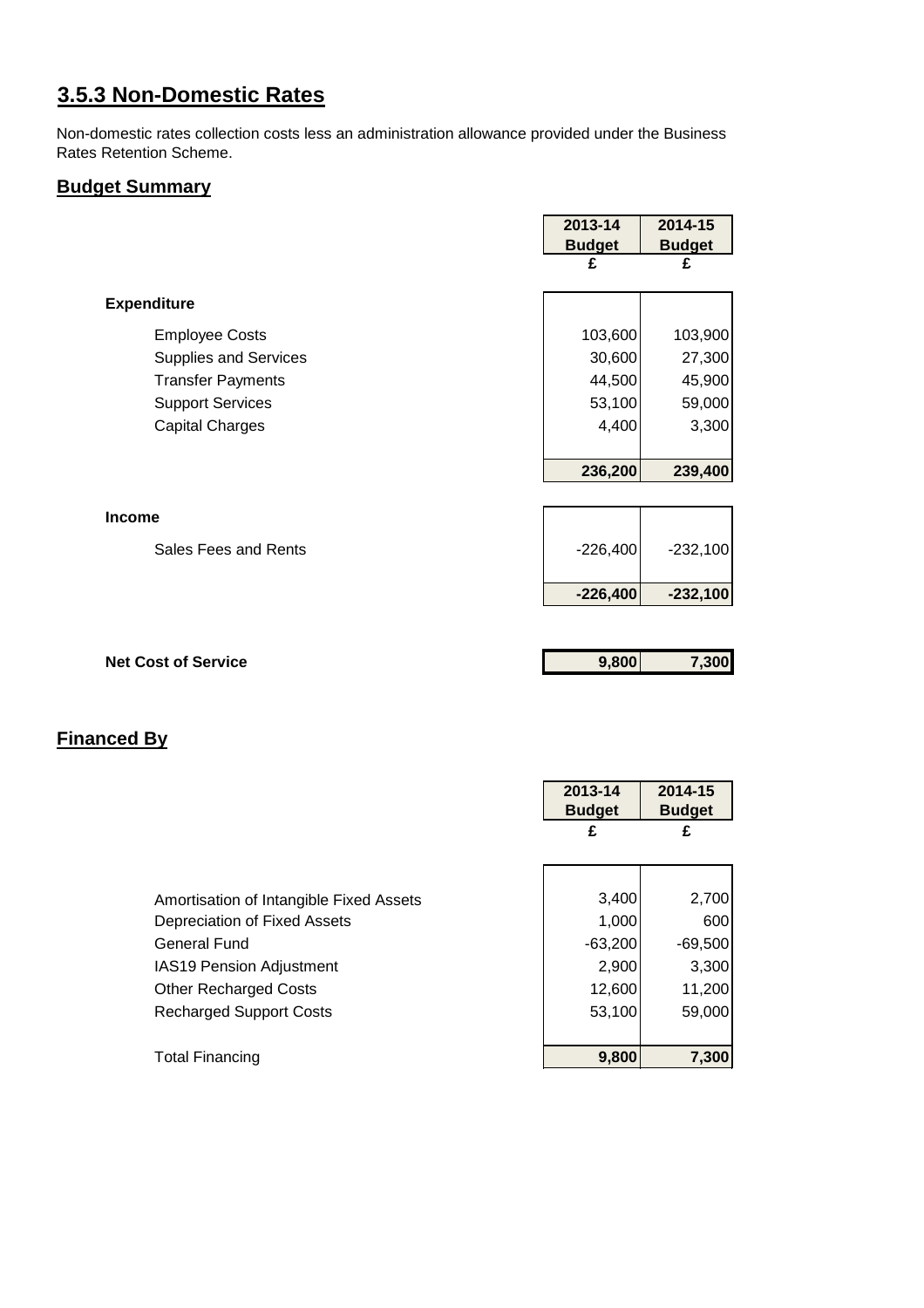## 3.5.3 Non-Domestic Rates

Non-domestic rates collection costs less an administration allowance provided under the Business Rates Retention Scheme.

### Budget Summary

| | 2013-14 Budget £ | 2014-15 Budget £ |
|---|---|---|
| **Expenditure** | | |
| Employee Costs | 103,600 | 103,900 |
| Supplies and Services | 30,600 | 27,300 |
| Transfer Payments | 44,500 | 45,900 |
| Support Services | 53,100 | 59,000 |
| Capital Charges | 4,400 | 3,300 |
| | **236,200** | **239,400** |
| **Income** | | |
| Sales Fees and Rents | -226,400 | -232,100 |
| | **-226,400** | **-232,100** |
| **Net Cost of Service** | **9,800** | **7,300** |

### Financed By

| | 2013-14 Budget £ | 2014-15 Budget £ |
|---|---|---|
| Amortisation of Intangible Fixed Assets | 3,400 | 2,700 |
| Depreciation of Fixed Assets | 1,000 | 600 |
| General Fund | -63,200 | -69,500 |
| IAS19 Pension Adjustment | 2,900 | 3,300 |
| Other Recharged Costs | 12,600 | 11,200 |
| Recharged Support Costs | 53,100 | 59,000 |
| Total Financing | **9,800** | **7,300** |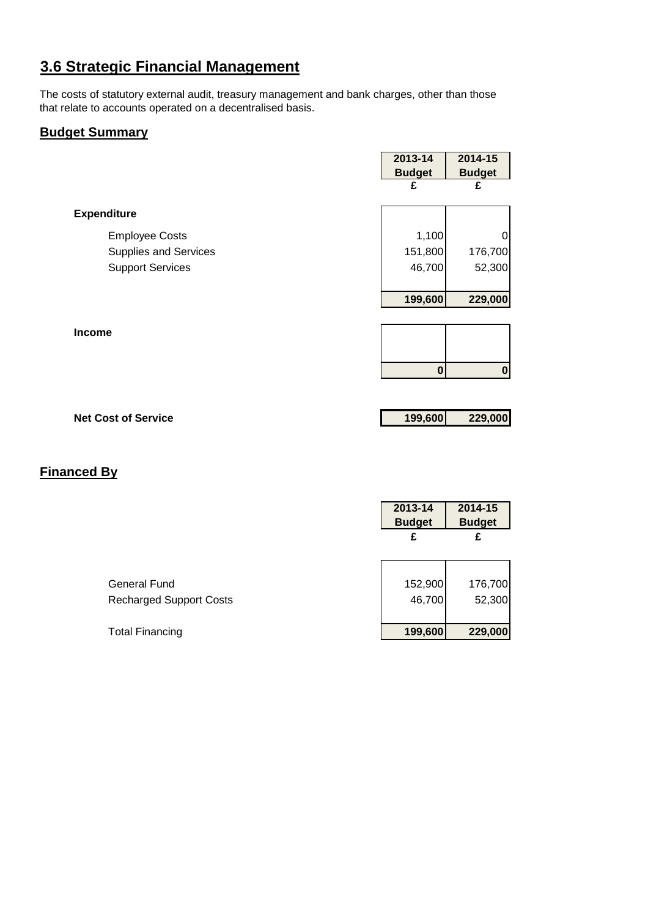# 3.6 Strategic Financial Management

The costs of statutory external audit, treasury management and bank charges, other than those that relate to accounts operated on a decentralised basis.

## Budget Summary

| | 2013-14 Budget | 2014-15 Budget |
|---|---|---|
| | £ | £ |
| **Expenditure** | | |
| Employee Costs | 1,100 | 0 |
| Supplies and Services | 151,800 | 176,700 |
| Support Services | 46,700 | 52,300 |
| | **199,600** | **229,000** |
| **Income** | | |
| | **0** | **0** |
| **Net Cost of Service** | **199,600** | **229,000** |

## Financed By

| | 2013-14 Budget | 2014-15 Budget |
|---|---|---|
| | £ | £ |
| General Fund | 152,900 | 176,700 |
| Recharged Support Costs | 46,700 | 52,300 |
| Total Financing | **199,600** | **229,000** |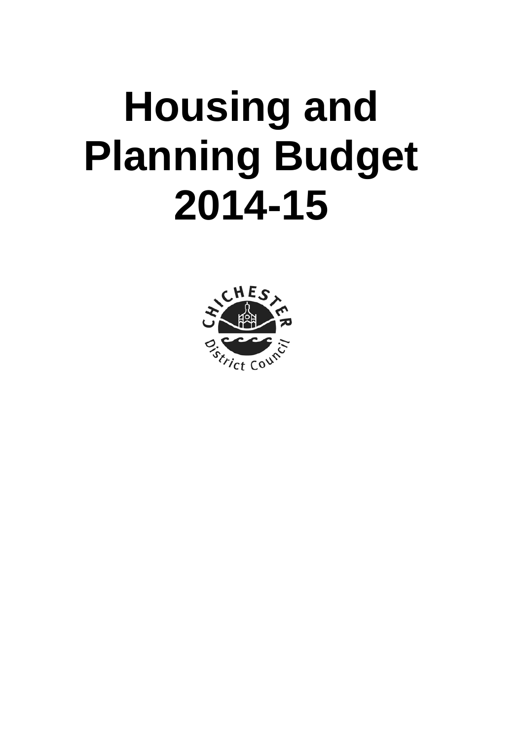# Housing and Planning Budget 2014-15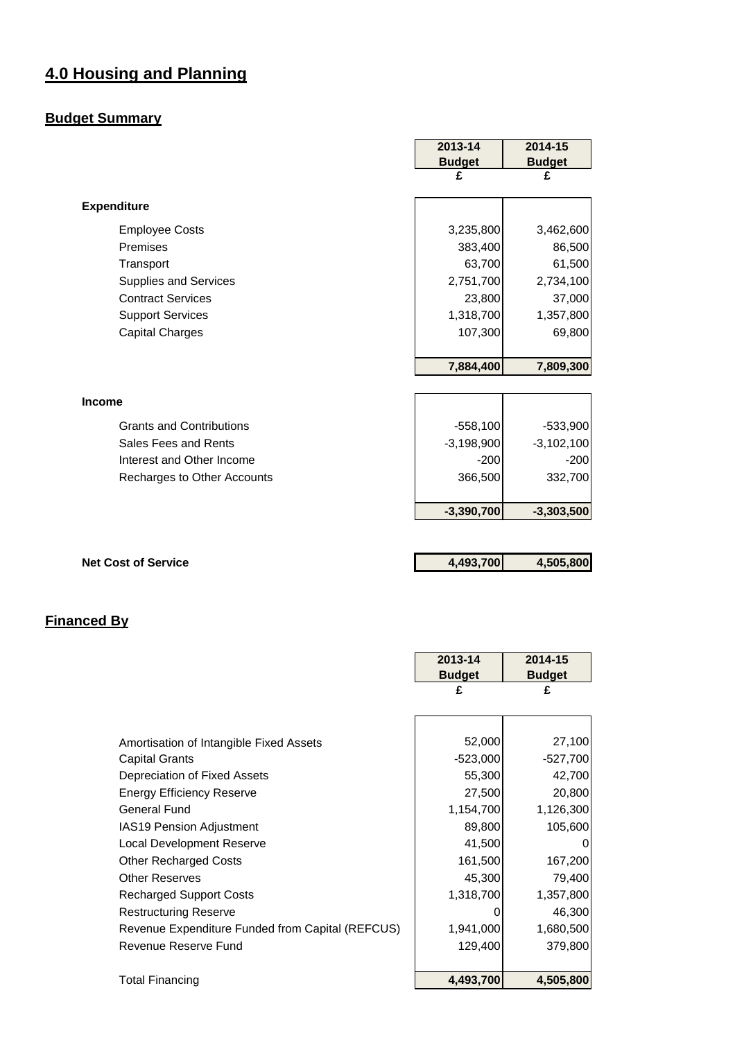# 4.0 Housing and Planning

## Budget Summary

| | 2013-14 Budget | 2014-15 Budget |
|---|---|---|
| | £ | £ |
| **Expenditure** | | |
| Employee Costs | 3,235,800 | 3,462,600 |
| Premises | 383,400 | 86,500 |
| Transport | 63,700 | 61,500 |
| Supplies and Services | 2,751,700 | 2,734,100 |
| Contract Services | 23,800 | 37,000 |
| Support Services | 1,318,700 | 1,357,800 |
| Capital Charges | 107,300 | 69,800 |
| | **7,884,400** | **7,809,300** |
| **Income** | | |
| Grants and Contributions | -558,100 | -533,900 |
| Sales Fees and Rents | -3,198,900 | -3,102,100 |
| Interest and Other Income | -200 | -200 |
| Recharges to Other Accounts | 366,500 | 332,700 |
| | **-3,390,700** | **-3,303,500** |
| **Net Cost of Service** | **4,493,700** | **4,505,800** |

## Financed By

| | 2013-14 Budget | 2014-15 Budget |
|---|---|---|
| | £ | £ |
| Amortisation of Intangible Fixed Assets | 52,000 | 27,100 |
| Capital Grants | -523,000 | -527,700 |
| Depreciation of Fixed Assets | 55,300 | 42,700 |
| Energy Efficiency Reserve | 27,500 | 20,800 |
| General Fund | 1,154,700 | 1,126,300 |
| IAS19 Pension Adjustment | 89,800 | 105,600 |
| Local Development Reserve | 41,500 | 0 |
| Other Recharged Costs | 161,500 | 167,200 |
| Other Reserves | 45,300 | 79,400 |
| Recharged Support Costs | 1,318,700 | 1,357,800 |
| Restructuring Reserve | 0 | 46,300 |
| Revenue Expenditure Funded from Capital (REFCUS) | 1,941,000 | 1,680,500 |
| Revenue Reserve Fund | 129,400 | 379,800 |
| Total Financing | **4,493,700** | **4,505,800** |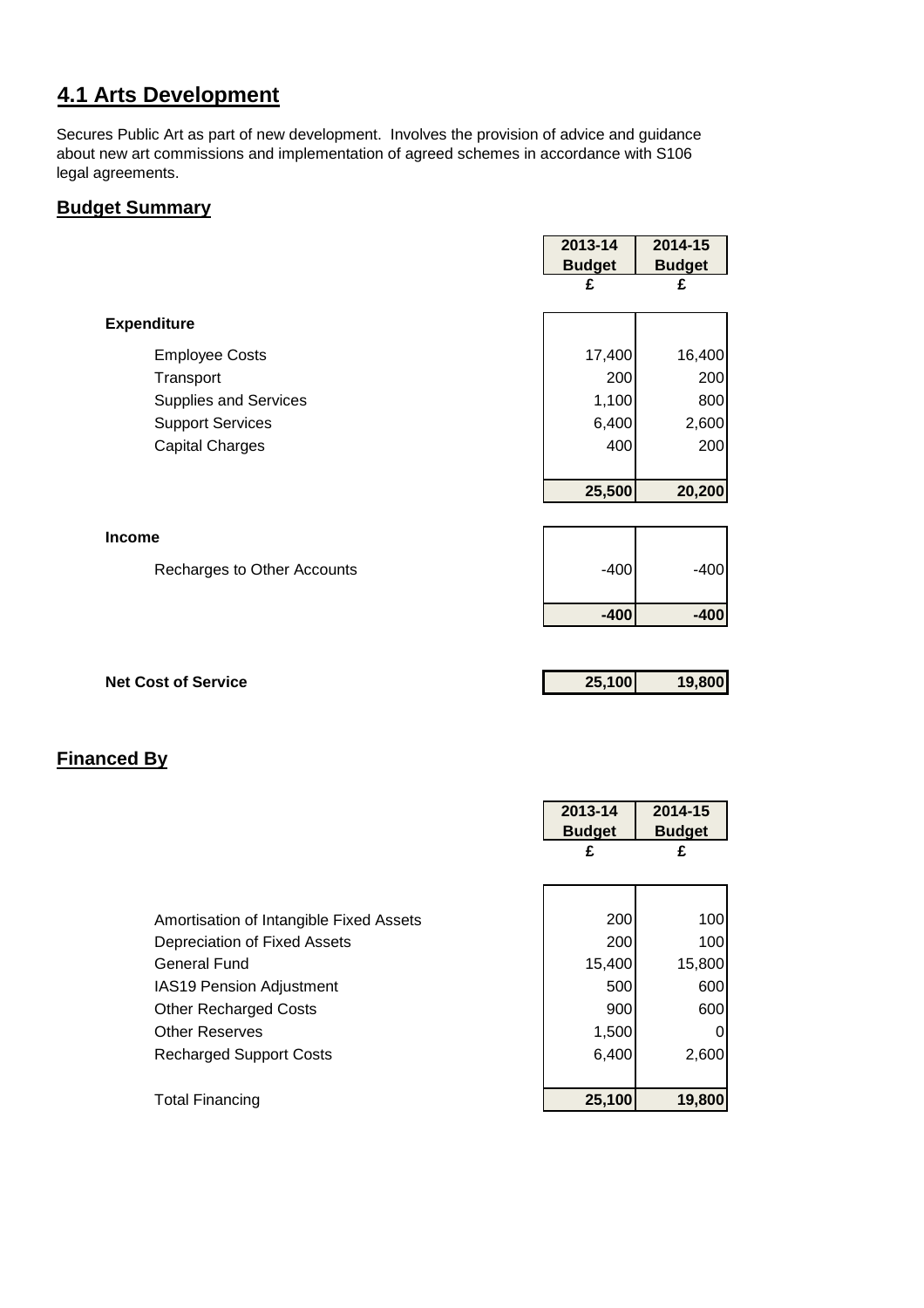# 4.1 Arts Development

Secures Public Art as part of new development. Involves the provision of advice and guidance about new art commissions and implementation of agreed schemes in accordance with S106 legal agreements.

## Budget Summary

| | 2013-14 Budget £ | 2014-15 Budget £ |
|---|---|---|
| **Expenditure** | | |
| Employee Costs | 17,400 | 16,400 |
| Transport | 200 | 200 |
| Supplies and Services | 1,100 | 800 |
| Support Services | 6,400 | 2,600 |
| Capital Charges | 400 | 200 |
| | **25,500** | **20,200** |
| **Income** | | |
| Recharges to Other Accounts | -400 | -400 |
| | **-400** | **-400** |
| **Net Cost of Service** | **25,100** | **19,800** |

## Financed By

| | 2013-14 Budget £ | 2014-15 Budget £ |
|---|---|---|
| Amortisation of Intangible Fixed Assets | 200 | 100 |
| Depreciation of Fixed Assets | 200 | 100 |
| General Fund | 15,400 | 15,800 |
| IAS19 Pension Adjustment | 500 | 600 |
| Other Recharged Costs | 900 | 600 |
| Other Reserves | 1,500 | 0 |
| Recharged Support Costs | 6,400 | 2,600 |
| Total Financing | **25,100** | **19,800** |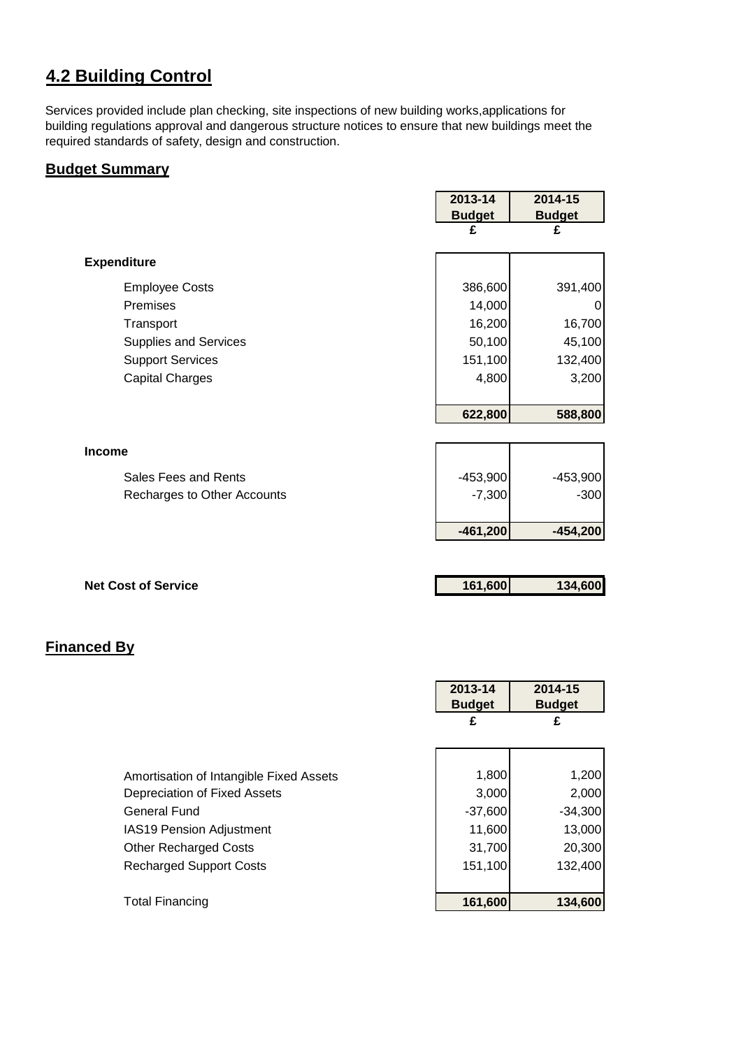## 4.2 Building Control

Services provided include plan checking, site inspections of new building works,applications for building regulations approval and dangerous structure notices to ensure that new buildings meet the required standards of safety, design and construction.

### Budget Summary

| | 2013-14 Budget | 2014-15 Budget |
|---|---|---|
| | £ | £ |
| **Expenditure** | | |
| Employee Costs | 386,600 | 391,400 |
| Premises | 14,000 | 0 |
| Transport | 16,200 | 16,700 |
| Supplies and Services | 50,100 | 45,100 |
| Support Services | 151,100 | 132,400 |
| Capital Charges | 4,800 | 3,200 |
| | **622,800** | **588,800** |
| **Income** | | |
| Sales Fees and Rents | -453,900 | -453,900 |
| Recharges to Other Accounts | -7,300 | -300 |
| | **-461,200** | **-454,200** |
| **Net Cost of Service** | **161,600** | **134,600** |

### Financed By

| | 2013-14 Budget | 2014-15 Budget |
|---|---|---|
| | £ | £ |
| Amortisation of Intangible Fixed Assets | 1,800 | 1,200 |
| Depreciation of Fixed Assets | 3,000 | 2,000 |
| General Fund | -37,600 | -34,300 |
| IAS19 Pension Adjustment | 11,600 | 13,000 |
| Other Recharged Costs | 31,700 | 20,300 |
| Recharged Support Costs | 151,100 | 132,400 |
| Total Financing | **161,600** | **134,600** |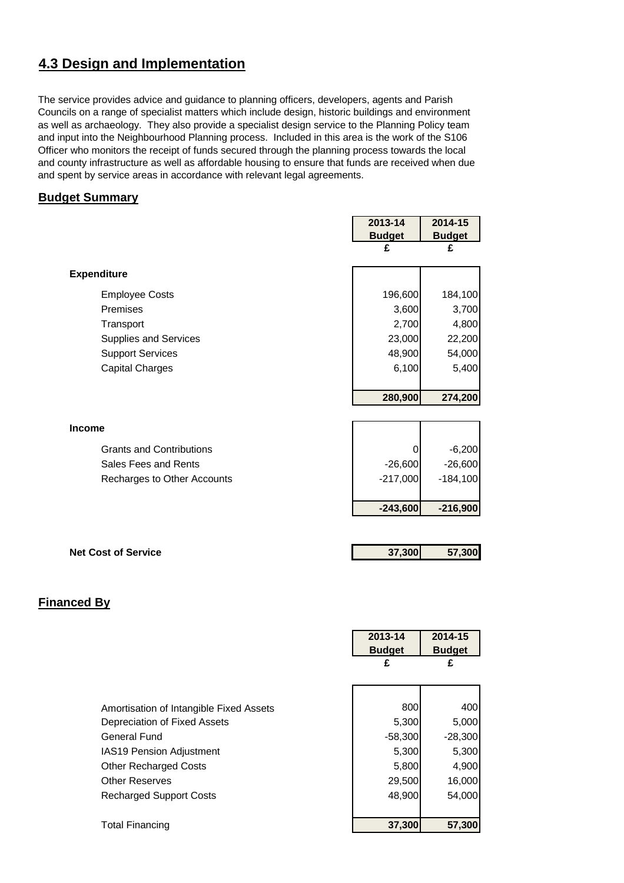## 4.3 Design and Implementation

The service provides advice and guidance to planning officers, developers, agents and Parish Councils on a range of specialist matters which include design, historic buildings and environment as well as archaeology. They also provide a specialist design service to the Planning Policy team and input into the Neighbourhood Planning process. Included in this area is the work of the S106 Officer who monitors the receipt of funds secured through the planning process towards the local and county infrastructure as well as affordable housing to ensure that funds are received when due and spent by service areas in accordance with relevant legal agreements.

### Budget Summary

| | 2013-14 Budget £ | 2014-15 Budget £ |
|---|---|---|
| **Expenditure** | | |
| Employee Costs | 196,600 | 184,100 |
| Premises | 3,600 | 3,700 |
| Transport | 2,700 | 4,800 |
| Supplies and Services | 23,000 | 22,200 |
| Support Services | 48,900 | 54,000 |
| Capital Charges | 6,100 | 5,400 |
| | **280,900** | **274,200** |
| **Income** | | |
| Grants and Contributions | 0 | -6,200 |
| Sales Fees and Rents | -26,600 | -26,600 |
| Recharges to Other Accounts | -217,000 | -184,100 |
| | **-243,600** | **-216,900** |
| **Net Cost of Service** | **37,300** | **57,300** |

### Financed By

| | 2013-14 Budget £ | 2014-15 Budget £ |
|---|---|---|
| Amortisation of Intangible Fixed Assets | 800 | 400 |
| Depreciation of Fixed Assets | 5,300 | 5,000 |
| General Fund | -58,300 | -28,300 |
| IAS19 Pension Adjustment | 5,300 | 5,300 |
| Other Recharged Costs | 5,800 | 4,900 |
| Other Reserves | 29,500 | 16,000 |
| Recharged Support Costs | 48,900 | 54,000 |
| Total Financing | **37,300** | **57,300** |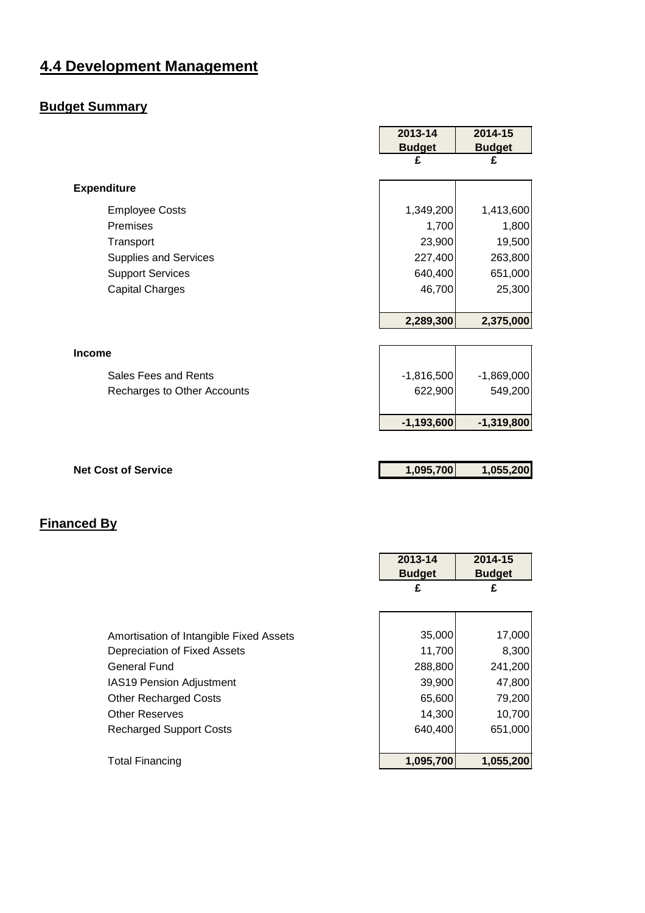# 4.4 Development Management

## Budget Summary

| | 2013-14 Budget £ | 2014-15 Budget £ |
|---|---|---|
| **Expenditure** | | |
| Employee Costs | 1,349,200 | 1,413,600 |
| Premises | 1,700 | 1,800 |
| Transport | 23,900 | 19,500 |
| Supplies and Services | 227,400 | 263,800 |
| Support Services | 640,400 | 651,000 |
| Capital Charges | 46,700 | 25,300 |
| | **2,289,300** | **2,375,000** |
| **Income** | | |
| Sales Fees and Rents | -1,816,500 | -1,869,000 |
| Recharges to Other Accounts | 622,900 | 549,200 |
| | **-1,193,600** | **-1,319,800** |
| **Net Cost of Service** | **1,095,700** | **1,055,200** |

## Financed By

| | 2013-14 Budget £ | 2014-15 Budget £ |
|---|---|---|
| Amortisation of Intangible Fixed Assets | 35,000 | 17,000 |
| Depreciation of Fixed Assets | 11,700 | 8,300 |
| General Fund | 288,800 | 241,200 |
| IAS19 Pension Adjustment | 39,900 | 47,800 |
| Other Recharged Costs | 65,600 | 79,200 |
| Other Reserves | 14,300 | 10,700 |
| Recharged Support Costs | 640,400 | 651,000 |
| Total Financing | **1,095,700** | **1,055,200** |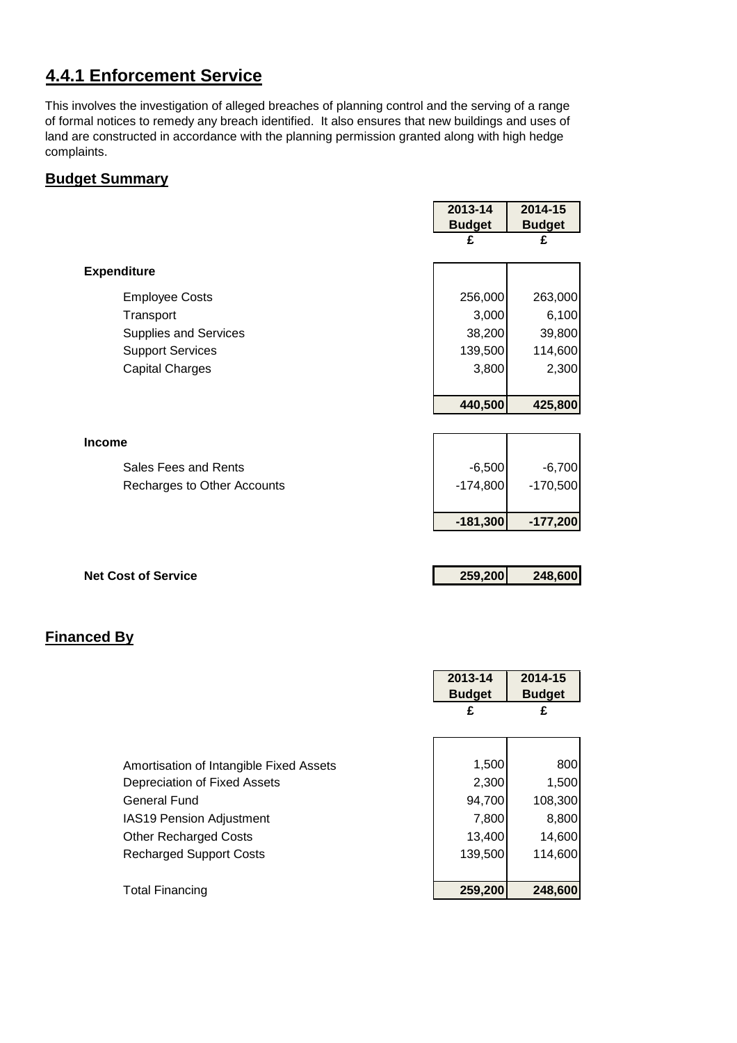## 4.4.1 Enforcement Service

This involves the investigation of alleged breaches of planning control and the serving of a range of formal notices to remedy any breach identified. It also ensures that new buildings and uses of land are constructed in accordance with the planning permission granted along with high hedge complaints.

### Budget Summary

| | 2013-14 Budget | 2014-15 Budget |
|---|---|---|
| | £ | £ |
| **Expenditure** | | |
| Employee Costs | 256,000 | 263,000 |
| Transport | 3,000 | 6,100 |
| Supplies and Services | 38,200 | 39,800 |
| Support Services | 139,500 | 114,600 |
| Capital Charges | 3,800 | 2,300 |
| | **440,500** | **425,800** |
| **Income** | | |
| Sales Fees and Rents | -6,500 | -6,700 |
| Recharges to Other Accounts | -174,800 | -170,500 |
| | **-181,300** | **-177,200** |
| **Net Cost of Service** | **259,200** | **248,600** |

### Financed By

| | 2013-14 Budget | 2014-15 Budget |
|---|---|---|
| | £ | £ |
| Amortisation of Intangible Fixed Assets | 1,500 | 800 |
| Depreciation of Fixed Assets | 2,300 | 1,500 |
| General Fund | 94,700 | 108,300 |
| IAS19 Pension Adjustment | 7,800 | 8,800 |
| Other Recharged Costs | 13,400 | 14,600 |
| Recharged Support Costs | 139,500 | 114,600 |
| Total Financing | **259,200** | **248,600** |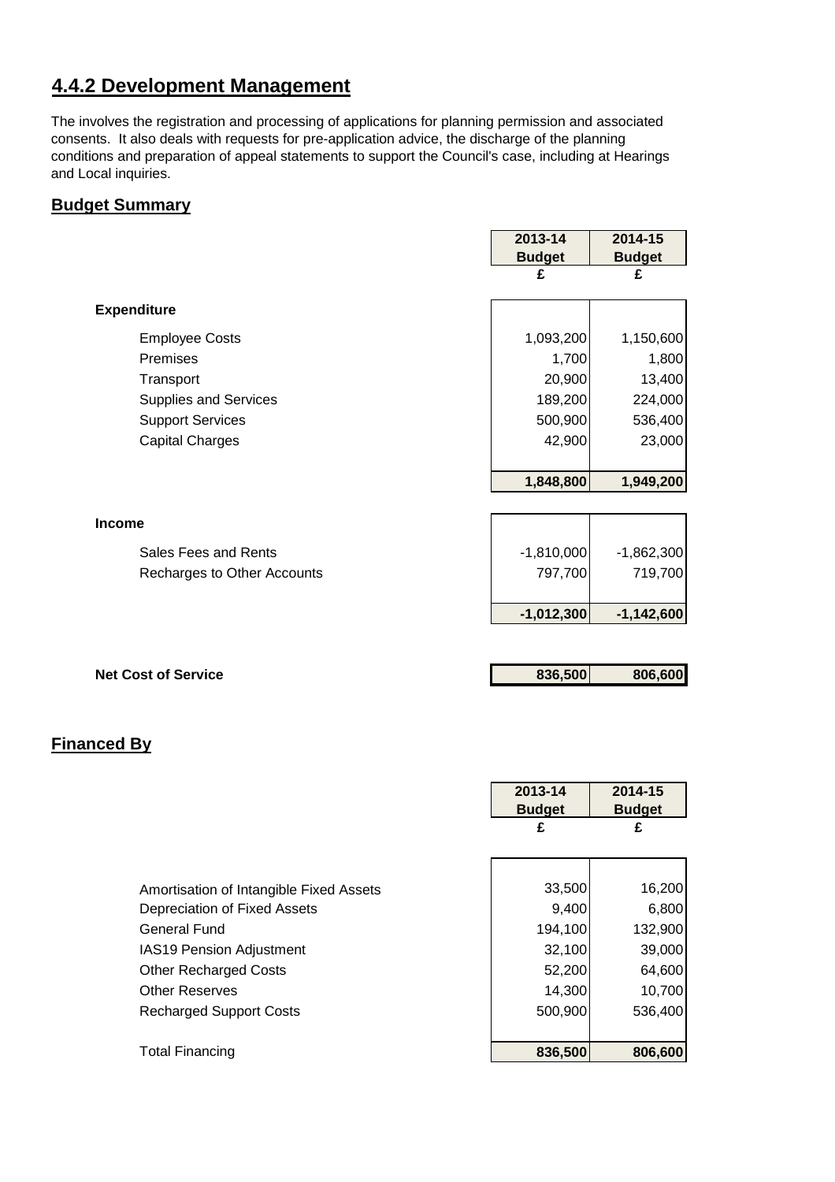## 4.4.2 Development Management

The involves the registration and processing of applications for planning permission and associated consents. It also deals with requests for pre-application advice, the discharge of the planning conditions and preparation of appeal statements to support the Council's case, including at Hearings and Local inquiries.

### Budget Summary

| | 2013-14 Budget | 2014-15 Budget |
|---|---|---|
| | £ | £ |
| **Expenditure** | | |
| Employee Costs | 1,093,200 | 1,150,600 |
| Premises | 1,700 | 1,800 |
| Transport | 20,900 | 13,400 |
| Supplies and Services | 189,200 | 224,000 |
| Support Services | 500,900 | 536,400 |
| Capital Charges | 42,900 | 23,000 |
| | **1,848,800** | **1,949,200** |
| **Income** | | |
| Sales Fees and Rents | -1,810,000 | -1,862,300 |
| Recharges to Other Accounts | 797,700 | 719,700 |
| | **-1,012,300** | **-1,142,600** |
| **Net Cost of Service** | **836,500** | **806,600** |

### Financed By

| | 2013-14 Budget | 2014-15 Budget |
|---|---|---|
| | £ | £ |
| Amortisation of Intangible Fixed Assets | 33,500 | 16,200 |
| Depreciation of Fixed Assets | 9,400 | 6,800 |
| General Fund | 194,100 | 132,900 |
| IAS19 Pension Adjustment | 32,100 | 39,000 |
| Other Recharged Costs | 52,200 | 64,600 |
| Other Reserves | 14,300 | 10,700 |
| Recharged Support Costs | 500,900 | 536,400 |
| Total Financing | **836,500** | **806,600** |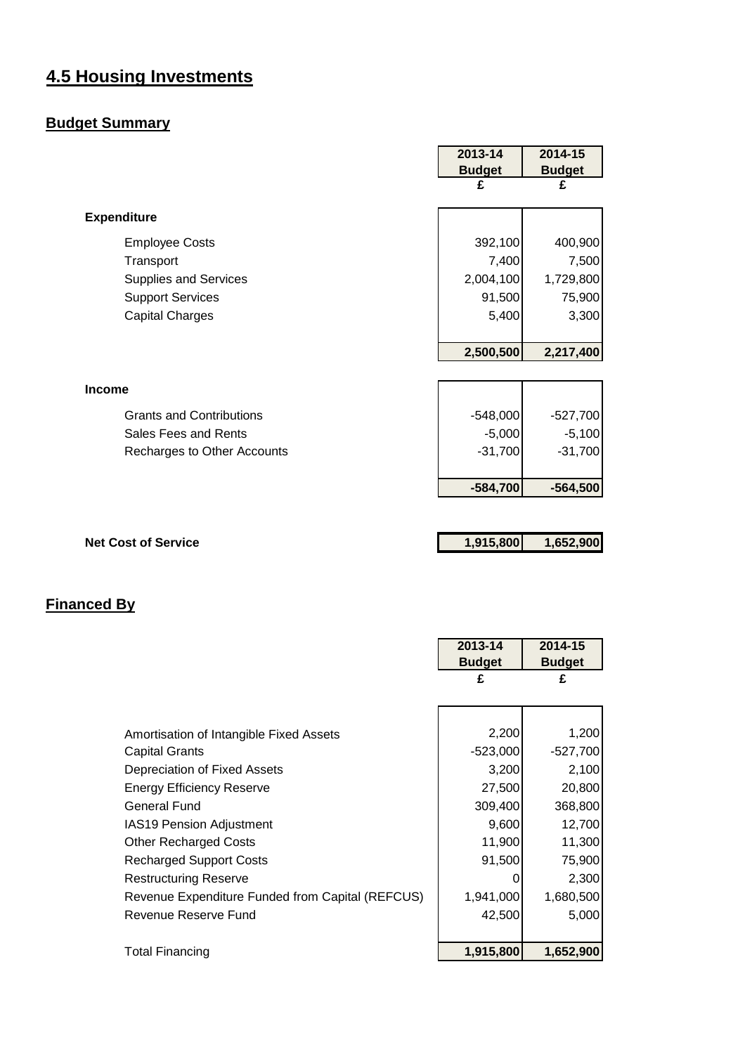# 4.5 Housing Investments

## Budget Summary

| | 2013-14 Budget £ | 2014-15 Budget £ |
|---|---|---|
| **Expenditure** | | |
| Employee Costs | 392,100 | 400,900 |
| Transport | 7,400 | 7,500 |
| Supplies and Services | 2,004,100 | 1,729,800 |
| Support Services | 91,500 | 75,900 |
| Capital Charges | 5,400 | 3,300 |
| | **2,500,500** | **2,217,400** |
| **Income** | | |
| Grants and Contributions | -548,000 | -527,700 |
| Sales Fees and Rents | -5,000 | -5,100 |
| Recharges to Other Accounts | -31,700 | -31,700 |
| | **-584,700** | **-564,500** |
| **Net Cost of Service** | **1,915,800** | **1,652,900** |

## Financed By

| | 2013-14 Budget £ | 2014-15 Budget £ |
|---|---|---|
| Amortisation of Intangible Fixed Assets | 2,200 | 1,200 |
| Capital Grants | -523,000 | -527,700 |
| Depreciation of Fixed Assets | 3,200 | 2,100 |
| Energy Efficiency Reserve | 27,500 | 20,800 |
| General Fund | 309,400 | 368,800 |
| IAS19 Pension Adjustment | 9,600 | 12,700 |
| Other Recharged Costs | 11,900 | 11,300 |
| Recharged Support Costs | 91,500 | 75,900 |
| Restructuring Reserve | 0 | 2,300 |
| Revenue Expenditure Funded from Capital (REFCUS) | 1,941,000 | 1,680,500 |
| Revenue Reserve Fund | 42,500 | 5,000 |
| Total Financing | **1,915,800** | **1,652,900** |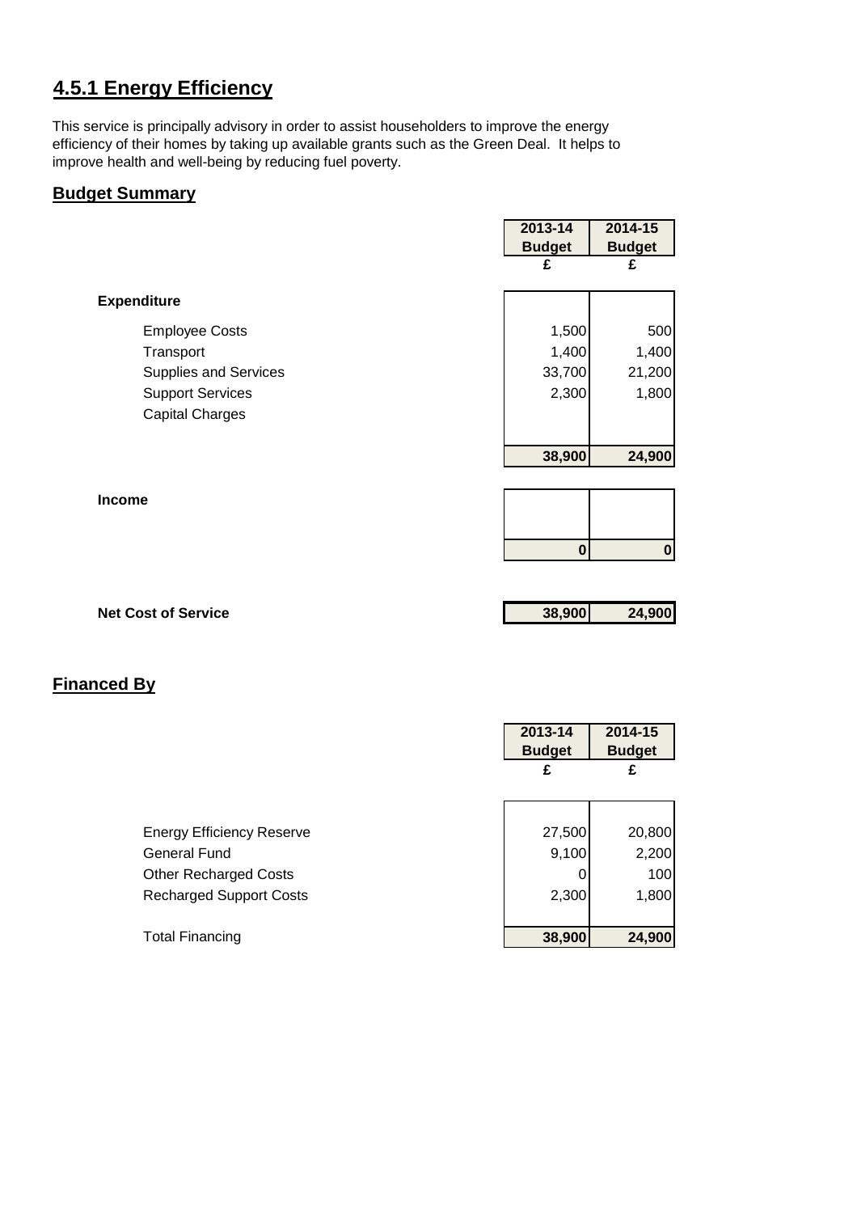## 4.5.1 Energy Efficiency

This service is principally advisory in order to assist householders to improve the energy efficiency of their homes by taking up available grants such as the Green Deal. It helps to improve health and well-being by reducing fuel poverty.

### Budget Summary

| | 2013-14 Budget | 2014-15 Budget |
|---|---|---|
| | £ | £ |
| **Expenditure** | | |
| Employee Costs | 1,500 | 500 |
| Transport | 1,400 | 1,400 |
| Supplies and Services | 33,700 | 21,200 |
| Support Services | 2,300 | 1,800 |
| Capital Charges | | |
| | **38,900** | **24,900** |
| **Income** | | |
| | **0** | **0** |
| **Net Cost of Service** | **38,900** | **24,900** |

### Financed By

| | 2013-14 Budget | 2014-15 Budget |
|---|---|---|
| | £ | £ |
| Energy Efficiency Reserve | 27,500 | 20,800 |
| General Fund | 9,100 | 2,200 |
| Other Recharged Costs | 0 | 100 |
| Recharged Support Costs | 2,300 | 1,800 |
| Total Financing | **38,900** | **24,900** |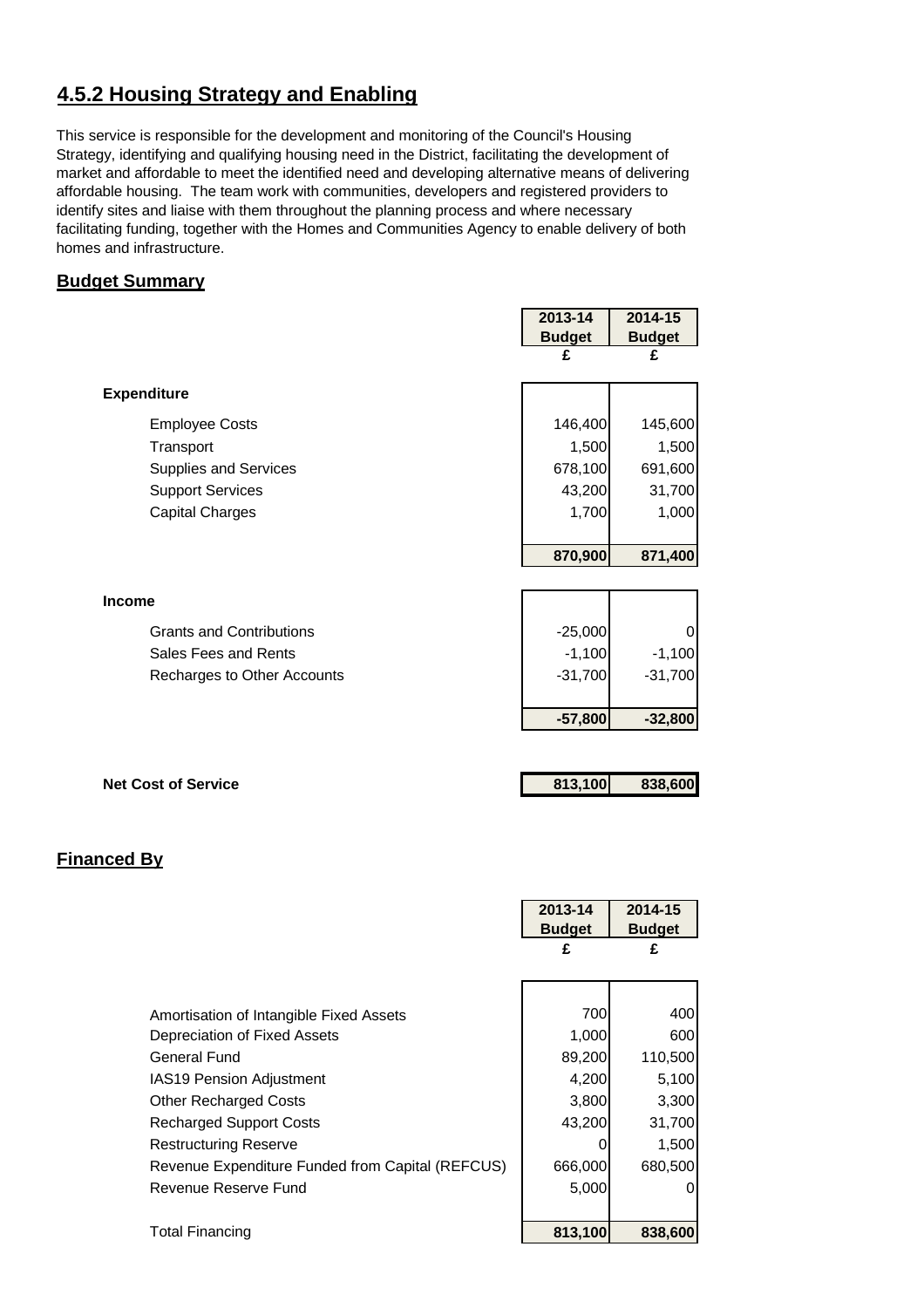## 4.5.2 Housing Strategy and Enabling

This service is responsible for the development and monitoring of the Council's Housing Strategy, identifying and qualifying housing need in the District, facilitating the development of market and affordable to meet the identified need and developing alternative means of delivering affordable housing. The team work with communities, developers and registered providers to identify sites and liaise with them throughout the planning process and where necessary facilitating funding, together with the Homes and Communities Agency to enable delivery of both homes and infrastructure.

### Budget Summary

| | 2013-14 Budget | 2014-15 Budget |
|---|---|---|
| | £ | £ |
| **Expenditure** | | |
| Employee Costs | 146,400 | 145,600 |
| Transport | 1,500 | 1,500 |
| Supplies and Services | 678,100 | 691,600 |
| Support Services | 43,200 | 31,700 |
| Capital Charges | 1,700 | 1,000 |
| | **870,900** | **871,400** |
| **Income** | | |
| Grants and Contributions | -25,000 | 0 |
| Sales Fees and Rents | -1,100 | -1,100 |
| Recharges to Other Accounts | -31,700 | -31,700 |
| | **-57,800** | **-32,800** |
| **Net Cost of Service** | **813,100** | **838,600** |

### Financed By

| | 2013-14 Budget | 2014-15 Budget |
|---|---|---|
| | £ | £ |
| Amortisation of Intangible Fixed Assets | 700 | 400 |
| Depreciation of Fixed Assets | 1,000 | 600 |
| General Fund | 89,200 | 110,500 |
| IAS19 Pension Adjustment | 4,200 | 5,100 |
| Other Recharged Costs | 3,800 | 3,300 |
| Recharged Support Costs | 43,200 | 31,700 |
| Restructuring Reserve | 0 | 1,500 |
| Revenue Expenditure Funded from Capital (REFCUS) | 666,000 | 680,500 |
| Revenue Reserve Fund | 5,000 | 0 |
| Total Financing | **813,100** | **838,600** |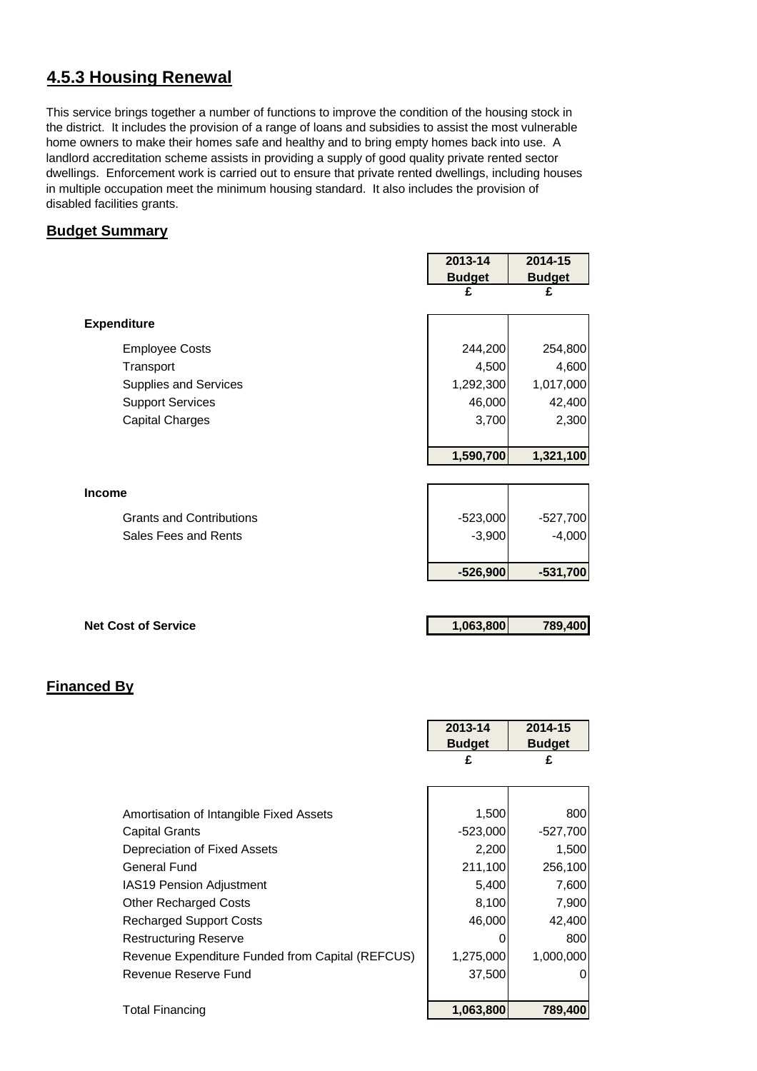## 4.5.3 Housing Renewal

This service brings together a number of functions to improve the condition of the housing stock in the district. It includes the provision of a range of loans and subsidies to assist the most vulnerable home owners to make their homes safe and healthy and to bring empty homes back into use. A landlord accreditation scheme assists in providing a supply of good quality private rented sector dwellings. Enforcement work is carried out to ensure that private rented dwellings, including houses in multiple occupation meet the minimum housing standard. It also includes the provision of disabled facilities grants.

### Budget Summary

| | 2013-14 Budget | 2014-15 Budget |
|---|---|---|
| | £ | £ |
| **Expenditure** | | |
| Employee Costs | 244,200 | 254,800 |
| Transport | 4,500 | 4,600 |
| Supplies and Services | 1,292,300 | 1,017,000 |
| Support Services | 46,000 | 42,400 |
| Capital Charges | 3,700 | 2,300 |
| | **1,590,700** | **1,321,100** |
| **Income** | | |
| Grants and Contributions | -523,000 | -527,700 |
| Sales Fees and Rents | -3,900 | -4,000 |
| | **-526,900** | **-531,700** |
| **Net Cost of Service** | **1,063,800** | **789,400** |

### Financed By

| | 2013-14 Budget | 2014-15 Budget |
|---|---|---|
| | £ | £ |
| Amortisation of Intangible Fixed Assets | 1,500 | 800 |
| Capital Grants | -523,000 | -527,700 |
| Depreciation of Fixed Assets | 2,200 | 1,500 |
| General Fund | 211,100 | 256,100 |
| IAS19 Pension Adjustment | 5,400 | 7,600 |
| Other Recharged Costs | 8,100 | 7,900 |
| Recharged Support Costs | 46,000 | 42,400 |
| Restructuring Reserve | 0 | 800 |
| Revenue Expenditure Funded from Capital (REFCUS) | 1,275,000 | 1,000,000 |
| Revenue Reserve Fund | 37,500 | 0 |
| Total Financing | **1,063,800** | **789,400** |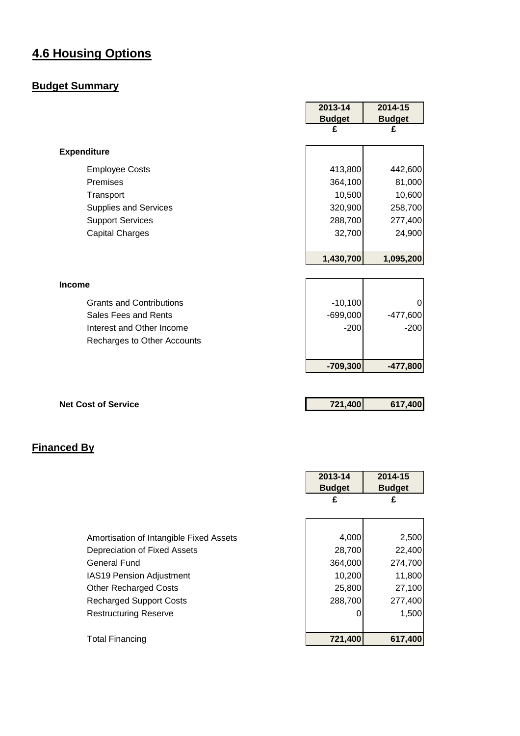## 4.6 Housing Options

### Budget Summary

| | 2013-14 Budget £ | 2014-15 Budget £ |
|---|---|---|
| **Expenditure** | | |
| Employee Costs | 413,800 | 442,600 |
| Premises | 364,100 | 81,000 |
| Transport | 10,500 | 10,600 |
| Supplies and Services | 320,900 | 258,700 |
| Support Services | 288,700 | 277,400 |
| Capital Charges | 32,700 | 24,900 |
| | **1,430,700** | **1,095,200** |
| **Income** | | |
| Grants and Contributions | -10,100 | 0 |
| Sales Fees and Rents | -699,000 | -477,600 |
| Interest and Other Income | -200 | -200 |
| Recharges to Other Accounts | | |
| | **-709,300** | **-477,800** |
| **Net Cost of Service** | **721,400** | **617,400** |

### Financed By

| | 2013-14 Budget £ | 2014-15 Budget £ |
|---|---|---|
| Amortisation of Intangible Fixed Assets | 4,000 | 2,500 |
| Depreciation of Fixed Assets | 28,700 | 22,400 |
| General Fund | 364,000 | 274,700 |
| IAS19 Pension Adjustment | 10,200 | 11,800 |
| Other Recharged Costs | 25,800 | 27,100 |
| Recharged Support Costs | 288,700 | 277,400 |
| Restructuring Reserve | 0 | 1,500 |
| Total Financing | **721,400** | **617,400** |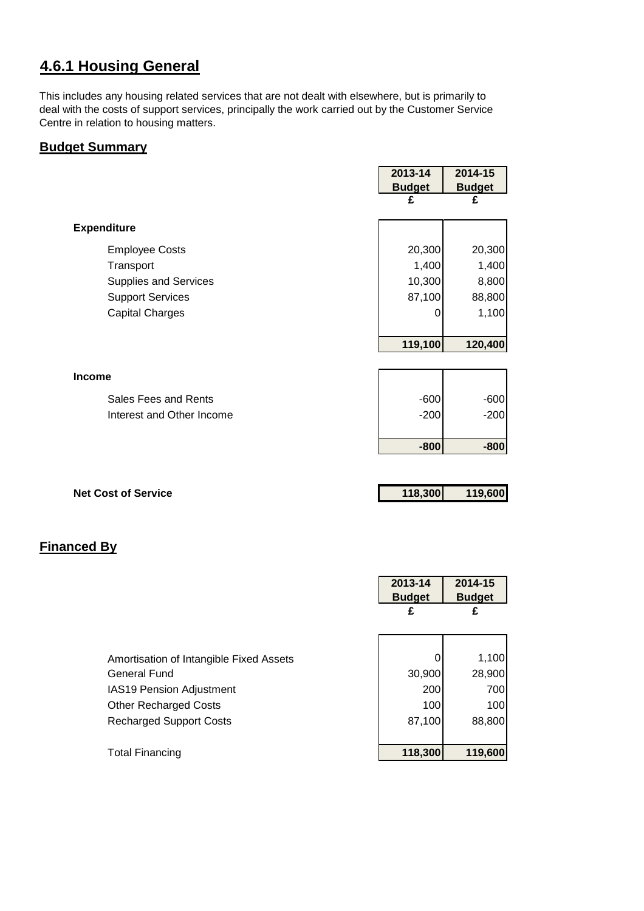## 4.6.1 Housing General

This includes any housing related services that are not dealt with elsewhere, but is primarily to deal with the costs of support services, principally the work carried out by the Customer Service Centre in relation to housing matters.

### Budget Summary

| | 2013-14 Budget £ | 2014-15 Budget £ |
|---|---|---|
| **Expenditure** | | |
| Employee Costs | 20,300 | 20,300 |
| Transport | 1,400 | 1,400 |
| Supplies and Services | 10,300 | 8,800 |
| Support Services | 87,100 | 88,800 |
| Capital Charges | 0 | 1,100 |
| | **119,100** | **120,400** |
| **Income** | | |
| Sales Fees and Rents | -600 | -600 |
| Interest and Other Income | -200 | -200 |
| | **-800** | **-800** |
| **Net Cost of Service** | **118,300** | **119,600** |

### Financed By

| | 2013-14 Budget £ | 2014-15 Budget £ |
|---|---|---|
| Amortisation of Intangible Fixed Assets | 0 | 1,100 |
| General Fund | 30,900 | 28,900 |
| IAS19 Pension Adjustment | 200 | 700 |
| Other Recharged Costs | 100 | 100 |
| Recharged Support Costs | 87,100 | 88,800 |
| Total Financing | **118,300** | **119,600** |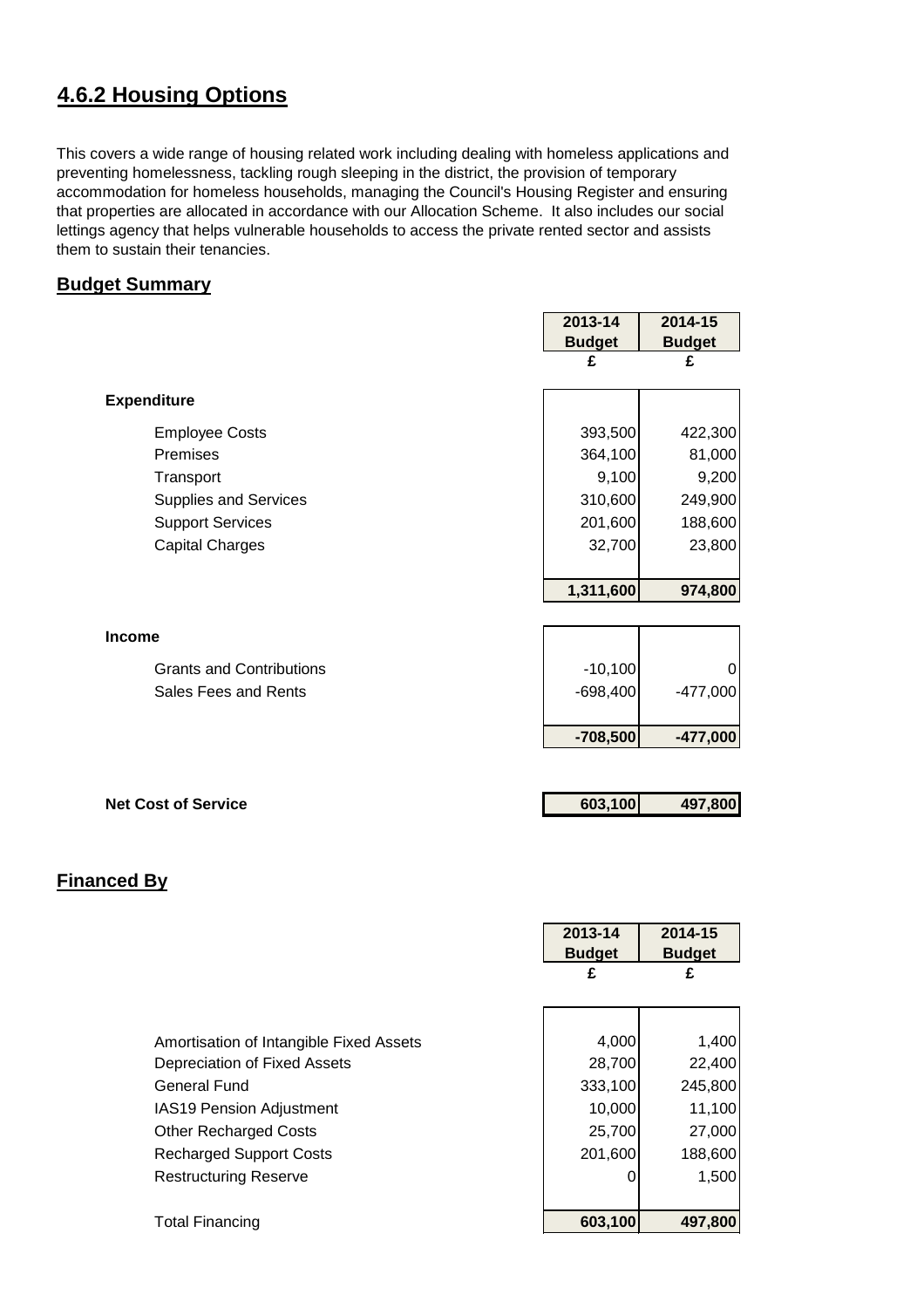## 4.6.2 Housing Options

This covers a wide range of housing related work including dealing with homeless applications and preventing homelessness, tackling rough sleeping in the district, the provision of temporary accommodation for homeless households, managing the Council's Housing Register and ensuring that properties are allocated in accordance with our Allocation Scheme. It also includes our social lettings agency that helps vulnerable households to access the private rented sector and assists them to sustain their tenancies.

### Budget Summary

| | 2013-14 Budget £ | 2014-15 Budget £ |
|---|---|---|
| **Expenditure** | | |
| Employee Costs | 393,500 | 422,300 |
| Premises | 364,100 | 81,000 |
| Transport | 9,100 | 9,200 |
| Supplies and Services | 310,600 | 249,900 |
| Support Services | 201,600 | 188,600 |
| Capital Charges | 32,700 | 23,800 |
| | **1,311,600** | **974,800** |
| **Income** | | |
| Grants and Contributions | -10,100 | 0 |
| Sales Fees and Rents | -698,400 | -477,000 |
| | **-708,500** | **-477,000** |
| **Net Cost of Service** | **603,100** | **497,800** |

### Financed By

| | 2013-14 Budget £ | 2014-15 Budget £ |
|---|---|---|
| Amortisation of Intangible Fixed Assets | 4,000 | 1,400 |
| Depreciation of Fixed Assets | 28,700 | 22,400 |
| General Fund | 333,100 | 245,800 |
| IAS19 Pension Adjustment | 10,000 | 11,100 |
| Other Recharged Costs | 25,700 | 27,000 |
| Recharged Support Costs | 201,600 | 188,600 |
| Restructuring Reserve | 0 | 1,500 |
| Total Financing | **603,100** | **497,800** |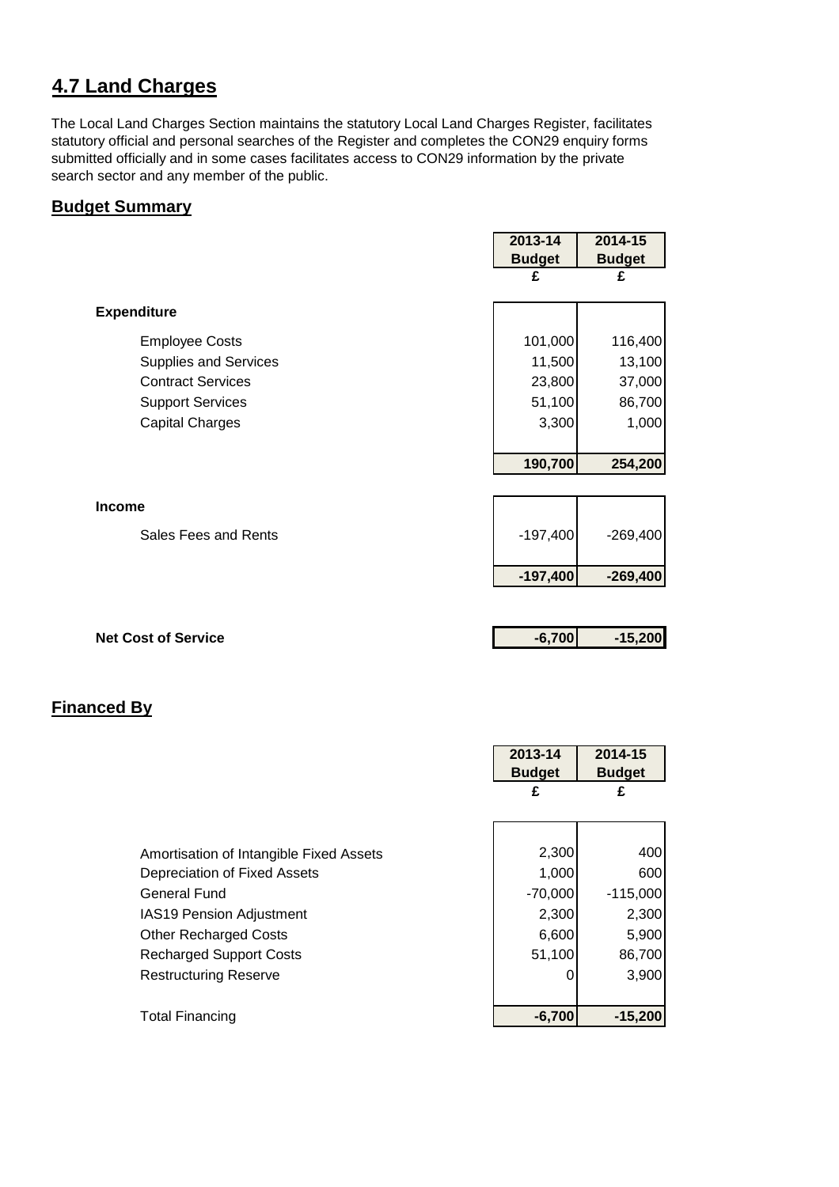## 4.7 Land Charges

The Local Land Charges Section maintains the statutory Local Land Charges Register, facilitates statutory official and personal searches of the Register and completes the CON29 enquiry forms submitted officially and in some cases facilitates access to CON29 information by the private search sector and any member of the public.

### Budget Summary

| | 2013-14 Budget | 2014-15 Budget |
|---|---|---|
| | £ | £ |
| **Expenditure** | | |
| Employee Costs | 101,000 | 116,400 |
| Supplies and Services | 11,500 | 13,100 |
| Contract Services | 23,800 | 37,000 |
| Support Services | 51,100 | 86,700 |
| Capital Charges | 3,300 | 1,000 |
| | **190,700** | **254,200** |
| **Income** | | |
| Sales Fees and Rents | -197,400 | -269,400 |
| | **-197,400** | **-269,400** |
| **Net Cost of Service** | **-6,700** | **-15,200** |

### Financed By

| | 2013-14 Budget | 2014-15 Budget |
|---|---|---|
| | £ | £ |
| Amortisation of Intangible Fixed Assets | 2,300 | 400 |
| Depreciation of Fixed Assets | 1,000 | 600 |
| General Fund | -70,000 | -115,000 |
| IAS19 Pension Adjustment | 2,300 | 2,300 |
| Other Recharged Costs | 6,600 | 5,900 |
| Recharged Support Costs | 51,100 | 86,700 |
| Restructuring Reserve | 0 | 3,900 |
| Total Financing | **-6,700** | **-15,200** |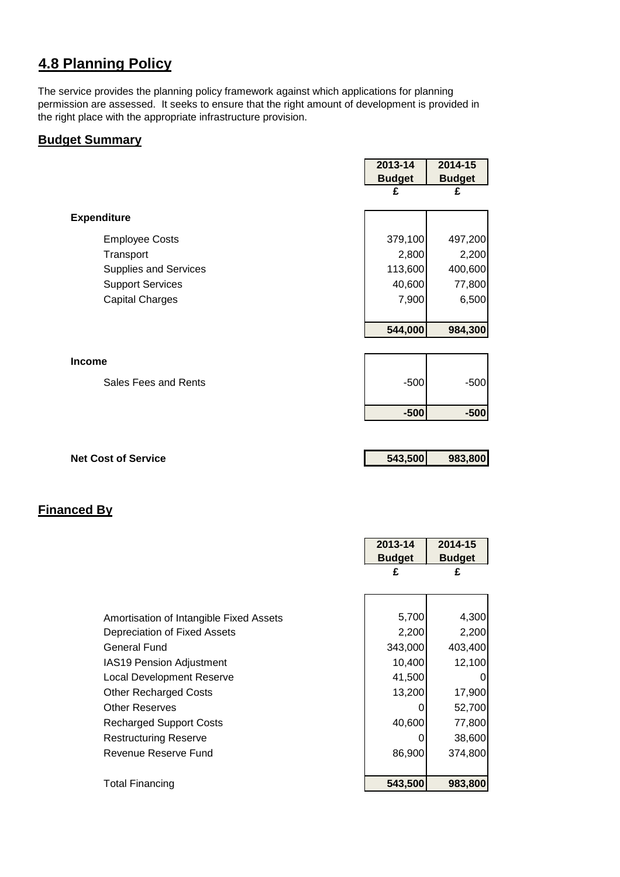## 4.8 Planning Policy

The service provides the planning policy framework against which applications for planning permission are assessed. It seeks to ensure that the right amount of development is provided in the right place with the appropriate infrastructure provision.

### Budget Summary

| | 2013-14 Budget | 2014-15 Budget |
|---|---|---|
| | £ | £ |
| **Expenditure** | | |
| Employee Costs | 379,100 | 497,200 |
| Transport | 2,800 | 2,200 |
| Supplies and Services | 113,600 | 400,600 |
| Support Services | 40,600 | 77,800 |
| Capital Charges | 7,900 | 6,500 |
| | **544,000** | **984,300** |
| **Income** | | |
| Sales Fees and Rents | -500 | -500 |
| | **-500** | **-500** |
| **Net Cost of Service** | **543,500** | **983,800** |

### Financed By

| | 2013-14 Budget | 2014-15 Budget |
|---|---|---|
| | £ | £ |
| Amortisation of Intangible Fixed Assets | 5,700 | 4,300 |
| Depreciation of Fixed Assets | 2,200 | 2,200 |
| General Fund | 343,000 | 403,400 |
| IAS19 Pension Adjustment | 10,400 | 12,100 |
| Local Development Reserve | 41,500 | 0 |
| Other Recharged Costs | 13,200 | 17,900 |
| Other Reserves | 0 | 52,700 |
| Recharged Support Costs | 40,600 | 77,800 |
| Restructuring Reserve | 0 | 38,600 |
| Revenue Reserve Fund | 86,900 | 374,800 |
| Total Financing | **543,500** | **983,800** |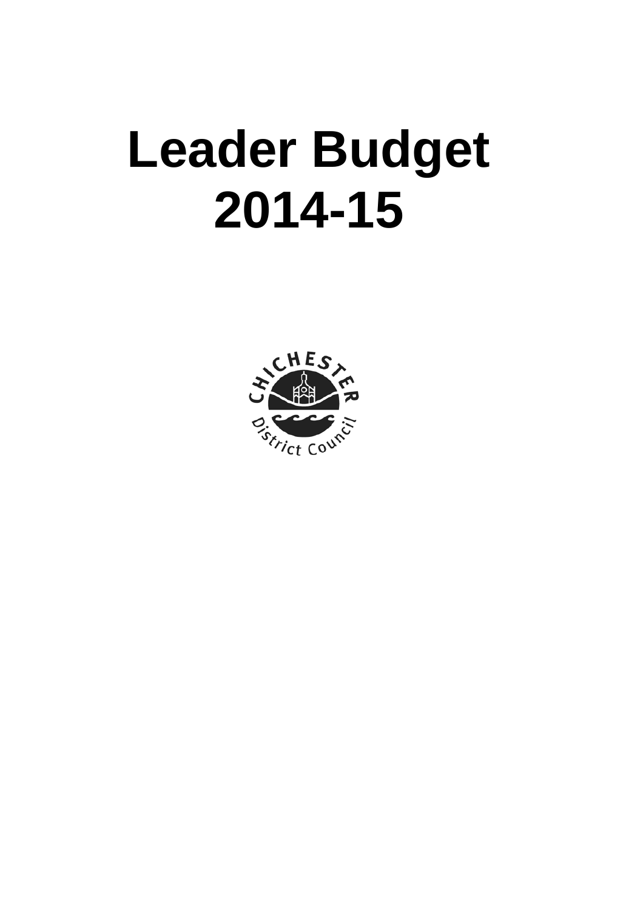# Leader Budget 2014-15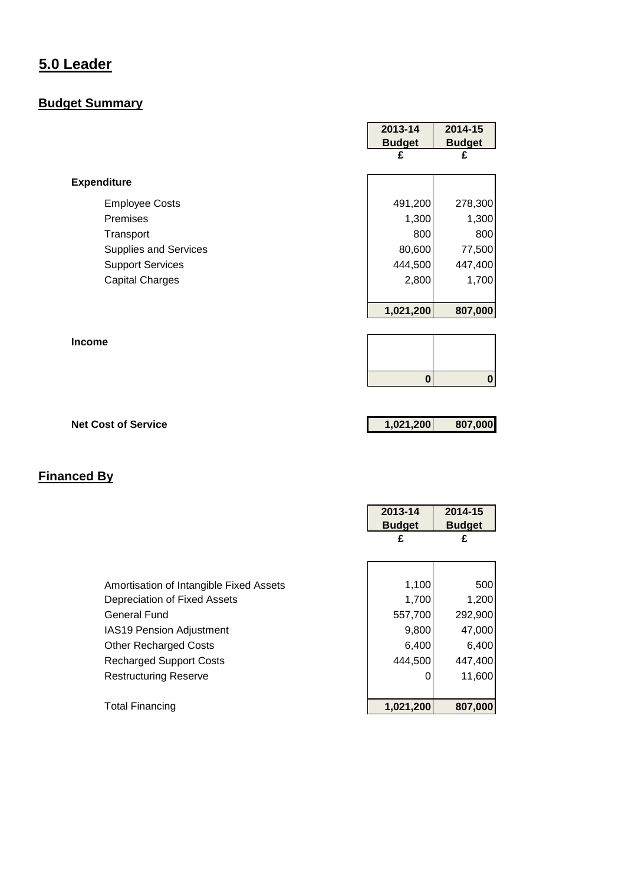# 5.0 Leader

## Budget Summary

| | 2013-14 Budget | 2014-15 Budget |
|---|---|---|
| | £ | £ |
| **Expenditure** | | |
| Employee Costs | 491,200 | 278,300 |
| Premises | 1,300 | 1,300 |
| Transport | 800 | 800 |
| Supplies and Services | 80,600 | 77,500 |
| Support Services | 444,500 | 447,400 |
| Capital Charges | 2,800 | 1,700 |
| | **1,021,200** | **807,000** |
| **Income** | | |
| | **0** | **0** |
| **Net Cost of Service** | **1,021,200** | **807,000** |

## Financed By

| | 2013-14 Budget | 2014-15 Budget |
|---|---|---|
| | £ | £ |
| Amortisation of Intangible Fixed Assets | 1,100 | 500 |
| Depreciation of Fixed Assets | 1,700 | 1,200 |
| General Fund | 557,700 | 292,900 |
| IAS19 Pension Adjustment | 9,800 | 47,000 |
| Other Recharged Costs | 6,400 | 6,400 |
| Recharged Support Costs | 444,500 | 447,400 |
| Restructuring Reserve | 0 | 11,600 |
| Total Financing | **1,021,200** | **807,000** |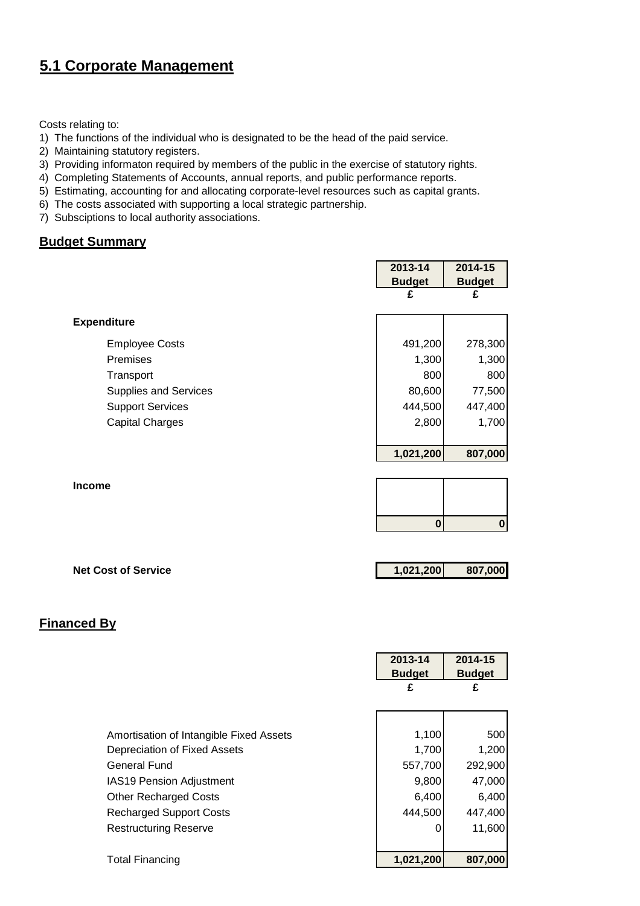# 5.1 Corporate Management

Costs relating to:

1) The functions of the individual who is designated to be the head of the paid service.
2) Maintaining statutory registers.
3) Providing informaton required by members of the public in the exercise of statutory rights.
4) Completing Statements of Accounts, annual reports, and public performance reports.
5) Estimating, accounting for and allocating corporate-level resources such as capital grants.
6) The costs associated with supporting a local strategic partnership.
7) Subsciptions to local authority associations.

## Budget Summary

| | 2013-14 Budget | 2014-15 Budget |
|---|---|---|
| | £ | £ |
| **Expenditure** | | |
| Employee Costs | 491,200 | 278,300 |
| Premises | 1,300 | 1,300 |
| Transport | 800 | 800 |
| Supplies and Services | 80,600 | 77,500 |
| Support Services | 444,500 | 447,400 |
| Capital Charges | 2,800 | 1,700 |
| | **1,021,200** | **807,000** |
| **Income** | | |
| | **0** | **0** |
| **Net Cost of Service** | **1,021,200** | **807,000** |

## Financed By

| | 2013-14 Budget | 2014-15 Budget |
|---|---|---|
| | £ | £ |
| Amortisation of Intangible Fixed Assets | 1,100 | 500 |
| Depreciation of Fixed Assets | 1,700 | 1,200 |
| General Fund | 557,700 | 292,900 |
| IAS19 Pension Adjustment | 9,800 | 47,000 |
| Other Recharged Costs | 6,400 | 6,400 |
| Recharged Support Costs | 444,500 | 447,400 |
| Restructuring Reserve | 0 | 11,600 |
| Total Financing | **1,021,200** | **807,000** |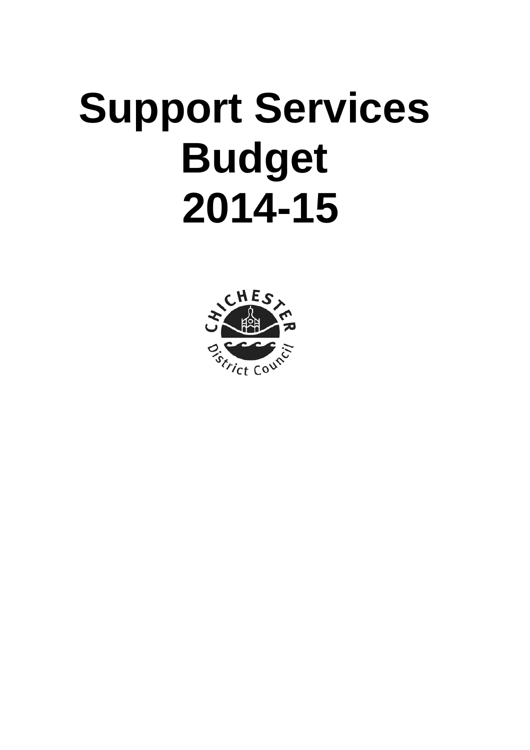# Support Services Budget 2014-15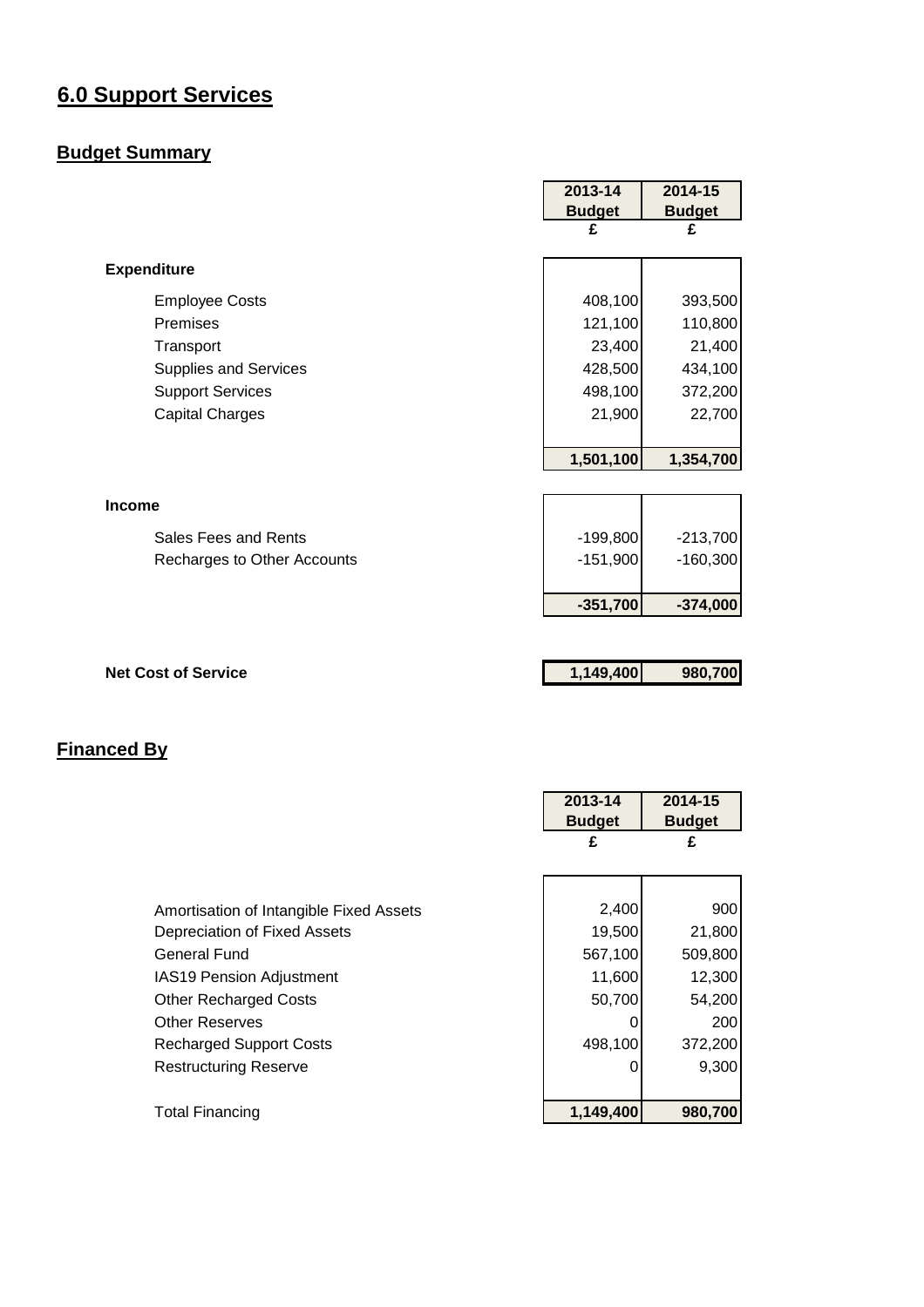# 6.0 Support Services

## Budget Summary

| | 2013-14 Budget | 2014-15 Budget |
|---|---|---|
| | £ | £ |
| **Expenditure** | | |
| Employee Costs | 408,100 | 393,500 |
| Premises | 121,100 | 110,800 |
| Transport | 23,400 | 21,400 |
| Supplies and Services | 428,500 | 434,100 |
| Support Services | 498,100 | 372,200 |
| Capital Charges | 21,900 | 22,700 |
| | **1,501,100** | **1,354,700** |
| **Income** | | |
| Sales Fees and Rents | -199,800 | -213,700 |
| Recharges to Other Accounts | -151,900 | -160,300 |
| | **-351,700** | **-374,000** |
| **Net Cost of Service** | **1,149,400** | **980,700** |

## Financed By

| | 2013-14 Budget | 2014-15 Budget |
|---|---|---|
| | £ | £ |
| Amortisation of Intangible Fixed Assets | 2,400 | 900 |
| Depreciation of Fixed Assets | 19,500 | 21,800 |
| General Fund | 567,100 | 509,800 |
| IAS19 Pension Adjustment | 11,600 | 12,300 |
| Other Recharged Costs | 50,700 | 54,200 |
| Other Reserves | 0 | 200 |
| Recharged Support Costs | 498,100 | 372,200 |
| Restructuring Reserve | 0 | 9,300 |
| Total Financing | **1,149,400** | **980,700** |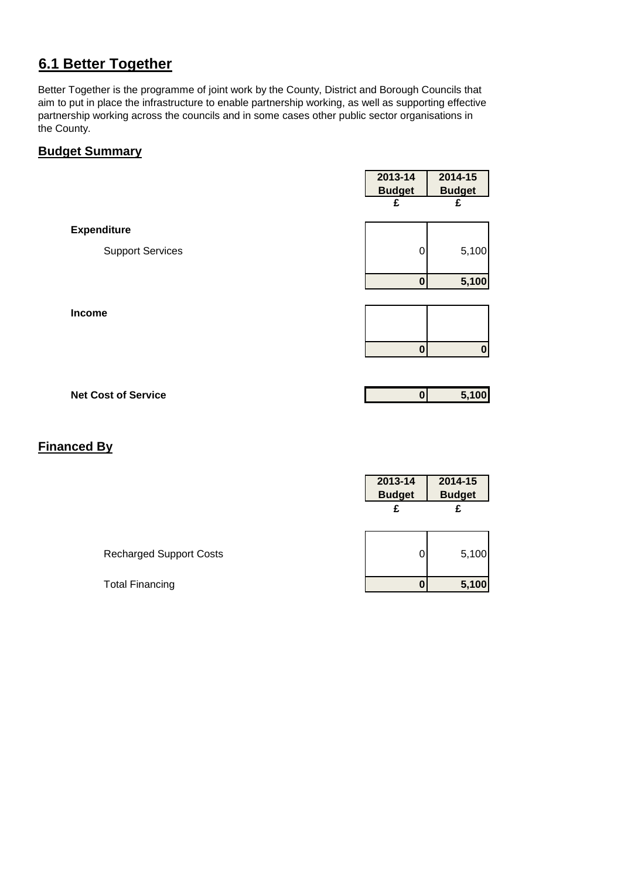## 6.1 Better Together

Better Together is the programme of joint work by the County, District and Borough Councils that aim to put in place the infrastructure to enable partnership working, as well as supporting effective partnership working across the councils and in some cases other public sector organisations in the County.

### Budget Summary

| | 2013-14 Budget £ | 2014-15 Budget £ |
|---|---|---|
| **Expenditure** | | |
| Support Services | 0 | 5,100 |
| | **0** | **5,100** |
| **Income** | | |
| | **0** | **0** |
| **Net Cost of Service** | **0** | **5,100** |

### Financed By

| | 2013-14 Budget £ | 2014-15 Budget £ |
|---|---|---|
| Recharged Support Costs | 0 | 5,100 |
| Total Financing | **0** | **5,100** |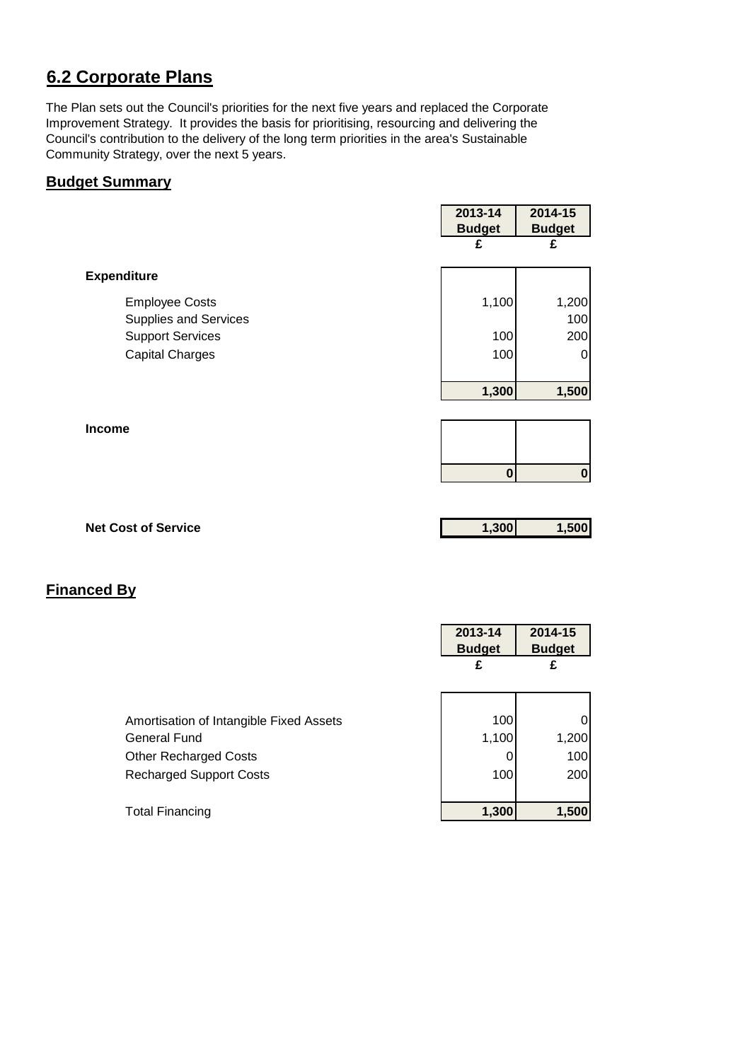## 6.2 Corporate Plans

The Plan sets out the Council's priorities for the next five years and replaced the Corporate Improvement Strategy. It provides the basis for prioritising, resourcing and delivering the Council's contribution to the delivery of the long term priorities in the area's Sustainable Community Strategy, over the next 5 years.

### Budget Summary

| | 2013-14 Budget £ | 2014-15 Budget £ |
|---|---|---|
| **Expenditure** | | |
| Employee Costs | 1,100 | 1,200 |
| Supplies and Services | | 100 |
| Support Services | 100 | 200 |
| Capital Charges | 100 | 0 |
| | **1,300** | **1,500** |
| **Income** | | |
| | **0** | **0** |
| **Net Cost of Service** | **1,300** | **1,500** |

### Financed By

| | 2013-14 Budget £ | 2014-15 Budget £ |
|---|---|---|
| Amortisation of Intangible Fixed Assets | 100 | 0 |
| General Fund | 1,100 | 1,200 |
| Other Recharged Costs | 0 | 100 |
| Recharged Support Costs | 100 | 200 |
| Total Financing | **1,300** | **1,500** |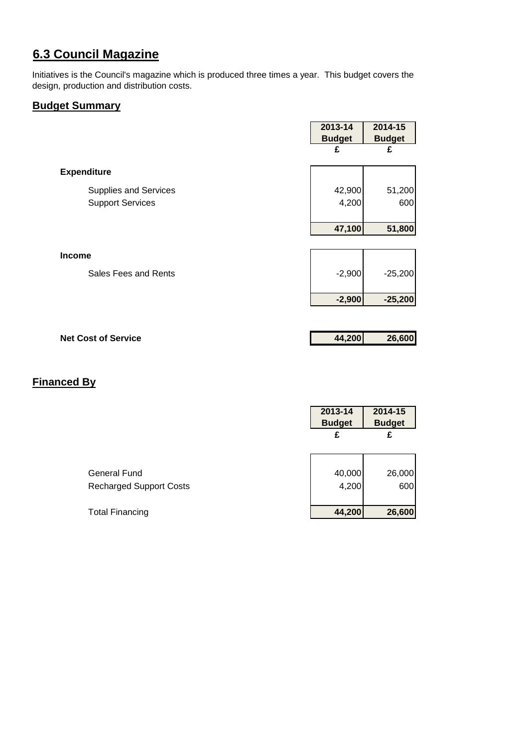## 6.3 Council Magazine

Initiatives is the Council's magazine which is produced three times a year. This budget covers the design, production and distribution costs.

### Budget Summary

| | 2013-14 Budget | 2014-15 Budget |
|---|---|---|
| | £ | £ |
| **Expenditure** | | |
| Supplies and Services | 42,900 | 51,200 |
| Support Services | 4,200 | 600 |
| | **47,100** | **51,800** |
| **Income** | | |
| Sales Fees and Rents | -2,900 | -25,200 |
| | **-2,900** | **-25,200** |
| **Net Cost of Service** | **44,200** | **26,600** |

### Financed By

| | 2013-14 Budget | 2014-15 Budget |
|---|---|---|
| | £ | £ |
| General Fund | 40,000 | 26,000 |
| Recharged Support Costs | 4,200 | 600 |
| Total Financing | **44,200** | **26,600** |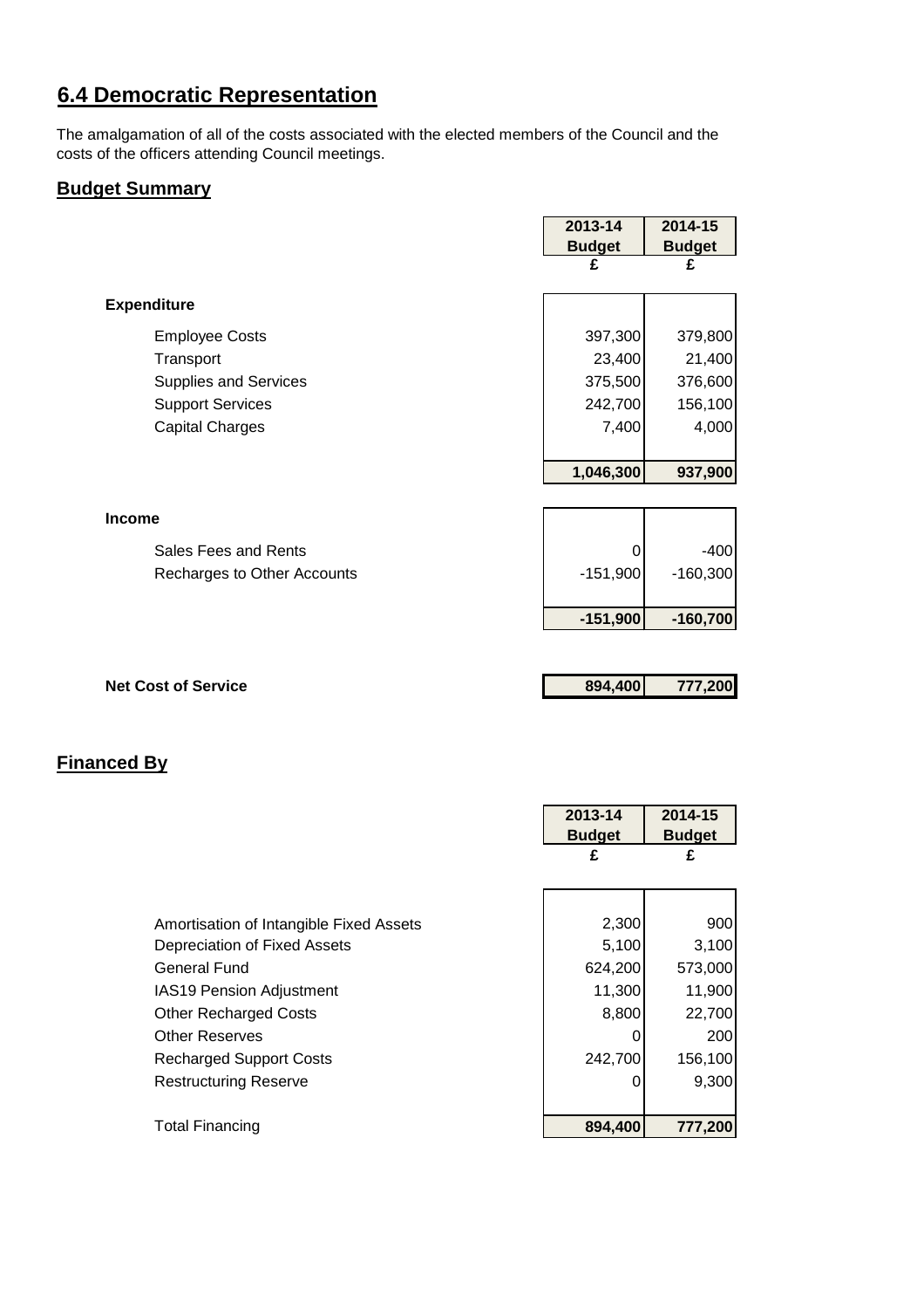## 6.4 Democratic Representation

The amalgamation of all of the costs associated with the elected members of the Council and the costs of the officers attending Council meetings.

### Budget Summary

| | 2013-14 Budget £ | 2014-15 Budget £ |
|---|---|---|
| **Expenditure** | | |
| Employee Costs | 397,300 | 379,800 |
| Transport | 23,400 | 21,400 |
| Supplies and Services | 375,500 | 376,600 |
| Support Services | 242,700 | 156,100 |
| Capital Charges | 7,400 | 4,000 |
| | **1,046,300** | **937,900** |
| **Income** | | |
| Sales Fees and Rents | 0 | -400 |
| Recharges to Other Accounts | -151,900 | -160,300 |
| | **-151,900** | **-160,700** |
| **Net Cost of Service** | **894,400** | **777,200** |

### Financed By

| | 2013-14 Budget £ | 2014-15 Budget £ |
|---|---|---|
| Amortisation of Intangible Fixed Assets | 2,300 | 900 |
| Depreciation of Fixed Assets | 5,100 | 3,100 |
| General Fund | 624,200 | 573,000 |
| IAS19 Pension Adjustment | 11,300 | 11,900 |
| Other Recharged Costs | 8,800 | 22,700 |
| Other Reserves | 0 | 200 |
| Recharged Support Costs | 242,700 | 156,100 |
| Restructuring Reserve | 0 | 9,300 |
| Total Financing | **894,400** | **777,200** |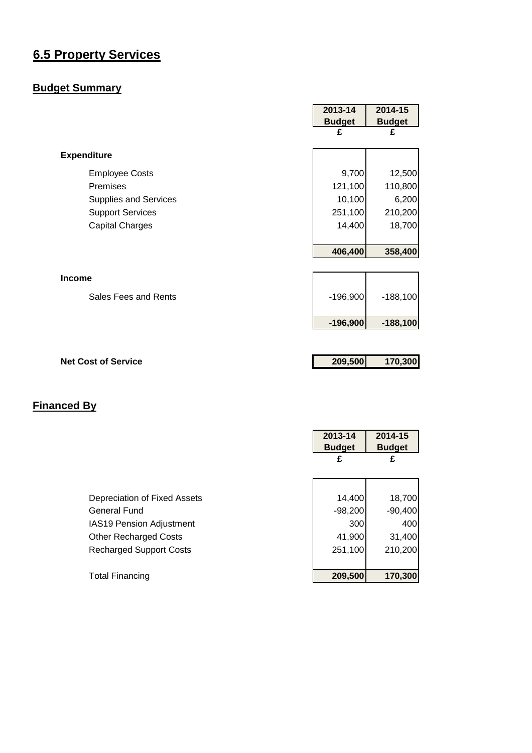# 6.5 Property Services

## Budget Summary

| | 2013-14 Budget £ | 2014-15 Budget £ |
|---|---|---|
| **Expenditure** | | |
| Employee Costs | 9,700 | 12,500 |
| Premises | 121,100 | 110,800 |
| Supplies and Services | 10,100 | 6,200 |
| Support Services | 251,100 | 210,200 |
| Capital Charges | 14,400 | 18,700 |
| | **406,400** | **358,400** |
| **Income** | | |
| Sales Fees and Rents | -196,900 | -188,100 |
| | **-196,900** | **-188,100** |
| **Net Cost of Service** | **209,500** | **170,300** |

## Financed By

| | 2013-14 Budget £ | 2014-15 Budget £ |
|---|---|---|
| Depreciation of Fixed Assets | 14,400 | 18,700 |
| General Fund | -98,200 | -90,400 |
| IAS19 Pension Adjustment | 300 | 400 |
| Other Recharged Costs | 41,900 | 31,400 |
| Recharged Support Costs | 251,100 | 210,200 |
| Total Financing | **209,500** | **170,300** |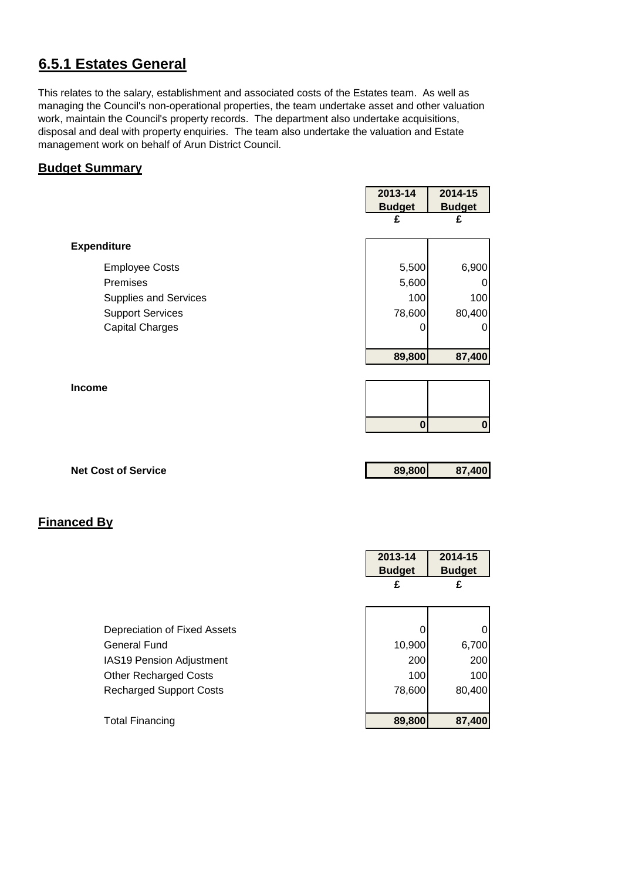## 6.5.1 Estates General

This relates to the salary, establishment and associated costs of the Estates team. As well as managing the Council's non-operational properties, the team undertake asset and other valuation work, maintain the Council's property records. The department also undertake acquisitions, disposal and deal with property enquiries. The team also undertake the valuation and Estate management work on behalf of Arun District Council.

### Budget Summary

| | 2013-14 Budget | 2014-15 Budget |
|---|---|---|
| | £ | £ |
| **Expenditure** | | |
| Employee Costs | 5,500 | 6,900 |
| Premises | 5,600 | 0 |
| Supplies and Services | 100 | 100 |
| Support Services | 78,600 | 80,400 |
| Capital Charges | 0 | 0 |
| | **89,800** | **87,400** |
| **Income** | | |
| | **0** | **0** |
| **Net Cost of Service** | **89,800** | **87,400** |

### Financed By

| | 2013-14 Budget | 2014-15 Budget |
|---|---|---|
| | £ | £ |
| Depreciation of Fixed Assets | 0 | 0 |
| General Fund | 10,900 | 6,700 |
| IAS19 Pension Adjustment | 200 | 200 |
| Other Recharged Costs | 100 | 100 |
| Recharged Support Costs | 78,600 | 80,400 |
| Total Financing | **89,800** | **87,400** |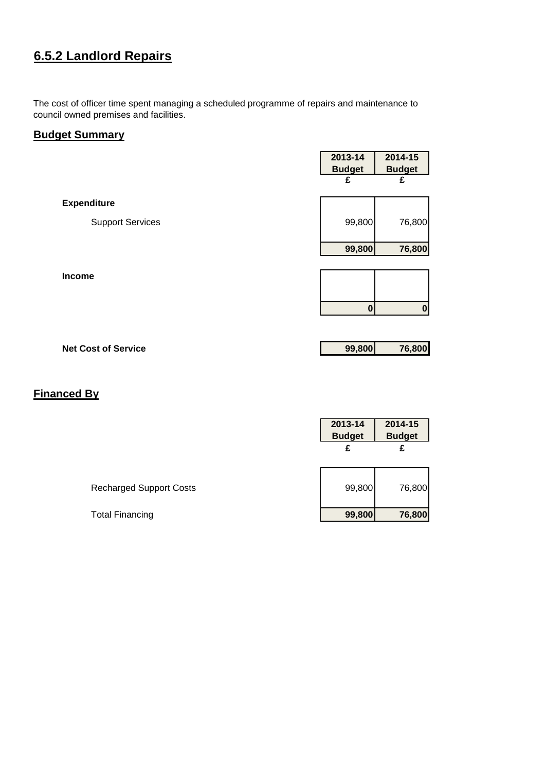## 6.5.2 Landlord Repairs

The cost of officer time spent managing a scheduled programme of repairs and maintenance to council owned premises and facilities.

### Budget Summary

| | 2013-14 Budget | 2014-15 Budget |
|---|---|---|
| | £ | £ |
| **Expenditure** | | |
| Support Services | 99,800 | 76,800 |
| | **99,800** | **76,800** |
| **Income** | | |
| | **0** | **0** |
| **Net Cost of Service** | **99,800** | **76,800** |

### Financed By

| | 2013-14 Budget | 2014-15 Budget |
|---|---|---|
| | £ | £ |
| Recharged Support Costs | 99,800 | 76,800 |
| Total Financing | **99,800** | **76,800** |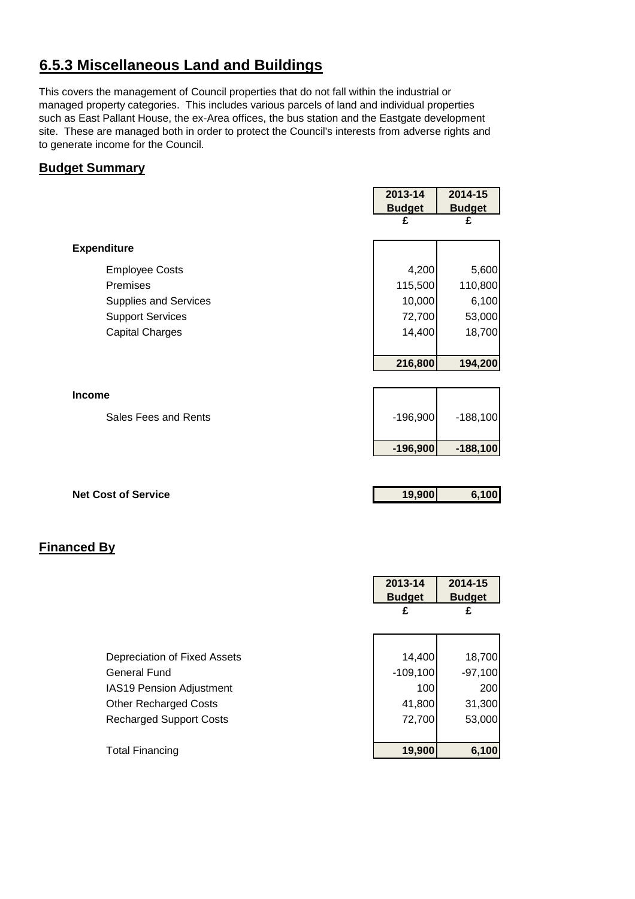## 6.5.3 Miscellaneous Land and Buildings

This covers the management of Council properties that do not fall within the industrial or managed property categories. This includes various parcels of land and individual properties such as East Pallant House, the ex-Area offices, the bus station and the Eastgate development site. These are managed both in order to protect the Council's interests from adverse rights and to generate income for the Council.

### Budget Summary

| | 2013-14 Budget £ | 2014-15 Budget £ |
|---|---|---|
| **Expenditure** | | |
| Employee Costs | 4,200 | 5,600 |
| Premises | 115,500 | 110,800 |
| Supplies and Services | 10,000 | 6,100 |
| Support Services | 72,700 | 53,000 |
| Capital Charges | 14,400 | 18,700 |
| | **216,800** | **194,200** |
| **Income** | | |
| Sales Fees and Rents | -196,900 | -188,100 |
| | **-196,900** | **-188,100** |
| **Net Cost of Service** | **19,900** | **6,100** |

### Financed By

| | 2013-14 Budget £ | 2014-15 Budget £ |
|---|---|---|
| Depreciation of Fixed Assets | 14,400 | 18,700 |
| General Fund | -109,100 | -97,100 |
| IAS19 Pension Adjustment | 100 | 200 |
| Other Recharged Costs | 41,800 | 31,300 |
| Recharged Support Costs | 72,700 | 53,000 |
| Total Financing | **19,900** | **6,100** |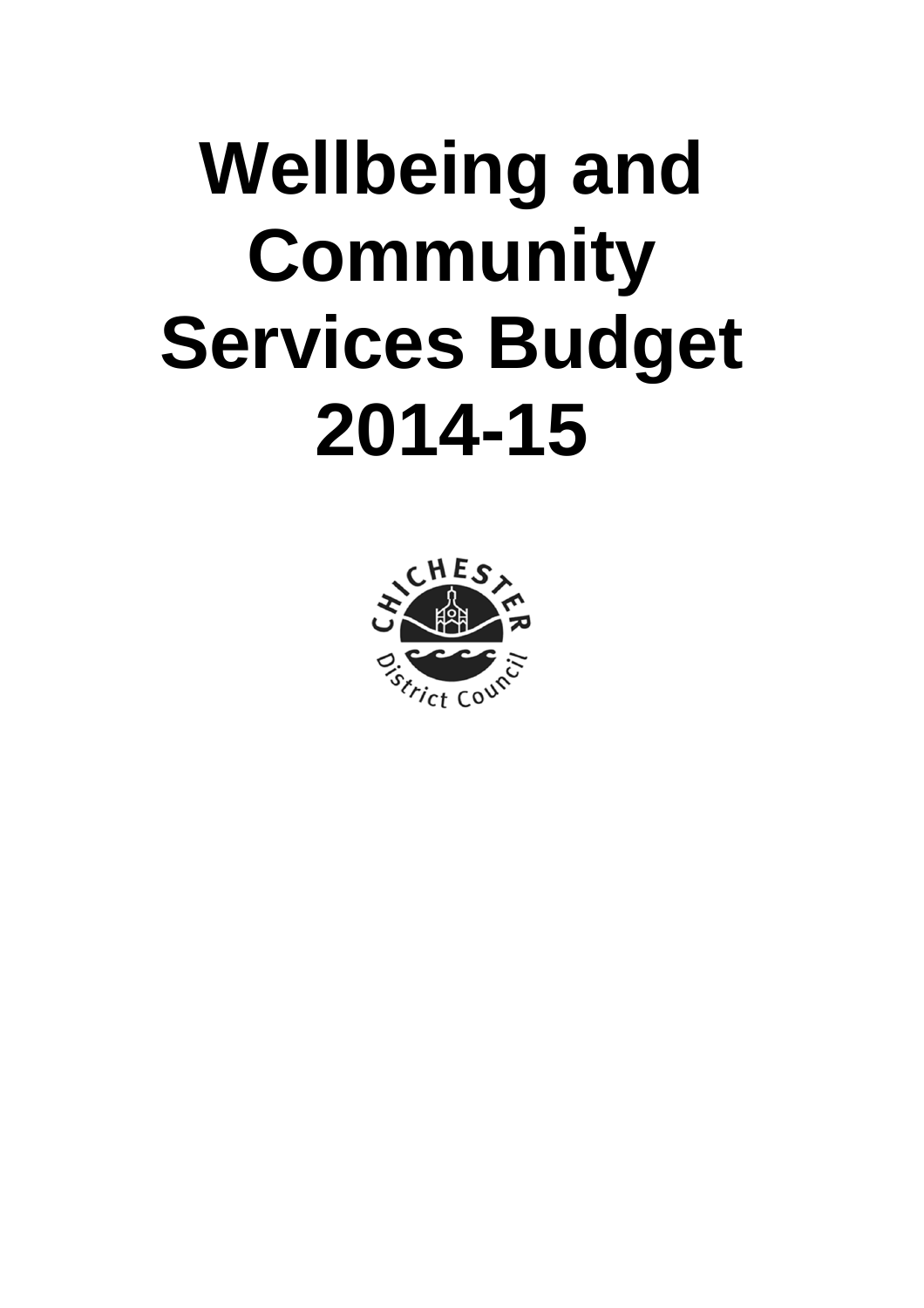# Wellbeing and Community Services Budget 2014-15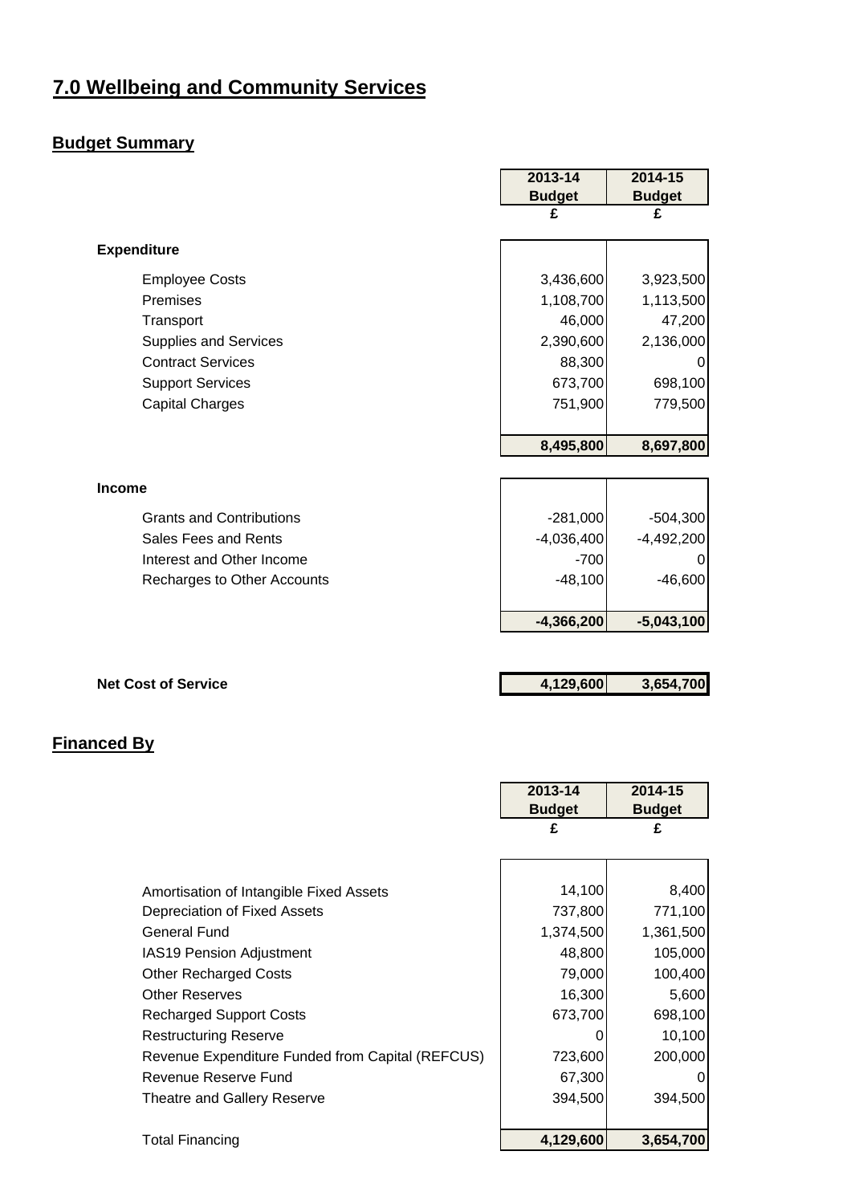# 7.0 Wellbeing and Community Services

## Budget Summary

| | 2013-14 Budget | 2014-15 Budget |
|---|---|---|
| | £ | £ |
| **Expenditure** | | |
| Employee Costs | 3,436,600 | 3,923,500 |
| Premises | 1,108,700 | 1,113,500 |
| Transport | 46,000 | 47,200 |
| Supplies and Services | 2,390,600 | 2,136,000 |
| Contract Services | 88,300 | 0 |
| Support Services | 673,700 | 698,100 |
| Capital Charges | 751,900 | 779,500 |
| | **8,495,800** | **8,697,800** |
| **Income** | | |
| Grants and Contributions | -281,000 | -504,300 |
| Sales Fees and Rents | -4,036,400 | -4,492,200 |
| Interest and Other Income | -700 | 0 |
| Recharges to Other Accounts | -48,100 | -46,600 |
| | **-4,366,200** | **-5,043,100** |
| **Net Cost of Service** | **4,129,600** | **3,654,700** |

## Financed By

| | 2013-14 Budget | 2014-15 Budget |
|---|---|---|
| | £ | £ |
| Amortisation of Intangible Fixed Assets | 14,100 | 8,400 |
| Depreciation of Fixed Assets | 737,800 | 771,100 |
| General Fund | 1,374,500 | 1,361,500 |
| IAS19 Pension Adjustment | 48,800 | 105,000 |
| Other Recharged Costs | 79,000 | 100,400 |
| Other Reserves | 16,300 | 5,600 |
| Recharged Support Costs | 673,700 | 698,100 |
| Restructuring Reserve | 0 | 10,100 |
| Revenue Expenditure Funded from Capital (REFCUS) | 723,600 | 200,000 |
| Revenue Reserve Fund | 67,300 | 0 |
| Theatre and Gallery Reserve | 394,500 | 394,500 |
| Total Financing | **4,129,600** | **3,654,700** |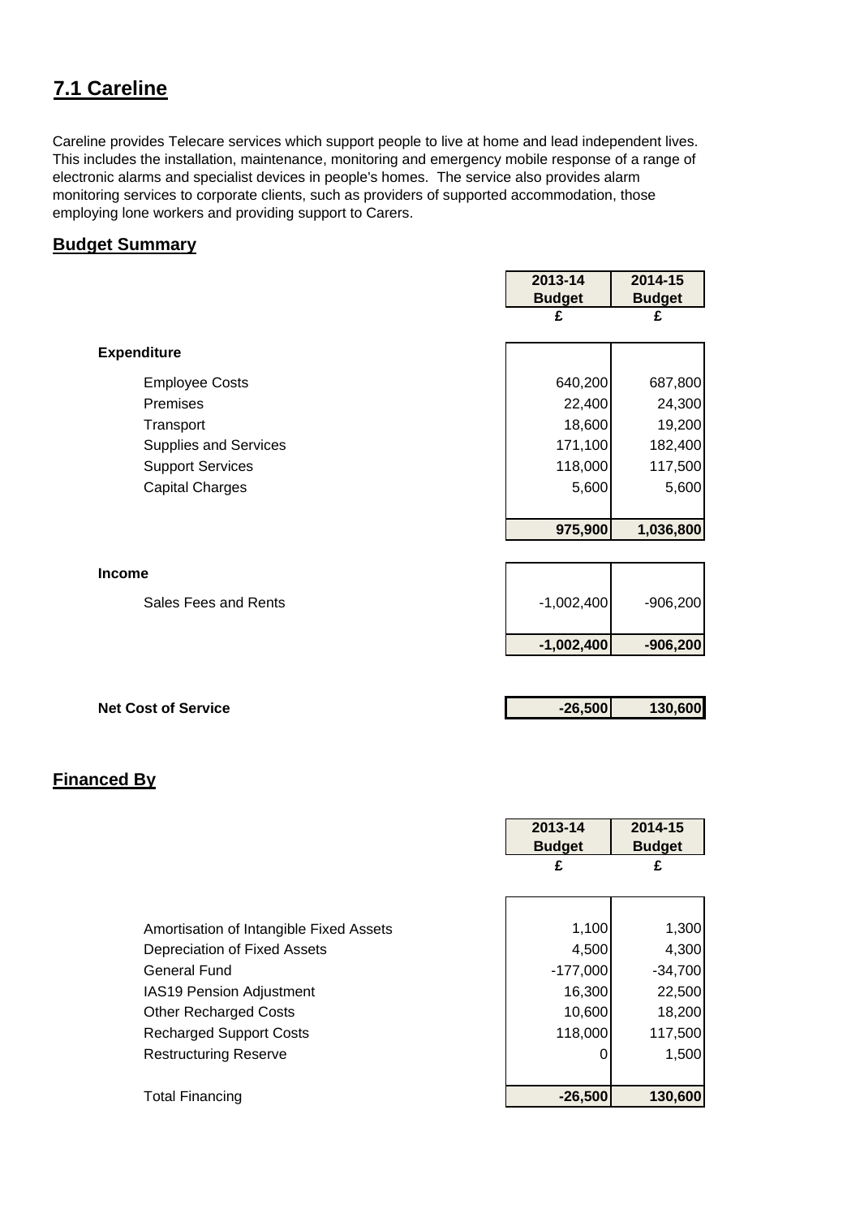## 7.1 Careline

Careline provides Telecare services which support people to live at home and lead independent lives. This includes the installation, maintenance, monitoring and emergency mobile response of a range of electronic alarms and specialist devices in people's homes. The service also provides alarm monitoring services to corporate clients, such as providers of supported accommodation, those employing lone workers and providing support to Carers.

### Budget Summary

| | 2013-14 Budget | 2014-15 Budget |
|---|---|---|
| | £ | £ |
| **Expenditure** | | |
| Employee Costs | 640,200 | 687,800 |
| Premises | 22,400 | 24,300 |
| Transport | 18,600 | 19,200 |
| Supplies and Services | 171,100 | 182,400 |
| Support Services | 118,000 | 117,500 |
| Capital Charges | 5,600 | 5,600 |
| | **975,900** | **1,036,800** |
| **Income** | | |
| Sales Fees and Rents | -1,002,400 | -906,200 |
| | **-1,002,400** | **-906,200** |
| **Net Cost of Service** | **-26,500** | **130,600** |

### Financed By

| | 2013-14 Budget | 2014-15 Budget |
|---|---|---|
| | £ | £ |
| Amortisation of Intangible Fixed Assets | 1,100 | 1,300 |
| Depreciation of Fixed Assets | 4,500 | 4,300 |
| General Fund | -177,000 | -34,700 |
| IAS19 Pension Adjustment | 16,300 | 22,500 |
| Other Recharged Costs | 10,600 | 18,200 |
| Recharged Support Costs | 118,000 | 117,500 |
| Restructuring Reserve | 0 | 1,500 |
| Total Financing | **-26,500** | **130,600** |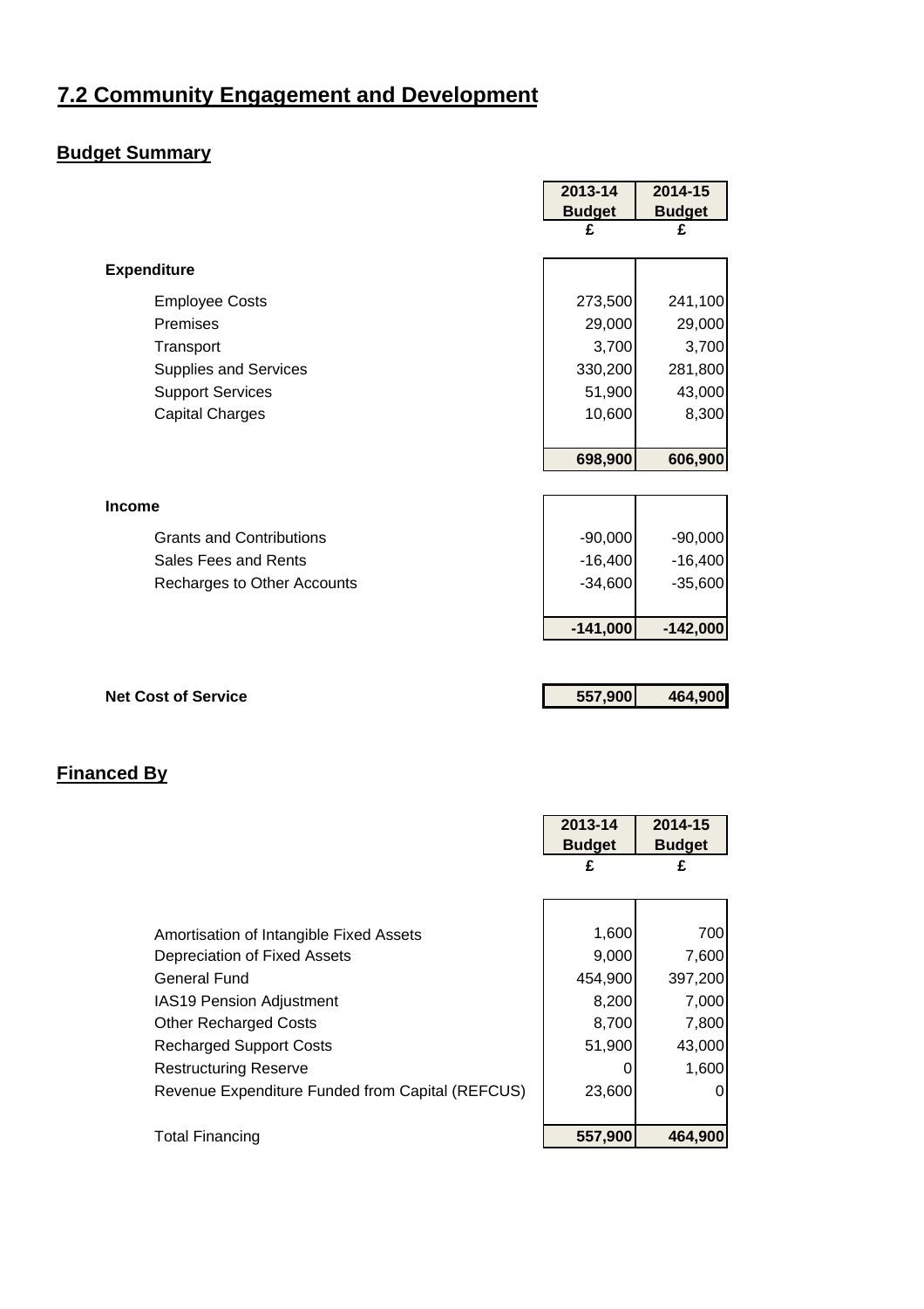# 7.2 Community Engagement and Development

## Budget Summary

| | 2013-14 Budget £ | 2014-15 Budget £ |
|---|---|---|
| **Expenditure** | | |
| Employee Costs | 273,500 | 241,100 |
| Premises | 29,000 | 29,000 |
| Transport | 3,700 | 3,700 |
| Supplies and Services | 330,200 | 281,800 |
| Support Services | 51,900 | 43,000 |
| Capital Charges | 10,600 | 8,300 |
| | **698,900** | **606,900** |
| **Income** | | |
| Grants and Contributions | -90,000 | -90,000 |
| Sales Fees and Rents | -16,400 | -16,400 |
| Recharges to Other Accounts | -34,600 | -35,600 |
| | **-141,000** | **-142,000** |
| **Net Cost of Service** | **557,900** | **464,900** |

## Financed By

| | 2013-14 Budget £ | 2014-15 Budget £ |
|---|---|---|
| Amortisation of Intangible Fixed Assets | 1,600 | 700 |
| Depreciation of Fixed Assets | 9,000 | 7,600 |
| General Fund | 454,900 | 397,200 |
| IAS19 Pension Adjustment | 8,200 | 7,000 |
| Other Recharged Costs | 8,700 | 7,800 |
| Recharged Support Costs | 51,900 | 43,000 |
| Restructuring Reserve | 0 | 1,600 |
| Revenue Expenditure Funded from Capital (REFCUS) | 23,600 | 0 |
| Total Financing | **557,900** | **464,900** |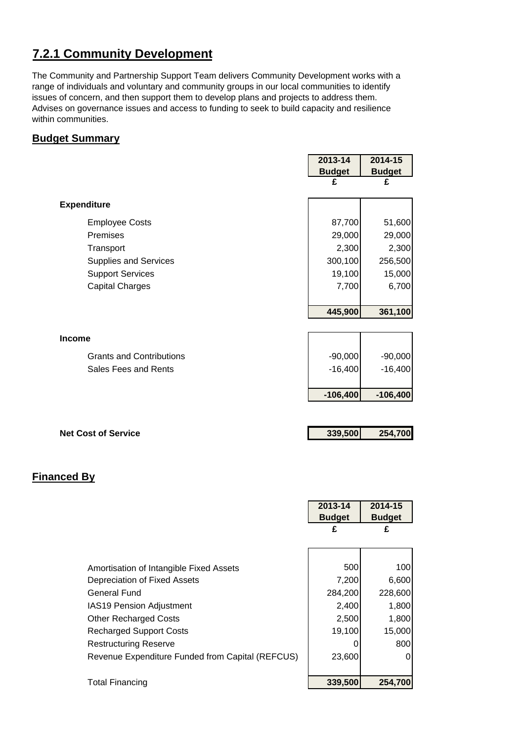# 7.2.1 Community Development

The Community and Partnership Support Team delivers Community Development works with a range of individuals and voluntary and community groups in our local communities to identify issues of concern, and then support them to develop plans and projects to address them. Advises on governance issues and access to funding to seek to build capacity and resilience within communities.

## Budget Summary

| | 2013-14 Budget £ | 2014-15 Budget £ |
|---|---|---|
| **Expenditure** | | |
| Employee Costs | 87,700 | 51,600 |
| Premises | 29,000 | 29,000 |
| Transport | 2,300 | 2,300 |
| Supplies and Services | 300,100 | 256,500 |
| Support Services | 19,100 | 15,000 |
| Capital Charges | 7,700 | 6,700 |
| | **445,900** | **361,100** |
| **Income** | | |
| Grants and Contributions | -90,000 | -90,000 |
| Sales Fees and Rents | -16,400 | -16,400 |
| | **-106,400** | **-106,400** |
| **Net Cost of Service** | **339,500** | **254,700** |

## Financed By

| | 2013-14 Budget £ | 2014-15 Budget £ |
|---|---|---|
| Amortisation of Intangible Fixed Assets | 500 | 100 |
| Depreciation of Fixed Assets | 7,200 | 6,600 |
| General Fund | 284,200 | 228,600 |
| IAS19 Pension Adjustment | 2,400 | 1,800 |
| Other Recharged Costs | 2,500 | 1,800 |
| Recharged Support Costs | 19,100 | 15,000 |
| Restructuring Reserve | 0 | 800 |
| Revenue Expenditure Funded from Capital (REFCUS) | 23,600 | 0 |
| Total Financing | **339,500** | **254,700** |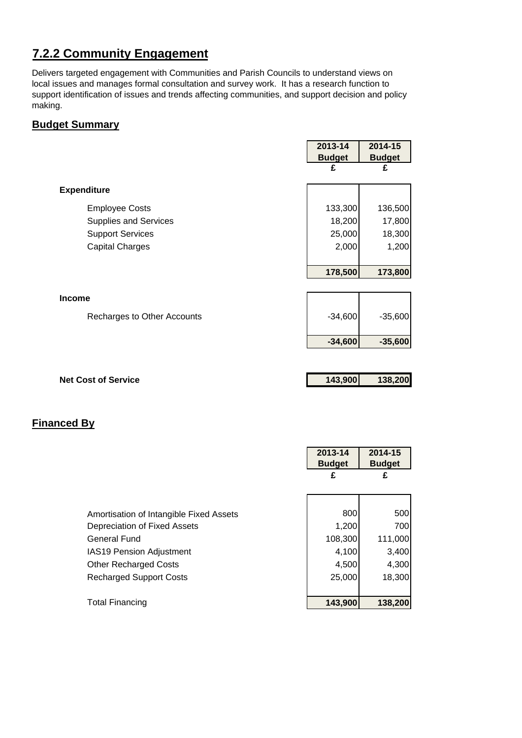## 7.2.2 Community Engagement

Delivers targeted engagement with Communities and Parish Councils to understand views on local issues and manages formal consultation and survey work. It has a research function to support identification of issues and trends affecting communities, and support decision and policy making.

### Budget Summary

| | 2013-14 Budget | 2014-15 Budget |
|---|---|---|
| | £ | £ |
| **Expenditure** | | |
| Employee Costs | 133,300 | 136,500 |
| Supplies and Services | 18,200 | 17,800 |
| Support Services | 25,000 | 18,300 |
| Capital Charges | 2,000 | 1,200 |
| | **178,500** | **173,800** |
| **Income** | | |
| Recharges to Other Accounts | -34,600 | -35,600 |
| | **-34,600** | **-35,600** |
| **Net Cost of Service** | **143,900** | **138,200** |

### Financed By

| | 2013-14 Budget | 2014-15 Budget |
|---|---|---|
| | £ | £ |
| Amortisation of Intangible Fixed Assets | 800 | 500 |
| Depreciation of Fixed Assets | 1,200 | 700 |
| General Fund | 108,300 | 111,000 |
| IAS19 Pension Adjustment | 4,100 | 3,400 |
| Other Recharged Costs | 4,500 | 4,300 |
| Recharged Support Costs | 25,000 | 18,300 |
| Total Financing | **143,900** | **138,200** |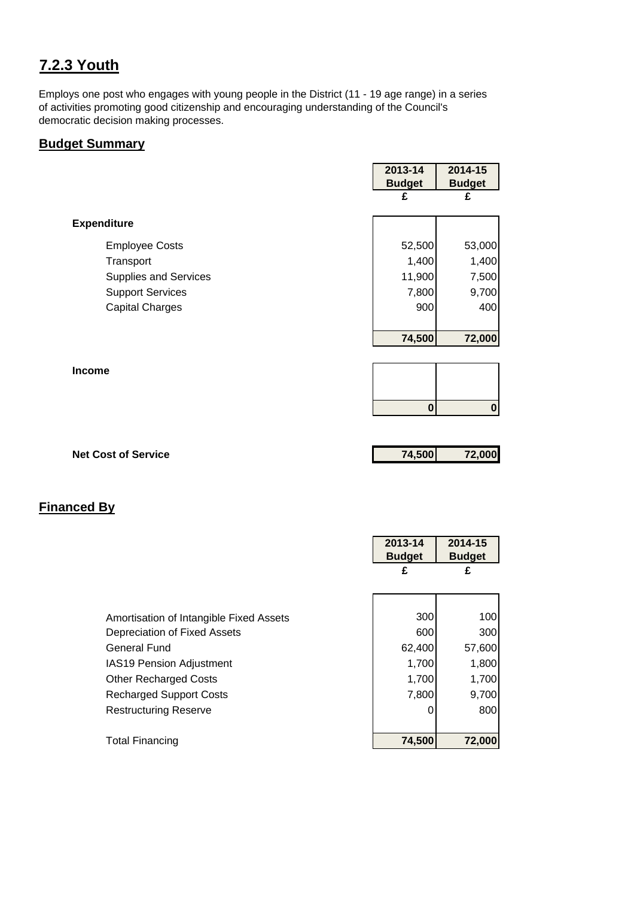## 7.2.3 Youth

Employs one post who engages with young people in the District (11 - 19 age range) in a series of activities promoting good citizenship and encouraging understanding of the Council's democratic decision making processes.

### Budget Summary

| | 2013-14 Budget | 2014-15 Budget |
|---|---|---|
| | £ | £ |
| **Expenditure** | | |
| Employee Costs | 52,500 | 53,000 |
| Transport | 1,400 | 1,400 |
| Supplies and Services | 11,900 | 7,500 |
| Support Services | 7,800 | 9,700 |
| Capital Charges | 900 | 400 |
| | **74,500** | **72,000** |
| **Income** | | |
| | **0** | **0** |
| **Net Cost of Service** | **74,500** | **72,000** |

### Financed By

| | 2013-14 Budget | 2014-15 Budget |
|---|---|---|
| | £ | £ |
| Amortisation of Intangible Fixed Assets | 300 | 100 |
| Depreciation of Fixed Assets | 600 | 300 |
| General Fund | 62,400 | 57,600 |
| IAS19 Pension Adjustment | 1,700 | 1,800 |
| Other Recharged Costs | 1,700 | 1,700 |
| Recharged Support Costs | 7,800 | 9,700 |
| Restructuring Reserve | 0 | 800 |
| Total Financing | **74,500** | **72,000** |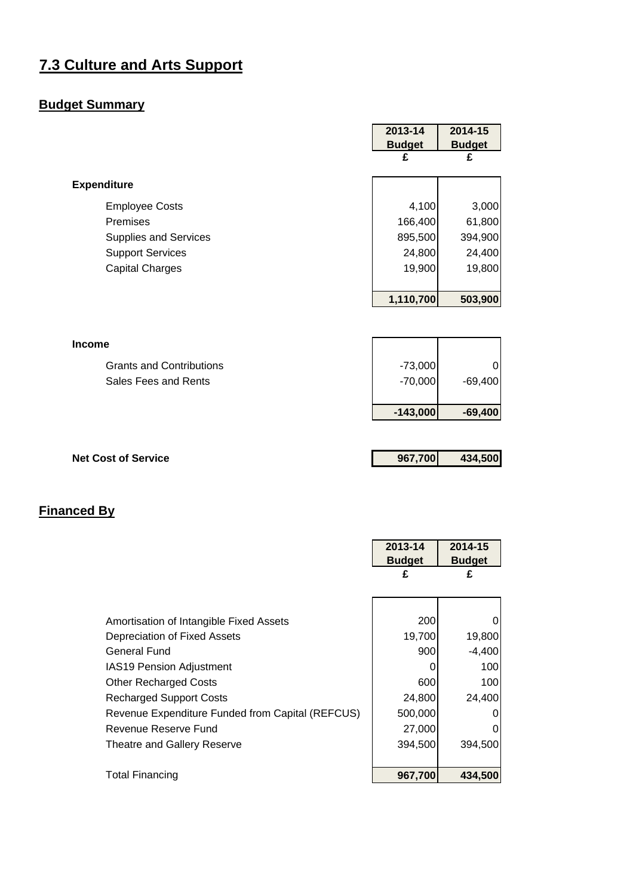## 7.3 Culture and Arts Support

### Budget Summary

| | 2013-14 Budget | 2014-15 Budget |
|---|---|---|
| | £ | £ |
| **Expenditure** | | |
| Employee Costs | 4,100 | 3,000 |
| Premises | 166,400 | 61,800 |
| Supplies and Services | 895,500 | 394,900 |
| Support Services | 24,800 | 24,400 |
| Capital Charges | 19,900 | 19,800 |
| | **1,110,700** | **503,900** |
| **Income** | | |
| Grants and Contributions | -73,000 | 0 |
| Sales Fees and Rents | -70,000 | -69,400 |
| | **-143,000** | **-69,400** |
| **Net Cost of Service** | **967,700** | **434,500** |

### Financed By

| | 2013-14 Budget | 2014-15 Budget |
|---|---|---|
| | £ | £ |
| Amortisation of Intangible Fixed Assets | 200 | 0 |
| Depreciation of Fixed Assets | 19,700 | 19,800 |
| General Fund | 900 | -4,400 |
| IAS19 Pension Adjustment | 0 | 100 |
| Other Recharged Costs | 600 | 100 |
| Recharged Support Costs | 24,800 | 24,400 |
| Revenue Expenditure Funded from Capital (REFCUS) | 500,000 | 0 |
| Revenue Reserve Fund | 27,000 | 0 |
| Theatre and Gallery Reserve | 394,500 | 394,500 |
| Total Financing | **967,700** | **434,500** |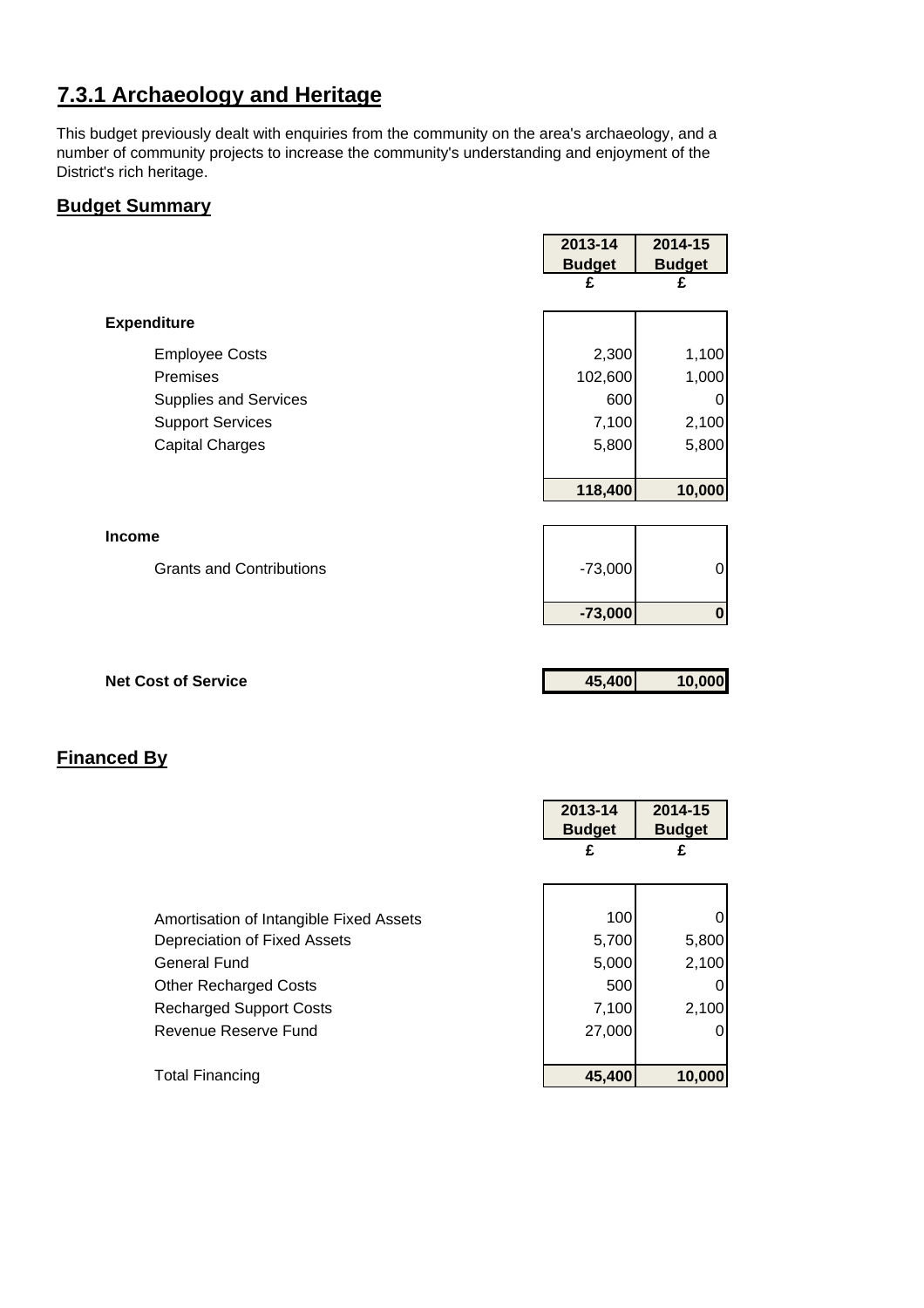## 7.3.1 Archaeology and Heritage

This budget previously dealt with enquiries from the community on the area's archaeology, and a number of community projects to increase the community's understanding and enjoyment of the District's rich heritage.

### Budget Summary

| | 2013-14 Budget £ | 2014-15 Budget £ |
|---|---|---|
| **Expenditure** | | |
| Employee Costs | 2,300 | 1,100 |
| Premises | 102,600 | 1,000 |
| Supplies and Services | 600 | 0 |
| Support Services | 7,100 | 2,100 |
| Capital Charges | 5,800 | 5,800 |
| | **118,400** | **10,000** |
| **Income** | | |
| Grants and Contributions | -73,000 | 0 |
| | **-73,000** | **0** |
| **Net Cost of Service** | **45,400** | **10,000** |

### Financed By

| | 2013-14 Budget £ | 2014-15 Budget £ |
|---|---|---|
| Amortisation of Intangible Fixed Assets | 100 | 0 |
| Depreciation of Fixed Assets | 5,700 | 5,800 |
| General Fund | 5,000 | 2,100 |
| Other Recharged Costs | 500 | 0 |
| Recharged Support Costs | 7,100 | 2,100 |
| Revenue Reserve Fund | 27,000 | 0 |
| Total Financing | **45,400** | **10,000** |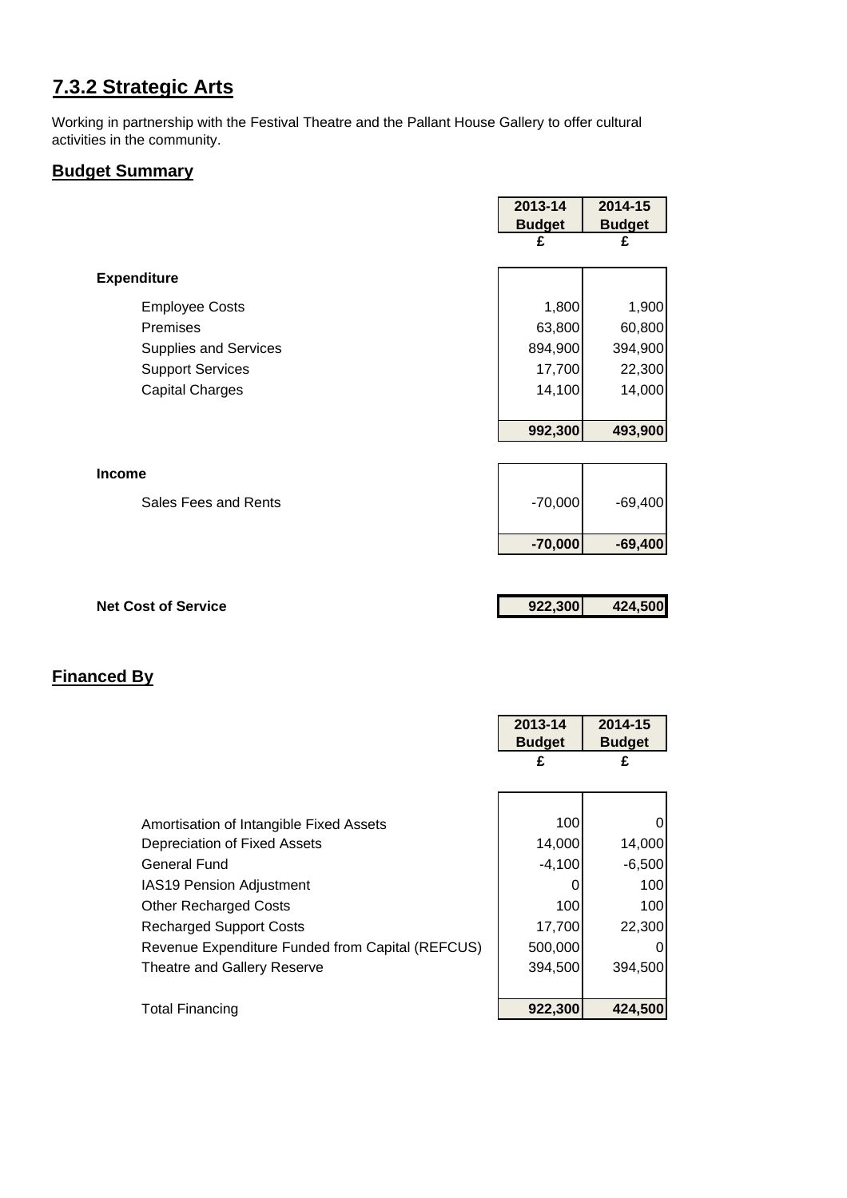## 7.3.2 Strategic Arts

Working in partnership with the Festival Theatre and the Pallant House Gallery to offer cultural activities in the community.

### Budget Summary

| | 2013-14 Budget £ | 2014-15 Budget £ |
|---|---|---|
| **Expenditure** | | |
| Employee Costs | 1,800 | 1,900 |
| Premises | 63,800 | 60,800 |
| Supplies and Services | 894,900 | 394,900 |
| Support Services | 17,700 | 22,300 |
| Capital Charges | 14,100 | 14,000 |
| | **992,300** | **493,900** |
| **Income** | | |
| Sales Fees and Rents | -70,000 | -69,400 |
| | **-70,000** | **-69,400** |
| **Net Cost of Service** | **922,300** | **424,500** |

### Financed By

| | 2013-14 Budget £ | 2014-15 Budget £ |
|---|---|---|
| Amortisation of Intangible Fixed Assets | 100 | 0 |
| Depreciation of Fixed Assets | 14,000 | 14,000 |
| General Fund | -4,100 | -6,500 |
| IAS19 Pension Adjustment | 0 | 100 |
| Other Recharged Costs | 100 | 100 |
| Recharged Support Costs | 17,700 | 22,300 |
| Revenue Expenditure Funded from Capital (REFCUS) | 500,000 | 0 |
| Theatre and Gallery Reserve | 394,500 | 394,500 |
| Total Financing | **922,300** | **424,500** |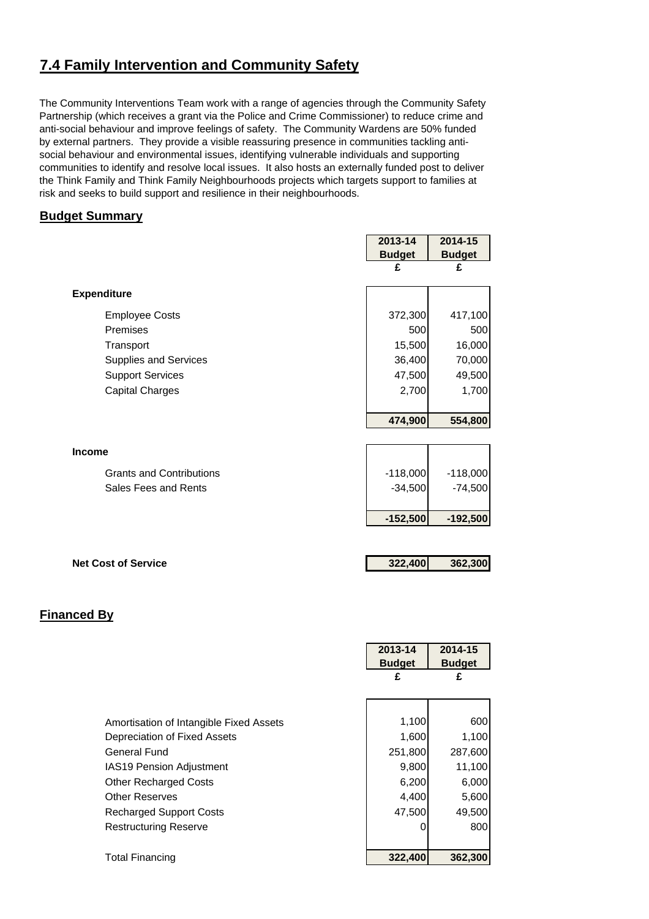# 7.4 Family Intervention and Community Safety

The Community Interventions Team work with a range of agencies through the Community Safety Partnership (which receives a grant via the Police and Crime Commissioner) to reduce crime and anti-social behaviour and improve feelings of safety. The Community Wardens are 50% funded by external partners. They provide a visible reassuring presence in communities tackling anti-social behaviour and environmental issues, identifying vulnerable individuals and supporting communities to identify and resolve local issues. It also hosts an externally funded post to deliver the Think Family and Think Family Neighbourhoods projects which targets support to families at risk and seeks to build support and resilience in their neighbourhoods.

## Budget Summary

| | 2013-14 Budget | 2014-15 Budget |
|---|---|---|
| | £ | £ |
| **Expenditure** | | |
| Employee Costs | 372,300 | 417,100 |
| Premises | 500 | 500 |
| Transport | 15,500 | 16,000 |
| Supplies and Services | 36,400 | 70,000 |
| Support Services | 47,500 | 49,500 |
| Capital Charges | 2,700 | 1,700 |
| | **474,900** | **554,800** |
| **Income** | | |
| Grants and Contributions | -118,000 | -118,000 |
| Sales Fees and Rents | -34,500 | -74,500 |
| | **-152,500** | **-192,500** |
| **Net Cost of Service** | **322,400** | **362,300** |

## Financed By

| | 2013-14 Budget | 2014-15 Budget |
|---|---|---|
| | £ | £ |
| Amortisation of Intangible Fixed Assets | 1,100 | 600 |
| Depreciation of Fixed Assets | 1,600 | 1,100 |
| General Fund | 251,800 | 287,600 |
| IAS19 Pension Adjustment | 9,800 | 11,100 |
| Other Recharged Costs | 6,200 | 6,000 |
| Other Reserves | 4,400 | 5,600 |
| Recharged Support Costs | 47,500 | 49,500 |
| Restructuring Reserve | 0 | 800 |
| Total Financing | **322,400** | **362,300** |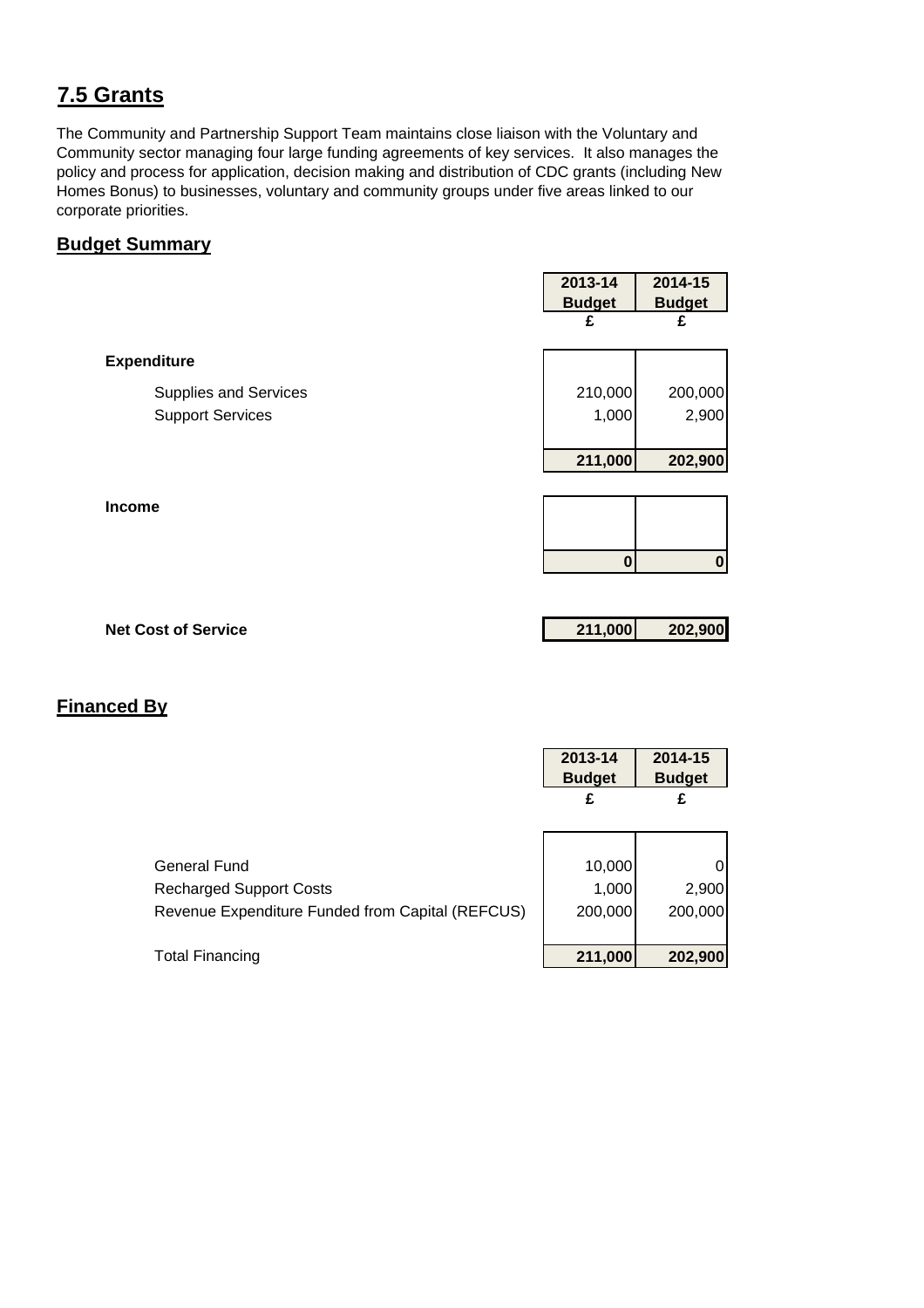# 7.5 Grants

The Community and Partnership Support Team maintains close liaison with the Voluntary and Community sector managing four large funding agreements of key services. It also manages the policy and process for application, decision making and distribution of CDC grants (including New Homes Bonus) to businesses, voluntary and community groups under five areas linked to our corporate priorities.

## Budget Summary

| | 2013-14 Budget | 2014-15 Budget |
|---|---|---|
| | £ | £ |
| **Expenditure** | | |
| Supplies and Services | 210,000 | 200,000 |
| Support Services | 1,000 | 2,900 |
| | **211,000** | **202,900** |
| **Income** | | |
| | **0** | **0** |
| **Net Cost of Service** | **211,000** | **202,900** |

## Financed By

| | 2013-14 Budget | 2014-15 Budget |
|---|---|---|
| | £ | £ |
| General Fund | 10,000 | 0 |
| Recharged Support Costs | 1,000 | 2,900 |
| Revenue Expenditure Funded from Capital (REFCUS) | 200,000 | 200,000 |
| Total Financing | **211,000** | **202,900** |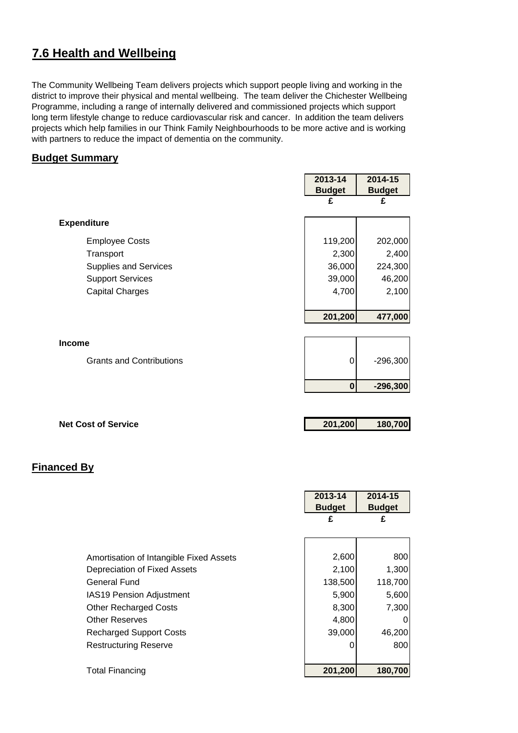# 7.6 Health and Wellbeing

The Community Wellbeing Team delivers projects which support people living and working in the district to improve their physical and mental wellbeing. The team deliver the Chichester Wellbeing Programme, including a range of internally delivered and commissioned projects which support long term lifestyle change to reduce cardiovascular risk and cancer. In addition the team delivers projects which help families in our Think Family Neighbourhoods to be more active and is working with partners to reduce the impact of dementia on the community.

## Budget Summary

| | 2013-14 Budget | 2014-15 Budget |
|---|---|---|
| | £ | £ |
| **Expenditure** | | |
| Employee Costs | 119,200 | 202,000 |
| Transport | 2,300 | 2,400 |
| Supplies and Services | 36,000 | 224,300 |
| Support Services | 39,000 | 46,200 |
| Capital Charges | 4,700 | 2,100 |
| | **201,200** | **477,000** |
| **Income** | | |
| Grants and Contributions | 0 | -296,300 |
| | **0** | **-296,300** |
| **Net Cost of Service** | **201,200** | **180,700** |

## Financed By

| | 2013-14 Budget | 2014-15 Budget |
|---|---|---|
| | £ | £ |
| Amortisation of Intangible Fixed Assets | 2,600 | 800 |
| Depreciation of Fixed Assets | 2,100 | 1,300 |
| General Fund | 138,500 | 118,700 |
| IAS19 Pension Adjustment | 5,900 | 5,600 |
| Other Recharged Costs | 8,300 | 7,300 |
| Other Reserves | 4,800 | 0 |
| Recharged Support Costs | 39,000 | 46,200 |
| Restructuring Reserve | 0 | 800 |
| Total Financing | **201,200** | **180,700** |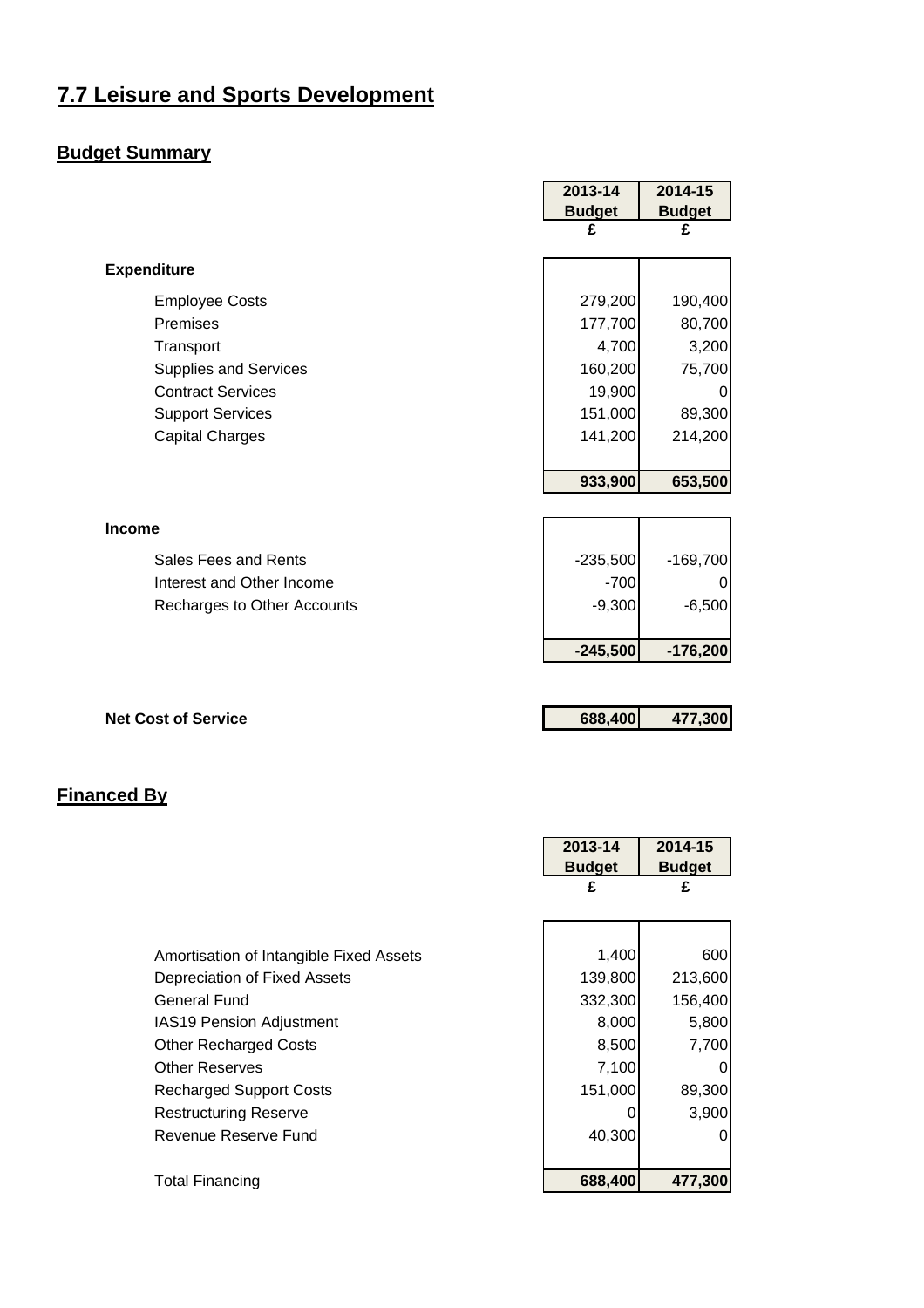# 7.7 Leisure and Sports Development

## Budget Summary

| | 2013-14 Budget | 2014-15 Budget |
|---|---|---|
| | £ | £ |
| **Expenditure** | | |
| Employee Costs | 279,200 | 190,400 |
| Premises | 177,700 | 80,700 |
| Transport | 4,700 | 3,200 |
| Supplies and Services | 160,200 | 75,700 |
| Contract Services | 19,900 | 0 |
| Support Services | 151,000 | 89,300 |
| Capital Charges | 141,200 | 214,200 |
| | **933,900** | **653,500** |
| **Income** | | |
| Sales Fees and Rents | -235,500 | -169,700 |
| Interest and Other Income | -700 | 0 |
| Recharges to Other Accounts | -9,300 | -6,500 |
| | **-245,500** | **-176,200** |
| **Net Cost of Service** | **688,400** | **477,300** |

## Financed By

| | 2013-14 Budget | 2014-15 Budget |
|---|---|---|
| | £ | £ |
| Amortisation of Intangible Fixed Assets | 1,400 | 600 |
| Depreciation of Fixed Assets | 139,800 | 213,600 |
| General Fund | 332,300 | 156,400 |
| IAS19 Pension Adjustment | 8,000 | 5,800 |
| Other Recharged Costs | 8,500 | 7,700 |
| Other Reserves | 7,100 | 0 |
| Recharged Support Costs | 151,000 | 89,300 |
| Restructuring Reserve | 0 | 3,900 |
| Revenue Reserve Fund | 40,300 | 0 |
| Total Financing | **688,400** | **477,300** |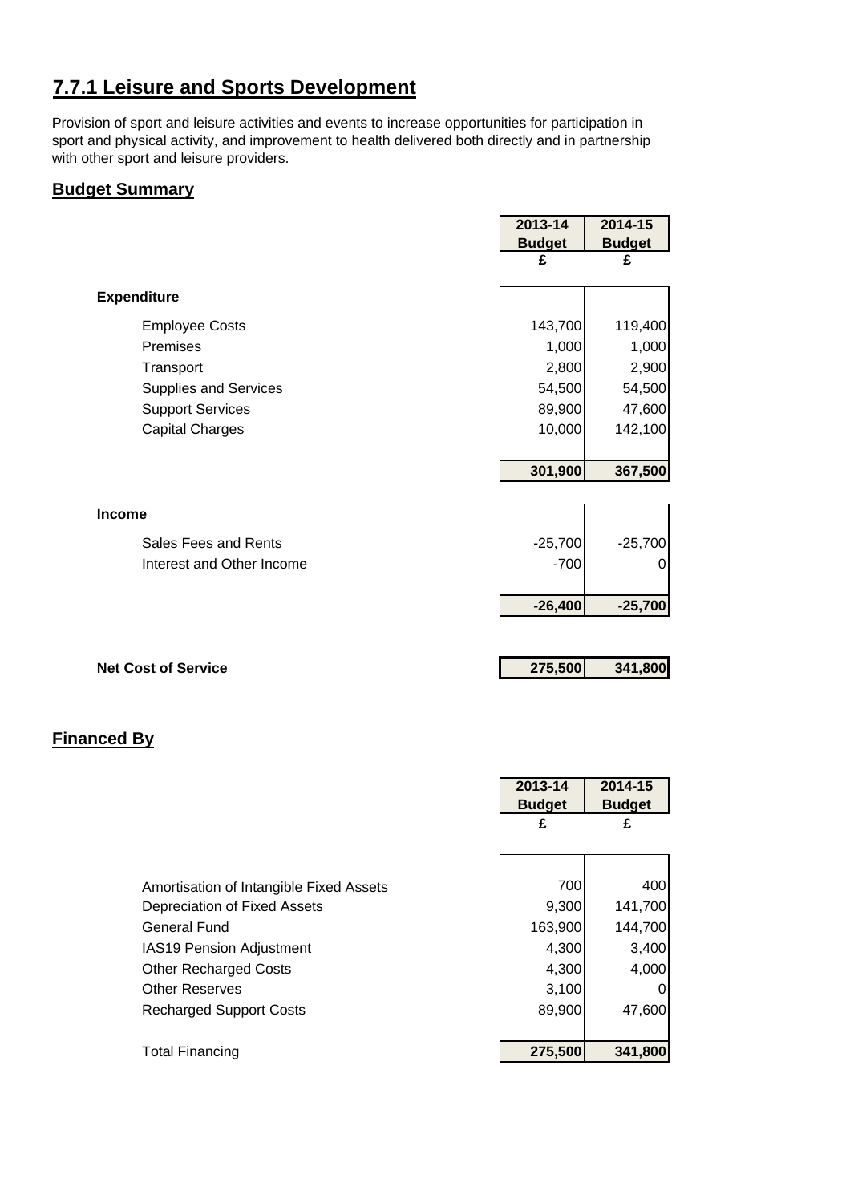## 7.7.1 Leisure and Sports Development

Provision of sport and leisure activities and events to increase opportunities for participation in sport and physical activity, and improvement to health delivered both directly and in partnership with other sport and leisure providers.

### Budget Summary

| | 2013-14 Budget | 2014-15 Budget |
|---|---|---|
| | £ | £ |
| **Expenditure** | | |
| Employee Costs | 143,700 | 119,400 |
| Premises | 1,000 | 1,000 |
| Transport | 2,800 | 2,900 |
| Supplies and Services | 54,500 | 54,500 |
| Support Services | 89,900 | 47,600 |
| Capital Charges | 10,000 | 142,100 |
| | **301,900** | **367,500** |
| **Income** | | |
| Sales Fees and Rents | -25,700 | -25,700 |
| Interest and Other Income | -700 | 0 |
| | **-26,400** | **-25,700** |
| **Net Cost of Service** | **275,500** | **341,800** |

### Financed By

| | 2013-14 Budget | 2014-15 Budget |
|---|---|---|
| | £ | £ |
| Amortisation of Intangible Fixed Assets | 700 | 400 |
| Depreciation of Fixed Assets | 9,300 | 141,700 |
| General Fund | 163,900 | 144,700 |
| IAS19 Pension Adjustment | 4,300 | 3,400 |
| Other Recharged Costs | 4,300 | 4,000 |
| Other Reserves | 3,100 | 0 |
| Recharged Support Costs | 89,900 | 47,600 |
| Total Financing | **275,500** | **341,800** |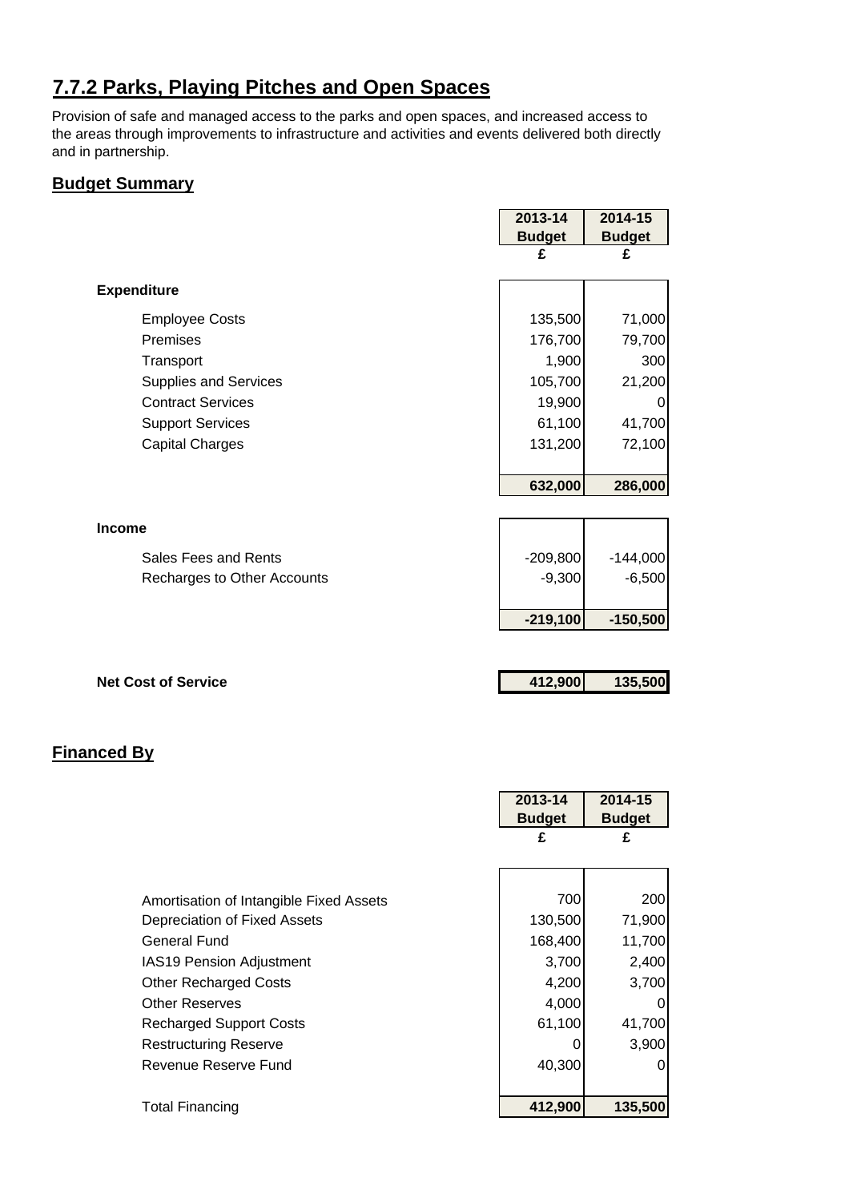## 7.7.2 Parks, Playing Pitches and Open Spaces

Provision of safe and managed access to the parks and open spaces, and increased access to the areas through improvements to infrastructure and activities and events delivered both directly and in partnership.

### Budget Summary

| | 2013-14 Budget | 2014-15 Budget |
|---|---|---|
| | £ | £ |
| **Expenditure** | | |
| Employee Costs | 135,500 | 71,000 |
| Premises | 176,700 | 79,700 |
| Transport | 1,900 | 300 |
| Supplies and Services | 105,700 | 21,200 |
| Contract Services | 19,900 | 0 |
| Support Services | 61,100 | 41,700 |
| Capital Charges | 131,200 | 72,100 |
| | **632,000** | **286,000** |
| **Income** | | |
| Sales Fees and Rents | -209,800 | -144,000 |
| Recharges to Other Accounts | -9,300 | -6,500 |
| | **-219,100** | **-150,500** |
| **Net Cost of Service** | **412,900** | **135,500** |

### Financed By

| | 2013-14 Budget | 2014-15 Budget |
|---|---|---|
| | £ | £ |
| Amortisation of Intangible Fixed Assets | 700 | 200 |
| Depreciation of Fixed Assets | 130,500 | 71,900 |
| General Fund | 168,400 | 11,700 |
| IAS19 Pension Adjustment | 3,700 | 2,400 |
| Other Recharged Costs | 4,200 | 3,700 |
| Other Reserves | 4,000 | 0 |
| Recharged Support Costs | 61,100 | 41,700 |
| Restructuring Reserve | 0 | 3,900 |
| Revenue Reserve Fund | 40,300 | 0 |
| Total Financing | **412,900** | **135,500** |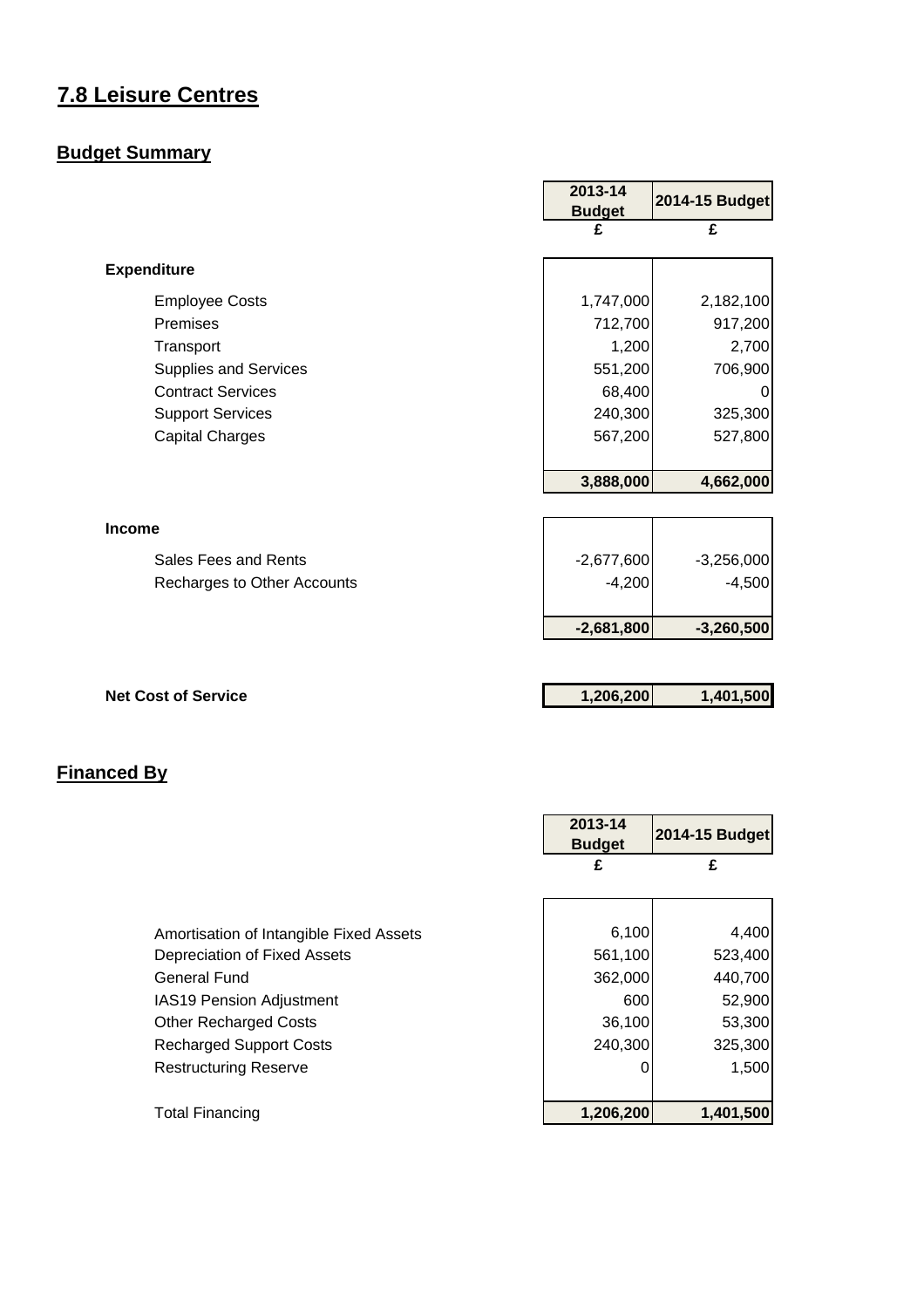# 7.8 Leisure Centres

## Budget Summary

| | 2013-14 Budget | 2014-15 Budget |
|---|---|---|
| | £ | £ |
| **Expenditure** | | |
| Employee Costs | 1,747,000 | 2,182,100 |
| Premises | 712,700 | 917,200 |
| Transport | 1,200 | 2,700 |
| Supplies and Services | 551,200 | 706,900 |
| Contract Services | 68,400 | 0 |
| Support Services | 240,300 | 325,300 |
| Capital Charges | 567,200 | 527,800 |
| | **3,888,000** | **4,662,000** |
| **Income** | | |
| Sales Fees and Rents | -2,677,600 | -3,256,000 |
| Recharges to Other Accounts | -4,200 | -4,500 |
| | **-2,681,800** | **-3,260,500** |
| **Net Cost of Service** | **1,206,200** | **1,401,500** |

## Financed By

| | 2013-14 Budget | 2014-15 Budget |
|---|---|---|
| | £ | £ |
| Amortisation of Intangible Fixed Assets | 6,100 | 4,400 |
| Depreciation of Fixed Assets | 561,100 | 523,400 |
| General Fund | 362,000 | 440,700 |
| IAS19 Pension Adjustment | 600 | 52,900 |
| Other Recharged Costs | 36,100 | 53,300 |
| Recharged Support Costs | 240,300 | 325,300 |
| Restructuring Reserve | 0 | 1,500 |
| Total Financing | **1,206,200** | **1,401,500** |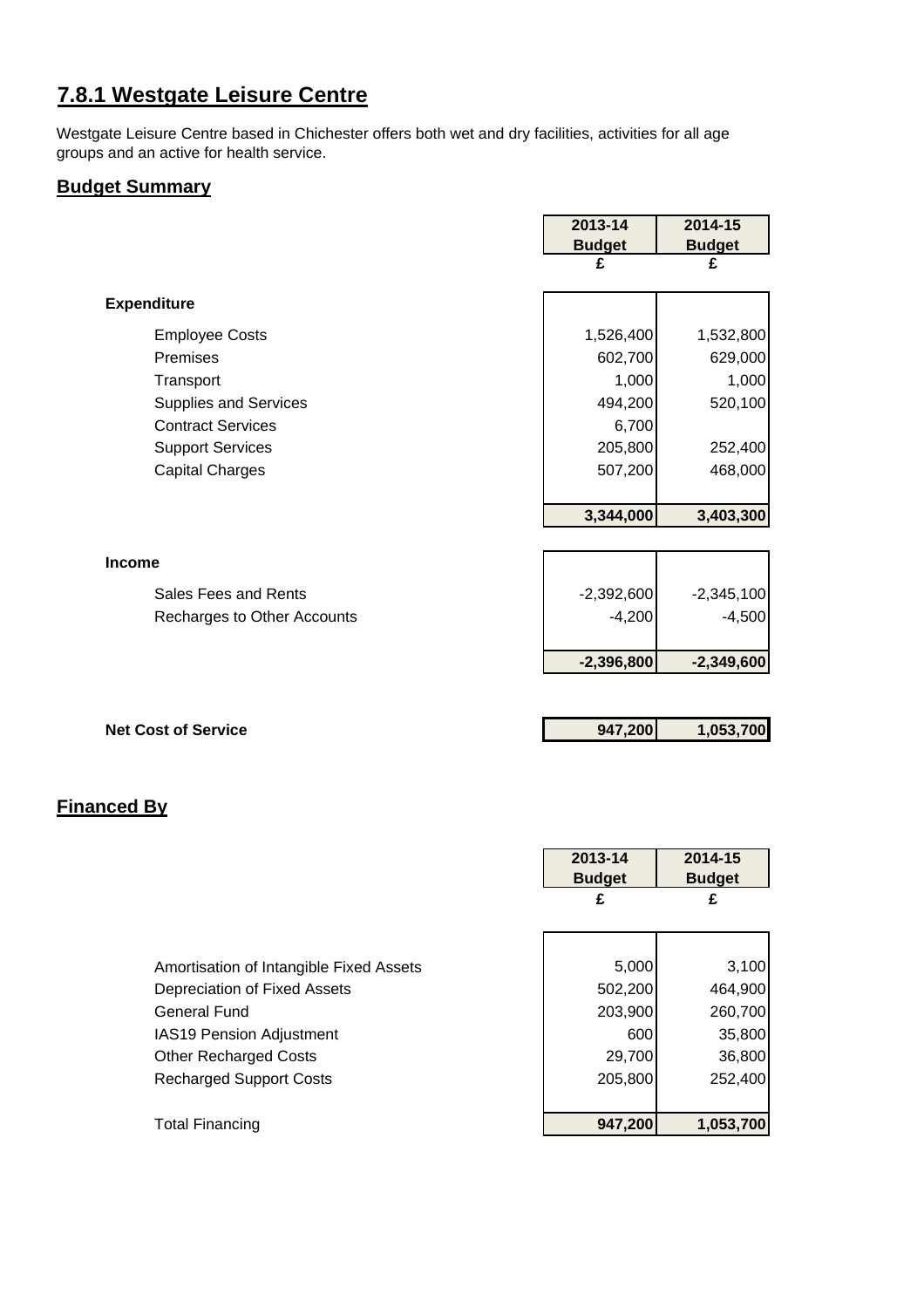## 7.8.1 Westgate Leisure Centre

Westgate Leisure Centre based in Chichester offers both wet and dry facilities, activities for all age groups and an active for health service.

### Budget Summary

| | 2013-14 Budget | 2014-15 Budget |
|---|---|---|
| | £ | £ |
| **Expenditure** | | |
| Employee Costs | 1,526,400 | 1,532,800 |
| Premises | 602,700 | 629,000 |
| Transport | 1,000 | 1,000 |
| Supplies and Services | 494,200 | 520,100 |
| Contract Services | 6,700 | |
| Support Services | 205,800 | 252,400 |
| Capital Charges | 507,200 | 468,000 |
| | **3,344,000** | **3,403,300** |
| **Income** | | |
| Sales Fees and Rents | -2,392,600 | -2,345,100 |
| Recharges to Other Accounts | -4,200 | -4,500 |
| | **-2,396,800** | **-2,349,600** |
| **Net Cost of Service** | **947,200** | **1,053,700** |

### Financed By

| | 2013-14 Budget | 2014-15 Budget |
|---|---|---|
| | £ | £ |
| Amortisation of Intangible Fixed Assets | 5,000 | 3,100 |
| Depreciation of Fixed Assets | 502,200 | 464,900 |
| General Fund | 203,900 | 260,700 |
| IAS19 Pension Adjustment | 600 | 35,800 |
| Other Recharged Costs | 29,700 | 36,800 |
| Recharged Support Costs | 205,800 | 252,400 |
| Total Financing | **947,200** | **1,053,700** |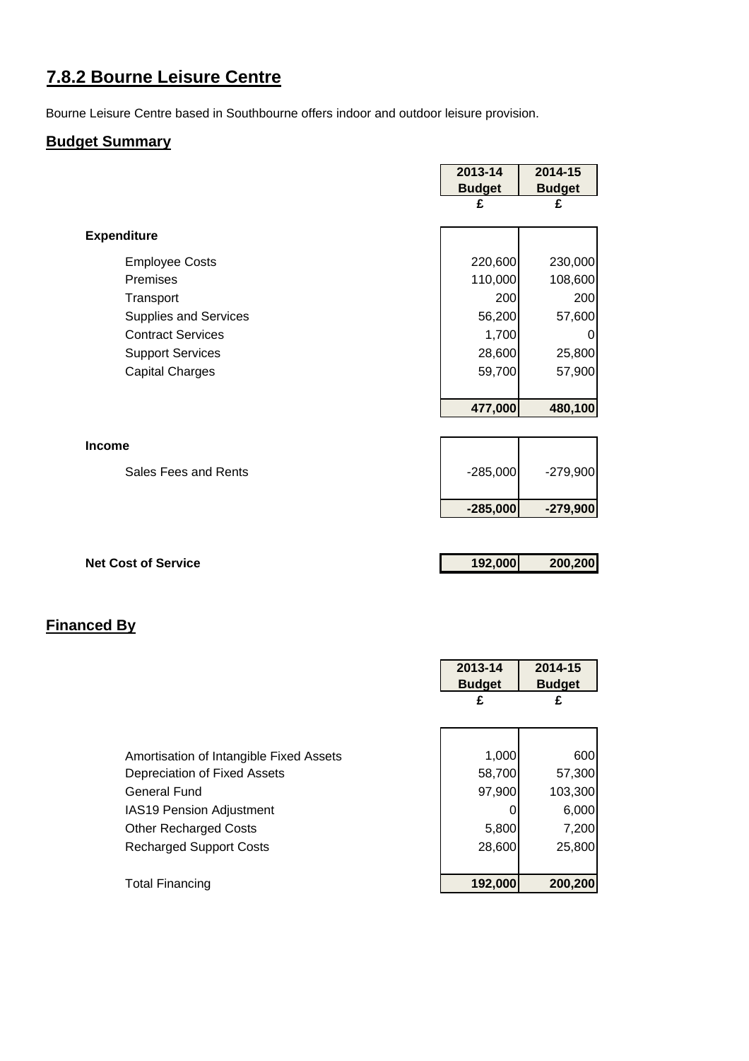# 7.8.2 Bourne Leisure Centre

Bourne Leisure Centre based in Southbourne offers indoor and outdoor leisure provision.

## Budget Summary

| | 2013-14 Budget £ | 2014-15 Budget £ |
|---|---|---|
| **Expenditure** | | |
| Employee Costs | 220,600 | 230,000 |
| Premises | 110,000 | 108,600 |
| Transport | 200 | 200 |
| Supplies and Services | 56,200 | 57,600 |
| Contract Services | 1,700 | 0 |
| Support Services | 28,600 | 25,800 |
| Capital Charges | 59,700 | 57,900 |
| | **477,000** | **480,100** |
| **Income** | | |
| Sales Fees and Rents | -285,000 | -279,900 |
| | **-285,000** | **-279,900** |
| **Net Cost of Service** | **192,000** | **200,200** |

## Financed By

| | 2013-14 Budget £ | 2014-15 Budget £ |
|---|---|---|
| Amortisation of Intangible Fixed Assets | 1,000 | 600 |
| Depreciation of Fixed Assets | 58,700 | 57,300 |
| General Fund | 97,900 | 103,300 |
| IAS19 Pension Adjustment | 0 | 6,000 |
| Other Recharged Costs | 5,800 | 7,200 |
| Recharged Support Costs | 28,600 | 25,800 |
| Total Financing | **192,000** | **200,200** |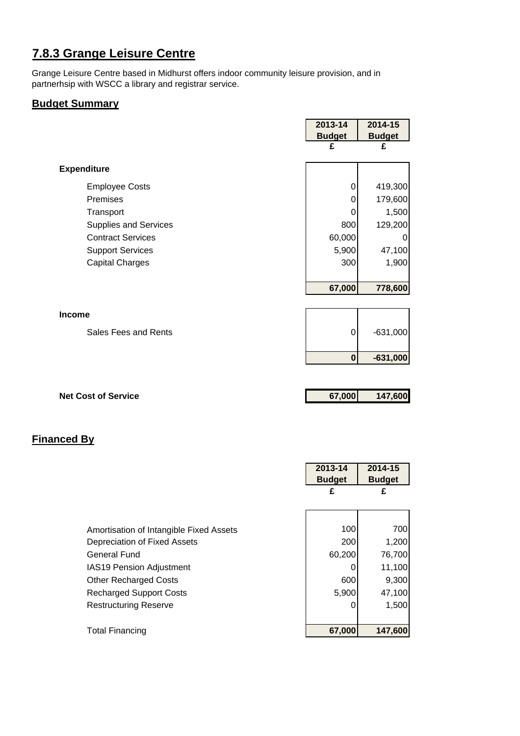# 7.8.3 Grange Leisure Centre

Grange Leisure Centre based in Midhurst offers indoor community leisure provision, and in partnerhsip with WSCC a library and registrar service.

## Budget Summary

| | 2013-14 Budget £ | 2014-15 Budget £ |
|---|---|---|
| **Expenditure** | | |
| Employee Costs | 0 | 419,300 |
| Premises | 0 | 179,600 |
| Transport | 0 | 1,500 |
| Supplies and Services | 800 | 129,200 |
| Contract Services | 60,000 | 0 |
| Support Services | 5,900 | 47,100 |
| Capital Charges | 300 | 1,900 |
| | **67,000** | **778,600** |
| **Income** | | |
| Sales Fees and Rents | 0 | -631,000 |
| | **0** | **-631,000** |
| **Net Cost of Service** | **67,000** | **147,600** |

## Financed By

| | 2013-14 Budget £ | 2014-15 Budget £ |
|---|---|---|
| Amortisation of Intangible Fixed Assets | 100 | 700 |
| Depreciation of Fixed Assets | 200 | 1,200 |
| General Fund | 60,200 | 76,700 |
| IAS19 Pension Adjustment | 0 | 11,100 |
| Other Recharged Costs | 600 | 9,300 |
| Recharged Support Costs | 5,900 | 47,100 |
| Restructuring Reserve | 0 | 1,500 |
| Total Financing | **67,000** | **147,600** |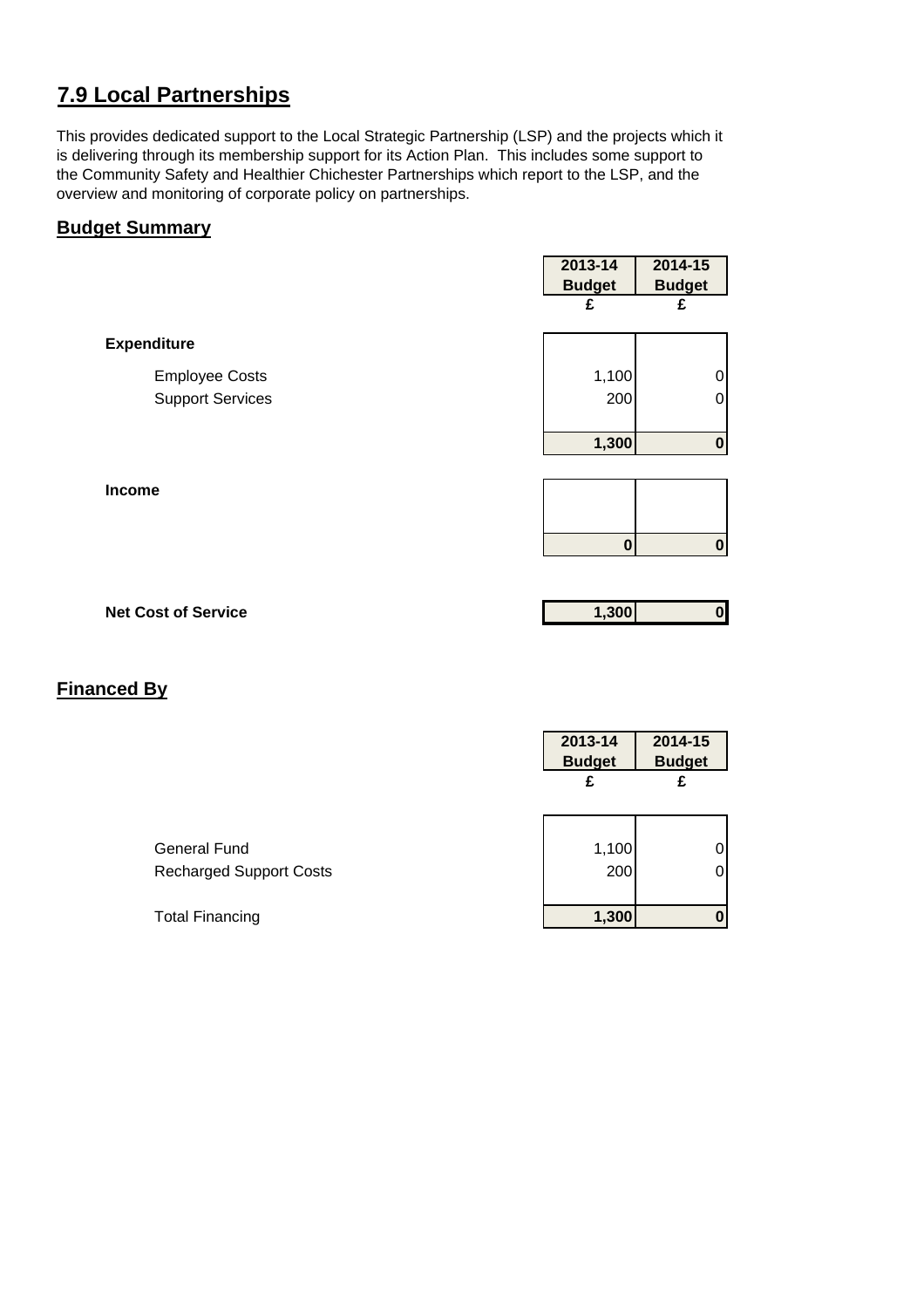# 7.9 Local Partnerships

This provides dedicated support to the Local Strategic Partnership (LSP) and the projects which it is delivering through its membership support for its Action Plan. This includes some support to the Community Safety and Healthier Chichester Partnerships which report to the LSP, and the overview and monitoring of corporate policy on partnerships.

## Budget Summary

| | 2013-14 Budget | 2014-15 Budget |
|---|---|---|
| | £ | £ |
| **Expenditure** | | |
| Employee Costs | 1,100 | 0 |
| Support Services | 200 | 0 |
| | **1,300** | **0** |
| **Income** | | |
| | **0** | **0** |
| **Net Cost of Service** | **1,300** | **0** |

## Financed By

| | 2013-14 Budget | 2014-15 Budget |
|---|---|---|
| | £ | £ |
| General Fund | 1,100 | 0 |
| Recharged Support Costs | 200 | 0 |
| Total Financing | **1,300** | **0** |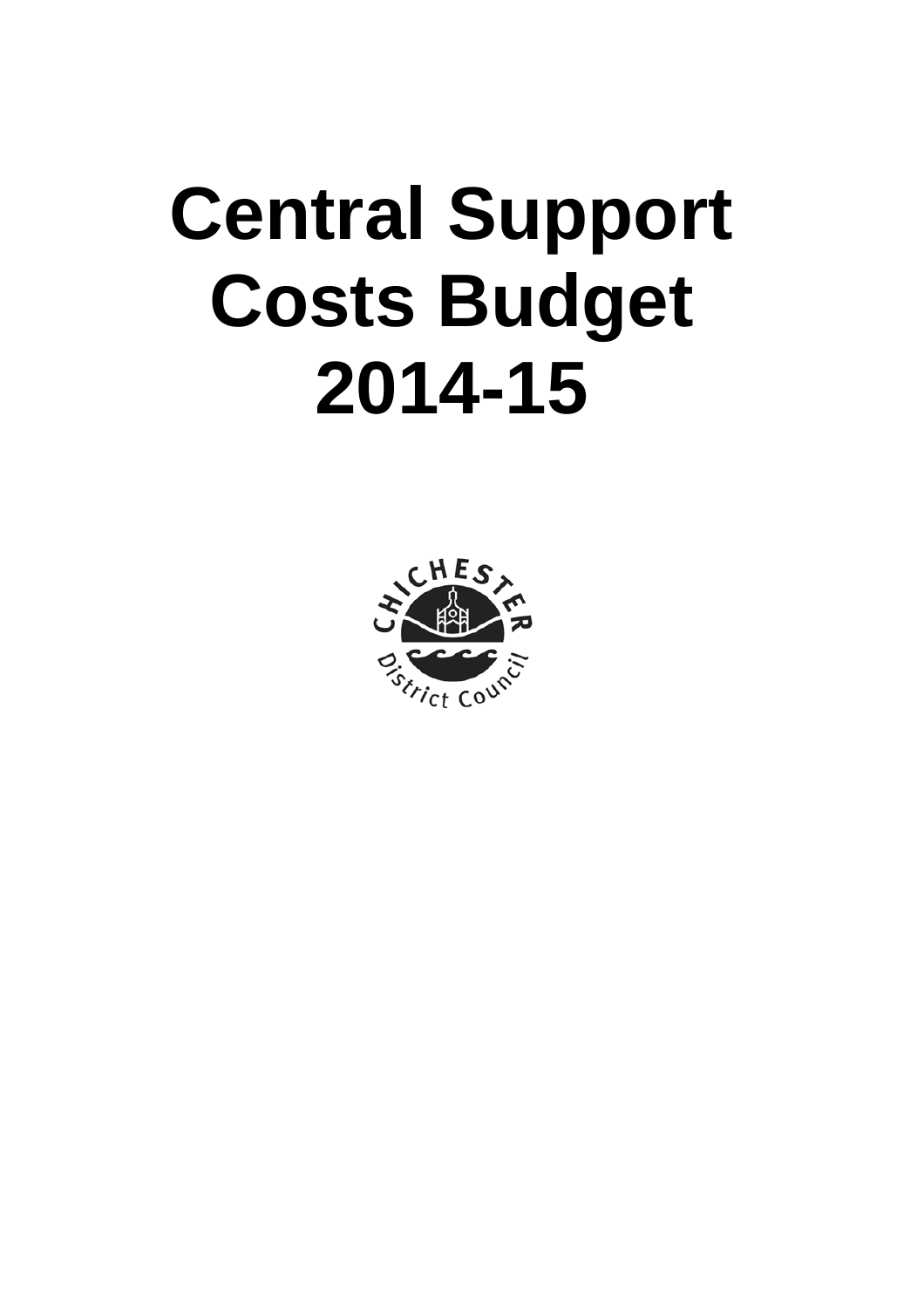# Central Support Costs Budget 2014-15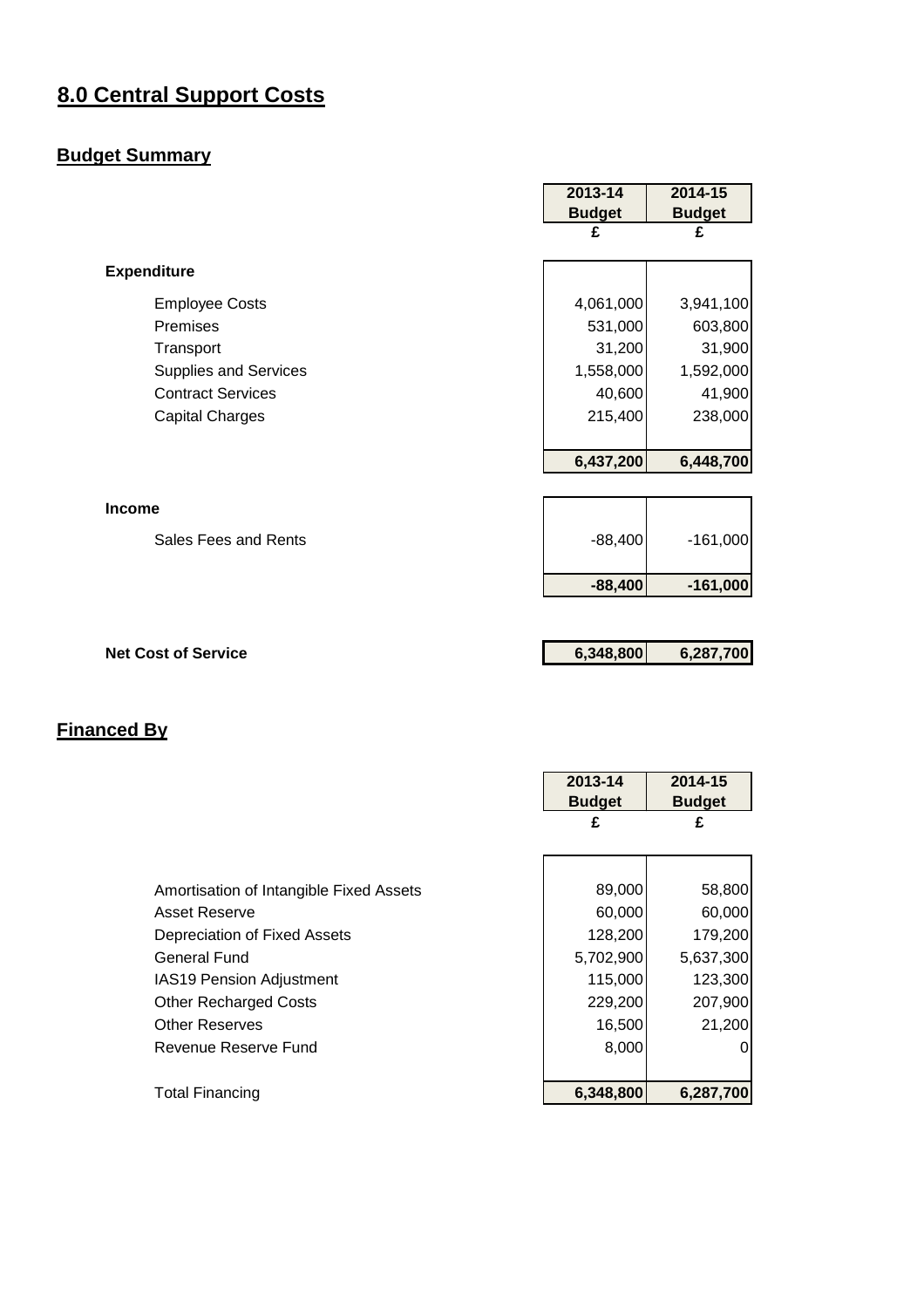# 8.0 Central Support Costs

## Budget Summary

| | 2013-14 Budget | 2014-15 Budget |
|---|---|---|
| | £ | £ |
| **Expenditure** | | |
| Employee Costs | 4,061,000 | 3,941,100 |
| Premises | 531,000 | 603,800 |
| Transport | 31,200 | 31,900 |
| Supplies and Services | 1,558,000 | 1,592,000 |
| Contract Services | 40,600 | 41,900 |
| Capital Charges | 215,400 | 238,000 |
| | **6,437,200** | **6,448,700** |
| **Income** | | |
| Sales Fees and Rents | -88,400 | -161,000 |
| | **-88,400** | **-161,000** |
| **Net Cost of Service** | **6,348,800** | **6,287,700** |

## Financed By

| | 2013-14 Budget | 2014-15 Budget |
|---|---|---|
| | £ | £ |
| Amortisation of Intangible Fixed Assets | 89,000 | 58,800 |
| Asset Reserve | 60,000 | 60,000 |
| Depreciation of Fixed Assets | 128,200 | 179,200 |
| General Fund | 5,702,900 | 5,637,300 |
| IAS19 Pension Adjustment | 115,000 | 123,300 |
| Other Recharged Costs | 229,200 | 207,900 |
| Other Reserves | 16,500 | 21,200 |
| Revenue Reserve Fund | 8,000 | 0 |
| Total Financing | **6,348,800** | **6,287,700** |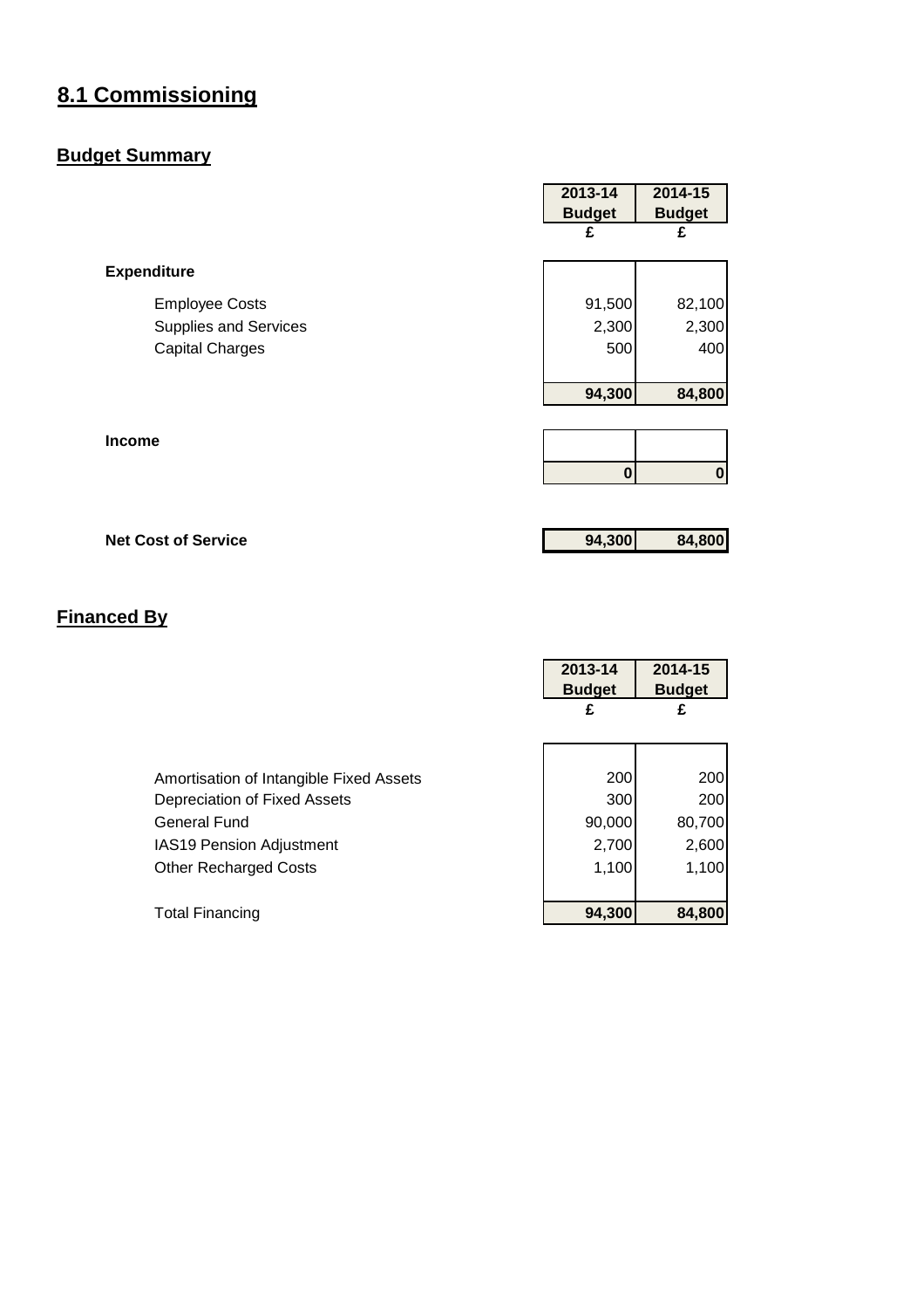## 8.1 Commissioning

### Budget Summary

| | 2013-14 Budget | 2014-15 Budget |
|---|---|---|
| | £ | £ |
| **Expenditure** | | |
| Employee Costs | 91,500 | 82,100 |
| Supplies and Services | 2,300 | 2,300 |
| Capital Charges | 500 | 400 |
| | **94,300** | **84,800** |
| **Income** | | |
| | **0** | **0** |
| **Net Cost of Service** | **94,300** | **84,800** |

### Financed By

| | 2013-14 Budget | 2014-15 Budget |
|---|---|---|
| | £ | £ |
| Amortisation of Intangible Fixed Assets | 200 | 200 |
| Depreciation of Fixed Assets | 300 | 200 |
| General Fund | 90,000 | 80,700 |
| IAS19 Pension Adjustment | 2,700 | 2,600 |
| Other Recharged Costs | 1,100 | 1,100 |
| Total Financing | **94,300** | **84,800** |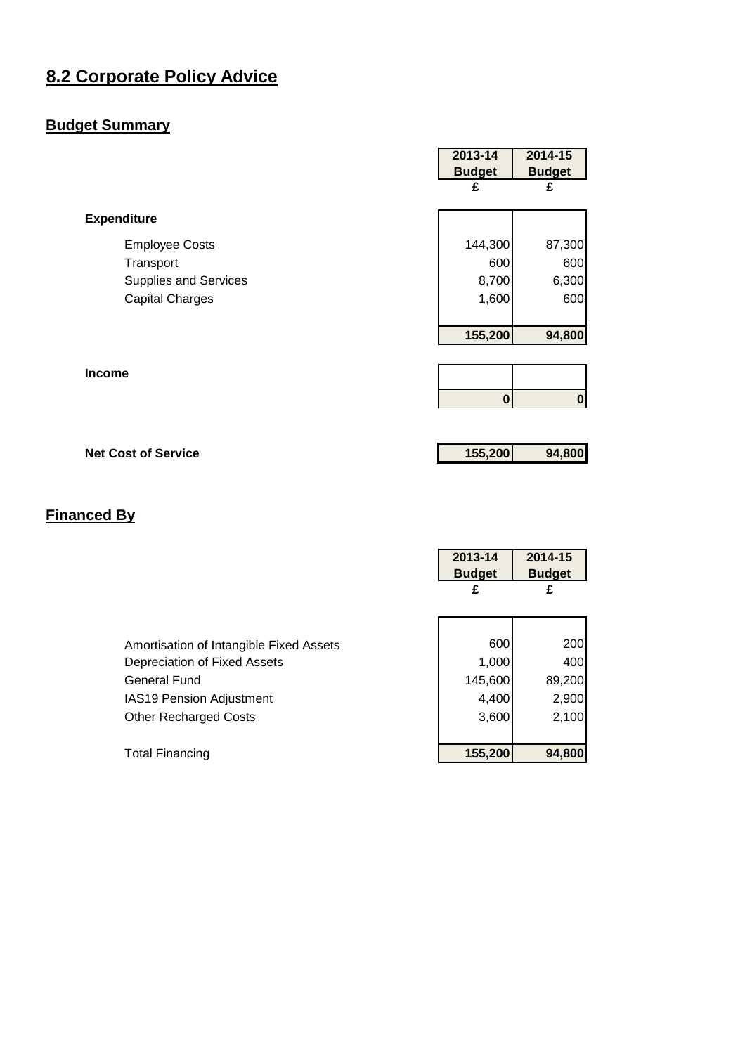# 8.2 Corporate Policy Advice

## Budget Summary

| | 2013-14 Budget £ | 2014-15 Budget £ |
|---|---|---|
| **Expenditure** | | |
| Employee Costs | 144,300 | 87,300 |
| Transport | 600 | 600 |
| Supplies and Services | 8,700 | 6,300 |
| Capital Charges | 1,600 | 600 |
| | **155,200** | **94,800** |
| **Income** | | |
| | **0** | **0** |
| **Net Cost of Service** | **155,200** | **94,800** |

## Financed By

| | 2013-14 Budget £ | 2014-15 Budget £ |
|---|---|---|
| Amortisation of Intangible Fixed Assets | 600 | 200 |
| Depreciation of Fixed Assets | 1,000 | 400 |
| General Fund | 145,600 | 89,200 |
| IAS19 Pension Adjustment | 4,400 | 2,900 |
| Other Recharged Costs | 3,600 | 2,100 |
| Total Financing | **155,200** | **94,800** |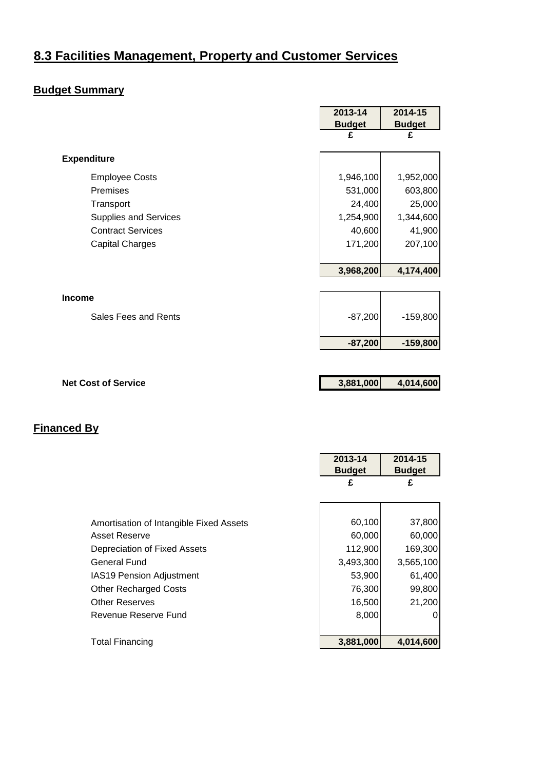# 8.3 Facilities Management, Property and Customer Services

## Budget Summary

| | 2013-14 Budget £ | 2014-15 Budget £ |
|---|---|---|
| **Expenditure** | | |
| Employee Costs | 1,946,100 | 1,952,000 |
| Premises | 531,000 | 603,800 |
| Transport | 24,400 | 25,000 |
| Supplies and Services | 1,254,900 | 1,344,600 |
| Contract Services | 40,600 | 41,900 |
| Capital Charges | 171,200 | 207,100 |
| | **3,968,200** | **4,174,400** |
| **Income** | | |
| Sales Fees and Rents | -87,200 | -159,800 |
| | **-87,200** | **-159,800** |
| **Net Cost of Service** | **3,881,000** | **4,014,600** |

## Financed By

| | 2013-14 Budget £ | 2014-15 Budget £ |
|---|---|---|
| Amortisation of Intangible Fixed Assets | 60,100 | 37,800 |
| Asset Reserve | 60,000 | 60,000 |
| Depreciation of Fixed Assets | 112,900 | 169,300 |
| General Fund | 3,493,300 | 3,565,100 |
| IAS19 Pension Adjustment | 53,900 | 61,400 |
| Other Recharged Costs | 76,300 | 99,800 |
| Other Reserves | 16,500 | 21,200 |
| Revenue Reserve Fund | 8,000 | 0 |
| Total Financing | **3,881,000** | **4,014,600** |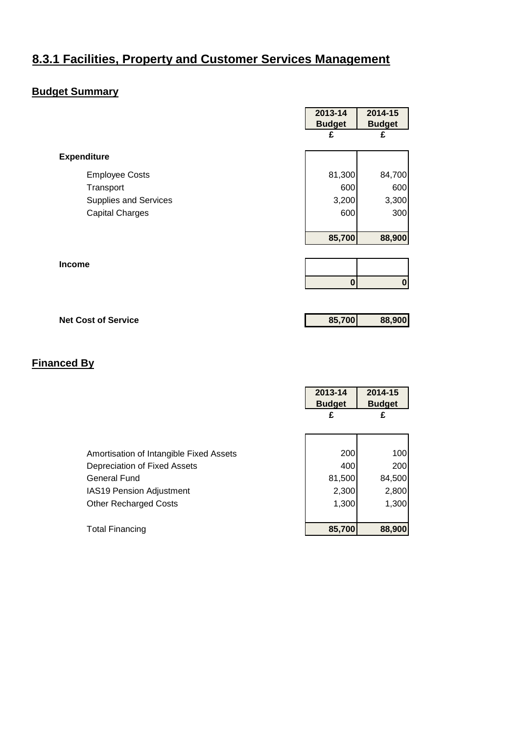# 8.3.1 Facilities, Property and Customer Services Management

## Budget Summary

| | 2013-14 Budget £ | 2014-15 Budget £ |
|---|---|---|
| **Expenditure** | | |
| Employee Costs | 81,300 | 84,700 |
| Transport | 600 | 600 |
| Supplies and Services | 3,200 | 3,300 |
| Capital Charges | 600 | 300 |
| | **85,700** | **88,900** |
| **Income** | | |
| | **0** | **0** |
| **Net Cost of Service** | **85,700** | **88,900** |

## Financed By

| | 2013-14 Budget £ | 2014-15 Budget £ |
|---|---|---|
| Amortisation of Intangible Fixed Assets | 200 | 100 |
| Depreciation of Fixed Assets | 400 | 200 |
| General Fund | 81,500 | 84,500 |
| IAS19 Pension Adjustment | 2,300 | 2,800 |
| Other Recharged Costs | 1,300 | 1,300 |
| Total Financing | **85,700** | **88,900** |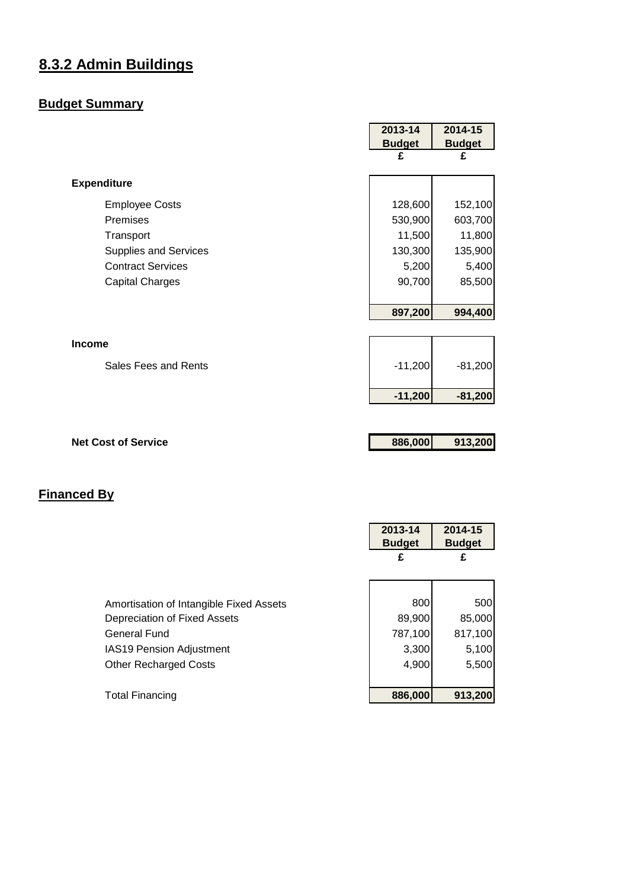# 8.3.2 Admin Buildings

## Budget Summary

| | 2013-14 Budget | 2014-15 Budget |
|---|---|---|
| | £ | £ |
| **Expenditure** | | |
| Employee Costs | 128,600 | 152,100 |
| Premises | 530,900 | 603,700 |
| Transport | 11,500 | 11,800 |
| Supplies and Services | 130,300 | 135,900 |
| Contract Services | 5,200 | 5,400 |
| Capital Charges | 90,700 | 85,500 |
| | **897,200** | **994,400** |
| **Income** | | |
| Sales Fees and Rents | -11,200 | -81,200 |
| | **-11,200** | **-81,200** |
| **Net Cost of Service** | **886,000** | **913,200** |

## Financed By

| | 2013-14 Budget | 2014-15 Budget |
|---|---|---|
| | £ | £ |
| Amortisation of Intangible Fixed Assets | 800 | 500 |
| Depreciation of Fixed Assets | 89,900 | 85,000 |
| General Fund | 787,100 | 817,100 |
| IAS19 Pension Adjustment | 3,300 | 5,100 |
| Other Recharged Costs | 4,900 | 5,500 |
| Total Financing | **886,000** | **913,200** |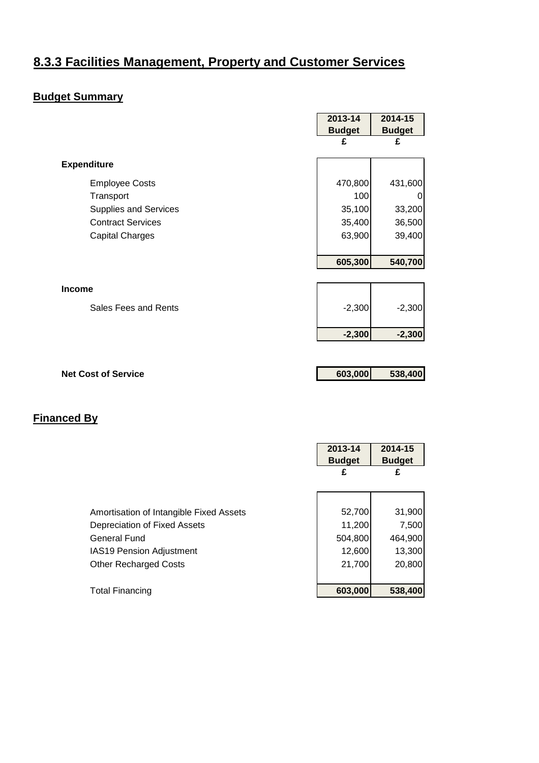## 8.3.3 Facilities Management, Property and Customer Services

### Budget Summary

| | 2013-14 Budget | 2014-15 Budget |
|---|---|---|
| | £ | £ |
| **Expenditure** | | |
| Employee Costs | 470,800 | 431,600 |
| Transport | 100 | 0 |
| Supplies and Services | 35,100 | 33,200 |
| Contract Services | 35,400 | 36,500 |
| Capital Charges | 63,900 | 39,400 |
| | **605,300** | **540,700** |
| **Income** | | |
| Sales Fees and Rents | -2,300 | -2,300 |
| | **-2,300** | **-2,300** |
| **Net Cost of Service** | **603,000** | **538,400** |

### Financed By

| | 2013-14 Budget | 2014-15 Budget |
|---|---|---|
| | £ | £ |
| Amortisation of Intangible Fixed Assets | 52,700 | 31,900 |
| Depreciation of Fixed Assets | 11,200 | 7,500 |
| General Fund | 504,800 | 464,900 |
| IAS19 Pension Adjustment | 12,600 | 13,300 |
| Other Recharged Costs | 21,700 | 20,800 |
| Total Financing | **603,000** | **538,400** |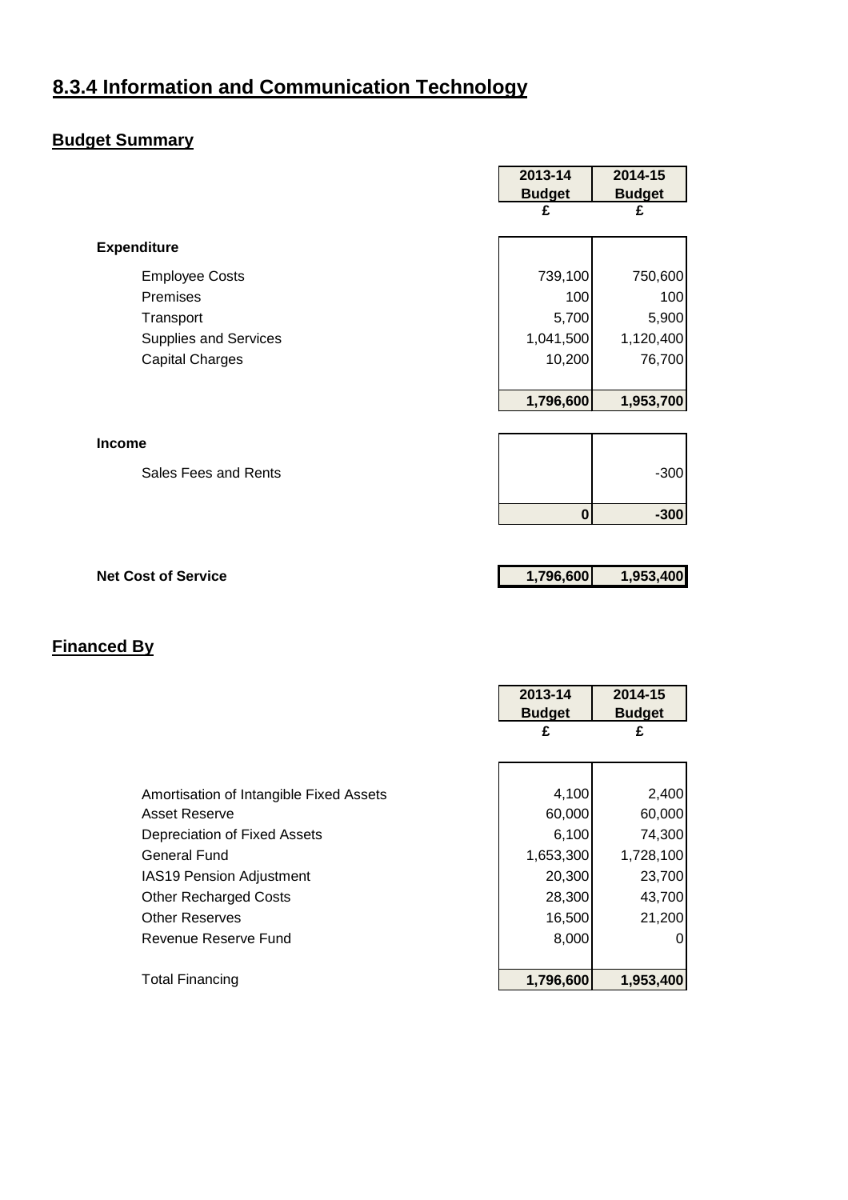## 8.3.4 Information and Communication Technology

### Budget Summary

| | 2013-14 Budget £ | 2014-15 Budget £ |
|---|---|---|
| **Expenditure** | | |
| Employee Costs | 739,100 | 750,600 |
| Premises | 100 | 100 |
| Transport | 5,700 | 5,900 |
| Supplies and Services | 1,041,500 | 1,120,400 |
| Capital Charges | 10,200 | 76,700 |
| | **1,796,600** | **1,953,700** |
| **Income** | | |
| Sales Fees and Rents | | -300 |
| | **0** | **-300** |
| **Net Cost of Service** | **1,796,600** | **1,953,400** |

### Financed By

| | 2013-14 Budget £ | 2014-15 Budget £ |
|---|---|---|
| Amortisation of Intangible Fixed Assets | 4,100 | 2,400 |
| Asset Reserve | 60,000 | 60,000 |
| Depreciation of Fixed Assets | 6,100 | 74,300 |
| General Fund | 1,653,300 | 1,728,100 |
| IAS19 Pension Adjustment | 20,300 | 23,700 |
| Other Recharged Costs | 28,300 | 43,700 |
| Other Reserves | 16,500 | 21,200 |
| Revenue Reserve Fund | 8,000 | 0 |
| Total Financing | **1,796,600** | **1,953,400** |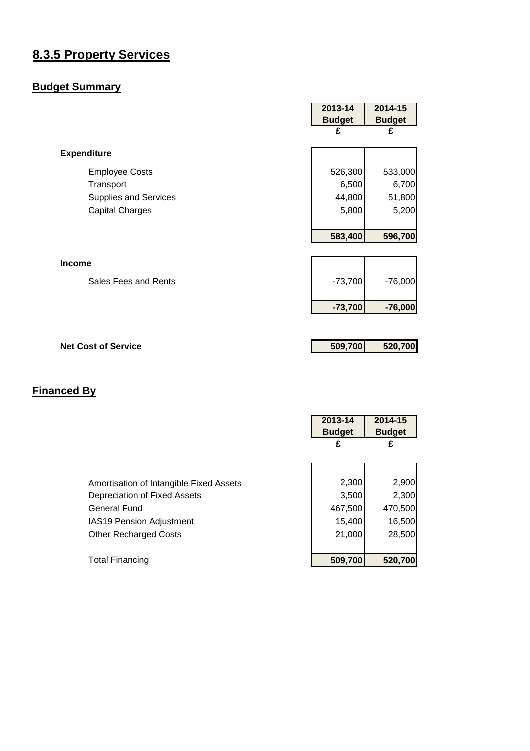# 8.3.5 Property Services

## Budget Summary

| | 2013-14 Budget | 2014-15 Budget |
|---|---|---|
| | £ | £ |
| **Expenditure** | | |
| Employee Costs | 526,300 | 533,000 |
| Transport | 6,500 | 6,700 |
| Supplies and Services | 44,800 | 51,800 |
| Capital Charges | 5,800 | 5,200 |
| | **583,400** | **596,700** |
| **Income** | | |
| Sales Fees and Rents | -73,700 | -76,000 |
| | **-73,700** | **-76,000** |
| **Net Cost of Service** | **509,700** | **520,700** |

## Financed By

| | 2013-14 Budget | 2014-15 Budget |
|---|---|---|
| | £ | £ |
| Amortisation of Intangible Fixed Assets | 2,300 | 2,900 |
| Depreciation of Fixed Assets | 3,500 | 2,300 |
| General Fund | 467,500 | 470,500 |
| IAS19 Pension Adjustment | 15,400 | 16,500 |
| Other Recharged Costs | 21,000 | 28,500 |
| Total Financing | **509,700** | **520,700** |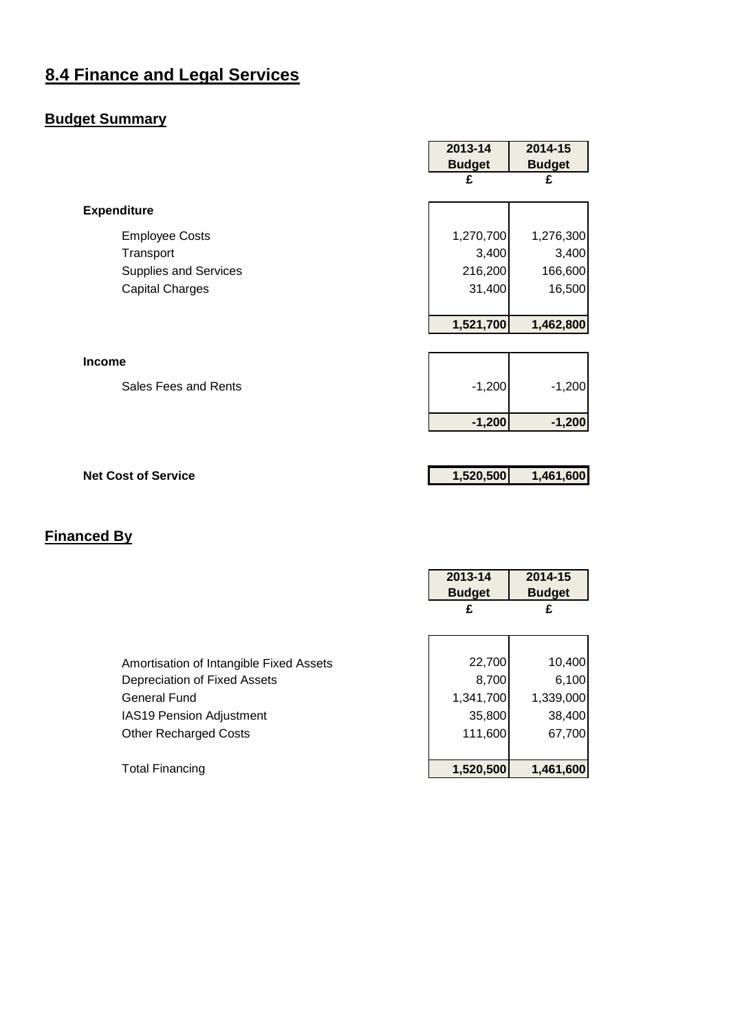# 8.4 Finance and Legal Services

## Budget Summary

| | 2013-14 Budget £ | 2014-15 Budget £ |
|---|---|---|
| **Expenditure** | | |
| Employee Costs | 1,270,700 | 1,276,300 |
| Transport | 3,400 | 3,400 |
| Supplies and Services | 216,200 | 166,600 |
| Capital Charges | 31,400 | 16,500 |
| | **1,521,700** | **1,462,800** |
| **Income** | | |
| Sales Fees and Rents | -1,200 | -1,200 |
| | **-1,200** | **-1,200** |
| **Net Cost of Service** | **1,520,500** | **1,461,600** |

## Financed By

| | 2013-14 Budget £ | 2014-15 Budget £ |
|---|---|---|
| Amortisation of Intangible Fixed Assets | 22,700 | 10,400 |
| Depreciation of Fixed Assets | 8,700 | 6,100 |
| General Fund | 1,341,700 | 1,339,000 |
| IAS19 Pension Adjustment | 35,800 | 38,400 |
| Other Recharged Costs | 111,600 | 67,700 |
| Total Financing | **1,520,500** | **1,461,600** |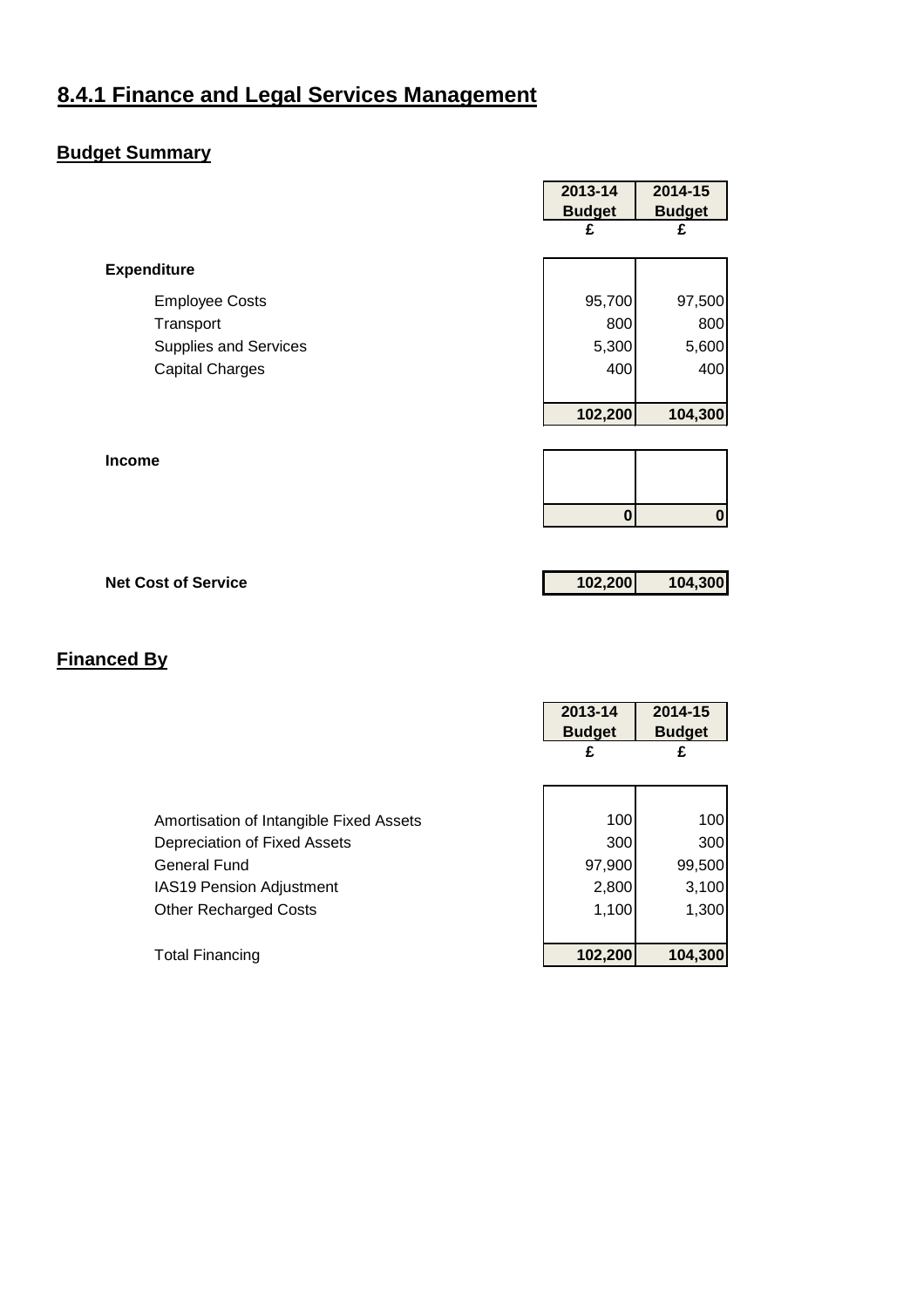# 8.4.1 Finance and Legal Services Management

## Budget Summary

| | 2013-14 Budget | 2014-15 Budget |
|---|---|---|
| | £ | £ |
| **Expenditure** | | |
| Employee Costs | 95,700 | 97,500 |
| Transport | 800 | 800 |
| Supplies and Services | 5,300 | 5,600 |
| Capital Charges | 400 | 400 |
| | **102,200** | **104,300** |
| **Income** | | |
| | **0** | **0** |
| **Net Cost of Service** | **102,200** | **104,300** |

## Financed By

| | 2013-14 Budget | 2014-15 Budget |
|---|---|---|
| | £ | £ |
| Amortisation of Intangible Fixed Assets | 100 | 100 |
| Depreciation of Fixed Assets | 300 | 300 |
| General Fund | 97,900 | 99,500 |
| IAS19 Pension Adjustment | 2,800 | 3,100 |
| Other Recharged Costs | 1,100 | 1,300 |
| Total Financing | **102,200** | **104,300** |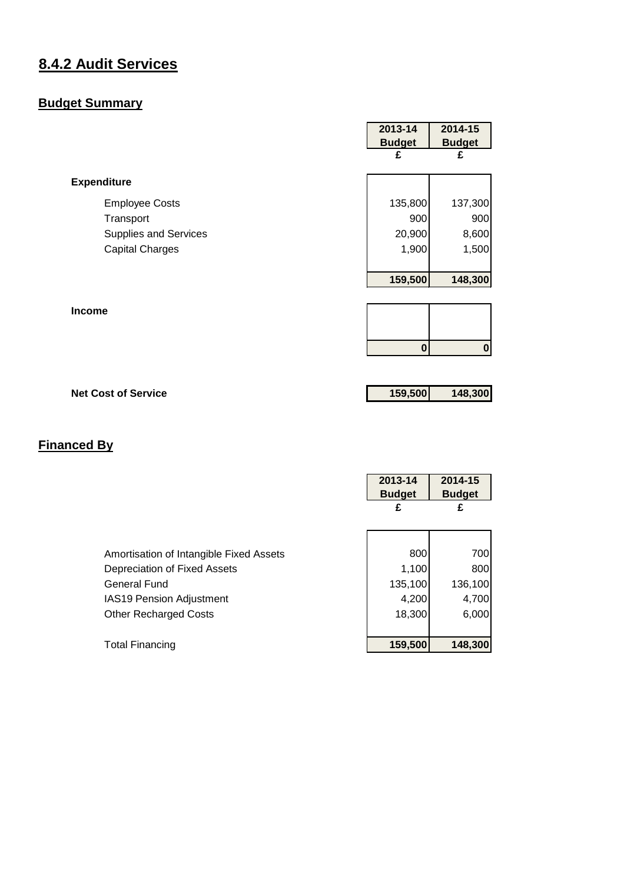# 8.4.2 Audit Services

## Budget Summary

| | 2013-14 Budget | 2014-15 Budget |
|---|---|---|
| | £ | £ |
| **Expenditure** | | |
| Employee Costs | 135,800 | 137,300 |
| Transport | 900 | 900 |
| Supplies and Services | 20,900 | 8,600 |
| Capital Charges | 1,900 | 1,500 |
| | **159,500** | **148,300** |
| **Income** | | |
| | **0** | **0** |
| **Net Cost of Service** | **159,500** | **148,300** |

## Financed By

| | 2013-14 Budget | 2014-15 Budget |
|---|---|---|
| | £ | £ |
| Amortisation of Intangible Fixed Assets | 800 | 700 |
| Depreciation of Fixed Assets | 1,100 | 800 |
| General Fund | 135,100 | 136,100 |
| IAS19 Pension Adjustment | 4,200 | 4,700 |
| Other Recharged Costs | 18,300 | 6,000 |
| Total Financing | **159,500** | **148,300** |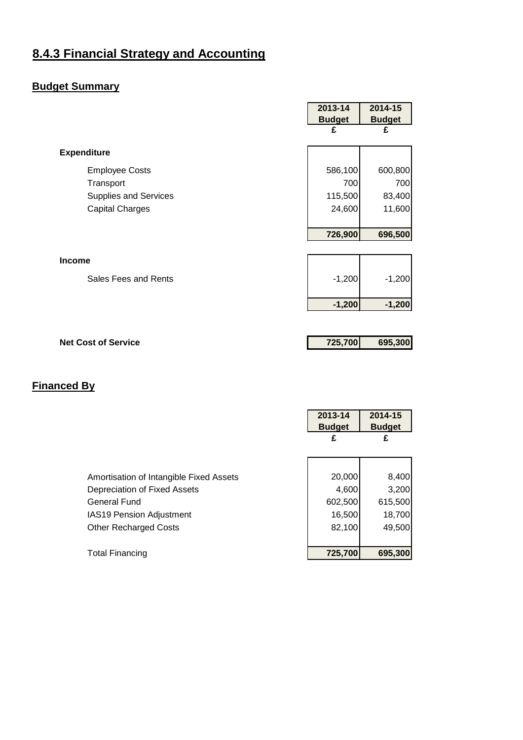# 8.4.3 Financial Strategy and Accounting

## Budget Summary

| | 2013-14 Budget £ | 2014-15 Budget £ |
|---|---|---|
| **Expenditure** | | |
| Employee Costs | 586,100 | 600,800 |
| Transport | 700 | 700 |
| Supplies and Services | 115,500 | 83,400 |
| Capital Charges | 24,600 | 11,600 |
| | **726,900** | **696,500** |
| **Income** | | |
| Sales Fees and Rents | -1,200 | -1,200 |
| | **-1,200** | **-1,200** |
| **Net Cost of Service** | **725,700** | **695,300** |

## Financed By

| | 2013-14 Budget £ | 2014-15 Budget £ |
|---|---|---|
| Amortisation of Intangible Fixed Assets | 20,000 | 8,400 |
| Depreciation of Fixed Assets | 4,600 | 3,200 |
| General Fund | 602,500 | 615,500 |
| IAS19 Pension Adjustment | 16,500 | 18,700 |
| Other Recharged Costs | 82,100 | 49,500 |
| Total Financing | **725,700** | **695,300** |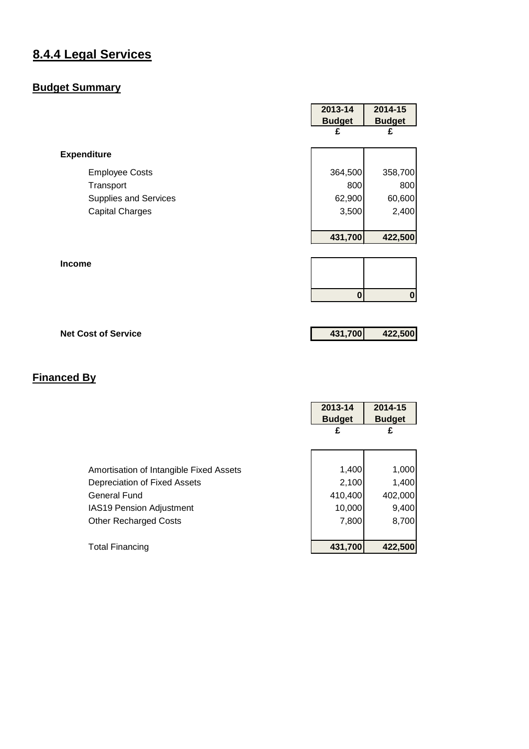# 8.4.4 Legal Services

## Budget Summary

| | 2013-14 Budget £ | 2014-15 Budget £ |
|---|---|---|
| **Expenditure** | | |
| Employee Costs | 364,500 | 358,700 |
| Transport | 800 | 800 |
| Supplies and Services | 62,900 | 60,600 |
| Capital Charges | 3,500 | 2,400 |
| | **431,700** | **422,500** |
| **Income** | | |
| | **0** | **0** |
| **Net Cost of Service** | **431,700** | **422,500** |

## Financed By

| | 2013-14 Budget £ | 2014-15 Budget £ |
|---|---|---|
| Amortisation of Intangible Fixed Assets | 1,400 | 1,000 |
| Depreciation of Fixed Assets | 2,100 | 1,400 |
| General Fund | 410,400 | 402,000 |
| IAS19 Pension Adjustment | 10,000 | 9,400 |
| Other Recharged Costs | 7,800 | 8,700 |
| Total Financing | **431,700** | **422,500** |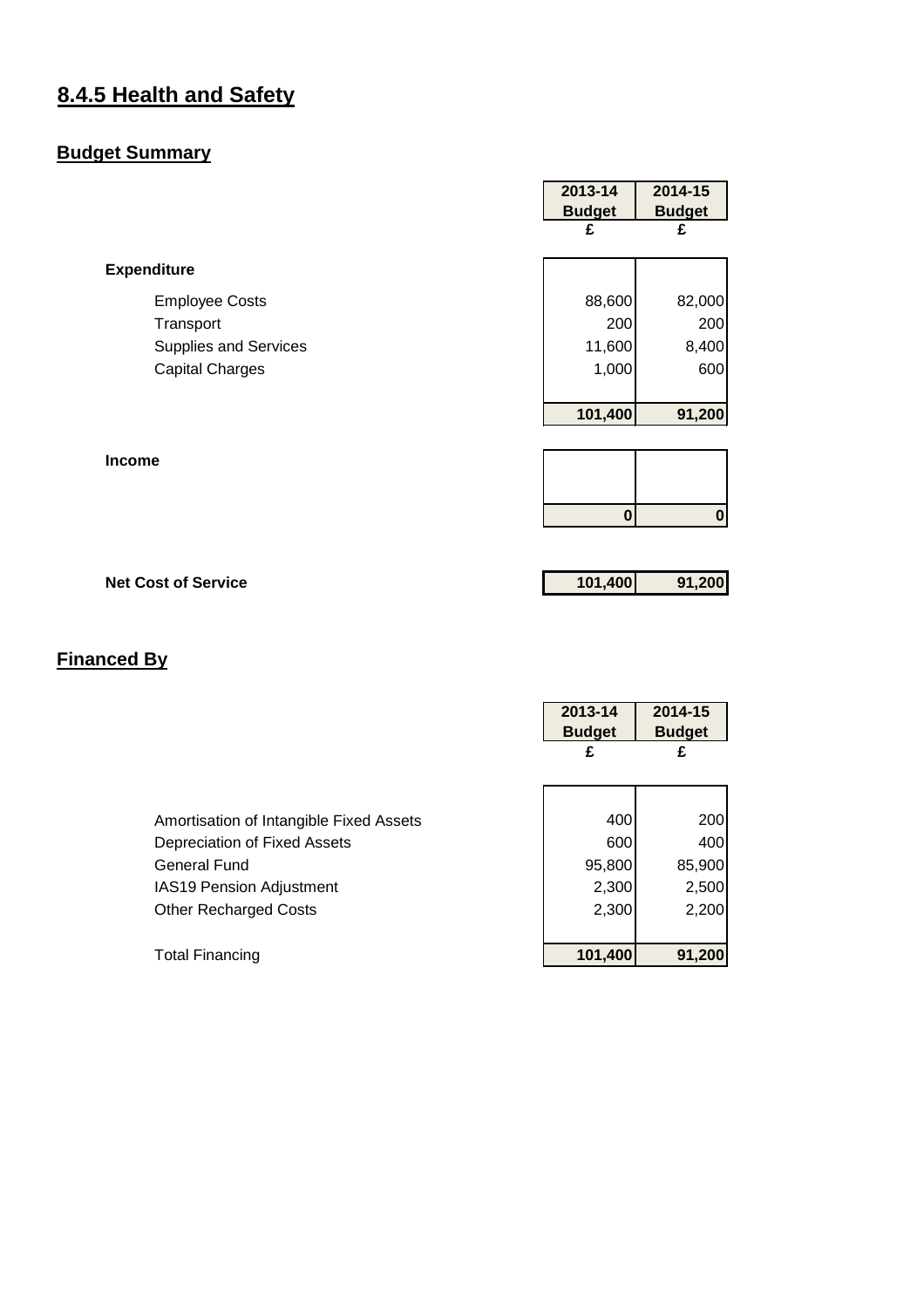# 8.4.5 Health and Safety

## Budget Summary

| | 2013-14 Budget £ | 2014-15 Budget £ |
|---|---|---|
| **Expenditure** | | |
| Employee Costs | 88,600 | 82,000 |
| Transport | 200 | 200 |
| Supplies and Services | 11,600 | 8,400 |
| Capital Charges | 1,000 | 600 |
| | **101,400** | **91,200** |
| **Income** | | |
| | **0** | **0** |
| **Net Cost of Service** | **101,400** | **91,200** |

## Financed By

| | 2013-14 Budget £ | 2014-15 Budget £ |
|---|---|---|
| Amortisation of Intangible Fixed Assets | 400 | 200 |
| Depreciation of Fixed Assets | 600 | 400 |
| General Fund | 95,800 | 85,900 |
| IAS19 Pension Adjustment | 2,300 | 2,500 |
| Other Recharged Costs | 2,300 | 2,200 |
| Total Financing | **101,400** | **91,200** |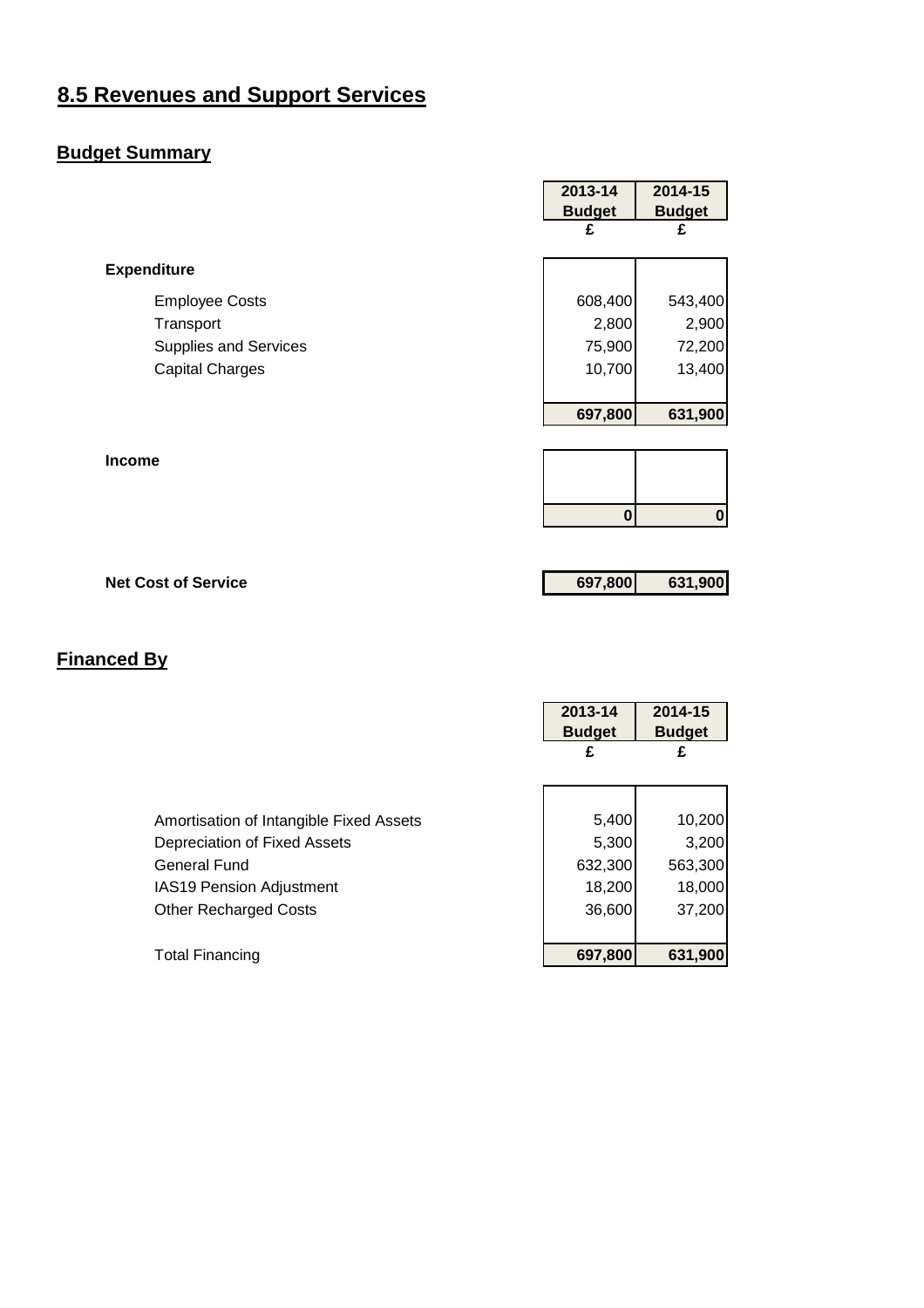# 8.5 Revenues and Support Services

## Budget Summary

| | 2013-14 Budget | 2014-15 Budget |
|---|---|---|
| | £ | £ |
| **Expenditure** | | |
| Employee Costs | 608,400 | 543,400 |
| Transport | 2,800 | 2,900 |
| Supplies and Services | 75,900 | 72,200 |
| Capital Charges | 10,700 | 13,400 |
| | **697,800** | **631,900** |
| **Income** | | |
| | **0** | **0** |
| **Net Cost of Service** | **697,800** | **631,900** |

## Financed By

| | 2013-14 Budget | 2014-15 Budget |
|---|---|---|
| | £ | £ |
| Amortisation of Intangible Fixed Assets | 5,400 | 10,200 |
| Depreciation of Fixed Assets | 5,300 | 3,200 |
| General Fund | 632,300 | 563,300 |
| IAS19 Pension Adjustment | 18,200 | 18,000 |
| Other Recharged Costs | 36,600 | 37,200 |
| Total Financing | **697,800** | **631,900** |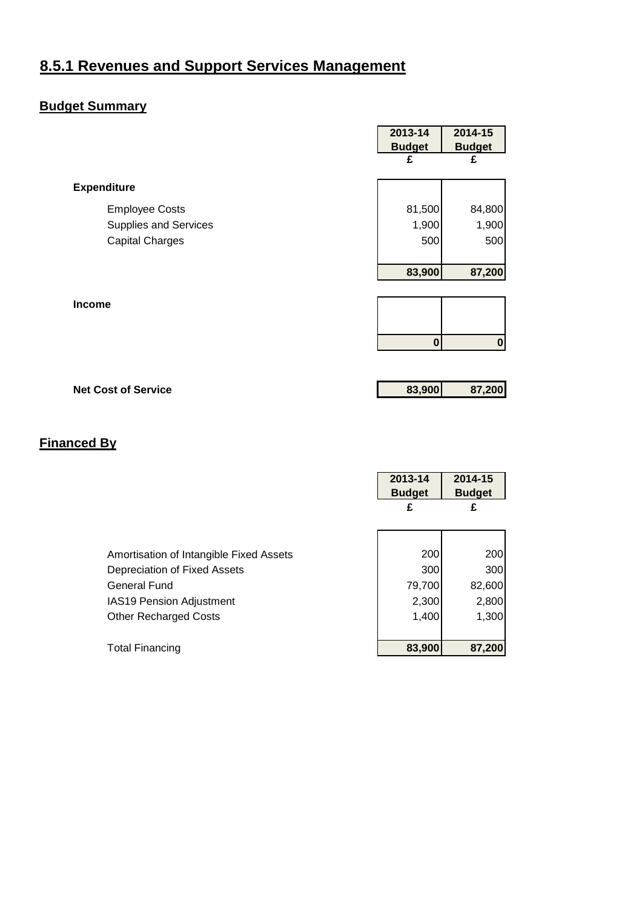# 8.5.1 Revenues and Support Services Management

## Budget Summary

| | 2013-14 Budget £ | 2014-15 Budget £ |
|---|---|---|
| **Expenditure** | | |
| Employee Costs | 81,500 | 84,800 |
| Supplies and Services | 1,900 | 1,900 |
| Capital Charges | 500 | 500 |
| | **83,900** | **87,200** |
| **Income** | | |
| | **0** | **0** |
| **Net Cost of Service** | **83,900** | **87,200** |

## Financed By

| | 2013-14 Budget £ | 2014-15 Budget £ |
|---|---|---|
| Amortisation of Intangible Fixed Assets | 200 | 200 |
| Depreciation of Fixed Assets | 300 | 300 |
| General Fund | 79,700 | 82,600 |
| IAS19 Pension Adjustment | 2,300 | 2,800 |
| Other Recharged Costs | 1,400 | 1,300 |
| Total Financing | **83,900** | **87,200** |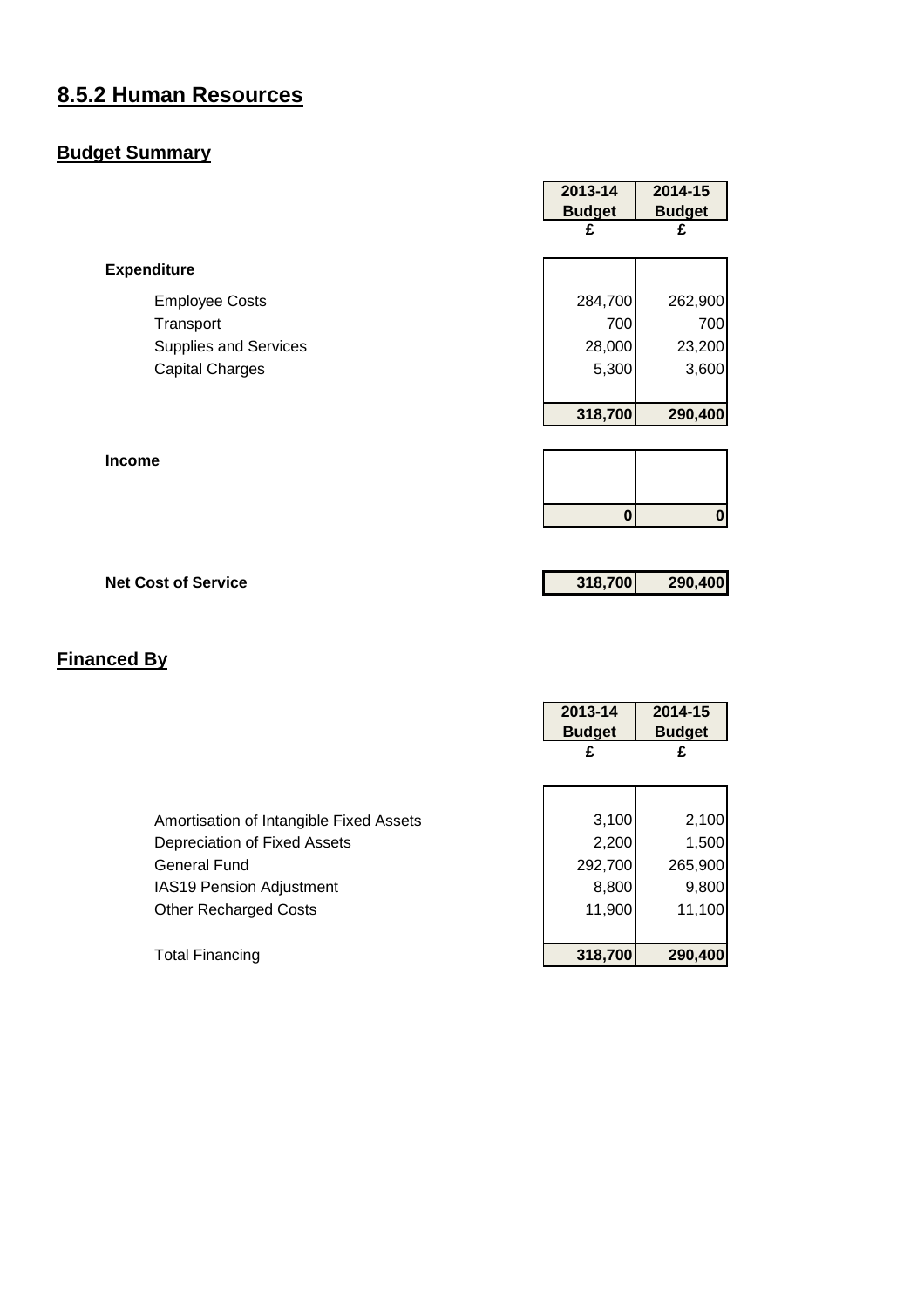## 8.5.2 Human Resources

### Budget Summary

| | 2013-14 Budget | 2014-15 Budget |
|---|---|---|
| | £ | £ |
| **Expenditure** | | |
| Employee Costs | 284,700 | 262,900 |
| Transport | 700 | 700 |
| Supplies and Services | 28,000 | 23,200 |
| Capital Charges | 5,300 | 3,600 |
| | **318,700** | **290,400** |
| **Income** | | |
| | **0** | **0** |
| **Net Cost of Service** | **318,700** | **290,400** |

### Financed By

| | 2013-14 Budget | 2014-15 Budget |
|---|---|---|
| | £ | £ |
| Amortisation of Intangible Fixed Assets | 3,100 | 2,100 |
| Depreciation of Fixed Assets | 2,200 | 1,500 |
| General Fund | 292,700 | 265,900 |
| IAS19 Pension Adjustment | 8,800 | 9,800 |
| Other Recharged Costs | 11,900 | 11,100 |
| Total Financing | **318,700** | **290,400** |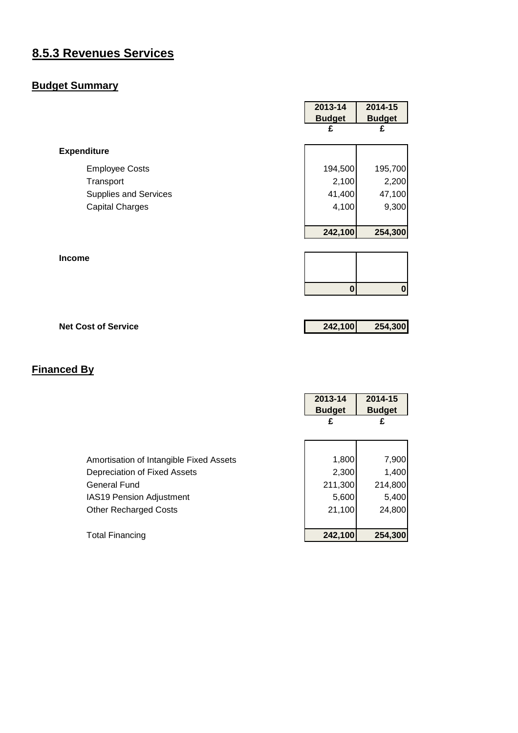## 8.5.3 Revenues Services

### Budget Summary

| | 2013-14 Budget | 2014-15 Budget |
|---|---|---|
| | £ | £ |
| **Expenditure** | | |
| Employee Costs | 194,500 | 195,700 |
| Transport | 2,100 | 2,200 |
| Supplies and Services | 41,400 | 47,100 |
| Capital Charges | 4,100 | 9,300 |
| | **242,100** | **254,300** |
| **Income** | | |
| | **0** | **0** |
| **Net Cost of Service** | **242,100** | **254,300** |

### Financed By

| | 2013-14 Budget | 2014-15 Budget |
|---|---|---|
| | £ | £ |
| Amortisation of Intangible Fixed Assets | 1,800 | 7,900 |
| Depreciation of Fixed Assets | 2,300 | 1,400 |
| General Fund | 211,300 | 214,800 |
| IAS19 Pension Adjustment | 5,600 | 5,400 |
| Other Recharged Costs | 21,100 | 24,800 |
| Total Financing | **242,100** | **254,300** |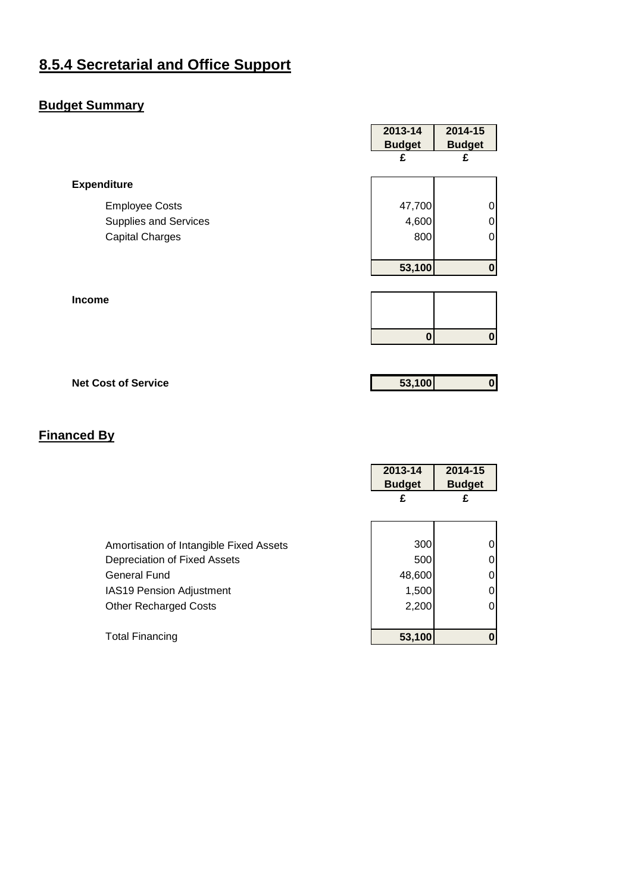# 8.5.4 Secretarial and Office Support

## Budget Summary

| | 2013-14 Budget | 2014-15 Budget |
|---|---|---|
| | £ | £ |
| **Expenditure** | | |
| Employee Costs | 47,700 | 0 |
| Supplies and Services | 4,600 | 0 |
| Capital Charges | 800 | 0 |
| | **53,100** | **0** |
| **Income** | | |
| | **0** | **0** |
| **Net Cost of Service** | **53,100** | **0** |

## Financed By

| | 2013-14 Budget | 2014-15 Budget |
|---|---|---|
| | £ | £ |
| Amortisation of Intangible Fixed Assets | 300 | 0 |
| Depreciation of Fixed Assets | 500 | 0 |
| General Fund | 48,600 | 0 |
| IAS19 Pension Adjustment | 1,500 | 0 |
| Other Recharged Costs | 2,200 | 0 |
| Total Financing | **53,100** | **0** |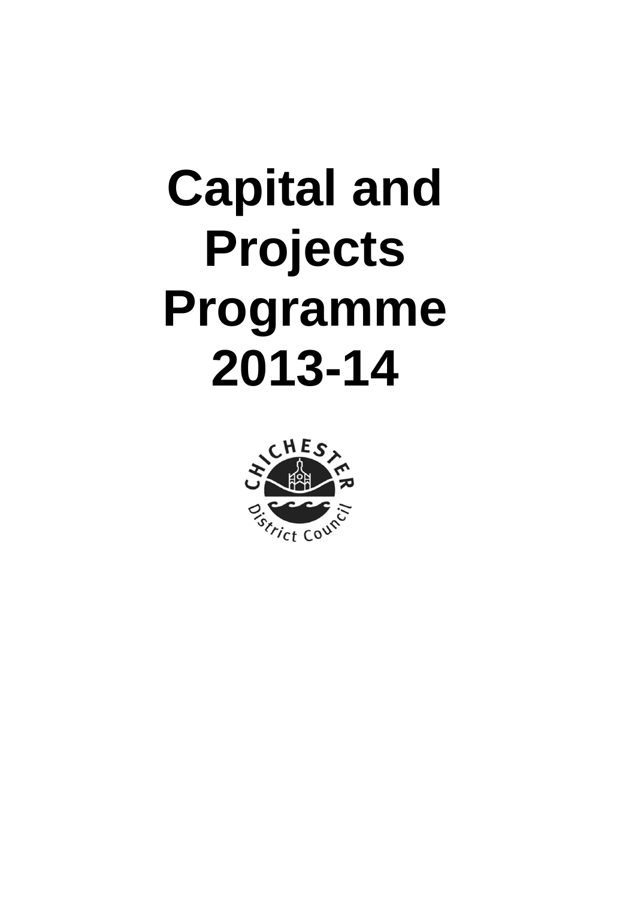# Capital and Projects Programme 2013-14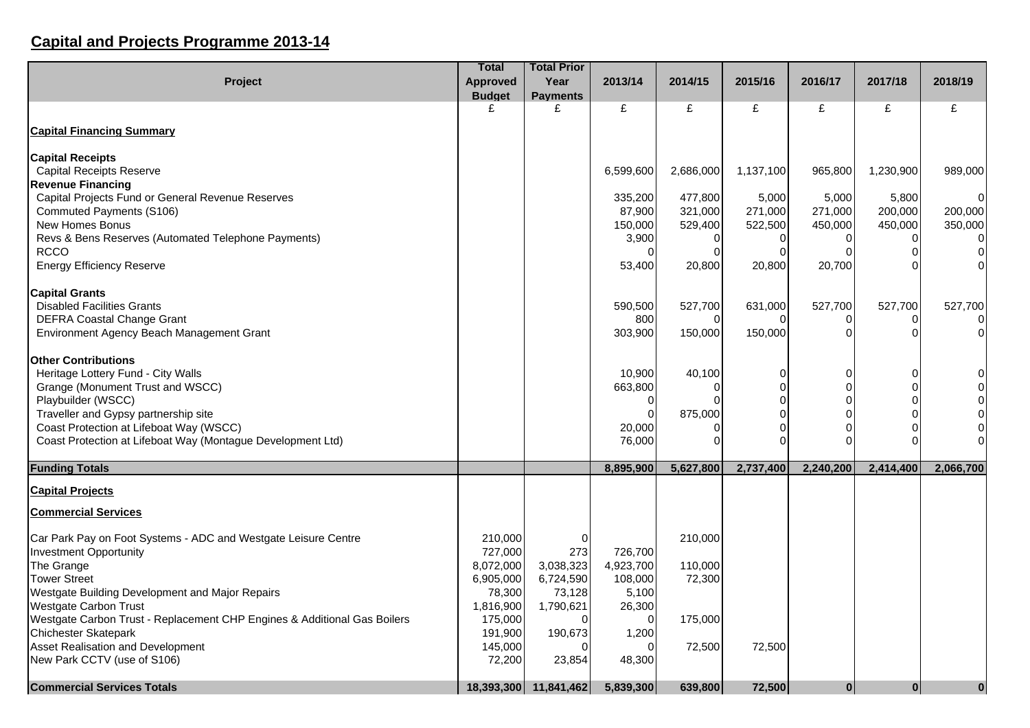## Capital and Projects Programme 2013-14

| Project | Total Approved Budget | Total Prior Year Payments | 2013/14 | 2014/15 | 2015/16 | 2016/17 | 2017/18 | 2018/19 |
|---|---|---|---|---|---|---|---|---|
| | £ | £ | £ | £ | £ | £ | £ | £ |
| **Capital Financing Summary** | | | | | | | | |
| **Capital Receipts** | | | | | | | | |
| Capital Receipts Reserve | | | 6,599,600 | 2,686,000 | 1,137,100 | 965,800 | 1,230,900 | 989,000 |
| **Revenue Financing** | | | | | | | | |
| Capital Projects Fund or General Revenue Reserves | | | 335,200 | 477,800 | 5,000 | 5,000 | 5,800 | 0 |
| Commuted Payments (S106) | | | 87,900 | 321,000 | 271,000 | 271,000 | 200,000 | 200,000 |
| New Homes Bonus | | | 150,000 | 529,400 | 522,500 | 450,000 | 450,000 | 350,000 |
| Revs & Bens Reserves (Automated Telephone Payments) | | | 3,900 | 0 | 0 | 0 | 0 | 0 |
| RCCO | | | 0 | 0 | 0 | 0 | 0 | 0 |
| Energy Efficiency Reserve | | | 53,400 | 20,800 | 20,800 | 20,700 | 0 | 0 |
| **Capital Grants** | | | | | | | | |
| Disabled Facilities Grants | | | 590,500 | 527,700 | 631,000 | 527,700 | 527,700 | 527,700 |
| DEFRA Coastal Change Grant | | | 800 | 0 | 0 | 0 | 0 | 0 |
| Environment Agency Beach Management Grant | | | 303,900 | 150,000 | 150,000 | 0 | 0 | 0 |
| **Other Contributions** | | | | | | | | |
| Heritage Lottery Fund - City Walls | | | 10,900 | 40,100 | 0 | 0 | 0 | 0 |
| Grange (Monument Trust and WSCC) | | | 663,800 | 0 | 0 | 0 | 0 | 0 |
| Playbuilder (WSCC) | | | 0 | 0 | 0 | 0 | 0 | 0 |
| Traveller and Gypsy partnership site | | | 0 | 875,000 | 0 | 0 | 0 | 0 |
| Coast Protection at Lifeboat Way (WSCC) | | | 20,000 | 0 | 0 | 0 | 0 | 0 |
| Coast Protection at Lifeboat Way (Montague Development Ltd) | | | 76,000 | 0 | 0 | 0 | 0 | 0 |
| **Funding Totals** | | | **8,895,900** | **5,627,800** | **2,737,400** | **2,240,200** | **2,414,400** | **2,066,700** |
| **Capital Projects** | | | | | | | | |
| **Commercial Services** | | | | | | | | |
| Car Park Pay on Foot Systems - ADC and Westgate Leisure Centre | 210,000 | 0 | | 210,000 | | | | |
| Investment Opportunity | 727,000 | 273 | 726,700 | | | | | |
| The Grange | 8,072,000 | 3,038,323 | 4,923,700 | 110,000 | | | | |
| Tower Street | 6,905,000 | 6,724,590 | 108,000 | 72,300 | | | | |
| Westgate Building Development and Major Repairs | 78,300 | 73,128 | 5,100 | | | | | |
| Westgate Carbon Trust | 1,816,900 | 1,790,621 | 26,300 | | | | | |
| Westgate Carbon Trust - Replacement CHP Engines & Additional Gas Boilers | 175,000 | 0 | 0 | 175,000 | | | | |
| Chichester Skatepark | 191,900 | 190,673 | 1,200 | | | | | |
| Asset Realisation and Development | 145,000 | 0 | 0 | 72,500 | 72,500 | | | |
| New Park CCTV (use of S106) | 72,200 | 23,854 | 48,300 | | | | | |
| **Commercial Services Totals** | **18,393,300** | **11,841,462** | **5,839,300** | **639,800** | **72,500** | **0** | **0** | **0** |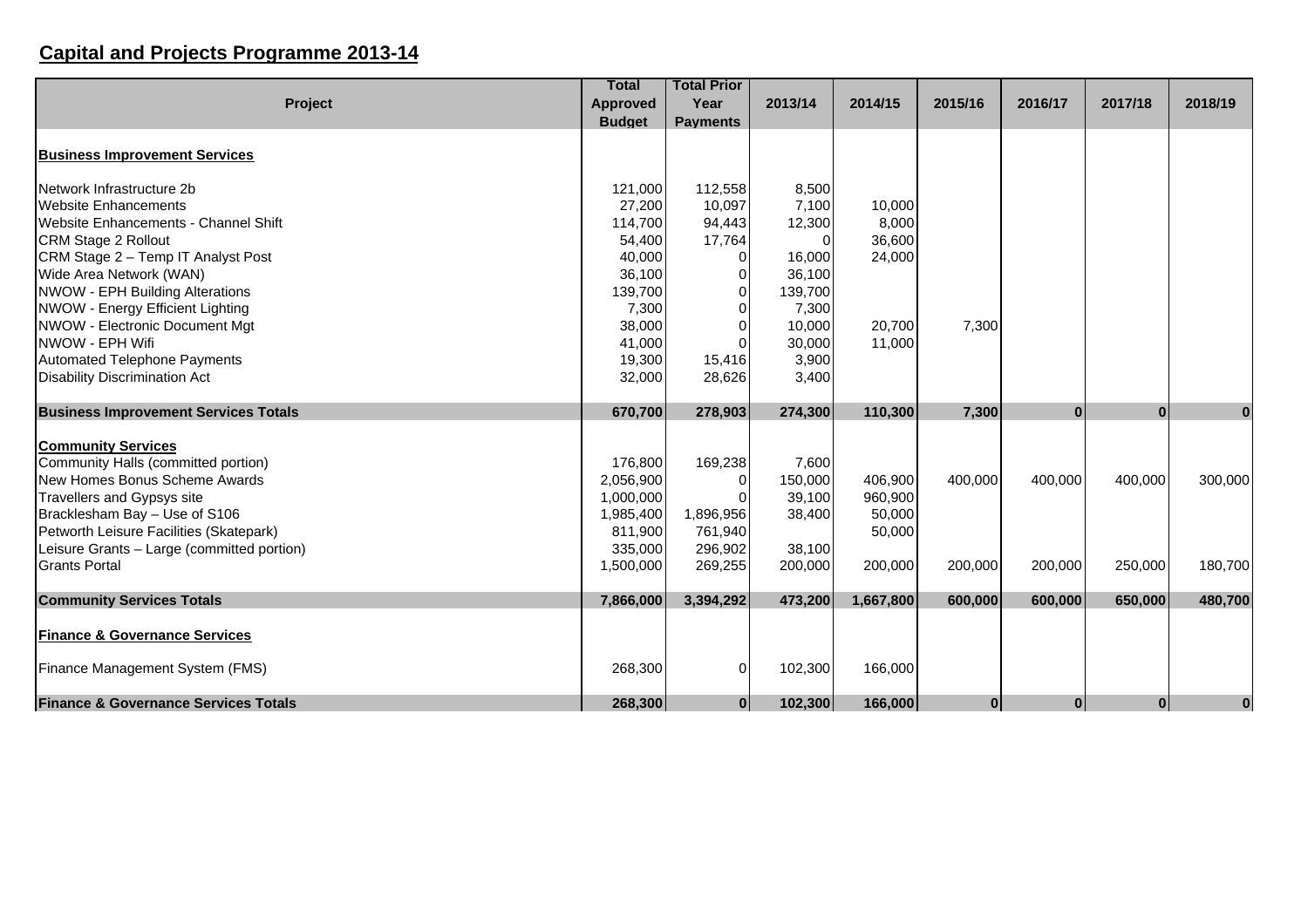## Capital and Projects Programme 2013-14

| Project | Total Approved Budget | Total Prior Year Payments | 2013/14 | 2014/15 | 2015/16 | 2016/17 | 2017/18 | 2018/19 |
|---|---|---|---|---|---|---|---|---|
| **Business Improvement Services** | | | | | | | | |
| Network Infrastructure 2b | 121,000 | 112,558 | 8,500 | | | | | |
| Website Enhancements | 27,200 | 10,097 | 7,100 | 10,000 | | | | |
| Website Enhancements - Channel Shift | 114,700 | 94,443 | 12,300 | 8,000 | | | | |
| CRM Stage 2 Rollout | 54,400 | 17,764 | 0 | 36,600 | | | | |
| CRM Stage 2 – Temp IT Analyst Post | 40,000 | 0 | 16,000 | 24,000 | | | | |
| Wide Area Network (WAN) | 36,100 | 0 | 36,100 | | | | | |
| NWOW - EPH Building Alterations | 139,700 | 0 | 139,700 | | | | | |
| NWOW - Energy Efficient Lighting | 7,300 | 0 | 7,300 | | | | | |
| NWOW - Electronic Document Mgt | 38,000 | 0 | 10,000 | 20,700 | 7,300 | | | |
| NWOW - EPH Wifi | 41,000 | 0 | 30,000 | 11,000 | | | | |
| Automated Telephone Payments | 19,300 | 15,416 | 3,900 | | | | | |
| Disability Discrimination Act | 32,000 | 28,626 | 3,400 | | | | | |
| **Business Improvement Services Totals** | **670,700** | **278,903** | **274,300** | **110,300** | **7,300** | **0** | **0** | **0** |
| **Community Services** | | | | | | | | |
| Community Halls (committed portion) | 176,800 | 169,238 | 7,600 | | | | | |
| New Homes Bonus Scheme Awards | 2,056,900 | 0 | 150,000 | 406,900 | 400,000 | 400,000 | 400,000 | 300,000 |
| Travellers and Gypsys site | 1,000,000 | 0 | 39,100 | 960,900 | | | | |
| Bracklesham Bay – Use of S106 | 1,985,400 | 1,896,956 | 38,400 | 50,000 | | | | |
| Petworth Leisure Facilities (Skatepark) | 811,900 | 761,940 | | 50,000 | | | | |
| Leisure Grants – Large (committed portion) | 335,000 | 296,902 | 38,100 | | | | | |
| Grants Portal | 1,500,000 | 269,255 | 200,000 | 200,000 | 200,000 | 200,000 | 250,000 | 180,700 |
| **Community Services Totals** | **7,866,000** | **3,394,292** | **473,200** | **1,667,800** | **600,000** | **600,000** | **650,000** | **480,700** |
| **Finance & Governance Services** | | | | | | | | |
| Finance Management System (FMS) | 268,300 | 0 | 102,300 | 166,000 | | | | |
| **Finance & Governance Services Totals** | **268,300** | **0** | **102,300** | **166,000** | **0** | **0** | **0** | **0** |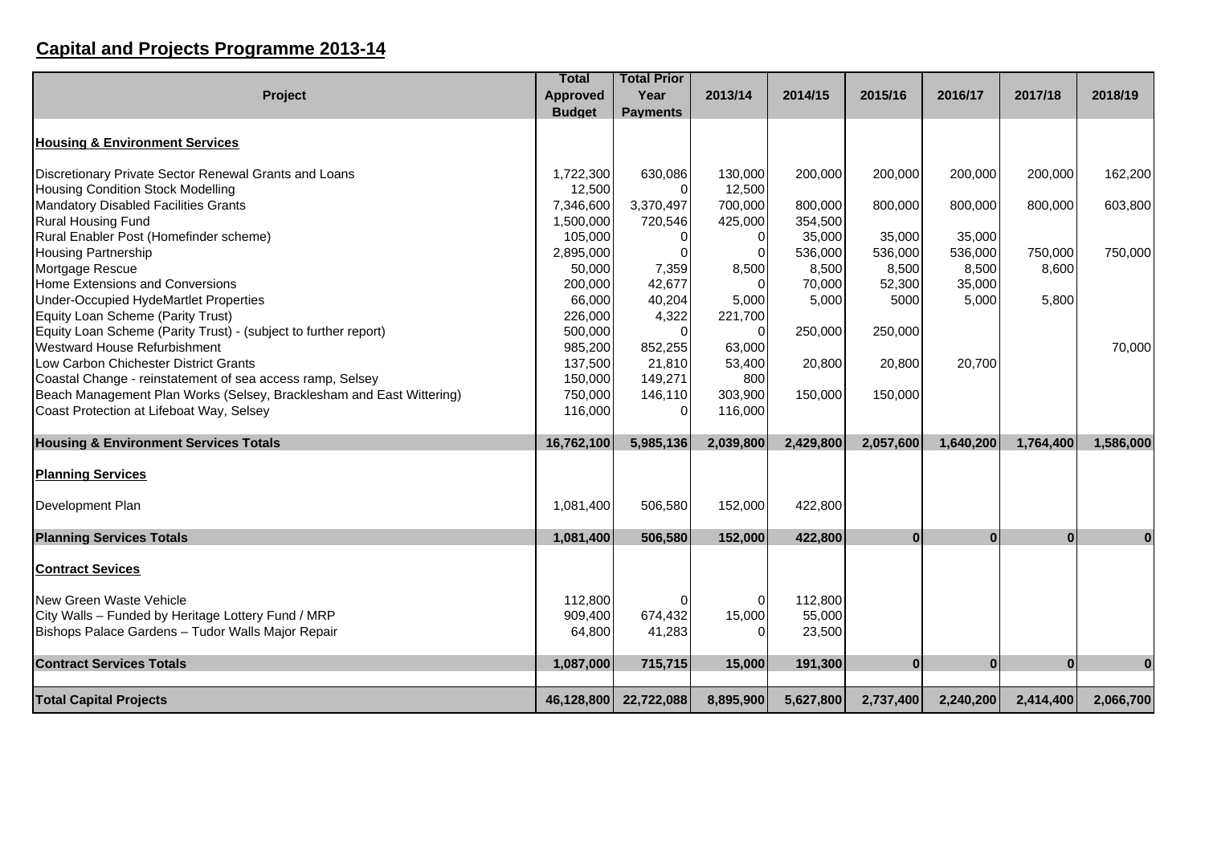## Capital and Projects Programme 2013-14

| Project | Total Approved Budget | Total Prior Year Payments | 2013/14 | 2014/15 | 2015/16 | 2016/17 | 2017/18 | 2018/19 |
|---|---|---|---|---|---|---|---|---|
| **Housing & Environment Services** | | | | | | | | |
| Discretionary Private Sector Renewal Grants and Loans | 1,722,300 | 630,086 | 130,000 | 200,000 | 200,000 | 200,000 | 200,000 | 162,200 |
| Housing Condition Stock Modelling | 12,500 | 0 | 12,500 | | | | | |
| Mandatory Disabled Facilities Grants | 7,346,600 | 3,370,497 | 700,000 | 800,000 | 800,000 | 800,000 | 800,000 | 603,800 |
| Rural Housing Fund | 1,500,000 | 720,546 | 425,000 | 354,500 | | | | |
| Rural Enabler Post (Homefinder scheme) | 105,000 | 0 | 0 | 35,000 | 35,000 | 35,000 | | |
| Housing Partnership | 2,895,000 | 0 | 0 | 536,000 | 536,000 | 536,000 | 750,000 | 750,000 |
| Mortgage Rescue | 50,000 | 7,359 | 8,500 | 8,500 | 8,500 | 8,500 | 8,600 | |
| Home Extensions and Conversions | 200,000 | 42,677 | 0 | 70,000 | 52,300 | 35,000 | | |
| Under-Occupied HydeMartlet Properties | 66,000 | 40,204 | 5,000 | 5,000 | 5000 | 5,000 | 5,800 | |
| Equity Loan Scheme (Parity Trust) | 226,000 | 4,322 | 221,700 | | | | | |
| Equity Loan Scheme (Parity Trust) - (subject to further report) | 500,000 | 0 | 0 | 250,000 | 250,000 | | | |
| Westward House Refurbishment | 985,200 | 852,255 | 63,000 | | | | | 70,000 |
| Low Carbon Chichester District Grants | 137,500 | 21,810 | 53,400 | 20,800 | 20,800 | 20,700 | | |
| Coastal Change - reinstatement of sea access ramp, Selsey | 150,000 | 149,271 | 800 | | | | | |
| Beach Management Plan Works (Selsey, Bracklesham and East Wittering) | 750,000 | 146,110 | 303,900 | 150,000 | 150,000 | | | |
| Coast Protection at Lifeboat Way, Selsey | 116,000 | 0 | 116,000 | | | | | |
| **Housing & Environment Services Totals** | **16,762,100** | **5,985,136** | **2,039,800** | **2,429,800** | **2,057,600** | **1,640,200** | **1,764,400** | **1,586,000** |
| **Planning Services** | | | | | | | | |
| Development Plan | 1,081,400 | 506,580 | 152,000 | 422,800 | | | | |
| **Planning Services Totals** | **1,081,400** | **506,580** | **152,000** | **422,800** | **0** | **0** | **0** | **0** |
| **Contract Sevices** | | | | | | | | |
| New Green Waste Vehicle | 112,800 | 0 | 0 | 112,800 | | | | |
| City Walls – Funded by Heritage Lottery Fund / MRP | 909,400 | 674,432 | 15,000 | 55,000 | | | | |
| Bishops Palace Gardens – Tudor Walls Major Repair | 64,800 | 41,283 | 0 | 23,500 | | | | |
| **Contract Services Totals** | **1,087,000** | **715,715** | **15,000** | **191,300** | **0** | **0** | **0** | **0** |
| **Total Capital Projects** | **46,128,800** | **22,722,088** | **8,895,900** | **5,627,800** | **2,737,400** | **2,240,200** | **2,414,400** | **2,066,700** |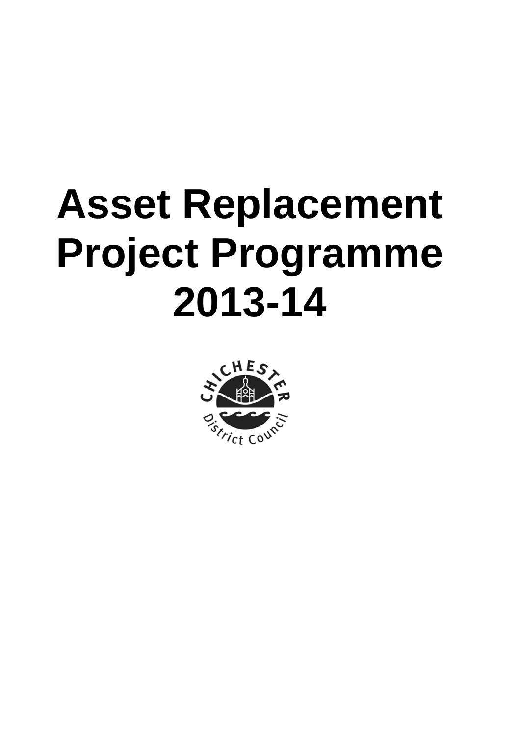# Asset Replacement Project Programme 2013-14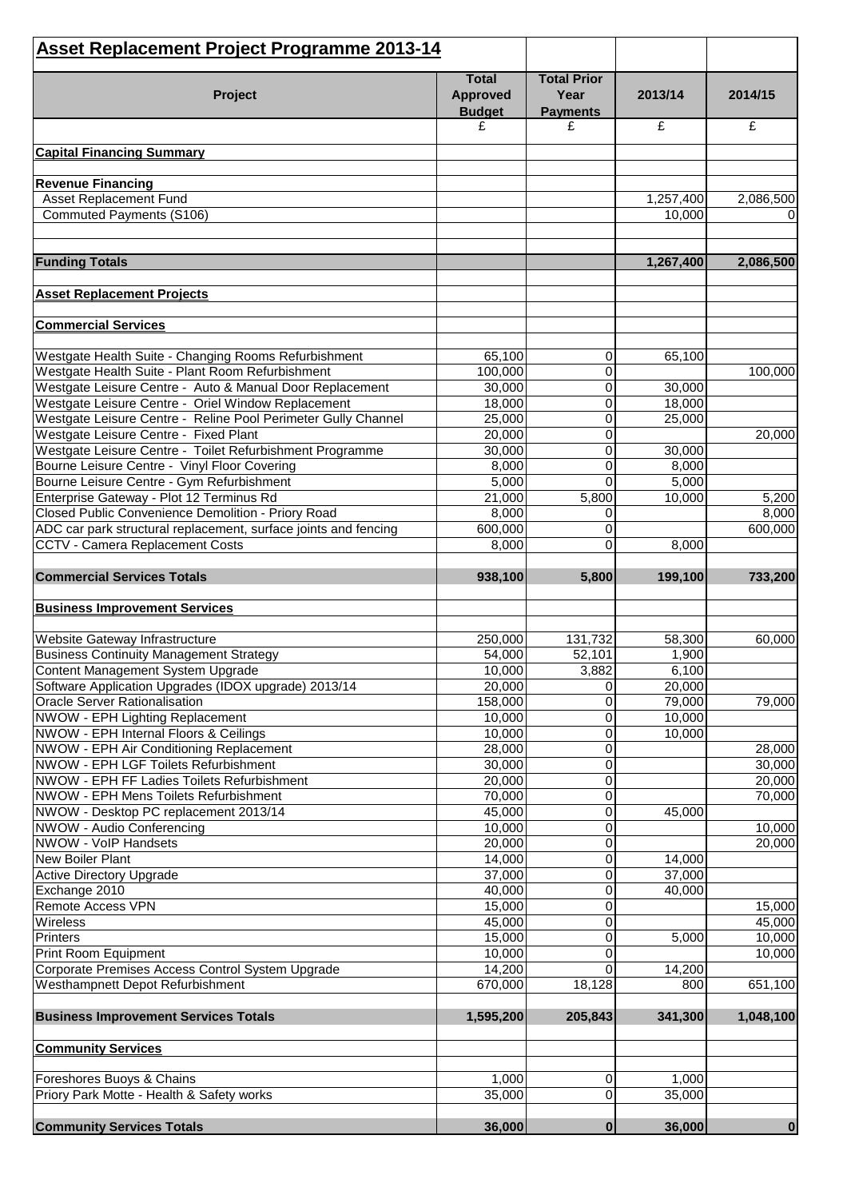| **Asset Replacement Project Programme 2013-14** | | | | |
|---|---|---|---|---|
| **Project** | **Total Approved Budget** | **Total Prior Year Payments** | **2013/14** | **2014/15** |
| | £ | £ | £ | £ |
| **Capital Financing Summary** | | | | |
| **Revenue Financing** | | | | |
| Asset Replacement Fund | | | 1,257,400 | 2,086,500 |
| Commuted Payments (S106) | | | 10,000 | 0 |
| **Funding Totals** | | | **1,267,400** | **2,086,500** |
| **Asset Replacement Projects** | | | | |
| **Commercial Services** | | | | |
| Westgate Health Suite - Changing Rooms Refurbishment | 65,100 | 0 | 65,100 | |
| Westgate Health Suite - Plant Room Refurbishment | 100,000 | 0 | | 100,000 |
| Westgate Leisure Centre - Auto & Manual Door Replacement | 30,000 | 0 | 30,000 | |
| Westgate Leisure Centre - Oriel Window Replacement | 18,000 | 0 | 18,000 | |
| Westgate Leisure Centre - Reline Pool Perimeter Gully Channel | 25,000 | 0 | 25,000 | |
| Westgate Leisure Centre - Fixed Plant | 20,000 | 0 | | 20,000 |
| Westgate Leisure Centre - Toilet Refurbishment Programme | 30,000 | 0 | 30,000 | |
| Bourne Leisure Centre - Vinyl Floor Covering | 8,000 | 0 | 8,000 | |
| Bourne Leisure Centre - Gym Refurbishment | 5,000 | 0 | 5,000 | |
| Enterprise Gateway - Plot 12 Terminus Rd | 21,000 | 5,800 | 10,000 | 5,200 |
| Closed Public Convenience Demolition - Priory Road | 8,000 | 0 | | 8,000 |
| ADC car park structural replacement, surface joints and fencing | 600,000 | 0 | | 600,000 |
| CCTV - Camera Replacement Costs | 8,000 | 0 | 8,000 | |
| **Commercial Services Totals** | **938,100** | **5,800** | **199,100** | **733,200** |
| **Business Improvement Services** | | | | |
| Website Gateway Infrastructure | 250,000 | 131,732 | 58,300 | 60,000 |
| Business Continuity Management Strategy | 54,000 | 52,101 | 1,900 | |
| Content Management System Upgrade | 10,000 | 3,882 | 6,100 | |
| Software Application Upgrades (IDOX upgrade) 2013/14 | 20,000 | 0 | 20,000 | |
| Oracle Server Rationalisation | 158,000 | 0 | 79,000 | 79,000 |
| NWOW - EPH Lighting Replacement | 10,000 | 0 | 10,000 | |
| NWOW - EPH Internal Floors & Ceilings | 10,000 | 0 | 10,000 | |
| NWOW - EPH Air Conditioning Replacement | 28,000 | 0 | | 28,000 |
| NWOW - EPH LGF Toilets Refurbishment | 30,000 | 0 | | 30,000 |
| NWOW - EPH FF Ladies Toilets Refurbishment | 20,000 | 0 | | 20,000 |
| NWOW - EPH Mens Toilets Refurbishment | 70,000 | 0 | | 70,000 |
| NWOW - Desktop PC replacement 2013/14 | 45,000 | 0 | 45,000 | |
| NWOW - Audio Conferencing | 10,000 | 0 | | 10,000 |
| NWOW - VoIP Handsets | 20,000 | 0 | | 20,000 |
| New Boiler Plant | 14,000 | 0 | 14,000 | |
| Active Directory Upgrade | 37,000 | 0 | 37,000 | |
| Exchange 2010 | 40,000 | 0 | 40,000 | |
| Remote Access VPN | 15,000 | 0 | | 15,000 |
| Wireless | 45,000 | 0 | | 45,000 |
| Printers | 15,000 | 0 | 5,000 | 10,000 |
| Print Room Equipment | 10,000 | 0 | | 10,000 |
| Corporate Premises Access Control System Upgrade | 14,200 | 0 | 14,200 | |
| Westhampnett Depot Refurbishment | 670,000 | 18,128 | 800 | 651,100 |
| **Business Improvement Services Totals** | **1,595,200** | **205,843** | **341,300** | **1,048,100** |
| **Community Services** | | | | |
| Foreshores Buoys & Chains | 1,000 | 0 | 1,000 | |
| Priory Park Motte - Health & Safety works | 35,000 | 0 | 35,000 | |
| **Community Services Totals** | **36,000** | **0** | **36,000** | **0** |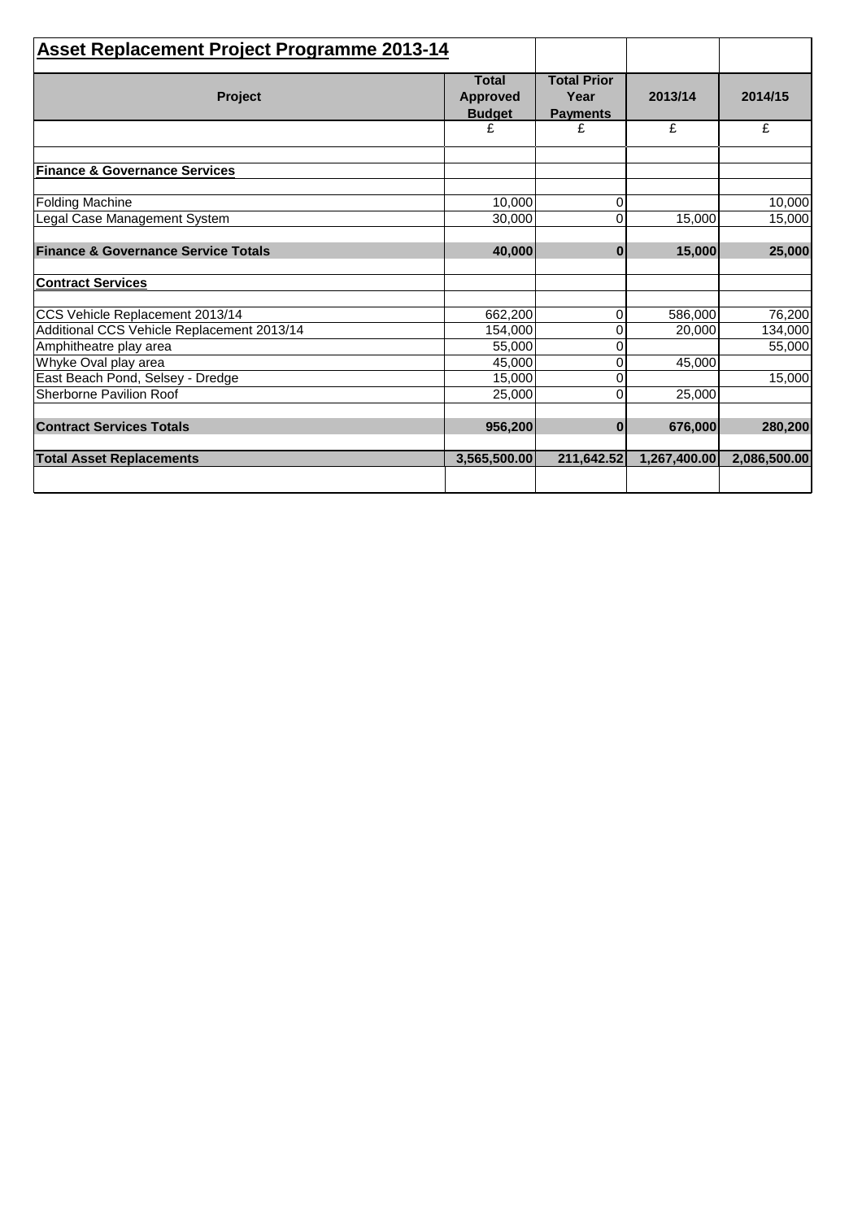| **Asset Replacement Project Programme 2013-14** | | | | |
|---|---|---|---|---|
| **Project** | **Total Approved Budget** | **Total Prior Year Payments** | **2013/14** | **2014/15** |
| | £ | £ | £ | £ |
| | | | | |
| **Finance & Governance Services** | | | | |
| | | | | |
| Folding Machine | 10,000 | 0 | | 10,000 |
| Legal Case Management System | 30,000 | 0 | 15,000 | 15,000 |
| | | | | |
| **Finance & Governance Service Totals** | **40,000** | **0** | **15,000** | **25,000** |
| | | | | |
| **Contract Services** | | | | |
| | | | | |
| CCS Vehicle Replacement 2013/14 | 662,200 | 0 | 586,000 | 76,200 |
| Additional CCS Vehicle Replacement 2013/14 | 154,000 | 0 | 20,000 | 134,000 |
| Amphitheatre play area | 55,000 | 0 | | 55,000 |
| Whyke Oval play area | 45,000 | 0 | 45,000 | |
| East Beach Pond, Selsey - Dredge | 15,000 | 0 | | 15,000 |
| Sherborne Pavilion Roof | 25,000 | 0 | 25,000 | |
| | | | | |
| **Contract Services Totals** | **956,200** | **0** | **676,000** | **280,200** |
| | | | | |
| **Total Asset Replacements** | **3,565,500.00** | **211,642.52** | **1,267,400.00** | **2,086,500.00** |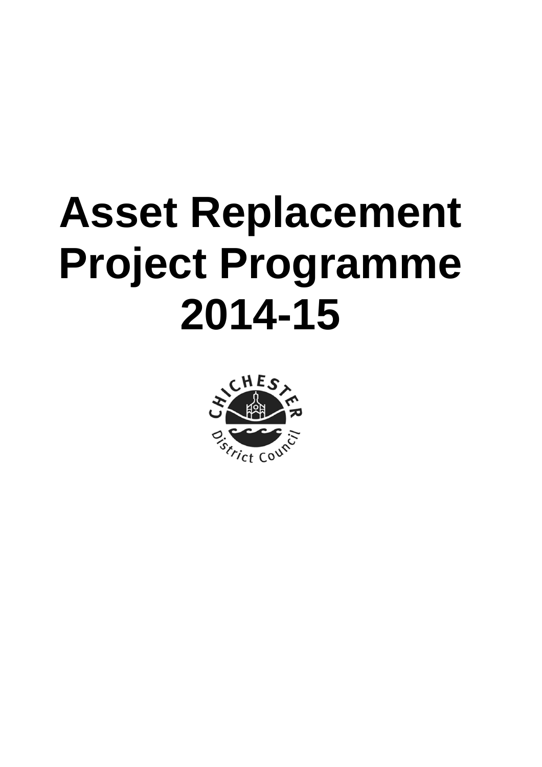# Asset Replacement Project Programme 2014-15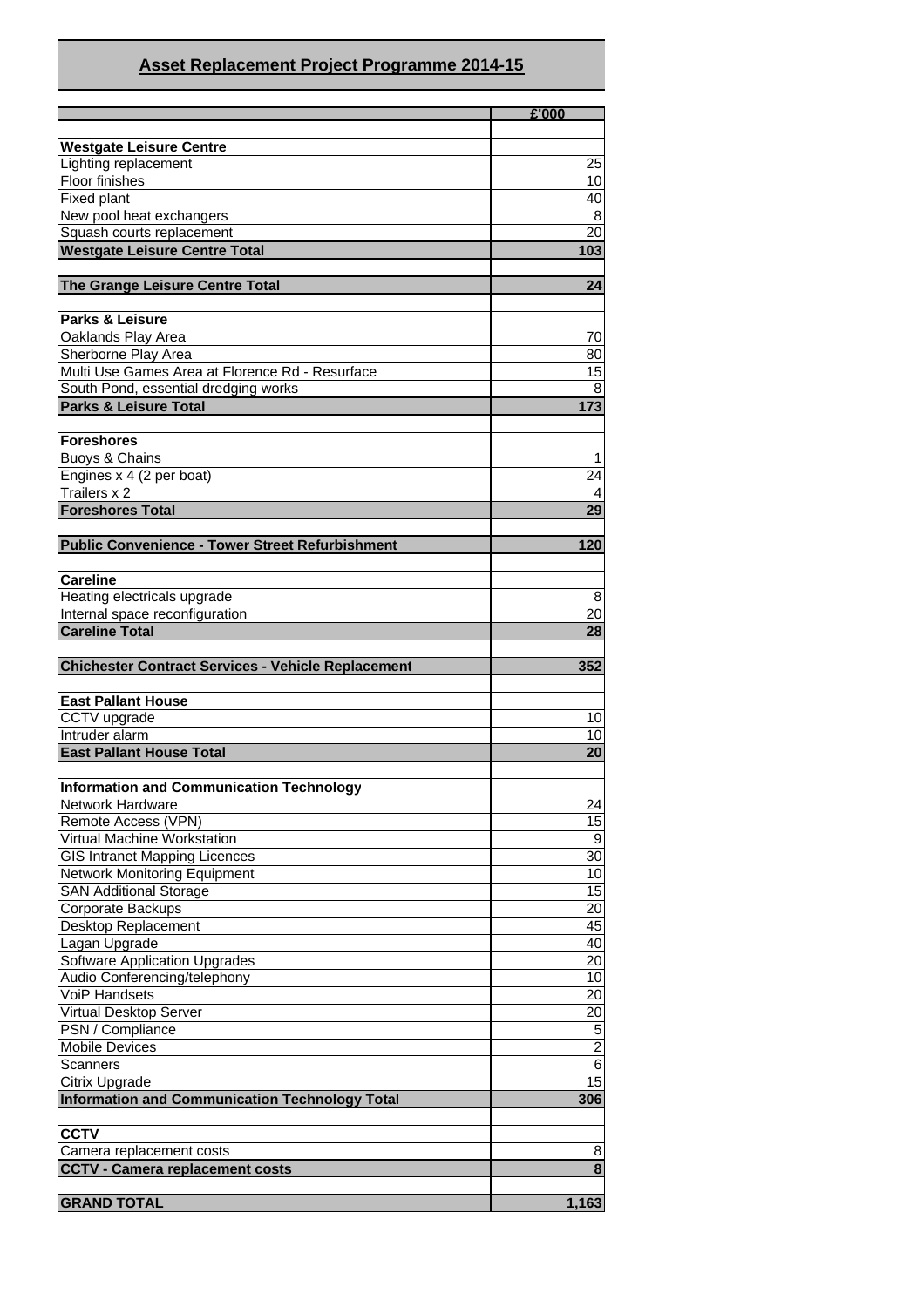## Asset Replacement Project Programme 2014-15

| | £'000 |
|---|---|
| | |
| **Westgate Leisure Centre** | |
| Lighting replacement | 25 |
| Floor finishes | 10 |
| Fixed plant | 40 |
| New pool heat exchangers | 8 |
| Squash courts replacement | 20 |
| **Westgate Leisure Centre Total** | **103** |
| | |
| **The Grange Leisure Centre Total** | **24** |
| | |
| **Parks & Leisure** | |
| Oaklands Play Area | 70 |
| Sherborne Play Area | 80 |
| Multi Use Games Area at Florence Rd - Resurface | 15 |
| South Pond, essential dredging works | 8 |
| **Parks & Leisure Total** | **173** |
| | |
| **Foreshores** | |
| Buoys & Chains | 1 |
| Engines x 4 (2 per boat) | 24 |
| Trailers x 2 | 4 |
| **Foreshores Total** | **29** |
| | |
| **Public Convenience - Tower Street Refurbishment** | **120** |
| | |
| **Careline** | |
| Heating electricals upgrade | 8 |
| Internal space reconfiguration | 20 |
| **Careline Total** | **28** |
| | |
| **Chichester Contract Services - Vehicle Replacement** | **352** |
| | |
| **East Pallant House** | |
| CCTV upgrade | 10 |
| Intruder alarm | 10 |
| **East Pallant House Total** | **20** |
| | |
| **Information and Communication Technology** | |
| Network Hardware | 24 |
| Remote Access (VPN) | 15 |
| Virtual Machine Workstation | 9 |
| GIS Intranet Mapping Licences | 30 |
| Network Monitoring Equipment | 10 |
| SAN Additional Storage | 15 |
| Corporate Backups | 20 |
| Desktop Replacement | 45 |
| Lagan Upgrade | 40 |
| Software Application Upgrades | 20 |
| Audio Conferencing/telephony | 10 |
| VoiP Handsets | 20 |
| Virtual Desktop Server | 20 |
| PSN / Compliance | 5 |
| Mobile Devices | 2 |
| Scanners | 6 |
| Citrix Upgrade | 15 |
| **Information and Communication Technology Total** | **306** |
| | |
| **CCTV** | |
| Camera replacement costs | 8 |
| **CCTV - Camera replacement costs** | **8** |
| | |
| **GRAND TOTAL** | **1,163** |